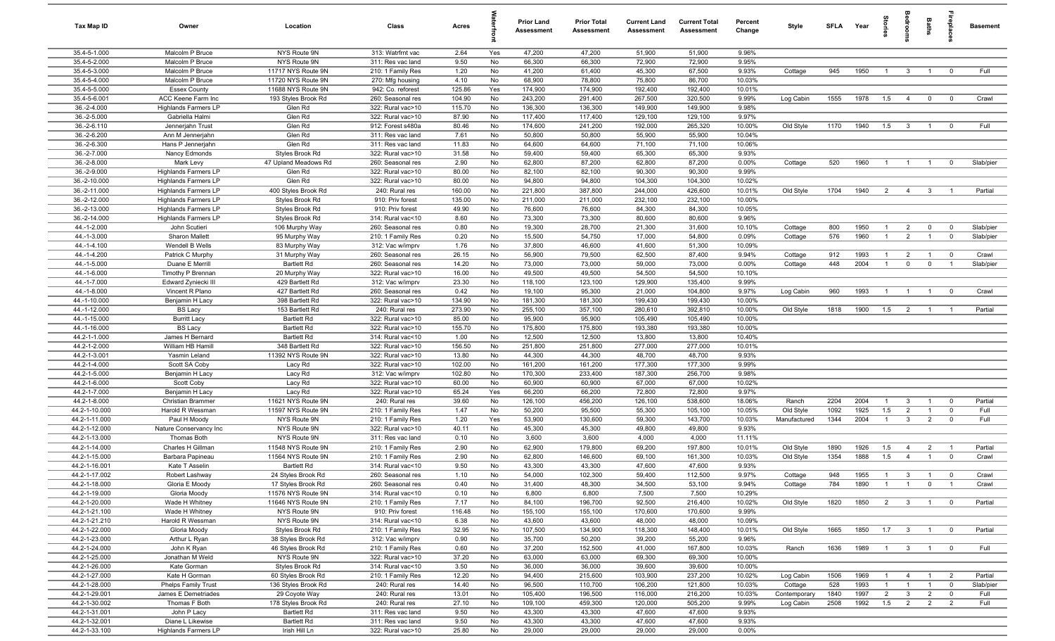| Tax Map ID | Owner | Location | Class | Acres | Waterfront | Prior Land Assessment | Prior Total Assessment | Current Land Assessment | Current Total Assessment | Percent Change | Style | SFLA | Year | Stories | Bedrooms | Baths | Fireplaces | Basement |
|---|---|---|---|---|---|---|---|---|---|---|---|---|---|---|---|---|---|---|
| 35.4-5-1.000 | Malcolm P Bruce | NYS Route 9N | 313: Watrfrnt vac | 2.64 | Yes | 47,200 | 47,200 | 51,900 | 51,900 | 9.96% | | | | | | | | |
| 35.4-5-2.000 | Malcolm P Bruce | NYS Route 9N | 311: Res vac land | 9.50 | No | 66,300 | 66,300 | 72,900 | 72,900 | 9.95% | | | | | | | | |
| 35.4-5-3.000 | Malcolm P Bruce | 11717 NYS Route 9N | 210: 1 Family Res | 1.20 | No | 41,200 | 61,400 | 45,300 | 67,500 | 9.93% | Cottage | 945 | 1950 | 1 | 3 | 1 | 0 | Full |
| 35.4-5-4.000 | Malcolm P Bruce | 11720 NYS Route 9N | 270: Mfg housing | 4.10 | No | 68,900 | 78,800 | 75,800 | 86,700 | 10.03% | | | | | | | | |
| 35.4-5-5.000 | Essex County | 11688 NYS Route 9N | 942: Co. reforest | 125.86 | Yes | 174,900 | 174,900 | 192,400 | 192,400 | 10.01% | | | | | | | | |
| 35.4-5-6.001 | ACC Keene Farm Inc | 193 Styles Brook Rd | 260: Seasonal res | 104.90 | No | 243,200 | 291,400 | 267,500 | 320,500 | 9.99% | Log Cabin | 1555 | 1978 | 1.5 | 4 | 0 | 0 | Crawl |
| 36.-2-4.000 | Highlands Farmers LP | Glen Rd | 322: Rural vac>10 | 115.70 | No | 136,300 | 136,300 | 149,900 | 149,900 | 9.98% | | | | | | | | |
| 36.-2-5.000 | Gabriella Halmi | Glen Rd | 322: Rural vac>10 | 87.90 | No | 117,400 | 117,400 | 129,100 | 129,100 | 9.97% | | | | | | | | |
| 36.-2-6.110 | Jennerjahn Trust | Glen Rd | 912: Forest s480a | 80.46 | No | 174,600 | 241,200 | 192,000 | 265,320 | 10.00% | Old Style | 1170 | 1940 | 1.5 | 3 | 1 | 0 | Full |
| 36.-2-6.200 | Ann M Jennerjahn | Glen Rd | 311: Res vac land | 7.61 | No | 50,800 | 50,800 | 55,900 | 55,900 | 10.04% | | | | | | | | |
| 36.-2-6.300 | Hans P Jennerjahn | Glen Rd | 311: Res vac land | 11.83 | No | 64,600 | 64,600 | 71,100 | 71,100 | 10.06% | | | | | | | | |
| 36.-2-7.000 | Nancy Edmonds | Styles Brook Rd | 322: Rural vac>10 | 31.58 | No | 59,400 | 59,400 | 65,300 | 65,300 | 9.93% | | | | | | | | |
| 36.-2-8.000 | Mark Levy | 47 Upland Meadows Rd | 260: Seasonal res | 2.90 | No | 62,800 | 87,200 | 62,800 | 87,200 | 0.00% | Cottage | 520 | 1960 | 1 | 1 | 1 | 0 | Slab/pier |
| 36.-2-9.000 | Highlands Farmers LP | Glen Rd | 322: Rural vac>10 | 80.00 | No | 82,100 | 82,100 | 90,300 | 90,300 | 9.99% | | | | | | | | |
| 36.-2-10.000 | Highlands Farmers LP | Glen Rd | 322: Rural vac>10 | 80.00 | No | 94,800 | 94,800 | 104,300 | 104,300 | 10.02% | | | | | | | | |
| 36.-2-11.000 | Highlands Farmers LP | 400 Styles Brook Rd | 240: Rural res | 160.00 | No | 221,800 | 387,800 | 244,000 | 426,600 | 10.01% | Old Style | 1704 | 1940 | 2 | 4 | 3 | 1 | Partial |
| 36.-2-12.000 | Highlands Farmers LP | Styles Brook Rd | 910: Priv forest | 135.00 | No | 211,000 | 211,000 | 232,100 | 232,100 | 10.00% | | | | | | | | |
| 36.-2-13.000 | Highlands Farmers LP | Styles Brook Rd | 910: Priv forest | 49.90 | No | 76,600 | 76,600 | 84,300 | 84,300 | 10.05% | | | | | | | | |
| 36.-2-14.000 | Highlands Farmers LP | Styles Brook Rd | 314: Rural vac<10 | 8.60 | No | 73,300 | 73,300 | 80,600 | 80,600 | 9.96% | | | | | | | | |
| 44.-1-2.000 | John Scutieri | 106 Murphy Way | 260: Seasonal res | 0.80 | No | 19,300 | 28,700 | 21,300 | 31,600 | 10.10% | Cottage | 800 | 1950 | 1 | 2 | 0 | 0 | Slab/pier |
| 44.-1-3.000 | Sharon Mallett | 95 Murphy Way | 210: 1 Family Res | 0.20 | No | 15,500 | 54,750 | 17,000 | 54,800 | 0.09% | Cottage | 576 | 1960 | 1 | 2 | 1 | 0 | Slab/pier |
| 44.-1-4.100 | Wendell B Wells | 83 Murphy Way | 312: Vac w/imprv | 1.76 | No | 37,800 | 46,600 | 41,600 | 51,300 | 10.09% | | | | | | | | |
| 44.-1-4.200 | Patrick C Murphy | 31 Murphy Way | 260: Seasonal res | 26.15 | No | 56,900 | 79,500 | 62,500 | 87,400 | 9.94% | Cottage | 912 | 1993 | 1 | 2 | 1 | 0 | Crawl |
| 44.-1-5.000 | Duane E Merrill | Bartlett Rd | 260: Seasonal res | 14.20 | No | 73,000 | 73,000 | 59,000 | 73,000 | 0.00% | Cottage | 448 | 2004 | 1 | 0 | 0 | 1 | Slab/pier |
| 44.-1-6.000 | Timothy P Brennan | 20 Murphy Way | 322: Rural vac>10 | 16.00 | No | 49,500 | 49,500 | 54,500 | 54,500 | 10.10% | | | | | | | | |
| 44.-1-7.000 | Edward Zyniecki III | 429 Bartlett Rd | 312: Vac w/imprv | 23.30 | No | 118,100 | 123,100 | 129,900 | 135,400 | 9.99% | | | | | | | | |
| 44.-1-8.000 | Vincent R Plano | 427 Bartlett Rd | 260: Seasonal res | 0.42 | No | 19,100 | 95,300 | 21,000 | 104,800 | 9.97% | Log Cabin | 960 | 1993 | 1 | 1 | 1 | 0 | Crawl |
| 44.-1-10.000 | Benjamin H Lacy | 398 Bartlett Rd | 322: Rural vac>10 | 134.90 | No | 181,300 | 181,300 | 199,430 | 199,430 | 10.00% | | | | | | | | |
| 44.-1-12.000 | BS Lacy | 153 Bartlett Rd | 240: Rural res | 273.90 | No | 255,100 | 357,100 | 280,610 | 392,810 | 10.00% | Old Style | 1818 | 1900 | 1.5 | 2 | 1 | 1 | Partial |
| 44.-1-15.000 | Burritt Lacy | Bartlett Rd | 322: Rural vac>10 | 85.00 | No | 95,900 | 95,900 | 105,490 | 105,490 | 10.00% | | | | | | | | |
| 44.-1-16.000 | BS Lacy | Bartlett Rd | 322: Rural vac>10 | 155.70 | No | 175,800 | 175,800 | 193,380 | 193,380 | 10.00% | | | | | | | | |
| 44.2-1-1.000 | James H Bernard | Bartlett Rd | 314: Rural vac<10 | 1.00 | No | 12,500 | 12,500 | 13,800 | 13,800 | 10.40% | | | | | | | | |
| 44.2-1-2.000 | William HB Hamill | 348 Bartlett Rd | 322: Rural vac>10 | 156.50 | No | 251,800 | 251,800 | 277,000 | 277,000 | 10.01% | | | | | | | | |
| 44.2-1-3.001 | Yasmin Leland | 11392 NYS Route 9N | 322: Rural vac>10 | 13.80 | No | 44,300 | 44,300 | 48,700 | 48,700 | 9.93% | | | | | | | | |
| 44.2-1-4.000 | Scott SA Coby | Lacy Rd | 322: Rural vac>10 | 102.00 | No | 161,200 | 161,200 | 177,300 | 177,300 | 9.99% | | | | | | | | |
| 44.2-1-5.000 | Benjamin H Lacy | Lacy Rd | 312: Vac w/imprv | 102.80 | No | 170,300 | 233,400 | 187,300 | 256,700 | 9.98% | | | | | | | | |
| 44.2-1-6.000 | Scott Coby | Lacy Rd | 322: Rural vac>10 | 60.00 | No | 60,900 | 60,900 | 67,000 | 67,000 | 10.02% | | | | | | | | |
| 44.2-1-7.000 | Benjamin H Lacy | Lacy Rd | 322: Rural vac>10 | 65.24 | Yes | 66,200 | 66,200 | 72,800 | 72,800 | 9.97% | | | | | | | | |
| 44.2-1-8.000 | Christian Brammer | 11621 NYS Route 9N | 240: Rural res | 39.60 | No | 126,100 | 456,200 | 126,100 | 538,600 | 18.06% | Ranch | 2204 | 2004 | 1 | 3 | 1 | 0 | Partial |
| 44.2-1-10.000 | Harold R Wessman | 11597 NYS Route 9N | 210: 1 Family Res | 1.47 | No | 50,200 | 95,500 | 55,300 | 105,100 | 10.05% | Old Style | 1092 | 1925 | 1.5 | 2 | 1 | 0 | Full |
| 44.2-1-11.000 | Paul H Moody | NYS Route 9N | 210: 1 Family Res | 1.20 | Yes | 53,900 | 130,600 | 59,300 | 143,700 | 10.03% | Manufactured | 1344 | 2004 | 1 | 3 | 2 | 0 | Full |
| 44.2-1-12.000 | Nature Conservancy Inc | NYS Route 9N | 322: Rural vac>10 | 40.11 | No | 45,300 | 45,300 | 49,800 | 49,800 | 9.93% | | | | | | | | |
| 44.2-1-13.000 | Thomas Both | NYS Route 9N | 311: Res vac land | 0.10 | No | 3,600 | 3,600 | 4,000 | 4,000 | 11.11% | | | | | | | | |
| 44.2-1-14.000 | Charles H Gillman | 11548 NYS Route 9N | 210: 1 Family Res | 2.90 | No | 62,900 | 179,800 | 69,200 | 197,800 | 10.01% | Old Style | 1890 | 1926 | 1.5 | 4 | 2 | 1 | Partial |
| 44.2-1-15.000 | Barbara Papineau | 11564 NYS Route 9N | 210: 1 Family Res | 2.90 | No | 62,800 | 146,600 | 69,100 | 161,300 | 10.03% | Old Style | 1354 | 1888 | 1.5 | 4 | 1 | 0 | Crawl |
| 44.2-1-16.001 | Kate T Asselin | Bartlett Rd | 314: Rural vac<10 | 9.50 | No | 43,300 | 43,300 | 47,600 | 47,600 | 9.93% | | | | | | | | |
| 44.2-1-17.002 | Robert Lashway | 24 Styles Brook Rd | 260: Seasonal res | 1.10 | No | 54,000 | 102,300 | 59,400 | 112,500 | 9.97% | Cottage | 948 | 1955 | 1 | 3 | 1 | 0 | Crawl |
| 44.2-1-18.000 | Gloria E Moody | 17 Styles Brook Rd | 260: Seasonal res | 0.40 | No | 31,400 | 48,300 | 34,500 | 53,100 | 9.94% | Cottage | 784 | 1890 | 1 | 1 | 0 | 1 | Crawl |
| 44.2-1-19.000 | Gloria Moody | 11576 NYS Route 9N | 314: Rural vac<10 | 0.10 | No | 6,800 | 6,800 | 7,500 | 7,500 | 10.29% | | | | | | | | |
| 44.2-1-20.000 | Wade H Whitney | 11646 NYS Route 9N | 210: 1 Family Res | 7.17 | No | 84,100 | 196,700 | 92,500 | 216,400 | 10.02% | Old Style | 1820 | 1850 | 2 | 3 | 1 | 0 | Partial |
| 44.2-1-21.100 | Wade H Whitney | NYS Route 9N | 910: Priv forest | 116.48 | No | 155,100 | 155,100 | 170,600 | 170,600 | 9.99% | | | | | | | | |
| 44.2-1-21.210 | Harold R Wessman | NYS Route 9N | 314: Rural vac<10 | 6.38 | No | 43,600 | 43,600 | 48,000 | 48,000 | 10.09% | | | | | | | | |
| 44.2-1-22.000 | Gloria Moody | Styles Brook Rd | 210: 1 Family Res | 32.95 | No | 107,500 | 134,900 | 118,300 | 148,400 | 10.01% | Old Style | 1665 | 1850 | 1.7 | 3 | 1 | 0 | Partial |
| 44.2-1-23.000 | Arthur L Ryan | 38 Styles Brook Rd | 312: Vac w/imprv | 0.90 | No | 35,700 | 50,200 | 39,200 | 55,200 | 9.96% | | | | | | | | |
| 44.2-1-24.000 | John K Ryan | 46 Styles Brook Rd | 210: 1 Family Res | 0.60 | No | 37,200 | 152,500 | 41,000 | 167,800 | 10.03% | Ranch | 1636 | 1989 | 1 | 3 | 1 | 0 | Full |
| 44.2-1-25.000 | Jonathan M Weld | NYS Route 9N | 322: Rural vac>10 | 37.20 | No | 63,000 | 63,000 | 69,300 | 69,300 | 10.00% | | | | | | | | |
| 44.2-1-26.000 | Kate Gorman | Styles Brook Rd | 314: Rural vac<10 | 3.50 | No | 36,000 | 36,000 | 39,600 | 39,600 | 10.00% | | | | | | | | |
| 44.2-1-27.000 | Kate H Gorman | 60 Styles Brook Rd | 210: 1 Family Res | 12.20 | No | 94,400 | 215,600 | 103,900 | 237,200 | 10.02% | Log Cabin | 1506 | 1969 | 1 | 4 | 1 | 2 | Partial |
| 44.2-1-28.000 | Phelps Family Trust | 136 Styles Brook Rd | 240: Rural res | 14.40 | No | 96,500 | 110,700 | 106,200 | 121,800 | 10.03% | Cottage | 528 | 1993 | 1 | 1 | 1 | 0 | Slab/pier |
| 44.2-1-29.001 | James E Demetriades | 29 Coyote Way | 240: Rural res | 13.01 | No | 105,400 | 196,500 | 116,000 | 216,200 | 10.03% | Contemporary | 1840 | 1997 | 2 | 3 | 2 | 0 | Full |
| 44.2-1-30.002 | Thomas F Both | 178 Styles Brook Rd | 240: Rural res | 27.10 | No | 109,100 | 459,300 | 120,000 | 505,200 | 9.99% | Log Cabin | 2508 | 1992 | 1.5 | 2 | 2 | 2 | Full |
| 44.2-1-31.001 | John P Lacy | Bartlett Rd | 311: Res vac land | 9.50 | No | 43,300 | 43,300 | 47,600 | 47,600 | 9.93% | | | | | | | | |
| 44.2-1-32.001 | Diane L Likewise | Bartlett Rd | 311: Res vac land | 9.50 | No | 43,300 | 43,300 | 47,600 | 47,600 | 9.93% | | | | | | | | |
| 44.2-1-33.100 | Highlands Farmers LP | Irish Hill Ln | 322: Rural vac>10 | 25.80 | No | 29,000 | 29,000 | 29,000 | 29,000 | 0.00% | | | | | | | | |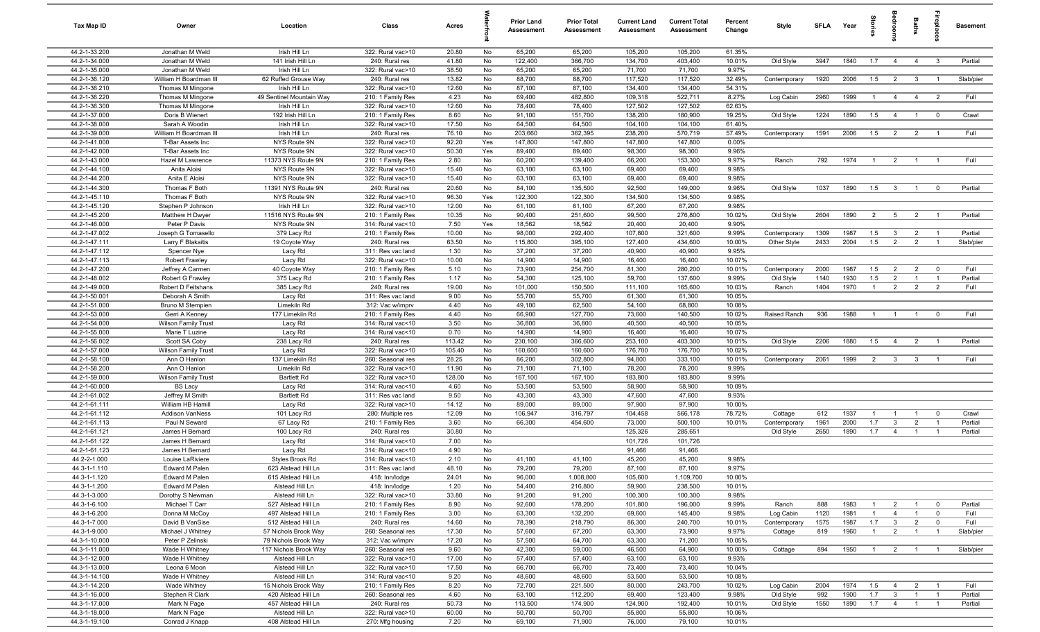| Tax Map ID | Owner | Location | Class | Acres | Waterfront | Prior Land Assessment | Prior Total Assessment | Current Land Assessment | Current Total Assessment | Percent Change | Style | SFLA | Year | Stories | Bedrooms | Baths | Fireplaces | Basement |
|---|---|---|---|---|---|---|---|---|---|---|---|---|---|---|---|---|---|---|
| 44.2-1-33.200 | Jonathan M Weld | Irish Hill Ln | 322: Rural vac>10 | 20.80 | No | 65,200 | 65,200 | 105,200 | 105,200 | 61.35% | | | | | | | | |
| 44.2-1-34.000 | Jonathan M Weld | 141 Irish Hill Ln | 240: Rural res | 41.80 | No | 122,400 | 366,700 | 134,700 | 403,400 | 10.01% | Old Style | 3947 | 1840 | 1.7 | 4 | 4 | 3 | Partial |
| 44.2-1-35.000 | Jonathan M Weld | Irish Hill Ln | 322: Rural vac>10 | 38.50 | No | 65,200 | 65,200 | 71,700 | 71,700 | 9.97% | | | | | | | | |
| 44.2-1-36.120 | William H Boardman III | 62 Ruffed Grouse Way | 240: Rural res | 13.82 | No | 88,700 | 88,700 | 117,520 | 117,520 | 32.49% | Contemporary | 1920 | 2006 | 1.5 | 2 | 3 | 1 | Slab/pier |
| 44.2-1-36.210 | Thomas M Mingone | Irish Hill Ln | 322: Rural vac>10 | 12.60 | No | 87,100 | 87,100 | 134,400 | 134,400 | 54.31% | | | | | | | | |
| 44.2-1-36.220 | Thomas M Mingone | 49 Sentinel Mountain Way | 210: 1 Family Res | 4.23 | No | 69,400 | 482,800 | 109,318 | 522,711 | 8.27% | Log Cabin | 2960 | 1999 | 1 | 4 | 4 | 2 | Full |
| 44.2-1-36.300 | Thomas M Mingone | Irish Hill Ln | 322: Rural vac>10 | 12.60 | No | 78,400 | 78,400 | 127,502 | 127,502 | 62.63% | | | | | | | | |
| 44.2-1-37.000 | Doris B Wienert | 192 Irish Hill Ln | 210: 1 Family Res | 8.60 | No | 91,100 | 151,700 | 138,200 | 180,900 | 19.25% | Old Style | 1224 | 1890 | 1.5 | 4 | 1 | 0 | Crawl |
| 44.2-1-38.000 | Sarah A Woodin | Irish Hill Ln | 322: Rural vac>10 | 17.50 | No | 64,500 | 64,500 | 104,100 | 104,100 | 61.40% | | | | | | | | |
| 44.2-1-39.000 | William H Boardman III | Irish Hill Ln | 240: Rural res | 76.10 | No | 203,660 | 362,395 | 238,200 | 570,719 | 57.49% | Contemporary | 1591 | 2006 | 1.5 | 2 | 2 | 1 | Full |
| 44.2-1-41.000 | T-Bar Assets Inc | NYS Route 9N | 322: Rural vac>10 | 92.20 | Yes | 147,800 | 147,800 | 147,800 | 147,800 | 0.00% | | | | | | | | |
| 44.2-1-42.000 | T-Bar Assets Inc | NYS Route 9N | 322: Rural vac>10 | 50.30 | Yes | 89,400 | 89,400 | 98,300 | 98,300 | 9.96% | | | | | | | | |
| 44.2-1-43.000 | Hazel M Lawrence | 11373 NYS Route 9N | 210: 1 Family Res | 2.80 | No | 60,200 | 139,400 | 66,200 | 153,300 | 9.97% | Ranch | 792 | 1974 | 1 | 2 | 1 | 1 | Full |
| 44.2-1-44.100 | Anita Aloisi | NYS Route 9N | 322: Rural vac>10 | 15.40 | No | 63,100 | 63,100 | 69,400 | 69,400 | 9.98% | | | | | | | | |
| 44.2-1-44.200 | Anita E Aloisi | NYS Route 9N | 322: Rural vac>10 | 15.40 | No | 63,100 | 63,100 | 69,400 | 69,400 | 9.98% | | | | | | | | |
| 44.2-1-44.300 | Thomas F Both | 11391 NYS Route 9N | 240: Rural res | 20.60 | No | 84,100 | 135,500 | 92,500 | 149,000 | 9.96% | Old Style | 1037 | 1890 | 1.5 | 3 | 1 | 0 | Partial |
| 44.2-1-45.110 | Thomas F Both | NYS Route 9N | 322: Rural vac>10 | 96.30 | Yes | 122,300 | 122,300 | 134,500 | 134,500 | 9.98% | | | | | | | | |
| 44.2-1-45.120 | Stephen P Johnson | Irish Hill Ln | 322: Rural vac>10 | 12.00 | No | 61,100 | 61,100 | 67,200 | 67,200 | 9.98% | | | | | | | | |
| 44.2-1-45.200 | Matthew H Dwyer | 11516 NYS Route 9N | 210: 1 Family Res | 10.35 | No | 90,400 | 251,600 | 99,500 | 276,800 | 10.02% | Old Style | 2604 | 1890 | 2 | 5 | 2 | 1 | Partial |
| 44.2-1-46.000 | Peter P Davis | NYS Route 9N | 314: Rural vac<10 | 7.50 | Yes | 18,562 | 18,562 | 20,400 | 20,400 | 9.90% | | | | | | | | |
| 44.2-1-47.002 | Joseph G Tomasello | 379 Lacy Rd | 210: 1 Family Res | 10.00 | No | 98,000 | 292,400 | 107,800 | 321,600 | 9.99% | Contemporary | 1309 | 1987 | 1.5 | 3 | 2 | 1 | Partial |
| 44.2-1-47.111 | Larry F Blakaitis | 19 Coyote Way | 240: Rural res | 63.50 | No | 115,800 | 395,100 | 127,400 | 434,600 | 10.00% | Other Style | 2433 | 2004 | 1.5 | 2 | 2 | 1 | Slab/pier |
| 44.2-1-47.112 | Spencer Nye | Lacy Rd | 311: Res vac land | 1.30 | No | 37,200 | 37,200 | 40,900 | 40,900 | 9.95% | | | | | | | | |
| 44.2-1-47.113 | Robert Frawley | Lacy Rd | 322: Rural vac>10 | 10.00 | No | 14,900 | 14,900 | 16,400 | 16,400 | 10.07% | | | | | | | | |
| 44.2-1-47.200 | Jeffrey A Carmen | 40 Coyote Way | 210: 1 Family Res | 5.10 | No | 73,900 | 254,700 | 81,300 | 280,200 | 10.01% | Contemporary | 2000 | 1987 | 1.5 | 2 | 2 | 0 | Full |
| 44.2-1-48.002 | Robert G Frawley | 375 Lacy Rd | 210: 1 Family Res | 1.17 | No | 54,300 | 125,100 | 59,700 | 137,600 | 9.99% | Old Style | 1140 | 1930 | 1.5 | 2 | 1 | 1 | Partial |
| 44.2-1-49.000 | Robert D Feitshans | 385 Lacy Rd | 240: Rural res | 19.00 | No | 101,000 | 150,500 | 111,100 | 165,600 | 10.03% | Ranch | 1404 | 1970 | 1 | 2 | 2 | 2 | Full |
| 44.2-1-50.001 | Deborah A Smith | Lacy Rd | 311: Res vac land | 9.00 | No | 55,700 | 55,700 | 61,300 | 61,300 | 10.05% | | | | | | | | |
| 44.2-1-51.000 | Bruno M Stempien | Limekiln Rd | 312: Vac w/imprv | 4.40 | No | 49,100 | 62,500 | 54,100 | 68,800 | 10.08% | | | | | | | | |
| 44.2-1-53.000 | Gerri A Kenney | 177 Limekiln Rd | 210: 1 Family Res | 4.40 | No | 66,900 | 127,700 | 73,600 | 140,500 | 10.02% | Raised Ranch | 936 | 1988 | 1 | 1 | 1 | 0 | Full |
| 44.2-1-54.000 | Wilson Family Trust | Lacy Rd | 314: Rural vac<10 | 3.50 | No | 36,800 | 36,800 | 40,500 | 40,500 | 10.05% | | | | | | | | |
| 44.2-1-55.000 | Marie T Luzine | Lacy Rd | 314: Rural vac<10 | 0.70 | No | 14,900 | 14,900 | 16,400 | 16,400 | 10.07% | | | | | | | | |
| 44.2-1-56.002 | Scott SA Coby | 238 Lacy Rd | 240: Rural res | 113.42 | No | 230,100 | 366,600 | 253,100 | 403,300 | 10.01% | Old Style | 2206 | 1880 | 1.5 | 4 | 2 | 1 | Partial |
| 44.2-1-57.000 | Wilson Family Trust | Lacy Rd | 322: Rural vac>10 | 105.40 | No | 160,600 | 160,600 | 176,700 | 176,700 | 10.02% | | | | | | | | |
| 44.2-1-58.100 | Ann O Hanlon | 137 Limekiln Rd | 260: Seasonal res | 28.25 | No | 86,200 | 302,800 | 94,800 | 333,100 | 10.01% | Contemporary | 2061 | 1999 | 2 | 3 | 3 | 1 | Full |
| 44.2-1-58.200 | Ann O Hanlon | Limekiln Rd | 322: Rural vac>10 | 11.90 | No | 71,100 | 71,100 | 78,200 | 78,200 | 9.99% | | | | | | | | |
| 44.2-1-59.000 | Wilson Family Trust | Bartlett Rd | 322: Rural vac>10 | 128.00 | No | 167,100 | 167,100 | 183,800 | 183,800 | 9.99% | | | | | | | | |
| 44.2-1-60.000 | BS Lacy | Lacy Rd | 314: Rural vac<10 | 4.60 | No | 53,500 | 53,500 | 58,900 | 58,900 | 10.09% | | | | | | | | |
| 44.2-1-61.002 | Jeffrey M Smith | Bartlett Rd | 311: Res vac land | 9.50 | No | 43,300 | 43,300 | 47,600 | 47,600 | 9.93% | | | | | | | | |
| 44.2-1-61.111 | William HB Hamill | Lacy Rd | 322: Rural vac>10 | 14.12 | No | 89,000 | 89,000 | 97,900 | 97,900 | 10.00% | | | | | | | | |
| 44.2-1-61.112 | Addison VanNess | 101 Lacy Rd | 280: Multiple res | 12.09 | No | 106,947 | 316,797 | 104,458 | 566,178 | 78.72% | Cottage | 612 | 1937 | 1 | 1 | 1 | 0 | Crawl |
| 44.2-1-61.113 | Paul N Seward | 67 Lacy Rd | 210: 1 Family Res | 3.60 | No | 66,300 | 454,600 | 73,000 | 500,100 | 10.01% | Contemporary | 1961 | 2000 | 1.7 | 3 | 2 | 1 | Partial |
| 44.2-1-61.121 | James H Bernard | 100 Lacy Rd | 240: Rural res | 30.80 | No | | | 125,326 | 285,651 | | Old Style | 2650 | 1890 | 1.7 | 4 | 1 | 1 | Partial |
| 44.2-1-61.122 | James H Bernard | Lacy Rd | 314: Rural vac<10 | 7.00 | No | | | 101,726 | 101,726 | | | | | | | | | |
| 44.2-1-61.123 | James H Bernard | Lacy Rd | 314: Rural vac<10 | 4.90 | No | | | 91,466 | 91,466 | | | | | | | | | |
| 44.2-2-1.000 | Louise LaRiviere | Styles Brook Rd | 314: Rural vac<10 | 2.10 | No | 41,100 | 41,100 | 45,200 | 45,200 | 9.98% | | | | | | | | |
| 44.3-1-1.110 | Edward M Palen | 623 Alstead Hill Ln | 311: Res vac land | 48.10 | No | 79,200 | 79,200 | 87,100 | 87,100 | 9.97% | | | | | | | | |
| 44.3-1-1.120 | Edward M Palen | 615 Alstead Hill Ln | 418: Inn/lodge | 24.01 | No | 96,000 | 1,008,800 | 105,600 | 1,109,700 | 10.00% | | | | | | | | |
| 44.3-1-1.200 | Edward M Palen | Alstead Hill Ln | 418: Inn/lodge | 1.20 | No | 54,400 | 216,800 | 59,900 | 238,500 | 10.01% | | | | | | | | |
| 44.3-1-3.000 | Dorothy S Newman | Alstead Hill Ln | 322: Rural vac>10 | 33.80 | No | 91,200 | 91,200 | 100,300 | 100,300 | 9.98% | | | | | | | | |
| 44.3-1-6.100 | Michael T Carr | 527 Alstead Hill Ln | 210: 1 Family Res | 8.90 | No | 92,600 | 178,200 | 101,800 | 196,000 | 9.99% | Ranch | 888 | 1983 | 1 | 2 | 1 | 0 | Partial |
| 44.3-1-6.200 | Donna M McCoy | 497 Alstead Hill Ln | 210: 1 Family Res | 3.00 | No | 63,300 | 132,200 | 69,600 | 145,400 | 9.98% | Log Cabin | 1120 | 1981 | 1 | 4 | 1 | 0 | Full |
| 44.3-1-7.000 | David B VanSise | 512 Alstead Hill Ln | 240: Rural res | 14.60 | No | 78,390 | 218,790 | 86,300 | 240,700 | 10.01% | Contemporary | 1575 | 1987 | 1.7 | 3 | 2 | 0 | Full |
| 44.3-1-9.000 | Michael J Whitney | 57 Nichols Brook Way | 260: Seasonal res | 17.30 | No | 57,600 | 67,200 | 63,300 | 73,900 | 9.97% | Cottage | 819 | 1960 | 1 | 2 | 1 | 1 | Slab/pier |
| 44.3-1-10.000 | Peter P Zelinski | 79 Nichols Brook Way | 312: Vac w/imprv | 17.20 | No | 57,500 | 64,700 | 63,300 | 71,200 | 10.05% | | | | | | | | |
| 44.3-1-11.000 | Wade H Whitney | 117 Nichols Brook Way | 260: Seasonal res | 9.60 | No | 42,300 | 59,000 | 46,500 | 64,900 | 10.00% | Cottage | 894 | 1950 | 1 | 2 | 1 | 1 | Slab/pier |
| 44.3-1-12.000 | Wade H Whitney | Alstead Hill Ln | 322: Rural vac>10 | 17.00 | No | 57,400 | 57,400 | 63,100 | 63,100 | 9.93% | | | | | | | | |
| 44.3-1-13.000 | Leona 6 Moon | Alstead Hill Ln | 322: Rural vac>10 | 17.50 | No | 66,700 | 66,700 | 73,400 | 73,400 | 10.04% | | | | | | | | |
| 44.3-1-14.100 | Wade H Whitney | Alstead Hill Ln | 314: Rural vac<10 | 9.20 | No | 48,600 | 48,600 | 53,500 | 53,500 | 10.08% | | | | | | | | |
| 44.3-1-14.200 | Wade Whitney | 15 Nichols Brook Way | 210: 1 Family Res | 8.20 | No | 72,700 | 221,500 | 80,000 | 243,700 | 10.02% | Log Cabin | 2004 | 1974 | 1.5 | 4 | 2 | 1 | Full |
| 44.3-1-16.000 | Stephen R Clark | 420 Alstead Hill Ln | 260: Seasonal res | 4.60 | No | 63,100 | 112,200 | 69,400 | 123,400 | 9.98% | Old Style | 992 | 1900 | 1.7 | 3 | 1 | 1 | Partial |
| 44.3-1-17.000 | Mark N Page | 457 Alstead Hill Ln | 240: Rural res | 50.73 | No | 113,500 | 174,900 | 124,900 | 192,400 | 10.01% | Old Style | 1550 | 1890 | 1.7 | 4 | 1 | 1 | Partial |
| 44.3-1-18.000 | Mark N Page | Alstead Hill Ln | 322: Rural vac>10 | 60.00 | No | 50,700 | 50,700 | 55,800 | 55,800 | 10.06% | | | | | | | | |
| 44.3-1-19.100 | Conrad J Knapp | 408 Alstead Hill Ln | 270: Mfg housing | 7.20 | No | 69,100 | 71,900 | 76,000 | 79,100 | 10.01% | | | | | | | | |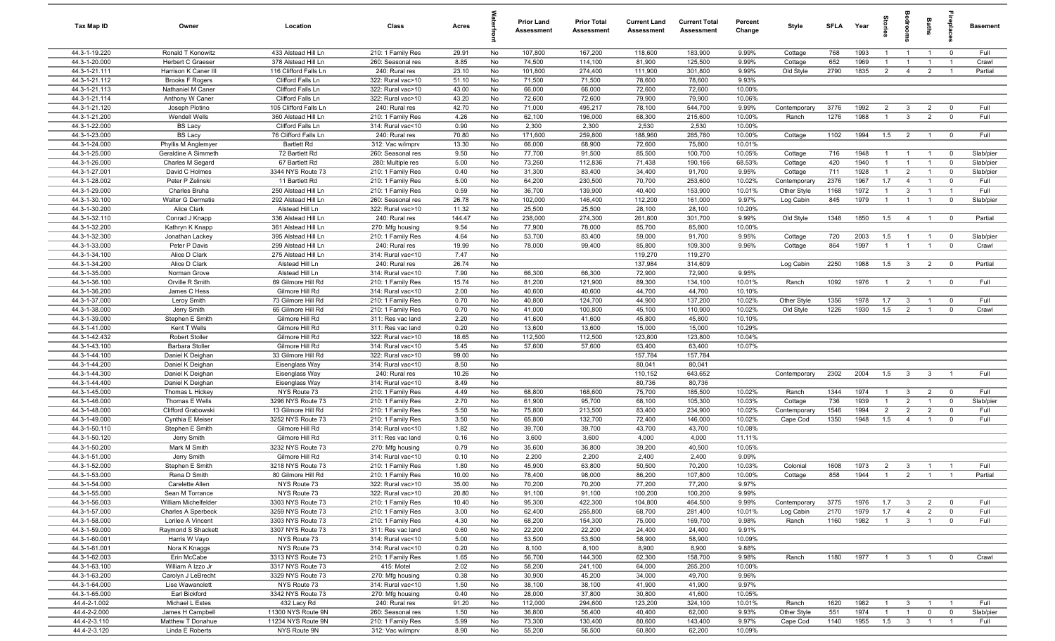| Tax Map ID | Owner | Location | Class | Acres | Waterfront | Prior Land Assessment | Prior Total Assessment | Current Land Assessment | Current Total Assessment | Percent Change | Style | SFLA | Year | Stories | Bedrooms | Baths | Fireplaces | Basement |
|---|---|---|---|---|---|---|---|---|---|---|---|---|---|---|---|---|---|---|
| 44.3-1-19.220 | Ronald T Konowitz | 433 Alstead Hill Ln | 210: 1 Family Res | 29.91 | No | 107,800 | 167,200 | 118,600 | 183,900 | 9.99% | Cottage | 768 | 1993 | 1 | 1 | 1 | 0 | Full |
| 44.3-1-20.000 | Herbert C Graeser | 378 Alstead Hill Ln | 260: Seasonal res | 8.85 | No | 74,500 | 114,100 | 81,900 | 125,500 | 9.99% | Cottage | 652 | 1969 | 1 | 1 | 1 | 1 | Crawl |
| 44.3-1-21.111 | Harrison K Caner III | 116 Clifford Falls Ln | 240: Rural res | 23.10 | No | 101,800 | 274,400 | 111,900 | 301,800 | 9.99% | Old Style | 2790 | 1835 | 2 | 4 | 2 | 1 | Partial |
| 44.3-1-21.112 | Brooks F Rogers | Clifford Falls Ln | 322: Rural vac>10 | 51.10 | No | 71,500 | 71,500 | 78,600 | 78,600 | 9.93% | | | | | | | | |
| 44.3-1-21.113 | Nathaniel M Caner | Clifford Falls Ln | 322: Rural vac>10 | 43.00 | No | 66,000 | 66,000 | 72,600 | 72,600 | 10.00% | | | | | | | | |
| 44.3-1-21.114 | Anthony W Caner | Clifford Falls Ln | 322: Rural vac>10 | 43.20 | No | 72,600 | 72,600 | 79,900 | 79,900 | 10.06% | | | | | | | | |
| 44.3-1-21.120 | Joseph Plotino | 105 Clifford Falls Ln | 240: Rural res | 42.70 | No | 71,000 | 495,217 | 78,100 | 544,700 | 9.99% | Contemporary | 3776 | 1992 | 2 | 3 | 2 | 0 | Full |
| 44.3-1-21.200 | Wendell Wells | 360 Alstead Hill Ln | 210: 1 Family Res | 4.26 | No | 62,100 | 196,000 | 68,300 | 215,600 | 10.00% | Ranch | 1276 | 1988 | 1 | 3 | 2 | 0 | Full |
| 44.3-1-22.000 | BS Lacy | Clifford Falls Ln | 314: Rural vac<10 | 0.90 | No | 2,300 | 2,300 | 2,530 | 2,530 | 10.00% | | | | | | | | |
| 44.3-1-23.000 | BS Lacy | 76 Clifford Falls Ln | 240: Rural res | 70.80 | No | 171,600 | 259,800 | 188,960 | 285,780 | 10.00% | Cottage | 1102 | 1994 | 1.5 | 2 | 1 | 0 | Full |
| 44.3-1-24.000 | Phyllis M Anglemyer | Bartlett Rd | 312: Vac w/imprv | 13.30 | No | 66,000 | 68,900 | 72,600 | 75,800 | 10.01% | | | | | | | | |
| 44.3-1-25.000 | Geraldine A Simmeth | 72 Bartlett Rd | 260: Seasonal res | 9.50 | No | 77,700 | 91,500 | 85,500 | 100,700 | 10.05% | Cottage | 716 | 1948 | 1 | 1 | 1 | 0 | Slab/pier |
| 44.3-1-26.000 | Charles M Segard | 67 Bartlett Rd | 280: Multiple res | 5.00 | No | 73,260 | 112,836 | 71,438 | 190,166 | 68.53% | Cottage | 420 | 1940 | 1 | 1 | 1 | 0 | Slab/pier |
| 44.3-1-27.001 | David C Holmes | 3344 NYS Route 73 | 210: 1 Family Res | 0.40 | No | 31,300 | 83,400 | 34,400 | 91,700 | 9.95% | Cottage | 711 | 1928 | 1 | 2 | 1 | 0 | Slab/pier |
| 44.3-1-28.002 | Peter P Zelinski | 11 Bartlett Rd | 210: 1 Family Res | 5.00 | No | 64,200 | 230,500 | 70,700 | 253,600 | 10.02% | Contemporary | 2376 | 1967 | 1.7 | 4 | 1 | 0 | Full |
| 44.3-1-29.000 | Charles Bruha | 250 Alstead Hill Ln | 210: 1 Family Res | 0.59 | No | 36,700 | 139,900 | 40,400 | 153,900 | 10.01% | Other Style | 1168 | 1972 | 1 | 3 | 1 | 1 | Full |
| 44.3-1-30.100 | Walter G Dermatis | 292 Alstead Hill Ln | 260: Seasonal res | 26.78 | No | 102,000 | 146,400 | 112,200 | 161,000 | 9.97% | Log Cabin | 845 | 1979 | 1 | 1 | 1 | 0 | Slab/pier |
| 44.3-1-30.200 | Alice Clark | Alstead Hill Ln | 322: Rural vac>10 | 11.32 | No | 25,500 | 25,500 | 28,100 | 28,100 | 10.20% | | | | | | | | |
| 44.3-1-32.110 | Conrad J Knapp | 336 Alstead Hill Ln | 240: Rural res | 144.47 | No | 238,000 | 274,300 | 261,800 | 301,700 | 9.99% | Old Style | 1348 | 1850 | 1.5 | 4 | 1 | 0 | Partial |
| 44.3-1-32.200 | Kathryn K Knapp | 361 Alstead Hill Ln | 270: Mfg housing | 9.54 | No | 77,900 | 78,000 | 85,700 | 85,800 | 10.00% | | | | | | | | |
| 44.3-1-32.300 | Jonathan Lackey | 395 Alstead Hill Ln | 210: 1 Family Res | 4.64 | No | 53,700 | 83,400 | 59,000 | 91,700 | 9.95% | Cottage | 720 | 2003 | 1.5 | 1 | 1 | 0 | Slab/pier |
| 44.3-1-33.000 | Peter P Davis | 299 Alstead Hill Ln | 240: Rural res | 19.99 | No | 78,000 | 99,400 | 85,800 | 109,300 | 9.96% | Cottage | 864 | 1997 | 1 | 1 | 1 | 0 | Crawl |
| 44.3-1-34.100 | Alice D Clark | 275 Alstead Hill Ln | 314: Rural vac<10 | 7.47 | No | | | 119,270 | 119,270 | | | | | | | | | |
| 44.3-1-34.200 | Alice D Clark | Alstead Hill Ln | 240: Rural res | 26.74 | No | | | 137,984 | 314,609 | | Log Cabin | 2250 | 1988 | 1.5 | 3 | 2 | 0 | Partial |
| 44.3-1-35.000 | Norman Grove | Alstead Hill Ln | 314: Rural vac<10 | 7.90 | No | 66,300 | 66,300 | 72,900 | 72,900 | 9.95% | | | | | | | | |
| 44.3-1-36.100 | Orville R Smith | 69 Gilmore Hill Rd | 210: 1 Family Res | 15.74 | No | 81,200 | 121,900 | 89,300 | 134,100 | 10.01% | Ranch | 1092 | 1976 | 1 | 2 | 1 | 0 | Full |
| 44.3-1-36.200 | James C Hess | Gilmore Hill Rd | 314: Rural vac<10 | 2.00 | No | 40,600 | 40,600 | 44,700 | 44,700 | 10.10% | | | | | | | | |
| 44.3-1-37.000 | Leroy Smith | 73 Gilmore Hill Rd | 210: 1 Family Res | 0.70 | No | 40,800 | 124,700 | 44,900 | 137,200 | 10.02% | Other Style | 1356 | 1978 | 1.7 | 3 | 1 | 0 | Full |
| 44.3-1-38.000 | Jerry Smith | 65 Gilmore Hill Rd | 210: 1 Family Res | 0.70 | No | 41,000 | 100,800 | 45,100 | 110,900 | 10.02% | Old Style | 1226 | 1930 | 1.5 | 2 | 1 | 0 | Crawl |
| 44.3-1-39.000 | Stephen E Smith | Gilmore Hill Rd | 311: Res vac land | 2.20 | No | 41,600 | 41,600 | 45,800 | 45,800 | 10.10% | | | | | | | | |
| 44.3-1-41.000 | Kent T Wells | Gilmore Hill Rd | 311: Res vac land | 0.20 | No | 13,600 | 13,600 | 15,000 | 15,000 | 10.29% | | | | | | | | |
| 44.3-1-42.432 | Robert Stoller | Gilmore Hill Rd | 322: Rural vac>10 | 18.65 | No | 112,500 | 112,500 | 123,800 | 123,800 | 10.04% | | | | | | | | |
| 44.3-1-43.100 | Barbara Stoller | Gilmore Hill Rd | 314: Rural vac<10 | 5.45 | No | 57,600 | 57,600 | 63,400 | 63,400 | 10.07% | | | | | | | | |
| 44.3-1-44.100 | Daniel K Deighan | 33 Gilmore Hill Rd | 322: Rural vac>10 | 99.00 | No | | | 157,784 | 157,784 | | | | | | | | | |
| 44.3-1-44.200 | Daniel K Deighan | Eisenglass Way | 314: Rural vac<10 | 8.50 | No | | | 80,041 | 80,041 | | | | | | | | | |
| 44.3-1-44.300 | Daniel K Deighan | Eisenglass Way | 240: Rural res | 10.26 | No | | | 110,152 | 643,652 | | Contemporary | 2302 | 2004 | 1.5 | 3 | 3 | 1 | Full |
| 44.3-1-44.400 | Daniel K Deighan | Eisenglass Way | 314: Rural vac<10 | 8.49 | No | | | 80,736 | 80,736 | | | | | | | | | |
| 44.3-1-45.000 | Thomas L Hickey | NYS Route 73 | 210: 1 Family Res | 4.49 | No | 68,800 | 168,600 | 75,700 | 185,500 | 10.02% | Ranch | 1344 | 1974 | 1 | 3 | 2 | 0 | Full |
| 44.3-1-46.000 | Thomas E Wells | 3296 NYS Route 73 | 210: 1 Family Res | 2.70 | No | 61,900 | 95,700 | 68,100 | 105,300 | 10.03% | Cottage | 736 | 1939 | 1 | 2 | 1 | 0 | Slab/pier |
| 44.3-1-48.000 | Clifford Grabowski | 13 Gilmore Hill Rd | 210: 1 Family Res | 5.50 | No | 75,800 | 213,500 | 83,400 | 234,900 | 10.02% | Contemporary | 1546 | 1994 | 2 | 2 | 2 | 0 | Full |
| 44.3-1-49.000 | Cynthia E Meiser | 3252 NYS Route 73 | 210: 1 Family Res | 3.50 | No | 65,800 | 132,700 | 72,400 | 146,000 | 10.02% | Cape Cod | 1350 | 1948 | 1.5 | 4 | 1 | 0 | Full |
| 44.3-1-50.110 | Stephen E Smith | Gilmore Hill Rd | 314: Rural vac<10 | 1.82 | No | 39,700 | 39,700 | 43,700 | 43,700 | 10.08% | | | | | | | | |
| 44.3-1-50.120 | Jerry Smith | Gilmore Hill Rd | 311: Res vac land | 0.16 | No | 3,600 | 3,600 | 4,000 | 4,000 | 11.11% | | | | | | | | |
| 44.3-1-50.200 | Mark M Smith | 3232 NYS Route 73 | 270: Mfg housing | 0.79 | No | 35,600 | 36,800 | 39,200 | 40,500 | 10.05% | | | | | | | | |
| 44.3-1-51.000 | Jerry Smith | Gilmore Hill Rd | 314: Rural vac<10 | 0.10 | No | 2,200 | 2,200 | 2,400 | 2,400 | 9.09% | | | | | | | | |
| 44.3-1-52.000 | Stephen E Smith | 3218 NYS Route 73 | 210: 1 Family Res | 1.80 | No | 45,900 | 63,800 | 50,500 | 70,200 | 10.03% | Colonial | 1608 | 1973 | 2 | 3 | 1 | 1 | Full |
| 44.3-1-53.000 | Rena D Smith | 80 Gilmore Hill Rd | 210: 1 Family Res | 10.00 | No | 78,400 | 98,000 | 86,200 | 107,800 | 10.00% | Cottage | 858 | 1944 | 1 | 2 | 1 | 1 | Partial |
| 44.3-1-54.000 | Carelette Allen | NYS Route 73 | 322: Rural vac>10 | 35.00 | No | 70,200 | 70,200 | 77,200 | 77,200 | 9.97% | | | | | | | | |
| 44.3-1-55.000 | Sean M Torrance | NYS Route 73 | 322: Rural vac>10 | 20.80 | No | 91,100 | 91,100 | 100,200 | 100,200 | 9.99% | | | | | | | | |
| 44.3-1-56.003 | William Michelfelder | 3303 NYS Route 73 | 210: 1 Family Res | 10.40 | No | 95,300 | 422,300 | 104,800 | 464,500 | 9.99% | Contemporary | 3775 | 1976 | 1.7 | 3 | 2 | 0 | Full |
| 44.3-1-57.000 | Charles A Sperbeck | 3259 NYS Route 73 | 210: 1 Family Res | 3.00 | No | 62,400 | 255,800 | 68,700 | 281,400 | 10.01% | Log Cabin | 2170 | 1979 | 1.7 | 4 | 2 | 0 | Full |
| 44.3-1-58.000 | Lorilee A Vincent | 3303 NYS Route 73 | 210: 1 Family Res | 4.30 | No | 68,200 | 154,300 | 75,000 | 169,700 | 9.98% | Ranch | 1160 | 1982 | 1 | 3 | 1 | 0 | Full |
| 44.3-1-59.000 | Raymond S Shackett | 3307 NYS Route 73 | 311: Res vac land | 0.60 | No | 22,200 | 22,200 | 24,400 | 24,400 | 9.91% | | | | | | | | |
| 44.3-1-60.001 | Harris W Vayo | NYS Route 73 | 314: Rural vac<10 | 5.00 | No | 53,500 | 53,500 | 58,900 | 58,900 | 10.09% | | | | | | | | |
| 44.3-1-61.001 | Nora K Knaggs | NYS Route 73 | 314: Rural vac<10 | 0.20 | No | 8,100 | 8,100 | 8,900 | 8,900 | 9.88% | | | | | | | | |
| 44.3-1-62.003 | Erin McCabe | 3313 NYS Route 73 | 210: 1 Family Res | 1.65 | No | 56,700 | 144,300 | 62,300 | 158,700 | 9.98% | Ranch | 1180 | 1977 | 1 | 3 | 1 | 0 | Crawl |
| 44.3-1-63.100 | William A Izzo Jr | 3317 NYS Route 73 | 415: Motel | 2.02 | No | 58,200 | 241,100 | 64,000 | 265,200 | 10.00% | | | | | | | | |
| 44.3-1-63.200 | Carolyn J LeBrecht | 3329 NYS Route 73 | 270: Mfg housing | 0.38 | No | 30,900 | 45,200 | 34,000 | 49,700 | 9.96% | | | | | | | | |
| 44.3-1-64.000 | Lise Wawanolett | NYS Route 73 | 314: Rural vac<10 | 1.50 | No | 38,100 | 38,100 | 41,900 | 41,900 | 9.97% | | | | | | | | |
| 44.3-1-65.000 | Earl Bickford | 3342 NYS Route 73 | 270: Mfg housing | 0.40 | No | 28,000 | 37,800 | 30,800 | 41,600 | 10.05% | | | | | | | | |
| 44.4-2-1.002 | Michael L Estes | 432 Lacy Rd | 240: Rural res | 91.20 | No | 112,000 | 294,600 | 123,200 | 324,100 | 10.01% | Ranch | 1620 | 1982 | 1 | 3 | 1 | 1 | Full |
| 44.4-2-2.000 | James H Campbell | 11300 NYS Route 9N | 260: Seasonal res | 1.50 | No | 36,800 | 56,400 | 40,400 | 62,000 | 9.93% | Other Style | 551 | 1974 | 1 | 1 | 0 | 0 | Slab/pier |
| 44.4-2-3.110 | Matthew T Donahue | 11234 NYS Route 9N | 210: 1 Family Res | 5.99 | No | 73,300 | 130,400 | 80,600 | 143,400 | 9.97% | Cape Cod | 1140 | 1955 | 1.5 | 3 | 1 | 1 | Full |
| 44.4-2-3.120 | Linda E Roberts | NYS Route 9N | 312: Vac w/imprv | 8.90 | No | 55,200 | 56,500 | 60,800 | 62,200 | 10.09% | | | | | | | | |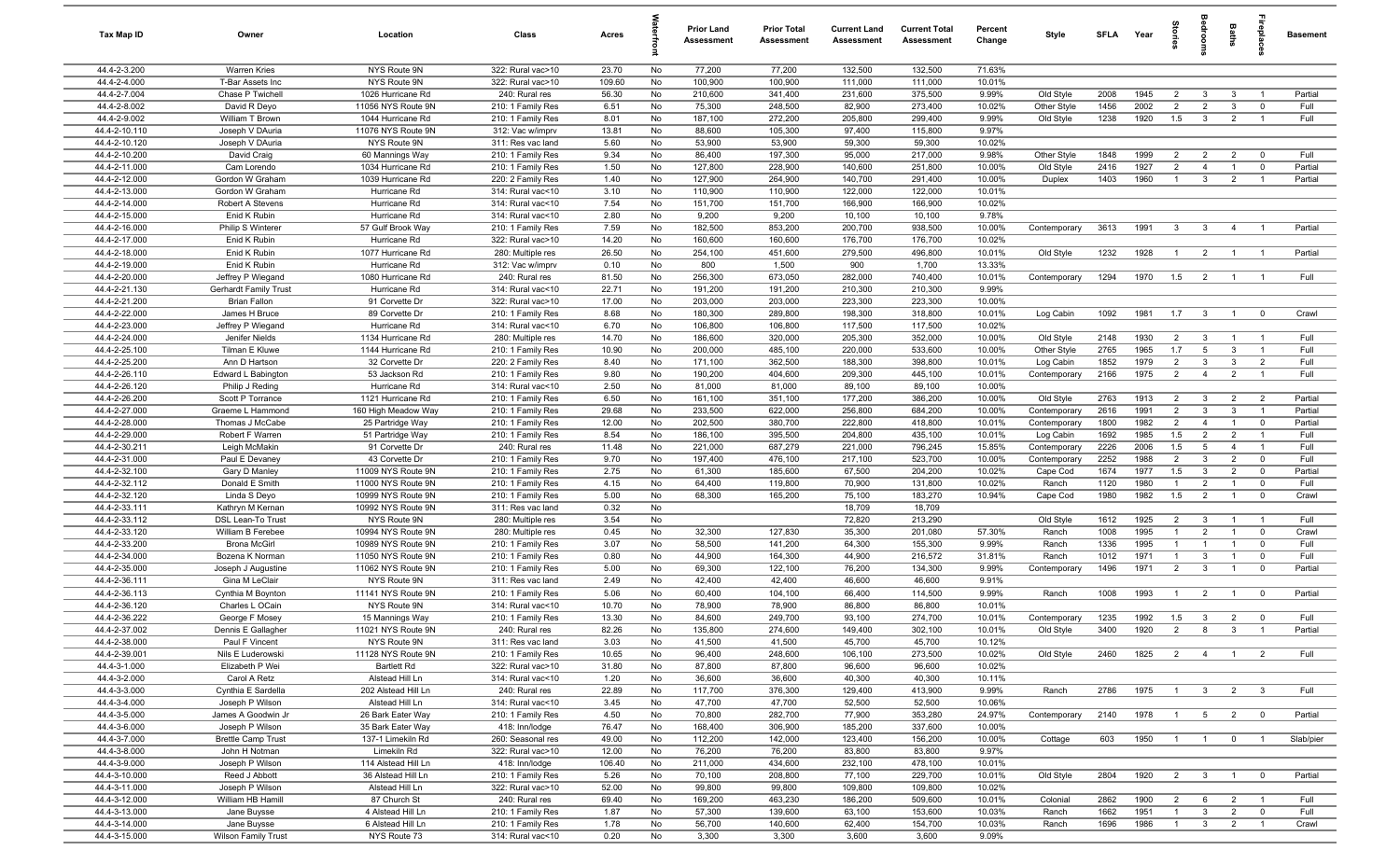| Tax Map ID | Owner | Location | Class | Acres | Waterfront | Prior Land Assessment | Prior Total Assessment | Current Land Assessment | Current Total Assessment | Percent Change | Style | SFLA | Year | Stories | Bedrooms | Baths | Fireplaces | Basement |
|---|---|---|---|---|---|---|---|---|---|---|---|---|---|---|---|---|---|---|
| 44.4-2-3.200 | Warren Kries | NYS Route 9N | 322: Rural vac>10 | 23.70 | No | 77,200 | 77,200 | 132,500 | 132,500 | 71.63% | | | | | | | | |
| 44.4-2-4.000 | T-Bar Assets Inc | NYS Route 9N | 322: Rural vac>10 | 109.60 | No | 100,900 | 100,900 | 111,000 | 111,000 | 10.01% | | | | | | | | |
| 44.4-2-7.004 | Chase P Twichell | 1026 Hurricane Rd | 240: Rural res | 56.30 | No | 210,600 | 341,400 | 231,600 | 375,500 | 9.99% | Old Style | 2008 | 1945 | 2 | 3 | 3 | 1 | Partial |
| 44.4-2-8.002 | David R Deyo | 11056 NYS Route 9N | 210: 1 Family Res | 6.51 | No | 75,300 | 248,500 | 82,900 | 273,400 | 10.02% | Other Style | 1456 | 2002 | 2 | 2 | 3 | 0 | Full |
| 44.4-2-9.002 | William T Brown | 1044 Hurricane Rd | 210: 1 Family Res | 8.01 | No | 187,100 | 272,200 | 205,800 | 299,400 | 9.99% | Old Style | 1238 | 1920 | 1.5 | 3 | 2 | 1 | Full |
| 44.4-2-10.110 | Joseph V DAuria | 11076 NYS Route 9N | 312: Vac w/imprv | 13.81 | No | 88,600 | 105,300 | 97,400 | 115,800 | 9.97% | | | | | | | | |
| 44.4-2-10.120 | Joseph V DAuria | NYS Route 9N | 311: Res vac land | 5.60 | No | 53,900 | 53,900 | 59,300 | 59,300 | 10.02% | | | | | | | | |
| 44.4-2-10.200 | David Craig | 60 Mannings Way | 210: 1 Family Res | 9.34 | No | 86,400 | 197,300 | 95,000 | 217,000 | 9.98% | Other Style | 1848 | 1999 | 2 | 2 | 2 | 0 | Full |
| 44.4-2-11.000 | Cam Lorendo | 1034 Hurricane Rd | 210: 1 Family Res | 1.50 | No | 127,800 | 228,900 | 140,600 | 251,800 | 10.00% | Old Style | 2416 | 1927 | 2 | 4 | 1 | 0 | Partial |
| 44.4-2-12.000 | Gordon W Graham | 1039 Hurricane Rd | 220: 2 Family Res | 1.40 | No | 127,900 | 264,900 | 140,700 | 291,400 | 10.00% | Duplex | 1403 | 1960 | 1 | 3 | 2 | 1 | Partial |
| 44.4-2-13.000 | Gordon W Graham | Hurricane Rd | 314: Rural vac<10 | 3.10 | No | 110,900 | 110,900 | 122,000 | 122,000 | 10.01% | | | | | | | | |
| 44.4-2-14.000 | Robert A Stevens | Hurricane Rd | 314: Rural vac<10 | 7.54 | No | 151,700 | 151,700 | 166,900 | 166,900 | 10.02% | | | | | | | | |
| 44.4-2-15.000 | Enid K Rubin | Hurricane Rd | 314: Rural vac<10 | 2.80 | No | 9,200 | 9,200 | 10,100 | 10,100 | 9.78% | | | | | | | | |
| 44.4-2-16.000 | Philip S Winterer | 57 Gulf Brook Way | 210: 1 Family Res | 7.59 | No | 182,500 | 853,200 | 200,700 | 938,500 | 10.00% | Contemporary | 3613 | 1991 | 3 | 3 | 4 | 1 | Partial |
| 44.4-2-17.000 | Enid K Rubin | Hurricane Rd | 322: Rural vac>10 | 14.20 | No | 160,600 | 160,600 | 176,700 | 176,700 | 10.02% | | | | | | | | |
| 44.4-2-18.000 | Enid K Rubin | 1077 Hurricane Rd | 280: Multiple res | 26.50 | No | 254,100 | 451,600 | 279,500 | 496,800 | 10.01% | Old Style | 1232 | 1928 | 1 | 2 | 1 | 1 | Partial |
| 44.4-2-19.000 | Enid K Rubin | Hurricane Rd | 312: Vac w/imprv | 0.10 | No | 800 | 1,500 | 900 | 1,700 | 13.33% | | | | | | | | |
| 44.4-2-20.000 | Jeffrey P Wiegand | 1080 Hurricane Rd | 240: Rural res | 81.50 | No | 256,300 | 673,050 | 282,000 | 740,400 | 10.01% | Contemporary | 1294 | 1970 | 1.5 | 2 | 1 | 1 | Full |
| 44.4-2-21.130 | Gerhardt Family Trust | Hurricane Rd | 314: Rural vac<10 | 22.71 | No | 191,200 | 191,200 | 210,300 | 210,300 | 9.99% | | | | | | | | |
| 44.4-2-21.200 | Brian Fallon | 91 Corvette Dr | 322: Rural vac>10 | 17.00 | No | 203,000 | 203,000 | 223,300 | 223,300 | 10.00% | | | | | | | | |
| 44.4-2-22.000 | James H Bruce | 89 Corvette Dr | 210: 1 Family Res | 8.68 | No | 180,300 | 289,800 | 198,300 | 318,800 | 10.01% | Log Cabin | 1092 | 1981 | 1.7 | 3 | 1 | 0 | Crawl |
| 44.4-2-23.000 | Jeffrey P Wiegand | Hurricane Rd | 314: Rural vac<10 | 6.70 | No | 106,800 | 106,800 | 117,500 | 117,500 | 10.02% | | | | | | | | |
| 44.4-2-24.000 | Jenifer Nields | 1134 Hurricane Rd | 280: Multiple res | 14.70 | No | 186,600 | 320,000 | 205,300 | 352,000 | 10.00% | Old Style | 2148 | 1930 | 2 | 3 | 1 | 1 | Full |
| 44.4-2-25.100 | Tilman E Kluwe | 1144 Hurricane Rd | 210: 1 Family Res | 10.90 | No | 200,000 | 485,100 | 220,000 | 533,600 | 10.00% | Other Style | 2765 | 1965 | 1.7 | 5 | 3 | 1 | Full |
| 44.4-2-25.200 | Ann D Hartson | 32 Corvette Dr | 220: 2 Family Res | 8.40 | No | 171,100 | 362,500 | 188,300 | 398,800 | 10.01% | Log Cabin | 1852 | 1979 | 2 | 3 | 3 | 2 | Full |
| 44.4-2-26.110 | Edward L Babington | 53 Jackson Rd | 210: 1 Family Res | 9.80 | No | 190,200 | 404,600 | 209,300 | 445,100 | 10.01% | Contemporary | 2166 | 1975 | 2 | 4 | 2 | 1 | Full |
| 44.4-2-26.120 | Philip J Reding | Hurricane Rd | 314: Rural vac<10 | 2.50 | No | 81,000 | 81,000 | 89,100 | 89,100 | 10.00% | | | | | | | | |
| 44.4-2-26.200 | Scott P Torrance | 1121 Hurricane Rd | 210: 1 Family Res | 6.50 | No | 161,100 | 351,100 | 177,200 | 386,200 | 10.00% | Old Style | 2763 | 1913 | 2 | 3 | 2 | 2 | Partial |
| 44.4-2-27.000 | Graeme L Hammond | 160 High Meadow Way | 210: 1 Family Res | 29.68 | No | 233,500 | 622,000 | 256,800 | 684,200 | 10.00% | Contemporary | 2616 | 1991 | 2 | 3 | 3 | 1 | Partial |
| 44.4-2-28.000 | Thomas J McCabe | 25 Partridge Way | 210: 1 Family Res | 12.00 | No | 202,500 | 380,700 | 222,800 | 418,800 | 10.01% | Contemporary | 1800 | 1982 | 2 | 4 | 1 | 0 | Partial |
| 44.4-2-29.000 | Robert F Warren | 51 Partridge Way | 210: 1 Family Res | 8.54 | No | 186,100 | 395,500 | 204,800 | 435,100 | 10.01% | Log Cabin | 1692 | 1985 | 1.5 | 2 | 2 | 1 | Full |
| 44.4-2-30.211 | Leigh McMakin | 91 Corvette Dr | 240: Rural res | 11.48 | No | 221,000 | 687,279 | 221,000 | 796,245 | 15.85% | Contemporary | 2226 | 2006 | 1.5 | 5 | 4 | 1 | Full |
| 44.4-2-31.000 | Paul E Devaney | 43 Corvette Dr | 210: 1 Family Res | 9.70 | No | 197,400 | 476,100 | 217,100 | 523,700 | 10.00% | Contemporary | 2252 | 1988 | 2 | 3 | 2 | 0 | Full |
| 44.4-2-32.100 | Gary D Manley | 11009 NYS Route 9N | 210: 1 Family Res | 2.75 | No | 61,300 | 185,600 | 67,500 | 204,200 | 10.02% | Cape Cod | 1674 | 1977 | 1.5 | 3 | 2 | 0 | Partial |
| 44.4-2-32.112 | Donald E Smith | 11000 NYS Route 9N | 210: 1 Family Res | 4.15 | No | 64,400 | 119,800 | 70,900 | 131,800 | 10.02% | Ranch | 1120 | 1980 | 1 | 2 | 1 | 0 | Full |
| 44.4-2-32.120 | Linda S Deyo | 10999 NYS Route 9N | 210: 1 Family Res | 5.00 | No | 68,300 | 165,200 | 75,100 | 183,270 | 10.94% | Cape Cod | 1980 | 1982 | 1.5 | 2 | 1 | 0 | Crawl |
| 44.4-2-33.111 | Kathryn M Kernan | 10992 NYS Route 9N | 311: Res vac land | 0.32 | No | | | 18,709 | 18,709 | | | | | | | | | |
| 44.4-2-33.112 | DSL Lean-To Trust | NYS Route 9N | 280: Multiple res | 3.54 | No | | | 72,820 | 213,290 | | Old Style | 1612 | 1925 | 2 | 3 | 1 | 1 | Full |
| 44.4-2-33.120 | William B Ferebee | 10994 NYS Route 9N | 280: Multiple res | 0.45 | No | 32,300 | 127,830 | 35,300 | 201,080 | 57.30% | Ranch | 1008 | 1995 | 1 | 2 | 1 | 0 | Crawl |
| 44.4-2-33.200 | Brona McGirl | 10989 NYS Route 9N | 210: 1 Family Res | 3.07 | No | 58,500 | 141,200 | 64,300 | 155,300 | 9.99% | Ranch | 1336 | 1995 | 1 | 1 | 1 | 0 | Full |
| 44.4-2-34.000 | Bozena K Norman | 11050 NYS Route 9N | 210: 1 Family Res | 0.80 | No | 44,900 | 164,300 | 44,900 | 216,572 | 31.81% | Ranch | 1012 | 1971 | 1 | 3 | 1 | 0 | Full |
| 44.4-2-35.000 | Joseph J Augustine | 11062 NYS Route 9N | 210: 1 Family Res | 5.00 | No | 69,300 | 122,100 | 76,200 | 134,300 | 9.99% | Contemporary | 1496 | 1971 | 2 | 3 | 1 | 0 | Partial |
| 44.4-2-36.111 | Gina M LeClair | NYS Route 9N | 311: Res vac land | 2.49 | No | 42,400 | 42,400 | 46,600 | 46,600 | 9.91% | | | | | | | | |
| 44.4-2-36.113 | Cynthia M Boynton | 11141 NYS Route 9N | 210: 1 Family Res | 5.06 | No | 60,400 | 104,100 | 66,400 | 114,500 | 9.99% | Ranch | 1008 | 1993 | 1 | 2 | 1 | 0 | Partial |
| 44.4-2-36.120 | Charles L OCain | NYS Route 9N | 314: Rural vac<10 | 10.70 | No | 78,900 | 78,900 | 86,800 | 86,800 | 10.01% | | | | | | | | |
| 44.4-2-36.222 | George F Mosey | 15 Mannings Way | 210: 1 Family Res | 13.30 | No | 84,600 | 249,700 | 93,100 | 274,700 | 10.01% | Contemporary | 1235 | 1992 | 1.5 | 3 | 2 | 0 | Full |
| 44.4-2-37.002 | Dennis E Gallagher | 11021 NYS Route 9N | 240: Rural res | 82.26 | No | 135,800 | 274,600 | 149,400 | 302,100 | 10.01% | Old Style | 3400 | 1920 | 2 | 8 | 3 | 1 | Partial |
| 44.4-2-38.000 | Paul F Vincent | NYS Route 9N | 311: Res vac land | 3.03 | No | 41,500 | 41,500 | 45,700 | 45,700 | 10.12% | | | | | | | | |
| 44.4-2-39.001 | Nils E Luderowski | 11128 NYS Route 9N | 210: 1 Family Res | 10.65 | No | 96,400 | 248,600 | 106,100 | 273,500 | 10.02% | Old Style | 2460 | 1825 | 2 | 4 | 1 | 2 | Full |
| 44.4-3-1.000 | Elizabeth P Wei | Bartlett Rd | 322: Rural vac>10 | 31.80 | No | 87,800 | 87,800 | 96,600 | 96,600 | 10.02% | | | | | | | | |
| 44.4-3-2.000 | Carol A Retz | Alstead Hill Ln | 314: Rural vac<10 | 1.20 | No | 36,600 | 36,600 | 40,300 | 40,300 | 10.11% | | | | | | | | |
| 44.4-3-3.000 | Cynthia E Sardella | 202 Alstead Hill Ln | 240: Rural res | 22.89 | No | 117,700 | 376,300 | 129,400 | 413,900 | 9.99% | Ranch | 2786 | 1975 | 1 | 3 | 2 | 3 | Full |
| 44.4-3-4.000 | Joseph P Wilson | Alstead Hill Ln | 314: Rural vac<10 | 3.45 | No | 47,700 | 47,700 | 52,500 | 52,500 | 10.06% | | | | | | | | |
| 44.4-3-5.000 | James A Goodwin Jr | 26 Bark Eater Way | 210: 1 Family Res | 4.50 | No | 70,800 | 282,700 | 77,900 | 353,280 | 24.97% | Contemporary | 2140 | 1978 | 1 | 5 | 2 | 0 | Partial |
| 44.4-3-6.000 | Joseph P Wilson | 35 Bark Eater Way | 418: Inn/lodge | 76.47 | No | 168,400 | 306,900 | 185,200 | 337,600 | 10.00% | | | | | | | | |
| 44.4-3-7.000 | Brettle Camp Trust | 137-1 Limekiln Rd | 260: Seasonal res | 49.00 | No | 112,200 | 142,000 | 123,400 | 156,200 | 10.00% | Cottage | 603 | 1950 | 1 | 1 | 0 | 1 | Slab/pier |
| 44.4-3-8.000 | John H Notman | Limekiln Rd | 322: Rural vac>10 | 12.00 | No | 76,200 | 76,200 | 83,800 | 83,800 | 9.97% | | | | | | | | |
| 44.4-3-9.000 | Joseph P Wilson | 114 Alstead Hill Ln | 418: Inn/lodge | 106.40 | No | 211,000 | 434,600 | 232,100 | 478,100 | 10.01% | | | | | | | | |
| 44.4-3-10.000 | Reed J Abbott | 36 Alstead Hill Ln | 210: 1 Family Res | 5.26 | No | 70,100 | 208,800 | 77,100 | 229,700 | 10.01% | Old Style | 2804 | 1920 | 2 | 3 | 1 | 0 | Partial |
| 44.4-3-11.000 | Joseph P Wilson | Alstead Hill Ln | 322: Rural vac>10 | 52.00 | No | 99,800 | 99,800 | 109,800 | 109,800 | 10.02% | | | | | | | | |
| 44.4-3-12.000 | William HB Hamill | 87 Church St | 240: Rural res | 69.40 | No | 169,200 | 463,230 | 186,200 | 509,600 | 10.01% | Colonial | 2862 | 1900 | 2 | 6 | 2 | 1 | Full |
| 44.4-3-13.000 | Jane Buysse | 4 Alstead Hill Ln | 210: 1 Family Res | 1.87 | No | 57,300 | 139,600 | 63,100 | 153,600 | 10.03% | Ranch | 1662 | 1951 | 1 | 3 | 2 | 0 | Full |
| 44.4-3-14.000 | Jane Buysse | 6 Alstead Hill Ln | 210: 1 Family Res | 1.78 | No | 56,700 | 140,600 | 62,400 | 154,700 | 10.03% | Ranch | 1696 | 1986 | 1 | 3 | 2 | 1 | Crawl |
| 44.4-3-15.000 | Wilson Family Trust | NYS Route 73 | 314: Rural vac<10 | 0.20 | No | 3,300 | 3,300 | 3,600 | 3,600 | 9.09% | | | | | | | | |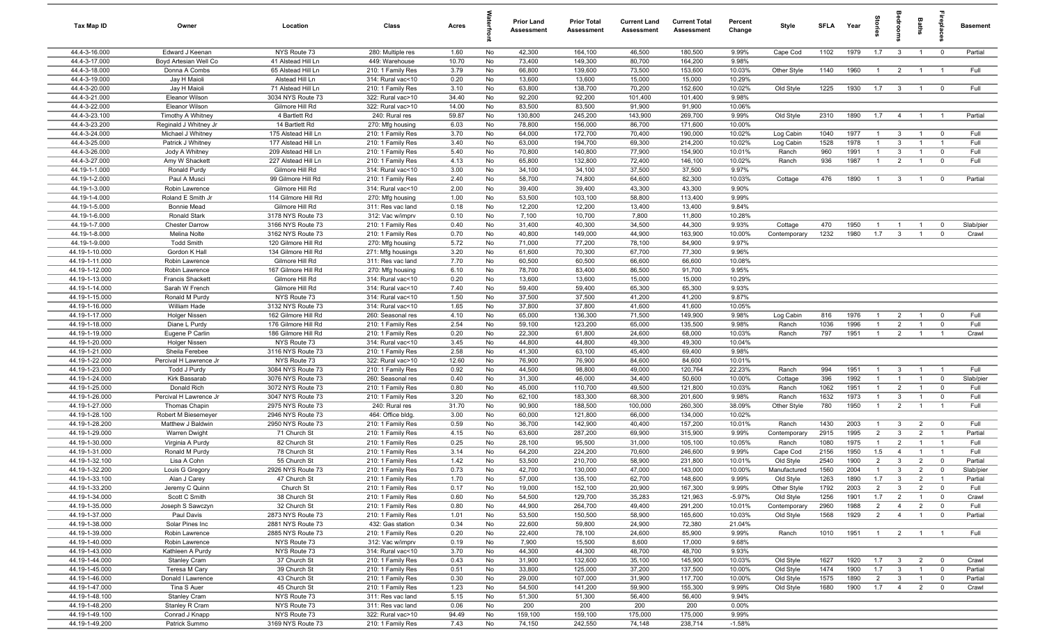| Tax Map ID | Owner | Location | Class | Acres | Waterfront | Prior Land Assessment | Prior Total Assessment | Current Land Assessment | Current Total Assessment | Percent Change | Style | SFLA | Year | Stories | Bedrooms | Baths | Fireplaces | Basement |
|---|---|---|---|---|---|---|---|---|---|---|---|---|---|---|---|---|---|---|
| 44.4-3-16.000 | Edward J Keenan | NYS Route 73 | 280: Multiple res | 1.60 | No | 42,300 | 164,100 | 46,500 | 180,500 | 9.99% | Cape Cod | 1102 | 1979 | 1.7 | 3 | 1 | 0 | Partial |
| 44.4-3-17.000 | Boyd Artesian Well Co | 41 Alstead Hill Ln | 449: Warehouse | 10.70 | No | 73,400 | 149,300 | 80,700 | 164,200 | 9.98% | | | | | | | | |
| 44.4-3-18.000 | Donna A Combs | 65 Alstead Hill Ln | 210: 1 Family Res | 3.79 | No | 66,800 | 139,600 | 73,500 | 153,600 | 10.03% | Other Style | 1140 | 1960 | 1 | 2 | 1 | 1 | Full |
| 44.4-3-19.000 | Jay H Maioli | Alstead Hill Ln | 314: Rural vac<10 | 0.20 | No | 13,600 | 13,600 | 15,000 | 15,000 | 10.29% | | | | | | | | |
| 44.4-3-20.000 | Jay H Maioli | 71 Alstead Hill Ln | 210: 1 Family Res | 3.10 | No | 63,800 | 138,700 | 70,200 | 152,600 | 10.02% | Old Style | 1225 | 1930 | 1.7 | 3 | 1 | 0 | Full |
| 44.4-3-21.000 | Eleanor Wilson | 3034 NYS Route 73 | 322: Rural vac>10 | 34.40 | No | 92,200 | 92,200 | 101,400 | 101,400 | 9.98% | | | | | | | | |
| 44.4-3-22.000 | Eleanor Wilson | Gilmore Hill Rd | 322: Rural vac>10 | 14.00 | No | 83,500 | 83,500 | 91,900 | 91,900 | 10.06% | | | | | | | | |
| 44.4-3-23.100 | Timothy A Whitney | 4 Bartlett Rd | 240: Rural res | 59.87 | No | 130,800 | 245,200 | 143,900 | 269,700 | 9.99% | Old Style | 2310 | 1890 | 1.7 | 4 | 1 | 1 | Partial |
| 44.4-3-23.200 | Reginald J Whitney Jr | 14 Bartlett Rd | 270: Mfg housing | 6.03 | No | 78,800 | 156,000 | 86,700 | 171,600 | 10.00% | | | | | | | | |
| 44.4-3-24.000 | Michael J Whitney | 175 Alstead Hill Ln | 210: 1 Family Res | 3.70 | No | 64,000 | 172,700 | 70,400 | 190,000 | 10.02% | Log Cabin | 1040 | 1977 | 1 | 3 | 1 | 0 | Full |
| 44.4-3-25.000 | Patrick J Whitney | 177 Alstead Hill Ln | 210: 1 Family Res | 3.40 | No | 63,000 | 194,700 | 69,300 | 214,200 | 10.02% | Log Cabin | 1528 | 1978 | 1 | 3 | 1 | 1 | Full |
| 44.4-3-26.000 | Jody A Whitney | 209 Alstead Hill Ln | 210: 1 Family Res | 5.40 | No | 70,800 | 140,800 | 77,900 | 154,900 | 10.01% | Ranch | 960 | 1991 | 1 | 3 | 1 | 0 | Full |
| 44.4-3-27.000 | Amy W Shackett | 227 Alstead Hill Ln | 210: 1 Family Res | 4.13 | No | 65,800 | 132,800 | 72,400 | 146,100 | 10.02% | Ranch | 936 | 1987 | 1 | 2 | 1 | 0 | Full |
| 44.19-1-1.000 | Ronald Purdy | Gilmore Hill Rd | 314: Rural vac<10 | 3.00 | No | 34,100 | 34,100 | 37,500 | 37,500 | 9.97% | | | | | | | | |
| 44.19-1-2.000 | Paul A Musci | 99 Gilmore Hill Rd | 210: 1 Family Res | 2.40 | No | 58,700 | 74,800 | 64,600 | 82,300 | 10.03% | Cottage | 476 | 1890 | 1 | 3 | 1 | 0 | Partial |
| 44.19-1-3.000 | Robin Lawrence | Gilmore Hill Rd | 314: Rural vac<10 | 2.00 | No | 39,400 | 39,400 | 43,300 | 43,300 | 9.90% | | | | | | | | |
| 44.19-1-4.000 | Roland E Smith Jr | 114 Gilmore Hill Rd | 270: Mfg housing | 1.00 | No | 53,500 | 103,100 | 58,800 | 113,400 | 9.99% | | | | | | | | |
| 44.19-1-5.000 | Bonnie Mead | Gilmore Hill Rd | 311: Res vac land | 0.18 | No | 12,200 | 12,200 | 13,400 | 13,400 | 9.84% | | | | | | | | |
| 44.19-1-6.000 | Ronald Stark | 3178 NYS Route 73 | 312: Vac w/imprv | 0.10 | No | 7,100 | 10,700 | 7,800 | 11,800 | 10.28% | | | | | | | | |
| 44.19-1-7.000 | Chester Darrow | 3166 NYS Route 73 | 210: 1 Family Res | 0.40 | No | 31,400 | 40,300 | 34,500 | 44,300 | 9.93% | Cottage | 470 | 1950 | 1 | 1 | 1 | 0 | Slab/pier |
| 44.19-1-8.000 | Melina Nolte | 3162 NYS Route 73 | 210: 1 Family Res | 0.70 | No | 40,800 | 149,000 | 44,900 | 163,900 | 10.00% | Contemporary | 1232 | 1980 | 1.7 | 3 | 1 | 0 | Crawl |
| 44.19-1-9.000 | Todd Smith | 120 Gilmore Hill Rd | 270: Mfg housing | 5.72 | No | 71,000 | 77,200 | 78,100 | 84,900 | 9.97% | | | | | | | | |
| 44.19-1-10.000 | Gordon K Hall | 134 Gilmore Hill Rd | 271: Mfg housings | 3.20 | No | 61,600 | 70,300 | 67,700 | 77,300 | 9.96% | | | | | | | | |
| 44.19-1-11.000 | Robin Lawrence | Gilmore Hill Rd | 311: Res vac land | 7.70 | No | 60,500 | 60,500 | 66,600 | 66,600 | 10.08% | | | | | | | | |
| 44.19-1-12.000 | Robin Lawrence | 167 Gilmore Hill Rd | 270: Mfg housing | 6.10 | No | 78,700 | 83,400 | 86,500 | 91,700 | 9.95% | | | | | | | | |
| 44.19-1-13.000 | Francis Shackett | Gilmore Hill Rd | 314: Rural vac<10 | 0.20 | No | 13,600 | 13,600 | 15,000 | 15,000 | 10.29% | | | | | | | | |
| 44.19-1-14.000 | Sarah W French | Gilmore Hill Rd | 314: Rural vac<10 | 7.40 | No | 59,400 | 59,400 | 65,300 | 65,300 | 9.93% | | | | | | | | |
| 44.19-1-15.000 | Ronald M Purdy | NYS Route 73 | 314: Rural vac<10 | 1.50 | No | 37,500 | 37,500 | 41,200 | 41,200 | 9.87% | | | | | | | | |
| 44.19-1-16.000 | William Hade | 3132 NYS Route 73 | 314: Rural vac<10 | 1.65 | No | 37,800 | 37,800 | 41,600 | 41,600 | 10.05% | | | | | | | | |
| 44.19-1-17.000 | Holger Nissen | 162 Gilmore Hill Rd | 260: Seasonal res | 4.10 | No | 65,000 | 136,300 | 71,500 | 149,900 | 9.98% | Log Cabin | 816 | 1976 | 1 | 2 | 1 | 0 | Full |
| 44.19-1-18.000 | Diane L Purdy | 176 Gilmore Hill Rd | 210: 1 Family Res | 2.54 | No | 59,100 | 123,200 | 65,000 | 135,500 | 9.98% | Ranch | 1036 | 1996 | 1 | 2 | 1 | 0 | Full |
| 44.19-1-19.000 | Eugene P Carlin | 186 Gilmore Hill Rd | 210: 1 Family Res | 0.20 | No | 22,300 | 61,800 | 24,600 | 68,000 | 10.03% | Ranch | 797 | 1951 | 1 | 2 | 1 | 1 | Crawl |
| 44.19-1-20.000 | Holger Nissen | NYS Route 73 | 314: Rural vac<10 | 3.45 | No | 44,800 | 44,800 | 49,300 | 49,300 | 10.04% | | | | | | | | |
| 44.19-1-21.000 | Sheila Ferebee | 3116 NYS Route 73 | 210: 1 Family Res | 2.58 | No | 41,300 | 63,100 | 45,400 | 69,400 | 9.98% | | | | | | | | |
| 44.19-1-22.000 | Percival H Lawrence Jr | NYS Route 73 | 322: Rural vac>10 | 12.60 | No | 76,900 | 76,900 | 84,600 | 84,600 | 10.01% | | | | | | | | |
| 44.19-1-23.000 | Todd J Purdy | 3084 NYS Route 73 | 210: 1 Family Res | 0.92 | No | 44,500 | 98,800 | 49,000 | 120,764 | 22.23% | Ranch | 994 | 1951 | 1 | 3 | 1 | 1 | Full |
| 44.19-1-24.000 | Kirk Bassarab | 3076 NYS Route 73 | 260: Seasonal res | 0.40 | No | 31,300 | 46,000 | 34,400 | 50,600 | 10.00% | Cottage | 396 | 1992 | 1 | 1 | 1 | 0 | Slab/pier |
| 44.19-1-25.000 | Donald Rich | 3072 NYS Route 73 | 210: 1 Family Res | 0.80 | No | 45,000 | 110,700 | 49,500 | 121,800 | 10.03% | Ranch | 1062 | 1951 | 1 | 2 | 1 | 0 | Full |
| 44.19-1-26.000 | Percival H Lawrence Jr | 3047 NYS Route 73 | 210: 1 Family Res | 3.20 | No | 62,100 | 183,300 | 68,300 | 201,600 | 9.98% | Ranch | 1632 | 1973 | 1 | 3 | 1 | 0 | Full |
| 44.19-1-27.000 | Thomas Chapin | 2975 NYS Route 73 | 240: Rural res | 31.70 | No | 90,900 | 188,500 | 100,000 | 260,300 | 38.09% | Other Style | 780 | 1950 | 1 | 2 | 1 | 1 | Full |
| 44.19-1-28.100 | Robert M Biesemeyer | 2946 NYS Route 73 | 464: Office bldg. | 3.00 | No | 60,000 | 121,800 | 66,000 | 134,000 | 10.02% | | | | | | | | |
| 44.19-1-28.200 | Matthew J Baldwin | 2950 NYS Route 73 | 210: 1 Family Res | 0.59 | No | 36,700 | 142,900 | 40,400 | 157,200 | 10.01% | Ranch | 1430 | 2003 | 1 | 3 | 2 | 0 | Full |
| 44.19-1-29.000 | Warren Dwight | 71 Church St | 210: 1 Family Res | 4.15 | No | 63,600 | 287,200 | 69,900 | 315,900 | 9.99% | Contemporary | 2915 | 1995 | 2 | 3 | 2 | 1 | Partial |
| 44.19-1-30.000 | Virginia A Purdy | 82 Church St | 210: 1 Family Res | 0.25 | No | 28,100 | 95,500 | 31,000 | 105,100 | 10.05% | Ranch | 1080 | 1975 | 1 | 2 | 1 | 1 | Full |
| 44.19-1-31.000 | Ronald M Purdy | 78 Church St | 210: 1 Family Res | 3.14 | No | 64,200 | 224,200 | 70,600 | 246,600 | 9.99% | Cape Cod | 2156 | 1950 | 1.5 | 4 | 1 | 1 | Full |
| 44.19-1-32.100 | Lisa A Cohn | 55 Church St | 210: 1 Family Res | 1.42 | No | 53,500 | 210,700 | 58,900 | 231,800 | 10.01% | Old Style | 2540 | 1900 | 2 | 3 | 2 | 0 | Partial |
| 44.19-1-32.200 | Louis G Gregory | 2926 NYS Route 73 | 210: 1 Family Res | 0.73 | No | 42,700 | 130,000 | 47,000 | 143,000 | 10.00% | Manufactured | 1560 | 2004 | 1 | 3 | 2 | 0 | Slab/pier |
| 44.19-1-33.100 | Alan J Carey | 47 Church St | 210: 1 Family Res | 1.70 | No | 57,000 | 135,100 | 62,700 | 148,600 | 9.99% | Old Style | 1263 | 1890 | 1.7 | 3 | 2 | 1 | Partial |
| 44.19-1-33.200 | Jeremy C Quinn | Church St | 210: 1 Family Res | 0.17 | No | 19,000 | 152,100 | 20,900 | 167,300 | 9.99% | Other Style | 1792 | 2003 | 2 | 3 | 2 | 0 | Full |
| 44.19-1-34.000 | Scott C Smith | 38 Church St | 210: 1 Family Res | 0.60 | No | 54,500 | 129,700 | 35,283 | 121,963 | -5.97% | Old Style | 1256 | 1901 | 1.7 | 2 | 1 | 0 | Crawl |
| 44.19-1-35.000 | Joseph S Sawczyn | 32 Church St | 210: 1 Family Res | 0.80 | No | 44,900 | 264,700 | 49,400 | 291,200 | 10.01% | Contemporary | 2960 | 1988 | 2 | 4 | 2 | 0 | Full |
| 44.19-1-37.000 | Paul Davis | 2873 NYS Route 73 | 210: 1 Family Res | 1.01 | No | 53,500 | 150,500 | 58,900 | 165,600 | 10.03% | Old Style | 1568 | 1929 | 2 | 4 | 1 | 0 | Partial |
| 44.19-1-38.000 | Solar Pines Inc | 2881 NYS Route 73 | 432: Gas station | 0.34 | No | 22,600 | 59,800 | 24,900 | 72,380 | 21.04% | | | | | | | | |
| 44.19-1-39.000 | Robin Lawrence | 2885 NYS Route 73 | 210: 1 Family Res | 0.20 | No | 22,400 | 78,100 | 24,600 | 85,900 | 9.99% | Ranch | 1010 | 1951 | 1 | 2 | 1 | 1 | Full |
| 44.19-1-40.000 | Robin Lawrence | NYS Route 73 | 312: Vac w/imprv | 0.19 | No | 7,900 | 15,500 | 8,600 | 17,000 | 9.68% | | | | | | | | |
| 44.19-1-43.000 | Kathleen A Purdy | NYS Route 73 | 314: Rural vac<10 | 3.70 | No | 44,300 | 44,300 | 48,700 | 48,700 | 9.93% | | | | | | | | |
| 44.19-1-44.000 | Stanley Cram | 37 Church St | 210: 1 Family Res | 0.43 | No | 31,900 | 132,600 | 35,100 | 145,900 | 10.03% | Old Style | 1627 | 1920 | 1.7 | 3 | 2 | 0 | Crawl |
| 44.19-1-45.000 | Teresa M Cary | 39 Church St | 210: 1 Family Res | 0.51 | No | 33,800 | 125,000 | 37,200 | 137,500 | 10.00% | Old Style | 1474 | 1900 | 1.7 | 3 | 1 | 0 | Partial |
| 44.19-1-46.000 | Donald I Lawrence | 43 Church St | 210: 1 Family Res | 0.30 | No | 29,000 | 107,000 | 31,900 | 117,700 | 10.00% | Old Style | 1575 | 1890 | 2 | 3 | 1 | 0 | Partial |
| 44.19-1-47.000 | Tina S Auer | 45 Church St | 210: 1 Family Res | 1.23 | No | 54,500 | 141,200 | 59,900 | 155,300 | 9.99% | Old Style | 1680 | 1900 | 1.7 | 4 | 2 | 0 | Crawl |
| 44.19-1-48.100 | Stanley Cram | NYS Route 73 | 311: Res vac land | 5.15 | No | 51,300 | 51,300 | 56,400 | 56,400 | 9.94% | | | | | | | | |
| 44.19-1-48.200 | Stanley R Cram | NYS Route 73 | 311: Res vac land | 0.06 | No | 200 | 200 | 200 | 200 | 0.00% | | | | | | | | |
| 44.19-1-49.100 | Conrad J Knapp | NYS Route 73 | 322: Rural vac>10 | 94.49 | No | 159,100 | 159,100 | 175,000 | 175,000 | 9.99% | | | | | | | | |
| 44.19-1-49.200 | Patrick Summo | 3169 NYS Route 73 | 210: 1 Family Res | 7.43 | No | 74,150 | 242,550 | 74,148 | 238,714 | -1.58% | | | | | | | | |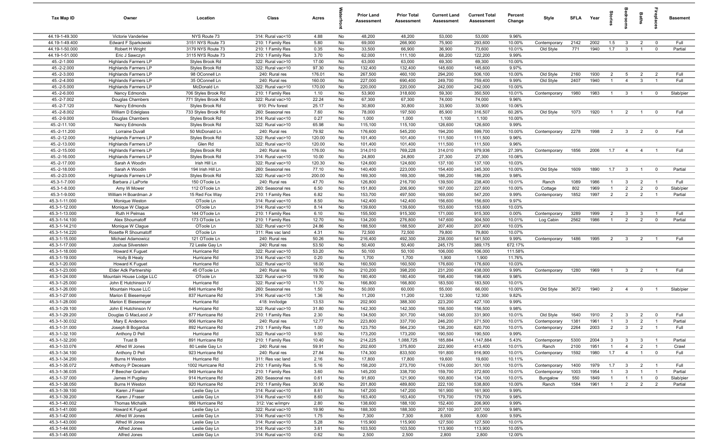| Tax Map ID | Owner | Location | Class | Acres | Waterfront | Prior Land Assessment | Prior Total Assessment | Current Land Assessment | Current Total Assessment | Percent Change | Style | SFLA | Year | Stories | Bedrooms | Baths | Fireplaces | Basement |
|---|---|---|---|---|---|---|---|---|---|---|---|---|---|---|---|---|---|---|
| 44.19-1-49.300 | Victorie Vanderlee | NYS Route 73 | 314: Rural vac<10 | 4.88 | No | 48,200 | 48,200 | 53,000 | 53,000 | 9.96% | | | | | | | | |
| 44.19-1-49.400 | Edward F Sparkowski | 3151 NYS Route 73 | 210: 1 Family Res | 5.80 | No | 69,000 | 266,900 | 75,900 | 293,600 | 10.00% | Contemporary | 2142 | 2002 | 1.5 | 3 | 2 | 0 | Full |
| 44.19-1-50.000 | Robert H Wright | 3179 NYS Route 73 | 210: 1 Family Res | 0.35 | No | 33,500 | 66,900 | 36,900 | 73,600 | 10.01% | Old Style | 771 | 1940 | 1.7 | 3 | 1 | 0 | Partial |
| 44.19-1-51.000 | Eric J Sawczyn | 3115 NYS Route 73 | 210: 1 Family Res | 3.70 | No | 62,000 | 111,100 | 68,200 | 122,200 | 9.99% | | | | | | | | |
| 45.-2-1.000 | Highlands Farmers LP | Styles Brook Rd | 322: Rural vac>10 | 17.00 | No | 63,000 | 63,000 | 69,300 | 69,300 | 10.00% | | | | | | | | |
| 45.-2-2.000 | Highlands Farmers LP | Styles Brook Rd | 322: Rural vac>10 | 97.30 | No | 132,400 | 132,400 | 145,600 | 145,600 | 9.97% | | | | | | | | |
| 45.-2-3.000 | Highlands Farmers LP | 98 OConnell Ln | 240: Rural res | 176.01 | No | 267,500 | 460,100 | 294,200 | 506,100 | 10.00% | Old Style | 2160 | 1930 | 2 | 5 | 2 | 2 | Full |
| 45.-2-4.000 | Highlands Farmers LP | 35 OConnell Ln | 240: Rural res | 160.00 | No | 227,000 | 690,400 | 249,700 | 759,400 | 9.99% | Old Style | 2407 | 1940 | 1 | 4 | 3 | 1 | Full |
| 45.-2-5.000 | Highlands Farmers LP | McDonald Ln | 322: Rural vac>10 | 170.00 | No | 220,000 | 220,000 | 242,000 | 242,000 | 10.00% | | | | | | | | |
| 45.-2-6.000 | Nancy Edmonds | 706 Styles Brook Rd | 210: 1 Family Res | 1.10 | No | 53,900 | 318,600 | 59,300 | 350,500 | 10.01% | Contemporary | 1980 | 1983 | 1 | 3 | 1 | 0 | Slab/pier |
| 45.-2-7.002 | Douglas Chambers | 771 Styles Brook Rd | 322: Rural vac>10 | 22.24 | No | 67,300 | 67,300 | 74,000 | 74,000 | 9.96% | | | | | | | | |
| 45.-2-7.120 | Nancy Edmonds | Styles Brook Rd | 910: Priv forest | 25.17 | No | 30,800 | 30,800 | 33,900 | 33,900 | 10.06% | | | | | | | | |
| 45.-2-8.002 | William D Edelglass | 733 Styles Brook Rd | 260: Seasonal res | 7.60 | No | 78,000 | 197,500 | 85,900 | 316,507 | 60.26% | Old Style | 1073 | 1920 | 1 | 2 | 1 | 0 | Full |
| 45.-2-9.000 | Douglas Chambers | Styles Brook Rd | 314: Rural vac<10 | 0.27 | No | 1,000 | 1,000 | 1,100 | 1,100 | 10.00% | | | | | | | | |
| 45.-2-11.100 | Nancy Edmonds | Styles Brook Rd | 322: Rural vac>10 | 65.98 | No | 115,100 | 115,100 | 126,600 | 126,600 | 9.99% | | | | | | | | |
| 45.-2-11.200 | Lorraine Duvall | 50 McDonald Ln | 240: Rural res | 79.92 | No | 176,600 | 545,200 | 194,200 | 599,700 | 10.00% | Contemporary | 2278 | 1998 | 2 | 3 | 2 | 0 | Full |
| 45.-2-12.000 | Highlands Farmers LP | Styles Brook Rd | 322: Rural vac>10 | 120.00 | No | 101,400 | 101,400 | 111,500 | 111,500 | 9.96% | | | | | | | | |
| 45.-2-13.000 | Highlands Farmers LP | Glen Rd | 322: Rural vac>10 | 120.00 | No | 101,400 | 101,400 | 111,500 | 111,500 | 9.96% | | | | | | | | |
| 45.-2-15.000 | Highlands Farmers LP | Styles Brook Rd | 240: Rural res | 176.00 | No | 314,010 | 769,228 | 314,010 | 979,936 | 27.39% | Contemporary | 1856 | 2006 | 1.7 | 4 | 4 | 1 | Full |
| 45.-2-16.000 | Highlands Farmers LP | Styles Brook Rd | 314: Rural vac<10 | 10.00 | No | 24,800 | 24,800 | 27,300 | 27,300 | 10.08% | | | | | | | | |
| 45.-2-17.000 | Sarah A Woodin | Irish Hill Ln | 322: Rural vac>10 | 120.30 | No | 124,600 | 124,600 | 137,100 | 137,100 | 10.03% | | | | | | | | |
| 45.-2-18.000 | Sarah A Woodin | 194 Irish Hill Ln | 260: Seasonal res | 77.10 | No | 140,400 | 223,000 | 154,400 | 245,300 | 10.00% | Old Style | 1609 | 1890 | 1.7 | 3 | 1 | 0 | Partial |
| 45.-2-23.000 | Highlands Farmers LP | Styles Brook Rd | 322: Rural vac>10 | 200.00 | No | 169,300 | 169,300 | 186,200 | 186,200 | 9.98% | | | | | | | | |
| 45.3-1-7.000 | Barbara J LaPorte | 150 OToole Ln | 240: Rural res | 47.70 | No | 126,800 | 216,700 | 139,500 | 238,400 | 10.01% | Ranch | 1089 | 1986 | 1 | 3 | 2 | 1 | Full |
| 45.3-1-8.000 | Amy W Mower | 112 OToole Ln | 260: Seasonal res | 6.50 | No | 151,800 | 206,900 | 167,000 | 227,600 | 10.00% | Cottage | 802 | 1969 | 1 | 2 | 2 | 0 | Slab/pier |
| 45.3-1-9.000 | William H Boardman Jr | 15 Red Fox Way | 210: 1 Family Res | 6.82 | No | 153,700 | 497,500 | 169,000 | 547,200 | 9.99% | Contemporary | 1852 | 1997 | 2 | 2 | 2 | 1 | Partial |
| 45.3-1-11.000 | Monique Weston | OToole Ln | 314: Rural vac<10 | 8.50 | No | 142,400 | 142,400 | 156,600 | 156,600 | 9.97% | | | | | | | | |
| 45.3-1-12.000 | Monique W Clague | OToole Ln | 314: Rural vac<10 | 8.14 | No | 139,600 | 139,600 | 153,600 | 153,600 | 10.03% | | | | | | | | |
| 45.3-1-13.000 | Ruth H Pelmas | 144 OToole Ln | 210: 1 Family Res | 6.10 | No | 155,500 | 915,300 | 171,000 | 915,300 | 0.00% | Contemporary | 3289 | 1999 | 2 | 3 | 3 | 1 | Full |
| 45.3-1-14.100 | Alex Shoumatoff | 173 OToole Ln | 210: 1 Family Res | 12.70 | No | 134,200 | 276,800 | 147,600 | 304,500 | 10.01% | Log Cabin | 2562 | 1986 | 1 | 2 | 2 | 0 | Partial |
| 45.3-1-14.210 | Monique W Clague | OToole Ln | 322: Rural vac>10 | 24.86 | No | 188,500 | 188,500 | 207,400 | 207,400 | 10.03% | | | | | | | | |
| 45.3-1-14.220 | Rosette R Shoumatoff | OToole Ln | 311: Res vac land | 4.31 | No | 72,500 | 72,500 | 79,800 | 79,800 | 10.07% | | | | | | | | |
| 45.3-1-15.000 | Michael Adamowicz | 121 OToole Ln | 240: Rural res | 50.26 | No | 216,400 | 492,300 | 238,000 | 541,500 | 9.99% | Contemporary | 1486 | 1995 | 2 | 3 | 2 | 1 | Full |
| 45.3-1-17.000 | Joshua Silverstein | 72 Leslie Gay Ln | 240: Rural res | 53.50 | No | 50,400 | 50,400 | 245,175 | 389,175 | 672.17% | | | | | | | | |
| 45.3-1-18.000 | Howard K Fuguet | Hurricane Rd | 322: Rural vac>10 | 53.20 | No | 50,100 | 50,100 | 106,000 | 106,000 | 111.58% | | | | | | | | |
| 45.3-1-19.000 | Holly B Healy | Hurricane Rd | 314: Rural vac<10 | 0.20 | No | 1,700 | 1,700 | 1,900 | 1,900 | 11.76% | | | | | | | | |
| 45.3-1-20.000 | Howard K Fuguet | Hurricane Rd | 322: Rural vac>10 | 18.00 | No | 160,500 | 160,500 | 176,600 | 176,600 | 10.03% | | | | | | | | |
| 45.3-1-23.000 | Elder Adk Partnership | 45 OToole Ln | 240: Rural res | 19.70 | No | 210,200 | 398,200 | 231,200 | 438,000 | 9.99% | Contemporary | 1280 | 1969 | 1 | 3 | 2 | 1 | Full |
| 45.3-1-24.000 | Mountain House Lodge LLC | OToole Ln | 322: Rural vac>10 | 19.90 | No | 180,400 | 180,400 | 198,400 | 198,400 | 9.98% | | | | | | | | |
| 45.3-1-25.000 | John E Hutchinson IV | Hurricane Rd | 322: Rural vac>10 | 11.70 | No | 166,800 | 166,800 | 183,500 | 183,500 | 10.01% | | | | | | | | |
| 45.3-1-26.000 | Mountain House LLC | 846 Hurricane Rd | 260: Seasonal res | 1.50 | No | 50,000 | 60,000 | 55,000 | 66,000 | 10.00% | Old Style | 3672 | 1940 | 2 | 4 | 0 | 1 | Slab/pier |
| 45.3-1-27.000 | Marion E Biesemeyer | 837 Hurricane Rd | 314: Rural vac<10 | 1.36 | No | 11,200 | 11,200 | 12,300 | 12,300 | 9.82% | | | | | | | | |
| 45.3-1-28.000 | Marion E Biesemeyer | Hurricane Rd | 418: Inn/lodge | 13.53 | No | 202,900 | 388,300 | 223,200 | 427,100 | 9.99% | | | | | | | | |
| 45.3-1-29.100 | John E Hutchinson IV | Hurricane Rd | 322: Rural vac>10 | 31.80 | No | 142,300 | 142,300 | 156,500 | 156,500 | 9.98% | | | | | | | | |
| 45.3-1-29.200 | Douglas G MacLeod Jr | 877 Hurricane Rd | 210: 1 Family Res | 2.30 | No | 134,500 | 301,700 | 148,000 | 331,900 | 10.01% | Old Style | 1640 | 1910 | 2 | 3 | 2 | 0 | Full |
| 45.3-1-30.032 | Mary E Anderson | 906 Hurricane Rd | 240: Rural res | 12.77 | No | 223,800 | 337,700 | 246,200 | 371,500 | 10.01% | Contemporary | 1381 | 1961 | 1 | 3 | 2 | 1 | Partial |
| 45.3-1-31.000 | Joseph B Bogardus | 892 Hurricane Rd | 210: 1 Family Res | 1.00 | No | 123,750 | 564,230 | 136,200 | 620,700 | 10.01% | Contemporary | 2264 | 2003 | 2 | 3 | 2 | 1 | Full |
| 45.3-1-32.100 | Anthony D Pell | Hurricane Rd | 322: Rural vac>10 | 9.50 | No | 173,200 | 173,200 | 190,500 | 190,500 | 9.99% | | | | | | | | |
| 45.3-1-32.200 | Trust B | 891 Hurricane Rd | 210: 1 Family Res | 10.40 | No | 214,225 | 1,088,725 | 185,884 | 1,147,884 | 5.43% | Contemporary | 5300 | 2004 | 3 | 3 | 3 | 1 | Partial |
| 45.3-1-33.076 | Alfred W Jones | 80 Leslie Gay Ln | 240: Rural res | 59.91 | No | 202,600 | 375,800 | 222,900 | 413,400 | 10.01% | Ranch | 2100 | 1951 | 1 | 4 | 2 | 1 | Crawl |
| 45.3-1-34.100 | Anthony D Pell | 923 Hurricane Rd | 240: Rural res | 27.84 | No | 174,300 | 833,500 | 191,800 | 916,900 | 10.01% | Contemporary | 1592 | 1980 | 1.7 | 4 | 1 | 0 | Full |
| 45.3-1-34.200 | Burns H Weston | Hurricane Rd | 311: Res vac land | 2.16 | No | 17,800 | 17,800 | 19,600 | 19,600 | 10.11% | | | | | | | | |
| 45.3-1-35.072 | Anthony P Decesare | 1002 Hurricane Rd | 210: 1 Family Res | 5.16 | No | 158,200 | 273,700 | 174,000 | 301,100 | 10.01% | Contemporary | 1400 | 1979 | 1.7 | 3 | 2 | 1 | Full |
| 45.3-1-36.035 | F Beecher Graham | 949 Hurricane Rd | 210: 1 Family Res | 3.60 | No | 145,200 | 338,700 | 159,700 | 372,600 | 10.01% | Contemporary | 1003 | 1954 | 1 | 3 | 1 | 1 | Partial |
| 45.3-1-37.000 | James H Pugsley | 914 Hurricane Rd | 260: Seasonal res | 0.61 | No | 91,600 | 121,900 | 100,800 | 134,100 | 10.01% | Bungalow | 550 | 1849 | 1 | 1 | 1 | 0 | Slab/pier |
| 45.3-1-38.050 | Burns H Weston | 920 Hurricane Rd | 210: 1 Family Res | 30.90 | No | 201,800 | 489,800 | 222,100 | 538,800 | 10.00% | Ranch | 1584 | 1961 | 1 | 2 | 2 | 2 | Partial |
| 45.3-1-39.100 | Karen J Fraser | Leslie Gay Ln | 314: Rural vac<10 | 8.61 | No | 147,200 | 147,200 | 161,900 | 161,900 | 9.99% | | | | | | | | |
| 45.3-1-39.200 | Karen J Fraser | Leslie Gay Ln | 314: Rural vac<10 | 8.60 | No | 163,400 | 163,400 | 179,700 | 179,700 | 9.98% | | | | | | | | |
| 45.3-1-40.002 | Thomas Michalik | 986 Hurricane Rd | 312: Vac w/imprv | 2.80 | No | 138,600 | 188,100 | 152,400 | 206,900 | 9.99% | | | | | | | | |
| 45.3-1-41.000 | Howard K Fuguet | Leslie Gay Ln | 322: Rural vac>10 | 19.90 | No | 188,300 | 188,300 | 207,100 | 207,100 | 9.98% | | | | | | | | |
| 45.3-1-42.000 | Alfred W Jones | Leslie Gay Ln | 314: Rural vac<10 | 1.75 | No | 7,300 | 7,300 | 8,000 | 8,000 | 9.59% | | | | | | | | |
| 45.3-1-43.000 | Alfred W Jones | Leslie Gay Ln | 314: Rural vac<10 | 5.28 | No | 115,900 | 115,900 | 127,500 | 127,500 | 10.01% | | | | | | | | |
| 45.3-1-44.000 | Alfred Jones | Leslie Gay Ln | 314: Rural vac<10 | 3.61 | No | 103,500 | 103,500 | 113,900 | 113,900 | 10.05% | | | | | | | | |
| 45.3-1-45.000 | Alfred Jones | Leslie Gay Ln | 314: Rural vac<10 | 0.62 | No | 2,500 | 2,500 | 2,800 | 2,800 | 12.00% | | | | | | | | |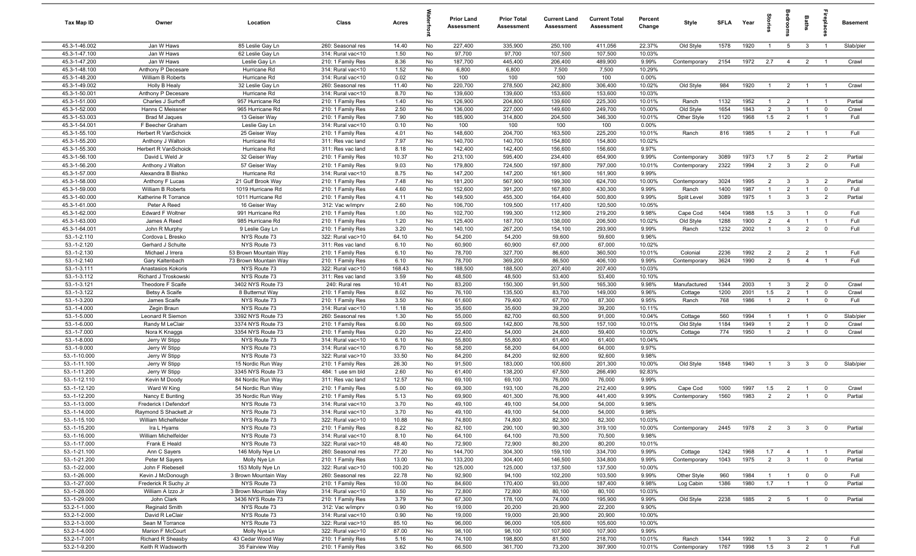| Tax Map ID | Owner | Location | Class | Acres | Waterfront | Prior Land Assessment | Prior Total Assessment | Current Land Assessment | Current Total Assessment | Percent Change | Style | SFLA | Year | Stories | Bedrooms | Baths | Fireplaces | Basement |
|---|---|---|---|---|---|---|---|---|---|---|---|---|---|---|---|---|---|---|
| 45.3-1-46.002 | Jan W Haws | 85 Leslie Gay Ln | 260: Seasonal res | 14.40 | No | 227,400 | 335,900 | 250,100 | 411,056 | 22.37% | Old Style | 1578 | 1920 | 1 | 5 | 3 | 1 | Slab/pier |
| 45.3-1-47.100 | Jan W Haws | 62 Leslie Gay Ln | 314: Rural vac<10 | 1.50 | No | 97,700 | 97,700 | 107,500 | 107,500 | 10.03% | | | | | | | | |
| 45.3-1-47.200 | Jan W Haws | Leslie Gay Ln | 210: 1 Family Res | 8.36 | No | 187,700 | 445,400 | 206,400 | 489,900 | 9.99% | Contemporary | 2154 | 1972 | 2.7 | 4 | 2 | 1 | Crawl |
| 45.3-1-48.100 | Anthony P Decesare | Hurricane Rd | 314: Rural vac<10 | 1.52 | No | 6,800 | 6,800 | 7,500 | 7,500 | 10.29% | | | | | | | | |
| 45.3-1-48.200 | William B Roberts | Hurricane Rd | 314: Rural vac<10 | 0.02 | No | 100 | 100 | 100 | 100 | 0.00% | | | | | | | | |
| 45.3-1-49.002 | Holly B Healy | 32 Leslie Gay Ln | 260: Seasonal res | 11.40 | No | 220,700 | 278,500 | 242,800 | 306,400 | 10.02% | Old Style | 984 | 1920 | 1 | 2 | 1 | 1 | Crawl |
| 45.3-1-50.001 | Anthony P Decesare | Hurricane Rd | 314: Rural vac<10 | 8.70 | No | 139,600 | 139,600 | 153,600 | 153,600 | 10.03% | | | | | | | | |
| 45.3-1-51.000 | Charles J Surhoff | 957 Hurricane Rd | 210: 1 Family Res | 1.40 | No | 126,900 | 204,800 | 139,600 | 225,300 | 10.01% | Ranch | 1132 | 1952 | 1 | 2 | 1 | 1 | Partial |
| 45.3-1-52.000 | Hanns C Meissner | 965 Hurricane Rd | 210: 1 Family Res | 2.50 | No | 136,000 | 227,000 | 149,600 | 249,700 | 10.00% | Old Style | 1654 | 1843 | 2 | 3 | 1 | 0 | Crawl |
| 45.3-1-53.003 | Brad M Jaques | 13 Geiser Way | 210: 1 Family Res | 7.90 | No | 185,900 | 314,800 | 204,500 | 346,300 | 10.01% | Other Style | 1120 | 1968 | 1.5 | 2 | 1 | 1 | Full |
| 45.3-1-54.001 | F Beecher Graham | Leslie Gay Ln | 314: Rural vac<10 | 0.10 | No | 100 | 100 | 100 | 100 | 0.00% | | | | | | | | |
| 45.3-1-55.100 | Herbert R VanSchoick | 25 Geiser Way | 210: 1 Family Res | 4.01 | No | 148,600 | 204,700 | 163,500 | 225,200 | 10.01% | Ranch | 816 | 1985 | 1 | 2 | 1 | 1 | Full |
| 45.3-1-55.200 | Anthony J Walton | Hurricane Rd | 311: Res vac land | 7.97 | No | 140,700 | 140,700 | 154,800 | 154,800 | 10.02% | | | | | | | | |
| 45.3-1-55.300 | Herbert R VanSchoick | Hurricane Rd | 311: Res vac land | 8.18 | No | 142,400 | 142,400 | 156,600 | 156,600 | 9.97% | | | | | | | | |
| 45.3-1-56.100 | David L Weld Jr | 32 Geiser Way | 210: 1 Family Res | 10.37 | No | 213,100 | 595,400 | 234,400 | 654,900 | 9.99% | Contemporary | 3089 | 1973 | 1.7 | 5 | 2 | 2 | Partial |
| 45.3-1-56.200 | Anthony J Walton | 57 Geiser Way | 210: 1 Family Res | 9.03 | No | 179,800 | 724,500 | 197,800 | 797,000 | 10.01% | Contemporary | 2322 | 1994 | 2 | 3 | 2 | 0 | Full |
| 45.3-1-57.000 | Alexandra B Bishko | Hurricane Rd | 314: Rural vac<10 | 8.75 | No | 147,200 | 147,200 | 161,900 | 161,900 | 9.99% | | | | | | | | |
| 45.3-1-58.000 | Anthony F Lucas | 21 Gulf Brook Way | 210: 1 Family Res | 7.48 | No | 181,200 | 567,900 | 199,300 | 624,700 | 10.00% | Contemporary | 3024 | 1995 | 2 | 3 | 3 | 2 | Partial |
| 45.3-1-59.000 | William B Roberts | 1019 Hurricane Rd | 210: 1 Family Res | 4.60 | No | 152,600 | 391,200 | 167,800 | 430,300 | 9.99% | Ranch | 1400 | 1987 | 1 | 2 | 1 | 0 | Full |
| 45.3-1-60.000 | Katherine R Torrance | 1011 Hurricane Rd | 210: 1 Family Res | 4.11 | No | 149,500 | 455,300 | 164,400 | 500,800 | 9.99% | Split Level | 3089 | 1975 | 1 | 3 | 3 | 2 | Partial |
| 45.3-1-61.000 | Peter A Reed | 16 Geiser Way | 312: Vac w/imprv | 2.60 | No | 106,700 | 109,500 | 117,400 | 120,500 | 10.05% | | | | | | | | |
| 45.3-1-62.000 | Edward F Woltner | 991 Hurricane Rd | 210: 1 Family Res | 1.00 | No | 102,700 | 199,300 | 112,900 | 219,200 | 9.98% | Cape Cod | 1404 | 1988 | 1.5 | 3 | 1 | 0 | Full |
| 45.3-1-63.000 | James A Reed | 985 Hurricane Rd | 210: 1 Family Res | 1.20 | No | 125,400 | 187,700 | 138,000 | 206,500 | 10.02% | Old Style | 1288 | 1900 | 2 | 4 | 1 | 1 | Full |
| 45.3-1-64.001 | John R Murphy | 9 Leslie Gay Ln | 210: 1 Family Res | 3.20 | No | 140,100 | 267,200 | 154,100 | 293,900 | 9.99% | Ranch | 1232 | 2002 | 1 | 3 | 2 | 0 | Full |
| 53.-1-2.110 | Cordova L Bresko | NYS Route 73 | 322: Rural vac>10 | 64.10 | No | 54,200 | 54,200 | 59,600 | 59,600 | 9.96% | | | | | | | | |
| 53.-1-2.120 | Gerhard J Schulte | NYS Route 73 | 311: Res vac land | 6.10 | No | 60,900 | 60,900 | 67,000 | 67,000 | 10.02% | | | | | | | | |
| 53.-1-2.130 | Michael J Irrera | 53 Brown Mountain Way | 210: 1 Family Res | 6.10 | No | 78,700 | 327,700 | 86,600 | 360,500 | 10.01% | Colonial | 2236 | 1992 | 2 | 2 | 2 | 1 | Full |
| 53.-1-2.140 | Gary Kaltenbach | 73 Brown Mountain Way | 210: 1 Family Res | 6.10 | No | 78,700 | 369,200 | 86,500 | 406,100 | 9.99% | Contemporary | 3624 | 1990 | 2 | 5 | 4 | 1 | Full |
| 53.-1-3.111 | Anastasios Kokoris | NYS Route 73 | 322: Rural vac>10 | 168.43 | No | 188,500 | 188,500 | 207,400 | 207,400 | 10.03% | | | | | | | | |
| 53.-1-3.112 | Richard J Troskowski | NYS Route 73 | 311: Res vac land | 3.59 | No | 48,500 | 48,500 | 53,400 | 53,400 | 10.10% | | | | | | | | |
| 53.-1-3.121 | Theodore F Scaife | 3402 NYS Route 73 | 240: Rural res | 10.41 | No | 83,200 | 150,300 | 91,500 | 165,300 | 9.98% | Manufactured | 1344 | 2003 | 1 | 3 | 2 | 0 | Crawl |
| 53.-1-3.122 | Betsy A Scaife | 8 Butternut Way | 210: 1 Family Res | 8.02 | No | 76,100 | 135,500 | 83,700 | 149,000 | 9.96% | Cottage | 1200 | 2001 | 1.5 | 2 | 1 | 0 | Crawl |
| 53.-1-3.200 | James Scaife | NYS Route 73 | 210: 1 Family Res | 3.50 | No | 61,600 | 79,400 | 67,700 | 87,300 | 9.95% | Ranch | 768 | 1986 | 1 | 2 | 1 | 0 | Full |
| 53.-1-4.000 | Zegin Braun | NYS Route 73 | 314: Rural vac<10 | 1.18 | No | 35,600 | 35,600 | 39,200 | 39,200 | 10.11% | | | | | | | | |
| 53.-1-5.000 | Leonard R Siemon | 3392 NYS Route 73 | 260: Seasonal res | 1.30 | No | 55,000 | 82,700 | 60,500 | 91,000 | 10.04% | Cottage | 560 | 1994 | 1 | 1 | 1 | 0 | Slab/pier |
| 53.-1-6.000 | Randy M LeClair | 3374 NYS Route 73 | 210: 1 Family Res | 6.00 | No | 69,500 | 142,800 | 76,500 | 157,100 | 10.01% | Old Style | 1184 | 1949 | 1 | 2 | 1 | 0 | Crawl |
| 53.-1-7.000 | Nora K Knaggs | 3354 NYS Route 73 | 210: 1 Family Res | 0.20 | No | 22,400 | 54,000 | 24,600 | 59,400 | 10.00% | Cottage | 774 | 1950 | 1 | 2 | 1 | 0 | Crawl |
| 53.-1-8.000 | Jerry W Stipp | NYS Route 73 | 314: Rural vac<10 | 6.10 | No | 55,800 | 55,800 | 61,400 | 61,400 | 10.04% | | | | | | | | |
| 53.-1-9.000 | Jerry W Stipp | NYS Route 73 | 314: Rural vac<10 | 6.70 | No | 58,200 | 58,200 | 64,000 | 64,000 | 9.97% | | | | | | | | |
| 53.-1-10.000 | Jerry W Stipp | NYS Route 73 | 322: Rural vac>10 | 33.50 | No | 84,200 | 84,200 | 92,600 | 92,600 | 9.98% | | | | | | | | |
| 53.-1-11.100 | Jerry W Stipp | 15 Nordic Run Way | 210: 1 Family Res | 26.30 | No | 91,500 | 183,000 | 100,600 | 201,300 | 10.00% | Old Style | 1848 | 1940 | 1 | 3 | 3 | 0 | Slab/pier |
| 53.-1-11.200 | Jerry W Stipp | 3345 NYS Route 73 | 484: 1 use sm bld | 2.60 | No | 61,400 | 138,200 | 67,500 | 266,490 | 92.83% | | | | | | | | |
| 53.-1-12.110 | Kevin M Doody | 84 Nordic Run Way | 311: Res vac land | 12.57 | No | 69,100 | 69,100 | 76,000 | 76,000 | 9.99% | | | | | | | | |
| 53.-1-12.120 | Ward W King | 54 Nordic Run Way | 210: 1 Family Res | 5.00 | No | 69,300 | 193,100 | 76,200 | 212,400 | 9.99% | Cape Cod | 1000 | 1997 | 1.5 | 2 | 1 | 0 | Crawl |
| 53.-1-12.200 | Nancy E Bunting | 35 Nordic Run Way | 210: 1 Family Res | 5.13 | No | 69,900 | 401,300 | 76,900 | 441,400 | 9.99% | Contemporary | 1560 | 1983 | 2 | 2 | 1 | 0 | Partial |
| 53.-1-13.000 | Frederick I Defendorf | NYS Route 73 | 314: Rural vac<10 | 3.70 | No | 49,100 | 49,100 | 54,000 | 54,000 | 9.98% | | | | | | | | |
| 53.-1-14.000 | Raymond S Shackett Jr | NYS Route 73 | 314: Rural vac<10 | 3.70 | No | 49,100 | 49,100 | 54,000 | 54,000 | 9.98% | | | | | | | | |
| 53.-1-15.100 | William Michelfelder | NYS Route 73 | 322: Rural vac>10 | 10.88 | No | 74,800 | 74,800 | 82,300 | 82,300 | 10.03% | | | | | | | | |
| 53.-1-15.200 | Ira L Hyams | NYS Route 73 | 210: 1 Family Res | 8.22 | No | 82,100 | 290,100 | 90,300 | 319,100 | 10.00% | Contemporary | 2445 | 1978 | 2 | 3 | 3 | 0 | Partial |
| 53.-1-16.000 | William Michelfelder | NYS Route 73 | 314: Rural vac<10 | 8.10 | No | 64,100 | 64,100 | 70,500 | 70,500 | 9.98% | | | | | | | | |
| 53.-1-17.000 | Frank E Heald | NYS Route 73 | 322: Rural vac>10 | 48.40 | No | 72,900 | 72,900 | 80,200 | 80,200 | 10.01% | | | | | | | | |
| 53.-1-21.100 | Ann C Sayers | 146 Molly Nye Ln | 260: Seasonal res | 77.20 | No | 144,700 | 304,300 | 159,100 | 334,700 | 9.99% | Cottage | 1242 | 1968 | 1.7 | 4 | 1 | 1 | Partial |
| 53.-1-21.200 | Peter M Sayers | Molly Nye Ln | 210: 1 Family Res | 13.00 | No | 133,200 | 304,400 | 146,500 | 334,800 | 9.99% | Contemporary | 1043 | 1975 | 2 | 3 | 1 | 0 | Partial |
| 53.-1-22.000 | John F Riebesell | 153 Molly Nye Ln | 322: Rural vac>10 | 100.20 | No | 125,000 | 125,000 | 137,500 | 137,500 | 10.00% | | | | | | | | |
| 53.-1-26.000 | Kevin J McDonough | 3 Brown Mountain Way | 260: Seasonal res | 22.78 | No | 92,900 | 94,100 | 102,200 | 103,500 | 9.99% | Other Style | 960 | 1984 | 1 | 1 | 0 | 0 | Full |
| 53.-1-27.000 | Frederick R Suchy Jr | NYS Route 73 | 210: 1 Family Res | 10.00 | No | 84,600 | 170,400 | 93,000 | 187,400 | 9.98% | Log Cabin | 1386 | 1980 | 1.7 | 1 | 1 | 0 | Partial |
| 53.-1-28.000 | William A Izzo Jr | 3 Brown Mountain Way | 314: Rural vac<10 | 8.50 | No | 72,800 | 72,800 | 80,100 | 80,100 | 10.03% | | | | | | | | |
| 53.-1-29.000 | John Clark | 3436 NYS Route 73 | 210: 1 Family Res | 3.79 | No | 67,300 | 178,100 | 74,000 | 195,900 | 9.99% | Old Style | 2238 | 1885 | 2 | 5 | 1 | 0 | Partial |
| 53.2-1-1.000 | Reginald Smith | NYS Route 73 | 312: Vac w/imprv | 0.90 | No | 19,000 | 20,200 | 20,900 | 22,200 | 9.90% | | | | | | | | |
| 53.2-1-2.000 | David R LeClair | NYS Route 73 | 314: Rural vac<10 | 0.90 | No | 19,000 | 19,000 | 20,900 | 20,900 | 10.00% | | | | | | | | |
| 53.2-1-3.000 | Sean M Torrance | NYS Route 73 | 322: Rural vac>10 | 85.10 | No | 96,000 | 96,000 | 105,600 | 105,600 | 10.00% | | | | | | | | |
| 53.2-1-4.000 | Marion F McCourt | Molly Nye Ln | 322: Rural vac>10 | 87.00 | No | 98,100 | 98,100 | 107,900 | 107,900 | 9.99% | | | | | | | | |
| 53.2-1-7.001 | Richard R Sheasby | 43 Cedar Wood Way | 210: 1 Family Res | 5.16 | No | 74,100 | 198,800 | 81,500 | 218,700 | 10.01% | Ranch | 1344 | 1992 | 1 | 3 | 2 | 0 | Full |
| 53.2-1-9.200 | Keith R Wadsworth | 35 Fairview Way | 210: 1 Family Res | 3.62 | No | 66,500 | 361,700 | 73,200 | 397,900 | 10.01% | Contemporary | 1767 | 1998 | 1.5 | 3 | 2 | 1 | Full |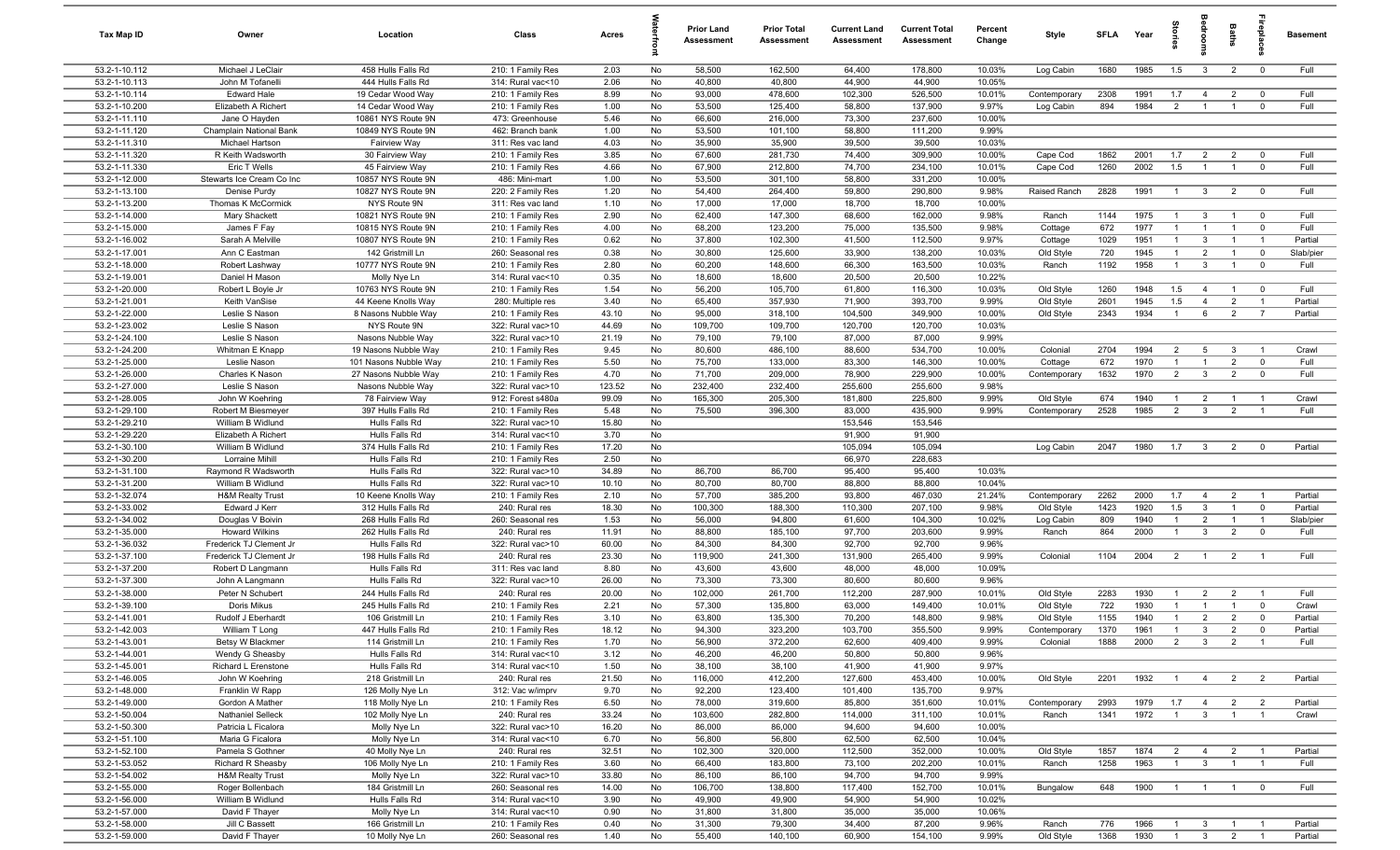| Tax Map ID | Owner | Location | Class | Acres | Waterfront | Prior Land Assessment | Prior Total Assessment | Current Land Assessment | Current Total Assessment | Percent Change | Style | SFLA | Year | Stories | Bedrooms | Baths | Fireplaces | Basement |
|---|---|---|---|---|---|---|---|---|---|---|---|---|---|---|---|---|---|---|
| 53.2-1-10.112 | Michael J LeClair | 458 Hulls Falls Rd | 210: 1 Family Res | 2.03 | No | 58,500 | 162,500 | 64,400 | 178,800 | 10.03% | Log Cabin | 1680 | 1985 | 1.5 | 3 | 2 | 0 | Full |
| 53.2-1-10.113 | John M Tofanelli | 444 Hulls Falls Rd | 314: Rural vac<10 | 2.06 | No | 40,800 | 40,800 | 44,900 | 44,900 | 10.05% | | | | | | | | |
| 53.2-1-10.114 | Edward Hale | 19 Cedar Wood Way | 210: 1 Family Res | 8.99 | No | 93,000 | 478,600 | 102,300 | 526,500 | 10.01% | Contemporary | 2308 | 1991 | 1.7 | 4 | 2 | 0 | Full |
| 53.2-1-10.200 | Elizabeth A Richert | 14 Cedar Wood Way | 210: 1 Family Res | 1.00 | No | 53,500 | 125,400 | 58,800 | 137,900 | 9.97% | Log Cabin | 894 | 1984 | 2 | 1 | 1 | 0 | Full |
| 53.2-1-11.110 | Jane O Hayden | 10861 NYS Route 9N | 473: Greenhouse | 5.46 | No | 66,600 | 216,000 | 73,300 | 237,600 | 10.00% | | | | | | | | |
| 53.2-1-11.120 | Champlain National Bank | 10849 NYS Route 9N | 462: Branch bank | 1.00 | No | 53,500 | 101,100 | 58,800 | 111,200 | 9.99% | | | | | | | | |
| 53.2-1-11.310 | Michael Hartson | Fairview Way | 311: Res vac land | 4.03 | No | 35,900 | 35,900 | 39,500 | 39,500 | 10.03% | | | | | | | | |
| 53.2-1-11.320 | R Keith Wadsworth | 30 Fairview Way | 210: 1 Family Res | 3.85 | No | 67,600 | 281,730 | 74,400 | 309,900 | 10.00% | Cape Cod | 1862 | 2001 | 1.7 | 2 | 2 | 0 | Full |
| 53.2-1-11.330 | Eric T Wells | 45 Fairview Way | 210: 1 Family Res | 4.66 | No | 67,900 | 212,800 | 74,700 | 234,100 | 10.01% | Cape Cod | 1260 | 2002 | 1.5 | 1 | 1 | 0 | Full |
| 53.2-1-12.000 | Stewarts Ice Cream Co Inc | 10857 NYS Route 9N | 486: Mini-mart | 1.00 | No | 53,500 | 301,100 | 58,800 | 331,200 | 10.00% | | | | | | | | |
| 53.2-1-13.100 | Denise Purdy | 10827 NYS Route 9N | 220: 2 Family Res | 1.20 | No | 54,400 | 264,400 | 59,800 | 290,800 | 9.98% | Raised Ranch | 2828 | 1991 | 1 | 3 | 2 | 0 | Full |
| 53.2-1-13.200 | Thomas K McCormick | NYS Route 9N | 311: Res vac land | 1.10 | No | 17,000 | 17,000 | 18,700 | 18,700 | 10.00% | | | | | | | | |
| 53.2-1-14.000 | Mary Shackett | 10821 NYS Route 9N | 210: 1 Family Res | 2.90 | No | 62,400 | 147,300 | 68,600 | 162,000 | 9.98% | Ranch | 1144 | 1975 | 1 | 3 | 1 | 0 | Full |
| 53.2-1-15.000 | James F Fay | 10815 NYS Route 9N | 210: 1 Family Res | 4.00 | No | 68,200 | 123,200 | 75,000 | 135,500 | 9.98% | Cottage | 672 | 1977 | 1 | 1 | 1 | 0 | Full |
| 53.2-1-16.002 | Sarah A Melville | 10807 NYS Route 9N | 210: 1 Family Res | 0.62 | No | 37,800 | 102,300 | 41,500 | 112,500 | 9.97% | Cottage | 1029 | 1951 | 1 | 3 | 1 | 1 | Partial |
| 53.2-1-17.001 | Ann C Eastman | 142 Gristmill Ln | 260: Seasonal res | 0.38 | No | 30,800 | 125,600 | 33,900 | 138,200 | 10.03% | Old Style | 720 | 1945 | 1 | 2 | 1 | 0 | Slab/pier |
| 53.2-1-18.000 | Robert Lashway | 10777 NYS Route 9N | 210: 1 Family Res | 2.80 | No | 60,200 | 148,600 | 66,300 | 163,500 | 10.03% | Ranch | 1192 | 1958 | 1 | 3 | 1 | 0 | Full |
| 53.2-1-19.001 | Daniel H Mason | Molly Nye Ln | 314: Rural vac<10 | 0.35 | No | 18,600 | 18,600 | 20,500 | 20,500 | 10.22% | | | | | | | | |
| 53.2-1-20.000 | Robert L Boyle Jr | 10763 NYS Route 9N | 210: 1 Family Res | 1.54 | No | 56,200 | 105,700 | 61,800 | 116,300 | 10.03% | Old Style | 1260 | 1948 | 1.5 | 4 | 1 | 0 | Full |
| 53.2-1-21.001 | Keith VanSise | 44 Keene Knolls Way | 280: Multiple res | 3.40 | No | 65,400 | 357,930 | 71,900 | 393,700 | 9.99% | Old Style | 2601 | 1945 | 1.5 | 4 | 2 | 1 | Partial |
| 53.2-1-22.000 | Leslie S Nason | 8 Nasons Nubble Way | 210: 1 Family Res | 43.10 | No | 95,000 | 318,100 | 104,500 | 349,900 | 10.00% | Old Style | 2343 | 1934 | 1 | 6 | 2 | 7 | Partial |
| 53.2-1-23.002 | Leslie S Nason | NYS Route 9N | 322: Rural vac>10 | 44.69 | No | 109,700 | 109,700 | 120,700 | 120,700 | 10.03% | | | | | | | | |
| 53.2-1-24.100 | Leslie S Nason | Nasons Nubble Way | 322: Rural vac>10 | 21.19 | No | 79,100 | 79,100 | 87,000 | 87,000 | 9.99% | | | | | | | | |
| 53.2-1-24.200 | Whitman E Knapp | 19 Nasons Nubble Way | 210: 1 Family Res | 9.45 | No | 80,600 | 486,100 | 88,600 | 534,700 | 10.00% | Colonial | 2704 | 1994 | 2 | 5 | 3 | 1 | Crawl |
| 53.2-1-25.000 | Leslie Nason | 101 Nasons Nubble Way | 210: 1 Family Res | 5.50 | No | 75,700 | 133,000 | 83,300 | 146,300 | 10.00% | Cottage | 672 | 1970 | 1 | 1 | 2 | 0 | Full |
| 53.2-1-26.000 | Charles K Nason | 27 Nasons Nubble Way | 210: 1 Family Res | 4.70 | No | 71,700 | 209,000 | 78,900 | 229,900 | 10.00% | Contemporary | 1632 | 1970 | 2 | 3 | 2 | 0 | Full |
| 53.2-1-27.000 | Leslie S Nason | Nasons Nubble Way | 322: Rural vac>10 | 123.52 | No | 232,400 | 232,400 | 255,600 | 255,600 | 9.98% | | | | | | | | |
| 53.2-1-28.005 | John W Koehring | 78 Fairview Way | 912: Forest s480a | 99.09 | No | 165,300 | 205,300 | 181,800 | 225,800 | 9.99% | Old Style | 674 | 1940 | 1 | 2 | 1 | 1 | Crawl |
| 53.2-1-29.100 | Robert M Biesmeyer | 397 Hulls Falls Rd | 210: 1 Family Res | 5.48 | No | 75,500 | 396,300 | 83,000 | 435,900 | 9.99% | Contemporary | 2528 | 1985 | 2 | 3 | 2 | 1 | Full |
| 53.2-1-29.210 | William B Widlund | Hulls Falls Rd | 322: Rural vac>10 | 15.80 | No | | | 153,546 | 153,546 | | | | | | | | | |
| 53.2-1-29.220 | Elizabeth A Richert | Hulls Falls Rd | 314: Rural vac<10 | 3.70 | No | | | 91,900 | 91,900 | | | | | | | | | |
| 53.2-1-30.100 | William B Widlund | 374 Hulls Falls Rd | 210: 1 Family Res | 17.20 | No | | | 105,094 | 105,094 | | Log Cabin | 2047 | 1980 | 1.7 | 3 | 2 | 0 | Partial |
| 53.2-1-30.200 | Lorraine Mihill | Hulls Falls Rd | 210: 1 Family Res | 2.50 | No | | | 66,970 | 228,683 | | | | | | | | | |
| 53.2-1-31.100 | Raymond R Wadsworth | Hulls Falls Rd | 322: Rural vac>10 | 34.89 | No | 86,700 | 86,700 | 95,400 | 95,400 | 10.03% | | | | | | | | |
| 53.2-1-31.200 | William B Widlund | Hulls Falls Rd | 322: Rural vac>10 | 10.10 | No | 80,700 | 80,700 | 88,800 | 88,800 | 10.04% | | | | | | | | |
| 53.2-1-32.074 | H&M Realty Trust | 10 Keene Knolls Way | 210: 1 Family Res | 2.10 | No | 57,700 | 385,200 | 93,800 | 467,030 | 21.24% | Contemporary | 2262 | 2000 | 1.7 | 4 | 2 | 1 | Partial |
| 53.2-1-33.002 | Edward J Kerr | 312 Hulls Falls Rd | 240: Rural res | 18.30 | No | 100,300 | 188,300 | 110,300 | 207,100 | 9.98% | Old Style | 1423 | 1920 | 1.5 | 3 | 1 | 0 | Partial |
| 53.2-1-34.002 | Douglas V Boivin | 268 Hulls Falls Rd | 260: Seasonal res | 1.53 | No | 56,000 | 94,800 | 61,600 | 104,300 | 10.02% | Log Cabin | 809 | 1940 | 1 | 2 | 1 | 1 | Slab/pier |
| 53.2-1-35.000 | Howard Wilkins | 262 Hulls Falls Rd | 240: Rural res | 11.91 | No | 88,800 | 185,100 | 97,700 | 203,600 | 9.99% | Ranch | 864 | 2000 | 1 | 3 | 2 | 0 | Full |
| 53.2-1-36.032 | Frederick TJ Clement Jr | Hulls Falls Rd | 322: Rural vac>10 | 60.00 | No | 84,300 | 84,300 | 92,700 | 92,700 | 9.96% | | | | | | | | |
| 53.2-1-37.100 | Frederick TJ Clement Jr | 198 Hulls Falls Rd | 240: Rural res | 23.30 | No | 119,900 | 241,300 | 131,900 | 265,400 | 9.99% | Colonial | 1104 | 2004 | 2 | 1 | 2 | 1 | Full |
| 53.2-1-37.200 | Robert D Langmann | Hulls Falls Rd | 311: Res vac land | 8.80 | No | 43,600 | 43,600 | 48,000 | 48,000 | 10.09% | | | | | | | | |
| 53.2-1-37.300 | John A Langmann | Hulls Falls Rd | 322: Rural vac>10 | 26.00 | No | 73,300 | 73,300 | 80,600 | 80,600 | 9.96% | | | | | | | | |
| 53.2-1-38.000 | Peter N Schubert | 244 Hulls Falls Rd | 240: Rural res | 20.00 | No | 102,000 | 261,700 | 112,200 | 287,900 | 10.01% | Old Style | 2283 | 1930 | 1 | 2 | 2 | 1 | Full |
| 53.2-1-39.100 | Doris Mikus | 245 Hulls Falls Rd | 210: 1 Family Res | 2.21 | No | 57,300 | 135,800 | 63,000 | 149,400 | 10.01% | Old Style | 722 | 1930 | 1 | 1 | 1 | 0 | Crawl |
| 53.2-1-41.001 | Rudolf J Eberhardt | 106 Gristmill Ln | 210: 1 Family Res | 3.10 | No | 63,800 | 135,300 | 70,200 | 148,800 | 9.98% | Old Style | 1155 | 1940 | 1 | 2 | 2 | 0 | Partial |
| 53.2-1-42.003 | William T Long | 447 Hulls Falls Rd | 210: 1 Family Res | 18.12 | No | 94,300 | 323,200 | 103,700 | 355,500 | 9.99% | Contemporary | 1370 | 1961 | 1 | 3 | 2 | 0 | Partial |
| 53.2-1-43.001 | Betsy W Blackmer | 114 Gristmill Ln | 210: 1 Family Res | 1.70 | No | 56,900 | 372,200 | 62,600 | 409,400 | 9.99% | Colonial | 1888 | 2000 | 2 | 3 | 2 | 1 | Full |
| 53.2-1-44.001 | Wendy G Sheasby | Hulls Falls Rd | 314: Rural vac<10 | 3.12 | No | 46,200 | 46,200 | 50,800 | 50,800 | 9.96% | | | | | | | | |
| 53.2-1-45.001 | Richard L Erenstone | Hulls Falls Rd | 314: Rural vac<10 | 1.50 | No | 38,100 | 38,100 | 41,900 | 41,900 | 9.97% | | | | | | | | |
| 53.2-1-46.005 | John W Koehring | 218 Gristmill Ln | 240: Rural res | 21.50 | No | 116,000 | 412,200 | 127,600 | 453,400 | 10.00% | Old Style | 2201 | 1932 | 1 | 4 | 2 | 2 | Partial |
| 53.2-1-48.000 | Franklin W Rapp | 126 Molly Nye Ln | 312: Vac w/imprv | 9.70 | No | 92,200 | 123,400 | 101,400 | 135,700 | 9.97% | | | | | | | | |
| 53.2-1-49.000 | Gordon A Mather | 118 Molly Nye Ln | 210: 1 Family Res | 6.50 | No | 78,000 | 319,600 | 85,800 | 351,600 | 10.01% | Contemporary | 2993 | 1979 | 1.7 | 4 | 2 | 2 | Partial |
| 53.2-1-50.004 | Nathaniel Selleck | 102 Molly Nye Ln | 240: Rural res | 33.24 | No | 103,600 | 282,800 | 114,000 | 311,100 | 10.01% | Ranch | 1341 | 1972 | 1 | 3 | 1 | 1 | Crawl |
| 53.2-1-50.300 | Patricia L Ficalora | Molly Nye Ln | 322: Rural vac>10 | 16.20 | No | 86,000 | 86,000 | 94,600 | 94,600 | 10.00% | | | | | | | | |
| 53.2-1-51.100 | Maria G Ficalora | Molly Nye Ln | 314: Rural vac<10 | 6.70 | No | 56,800 | 56,800 | 62,500 | 62,500 | 10.04% | | | | | | | | |
| 53.2-1-52.100 | Pamela S Gothner | 40 Molly Nye Ln | 240: Rural res | 32.51 | No | 102,300 | 320,000 | 112,500 | 352,000 | 10.00% | Old Style | 1857 | 1874 | 2 | 4 | 2 | 1 | Partial |
| 53.2-1-53.052 | Richard R Sheasby | 106 Molly Nye Ln | 210: 1 Family Res | 3.60 | No | 66,400 | 183,800 | 73,100 | 202,200 | 10.01% | Ranch | 1258 | 1963 | 1 | 3 | 1 | 1 | Full |
| 53.2-1-54.002 | H&M Realty Trust | Molly Nye Ln | 322: Rural vac>10 | 33.80 | No | 86,100 | 86,100 | 94,700 | 94,700 | 9.99% | | | | | | | | |
| 53.2-1-55.000 | Roger Bollenbach | 184 Gristmill Ln | 260: Seasonal res | 14.00 | No | 106,700 | 138,800 | 117,400 | 152,700 | 10.01% | Bungalow | 648 | 1900 | 1 | 1 | 1 | 0 | Full |
| 53.2-1-56.000 | William B Widlund | Hulls Falls Rd | 314: Rural vac<10 | 3.90 | No | 49,900 | 49,900 | 54,900 | 54,900 | 10.02% | | | | | | | | |
| 53.2-1-57.000 | David F Thayer | Molly Nye Ln | 314: Rural vac<10 | 0.90 | No | 31,800 | 31,800 | 35,000 | 35,000 | 10.06% | | | | | | | | |
| 53.2-1-58.000 | Jill C Bassett | 166 Gristmill Ln | 210: 1 Family Res | 0.40 | No | 31,300 | 79,300 | 34,400 | 87,200 | 9.96% | Ranch | 776 | 1966 | 1 | 3 | 1 | 1 | Partial |
| 53.2-1-59.000 | David F Thayer | 10 Molly Nye Ln | 260: Seasonal res | 1.40 | No | 55,400 | 140,100 | 60,900 | 154,100 | 9.99% | Old Style | 1368 | 1930 | 1 | 3 | 2 | 1 | Partial |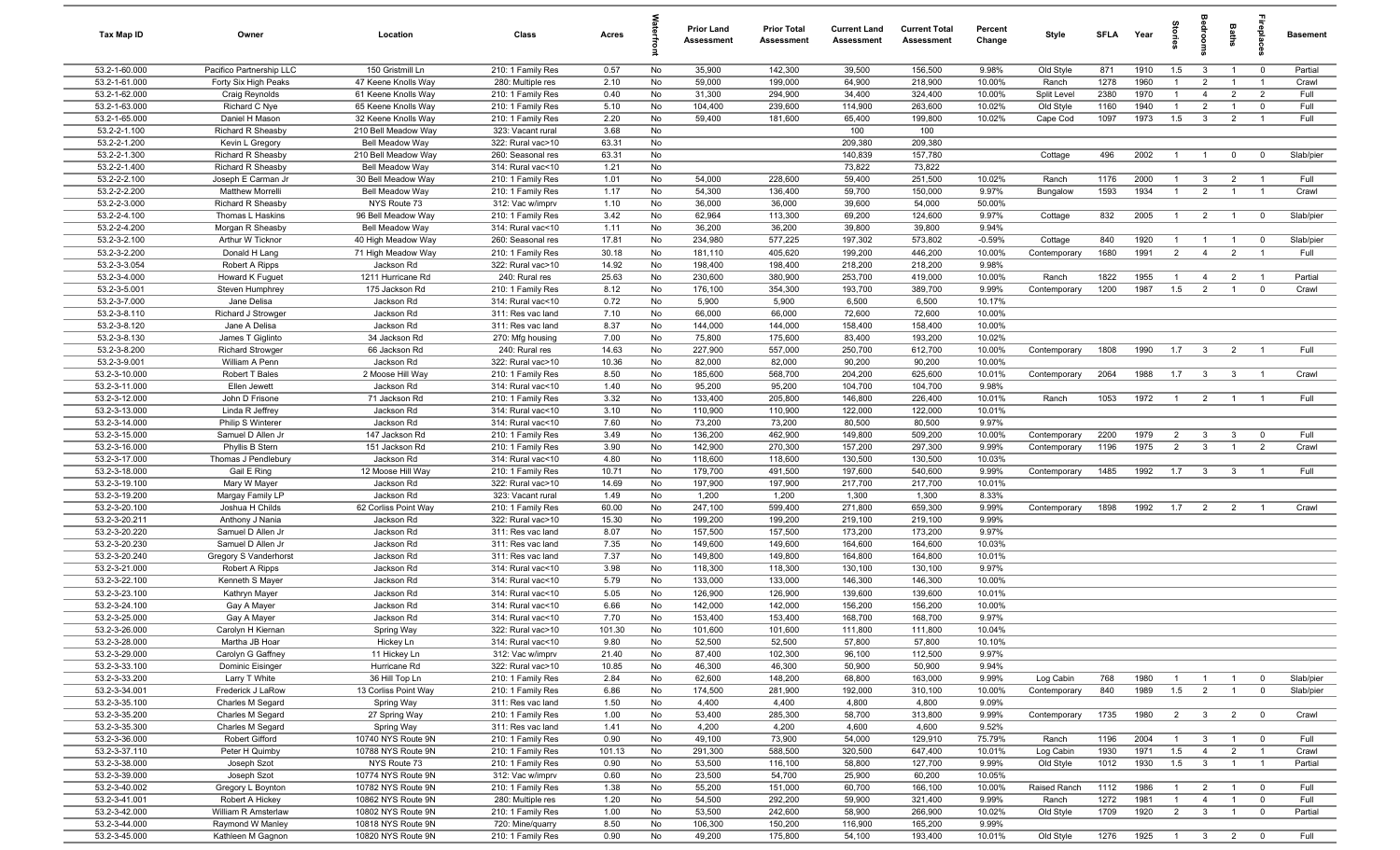| Tax Map ID | Owner | Location | Class | Acres | Waterfront | Prior Land Assessment | Prior Total Assessment | Current Land Assessment | Current Total Assessment | Percent Change | Style | SFLA | Year | Stories | Bedrooms | Baths | Fireplaces | Basement |
|---|---|---|---|---|---|---|---|---|---|---|---|---|---|---|---|---|---|---|
| 53.2-1-60.000 | Pacifico Partnership LLC | 150 Gristmill Ln | 210: 1 Family Res | 0.57 | No | 35,900 | 142,300 | 39,500 | 156,500 | 9.98% | Old Style | 871 | 1910 | 1.5 | 3 | 1 | 0 | Partial |
| 53.2-1-61.000 | Forty Six High Peaks | 47 Keene Knolls Way | 280: Multiple res | 2.10 | No | 59,000 | 199,000 | 64,900 | 218,900 | 10.00% | Ranch | 1278 | 1960 | 1 | 2 | 1 | 1 | Crawl |
| 53.2-1-62.000 | Craig Reynolds | 61 Keene Knolls Way | 210: 1 Family Res | 0.40 | No | 31,300 | 294,900 | 34,400 | 324,400 | 10.00% | Split Level | 2380 | 1970 | 1 | 4 | 2 | 2 | Full |
| 53.2-1-63.000 | Richard C Nye | 65 Keene Knolls Way | 210: 1 Family Res | 5.10 | No | 104,400 | 239,600 | 114,900 | 263,600 | 10.02% | Old Style | 1160 | 1940 | 1 | 2 | 1 | 0 | Full |
| 53.2-1-65.000 | Daniel H Mason | 32 Keene Knolls Way | 210: 1 Family Res | 2.20 | No | 59,400 | 181,600 | 65,400 | 199,800 | 10.02% | Cape Cod | 1097 | 1973 | 1.5 | 3 | 2 | 1 | Full |
| 53.2-2-1.100 | Richard R Sheasby | 210 Bell Meadow Way | 323: Vacant rural | 3.68 | No | | | 100 | 100 | | | | | | | | | |
| 53.2-2-1.200 | Kevin L Gregory | Bell Meadow Way | 322: Rural vac>10 | 63.31 | No | | | 209,380 | 209,380 | | | | | | | | | |
| 53.2-2-1.300 | Richard R Sheasby | 210 Bell Meadow Way | 260: Seasonal res | 63.31 | No | | | 140,839 | 157,780 | | Cottage | 496 | 2002 | 1 | 1 | 0 | 0 | Slab/pier |
| 53.2-2-1.400 | Richard R Sheasby | Bell Meadow Way | 314: Rural vac<10 | 1.21 | No | | | 73,822 | 73,822 | | | | | | | | | |
| 53.2-2-2.100 | Joseph E Carman Jr | 30 Bell Meadow Way | 210: 1 Family Res | 1.01 | No | 54,000 | 228,600 | 59,400 | 251,500 | 10.02% | Ranch | 1176 | 2000 | 1 | 3 | 2 | 1 | Full |
| 53.2-2-2.200 | Matthew Morrelli | Bell Meadow Way | 210: 1 Family Res | 1.17 | No | 54,300 | 136,400 | 59,700 | 150,000 | 9.97% | Bungalow | 1593 | 1934 | 1 | 2 | 1 | 1 | Crawl |
| 53.2-2-3.000 | Richard R Sheasby | NYS Route 73 | 312: Vac w/imprv | 1.10 | No | 36,000 | 36,000 | 39,600 | 54,000 | 50.00% | | | | | | | | |
| 53.2-2-4.100 | Thomas L Haskins | 96 Bell Meadow Way | 210: 1 Family Res | 3.42 | No | 62,964 | 113,300 | 69,200 | 124,600 | 9.97% | Cottage | 832 | 2005 | 1 | 2 | 1 | 0 | Slab/pier |
| 53.2-2-4.200 | Morgan R Sheasby | Bell Meadow Way | 314: Rural vac<10 | 1.11 | No | 36,200 | 36,200 | 39,800 | 39,800 | 9.94% | | | | | | | | |
| 53.2-3-2.100 | Arthur W Ticknor | 40 High Meadow Way | 260: Seasonal res | 17.81 | No | 234,980 | 577,225 | 197,302 | 573,802 | -0.59% | Cottage | 840 | 1920 | 1 | 1 | 1 | 0 | Slab/pier |
| 53.2-3-2.200 | Donald H Lang | 71 High Meadow Way | 210: 1 Family Res | 30.18 | No | 181,110 | 405,620 | 199,200 | 446,200 | 10.00% | Contemporary | 1680 | 1991 | 2 | 4 | 2 | 1 | Full |
| 53.2-3-3.054 | Robert A Ripps | Jackson Rd | 322: Rural vac>10 | 14.92 | No | 198,400 | 198,400 | 218,200 | 218,200 | 9.98% | | | | | | | | |
| 53.2-3-4.000 | Howard K Fuguet | 1211 Hurricane Rd | 240: Rural res | 25.63 | No | 230,600 | 380,900 | 253,700 | 419,000 | 10.00% | Ranch | 1822 | 1955 | 1 | 4 | 2 | 1 | Partial |
| 53.2-3-5.001 | Steven Humphrey | 175 Jackson Rd | 210: 1 Family Res | 8.12 | No | 176,100 | 354,300 | 193,700 | 389,700 | 9.99% | Contemporary | 1200 | 1987 | 1.5 | 2 | 1 | 0 | Crawl |
| 53.2-3-7.000 | Jane Delisa | Jackson Rd | 314: Rural vac<10 | 0.72 | No | 5,900 | 5,900 | 6,500 | 6,500 | 10.17% | | | | | | | | |
| 53.2-3-8.110 | Richard J Strowger | Jackson Rd | 311: Res vac land | 7.10 | No | 66,000 | 66,000 | 72,600 | 72,600 | 10.00% | | | | | | | | |
| 53.2-3-8.120 | Jane A Delisa | Jackson Rd | 311: Res vac land | 8.37 | No | 144,000 | 144,000 | 158,400 | 158,400 | 10.00% | | | | | | | | |
| 53.2-3-8.130 | James T Giglinto | 34 Jackson Rd | 270: Mfg housing | 7.00 | No | 75,800 | 175,600 | 83,400 | 193,200 | 10.02% | | | | | | | | |
| 53.2-3-8.200 | Richard Strowger | 66 Jackson Rd | 240: Rural res | 14.63 | No | 227,900 | 557,000 | 250,700 | 612,700 | 10.00% | Contemporary | 1808 | 1990 | 1.7 | 3 | 2 | 1 | Full |
| 53.2-3-9.001 | William A Penn | Jackson Rd | 322: Rural vac>10 | 10.36 | No | 82,000 | 82,000 | 90,200 | 90,200 | 10.00% | | | | | | | | |
| 53.2-3-10.000 | Robert T Bales | 2 Moose Hill Way | 210: 1 Family Res | 8.50 | No | 185,600 | 568,700 | 204,200 | 625,600 | 10.01% | Contemporary | 2064 | 1988 | 1.7 | 3 | 3 | 1 | Crawl |
| 53.2-3-11.000 | Ellen Jewett | Jackson Rd | 314: Rural vac<10 | 1.40 | No | 95,200 | 95,200 | 104,700 | 104,700 | 9.98% | | | | | | | | |
| 53.2-3-12.000 | John D Frisone | 71 Jackson Rd | 210: 1 Family Res | 3.32 | No | 133,400 | 205,800 | 146,800 | 226,400 | 10.01% | Ranch | 1053 | 1972 | 1 | 2 | 1 | 1 | Full |
| 53.2-3-13.000 | Linda R Jeffrey | Jackson Rd | 314: Rural vac<10 | 3.10 | No | 110,900 | 110,900 | 122,000 | 122,000 | 10.01% | | | | | | | | |
| 53.2-3-14.000 | Philip S Winterer | Jackson Rd | 314: Rural vac<10 | 7.60 | No | 73,200 | 73,200 | 80,500 | 80,500 | 9.97% | | | | | | | | |
| 53.2-3-15.000 | Samuel D Allen Jr | 147 Jackson Rd | 210: 1 Family Res | 3.49 | No | 136,200 | 462,900 | 149,800 | 509,200 | 10.00% | Contemporary | 2200 | 1979 | 2 | 3 | 3 | 0 | Full |
| 53.2-3-16.000 | Phyllis B Stern | 151 Jackson Rd | 210: 1 Family Res | 3.90 | No | 142,900 | 270,300 | 157,200 | 297,300 | 9.99% | Contemporary | 1196 | 1975 | 2 | 3 | 1 | 2 | Crawl |
| 53.2-3-17.000 | Thomas J Pendlebury | Jackson Rd | 314: Rural vac<10 | 4.80 | No | 118,600 | 118,600 | 130,500 | 130,500 | 10.03% | | | | | | | | |
| 53.2-3-18.000 | Gail E Ring | 12 Moose Hill Way | 210: 1 Family Res | 10.71 | No | 179,700 | 491,500 | 197,600 | 540,600 | 9.99% | Contemporary | 1485 | 1992 | 1.7 | 3 | 3 | 1 | Full |
| 53.2-3-19.100 | Mary W Mayer | Jackson Rd | 322: Rural vac>10 | 14.69 | No | 197,900 | 197,900 | 217,700 | 217,700 | 10.01% | | | | | | | | |
| 53.2-3-19.200 | Margay Family LP | Jackson Rd | 323: Vacant rural | 1.49 | No | 1,200 | 1,200 | 1,300 | 1,300 | 8.33% | | | | | | | | |
| 53.2-3-20.100 | Joshua H Childs | 62 Corliss Point Way | 210: 1 Family Res | 60.00 | No | 247,100 | 599,400 | 271,800 | 659,300 | 9.99% | Contemporary | 1898 | 1992 | 1.7 | 2 | 2 | 1 | Crawl |
| 53.2-3-20.211 | Anthony J Nania | Jackson Rd | 322: Rural vac>10 | 15.30 | No | 199,200 | 199,200 | 219,100 | 219,100 | 9.99% | | | | | | | | |
| 53.2-3-20.220 | Samuel D Allen Jr | Jackson Rd | 311: Res vac land | 8.07 | No | 157,500 | 157,500 | 173,200 | 173,200 | 9.97% | | | | | | | | |
| 53.2-3-20.230 | Samuel D Allen Jr | Jackson Rd | 311: Res vac land | 7.35 | No | 149,600 | 149,600 | 164,600 | 164,600 | 10.03% | | | | | | | | |
| 53.2-3-20.240 | Gregory S Vanderhorst | Jackson Rd | 311: Res vac land | 7.37 | No | 149,800 | 149,800 | 164,800 | 164,800 | 10.01% | | | | | | | | |
| 53.2-3-21.000 | Robert A Ripps | Jackson Rd | 314: Rural vac<10 | 3.98 | No | 118,300 | 118,300 | 130,100 | 130,100 | 9.97% | | | | | | | | |
| 53.2-3-22.100 | Kenneth S Mayer | Jackson Rd | 314: Rural vac<10 | 5.79 | No | 133,000 | 133,000 | 146,300 | 146,300 | 10.00% | | | | | | | | |
| 53.2-3-23.100 | Kathryn Mayer | Jackson Rd | 314: Rural vac<10 | 5.05 | No | 126,900 | 126,900 | 139,600 | 139,600 | 10.01% | | | | | | | | |
| 53.2-3-24.100 | Gay A Mayer | Jackson Rd | 314: Rural vac<10 | 6.66 | No | 142,000 | 142,000 | 156,200 | 156,200 | 10.00% | | | | | | | | |
| 53.2-3-25.000 | Gay A Mayer | Jackson Rd | 314: Rural vac<10 | 7.70 | No | 153,400 | 153,400 | 168,700 | 168,700 | 9.97% | | | | | | | | |
| 53.2-3-26.000 | Carolyn H Kiernan | Spring Way | 322: Rural vac>10 | 101.30 | No | 101,600 | 101,600 | 111,800 | 111,800 | 10.04% | | | | | | | | |
| 53.2-3-28.000 | Martha JB Hoar | Hickey Ln | 314: Rural vac<10 | 9.80 | No | 52,500 | 52,500 | 57,800 | 57,800 | 10.10% | | | | | | | | |
| 53.2-3-29.000 | Carolyn G Gaffney | 11 Hickey Ln | 312: Vac w/imprv | 21.40 | No | 87,400 | 102,300 | 96,100 | 112,500 | 9.97% | | | | | | | | |
| 53.2-3-33.100 | Dominic Eisinger | Hurricane Rd | 322: Rural vac>10 | 10.85 | No | 46,300 | 46,300 | 50,900 | 50,900 | 9.94% | | | | | | | | |
| 53.2-3-33.200 | Larry T White | 36 Hill Top Ln | 210: 1 Family Res | 2.84 | No | 62,600 | 148,200 | 68,800 | 163,000 | 9.99% | Log Cabin | 768 | 1980 | 1 | 1 | 1 | 0 | Slab/pier |
| 53.2-3-34.001 | Frederick J LaRow | 13 Corliss Point Way | 210: 1 Family Res | 6.86 | No | 174,500 | 281,900 | 192,000 | 310,100 | 10.00% | Contemporary | 840 | 1989 | 1.5 | 2 | 1 | 0 | Slab/pier |
| 53.2-3-35.100 | Charles M Segard | Spring Way | 311: Res vac land | 1.50 | No | 4,400 | 4,400 | 4,800 | 4,800 | 9.09% | | | | | | | | |
| 53.2-3-35.200 | Charles M Segard | 27 Spring Way | 210: 1 Family Res | 1.00 | No | 53,400 | 285,300 | 58,700 | 313,800 | 9.99% | Contemporary | 1735 | 1980 | 2 | 3 | 2 | 0 | Crawl |
| 53.2-3-35.300 | Charles M Segard | Spring Way | 311: Res vac land | 1.41 | No | 4,200 | 4,200 | 4,600 | 4,600 | 9.52% | | | | | | | | |
| 53.2-3-36.000 | Robert Gifford | 10740 NYS Route 9N | 210: 1 Family Res | 0.90 | No | 49,100 | 73,900 | 54,000 | 129,910 | 75.79% | Ranch | 1196 | 2004 | 1 | 3 | 1 | 0 | Full |
| 53.2-3-37.110 | Peter H Quimby | 10788 NYS Route 9N | 210: 1 Family Res | 101.13 | No | 291,300 | 588,500 | 320,500 | 647,400 | 10.01% | Log Cabin | 1930 | 1971 | 1.5 | 4 | 2 | 1 | Crawl |
| 53.2-3-38.000 | Joseph Szot | NYS Route 73 | 210: 1 Family Res | 0.90 | No | 53,500 | 116,100 | 58,800 | 127,700 | 9.99% | Old Style | 1012 | 1930 | 1.5 | 3 | 1 | 1 | Partial |
| 53.2-3-39.000 | Joseph Szot | 10774 NYS Route 9N | 312: Vac w/imprv | 0.60 | No | 23,500 | 54,700 | 25,900 | 60,200 | 10.05% | | | | | | | | |
| 53.2-3-40.002 | Gregory L Boynton | 10782 NYS Route 9N | 210: 1 Family Res | 1.38 | No | 55,200 | 151,000 | 60,700 | 166,100 | 10.00% | Raised Ranch | 1112 | 1986 | 1 | 2 | 1 | 0 | Full |
| 53.2-3-41.001 | Robert A Hickey | 10862 NYS Route 9N | 280: Multiple res | 1.20 | No | 54,500 | 292,200 | 59,900 | 321,400 | 9.99% | Ranch | 1272 | 1981 | 1 | 4 | 1 | 0 | Full |
| 53.2-3-42.000 | William R Amsterlaw | 10802 NYS Route 9N | 210: 1 Family Res | 1.00 | No | 53,500 | 242,600 | 58,900 | 266,900 | 10.02% | Old Style | 1709 | 1920 | 2 | 3 | 1 | 0 | Partial |
| 53.2-3-44.000 | Raymond W Manley | 10818 NYS Route 9N | 720: Mine/quarry | 8.50 | No | 106,300 | 150,200 | 116,900 | 165,200 | 9.99% | | | | | | | | |
| 53.2-3-45.000 | Kathleen M Gagnon | 10820 NYS Route 9N | 210: 1 Family Res | 0.90 | No | 49,200 | 175,800 | 54,100 | 193,400 | 10.01% | Old Style | 1276 | 1925 | 1 | 3 | 2 | 0 | Full |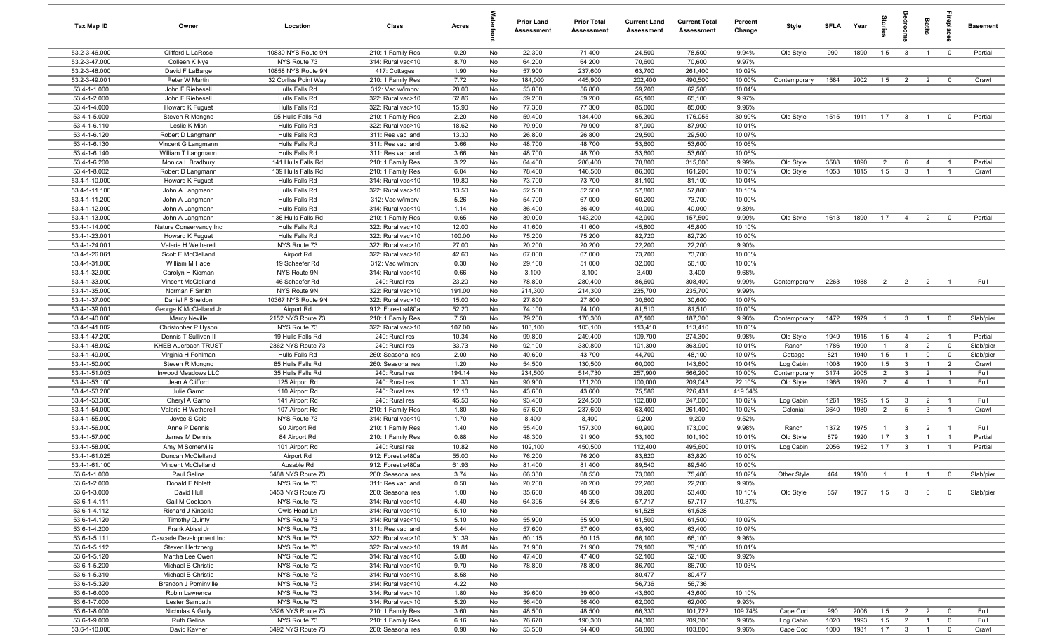| Tax Map ID | Owner | Location | Class | Acres | Waterfront | Prior Land Assessment | Prior Total Assessment | Current Land Assessment | Current Total Assessment | Percent Change | Style | SFLA | Year | Stories | Bedrooms | Baths | Fireplaces | Basement |
|---|---|---|---|---|---|---|---|---|---|---|---|---|---|---|---|---|---|---|
| 53.2-3-46.000 | Clifford L LaRose | 10830 NYS Route 9N | 210: 1 Family Res | 0.20 | No | 22,300 | 71,400 | 24,500 | 78,500 | 9.94% | Old Style | 990 | 1890 | 1.5 | 3 | 1 | 0 | Partial |
| 53.2-3-47.000 | Colleen K Nye | NYS Route 73 | 314: Rural vac<10 | 8.70 | No | 64,200 | 64,200 | 70,600 | 70,600 | 9.97% | | | | | | | | |
| 53.2-3-48.000 | David F LaBarge | 10858 NYS Route 9N | 417: Cottages | 1.90 | No | 57,900 | 237,600 | 63,700 | 261,400 | 10.02% | | | | | | | | |
| 53.2-3-49.001 | Peter W Martin | 32 Corliss Point Way | 210: 1 Family Res | 7.72 | No | 184,000 | 445,900 | 202,400 | 490,500 | 10.00% | Contemporary | 1584 | 2002 | 1.5 | 2 | 2 | 0 | Crawl |
| 53.4-1-1.000 | John F Riebesell | Hulls Falls Rd | 312: Vac w/imprv | 20.00 | No | 53,800 | 56,800 | 59,200 | 62,500 | 10.04% | | | | | | | | |
| 53.4-1-2.000 | John F Riebesell | Hulls Falls Rd | 322: Rural vac>10 | 62.86 | No | 59,200 | 59,200 | 65,100 | 65,100 | 9.97% | | | | | | | | |
| 53.4-1-4.000 | Howard K Fuguet | Hulls Falls Rd | 322: Rural vac>10 | 15.90 | No | 77,300 | 77,300 | 85,000 | 85,000 | 9.96% | | | | | | | | |
| 53.4-1-5.000 | Steven R Mongno | 95 Hulls Falls Rd | 210: 1 Family Res | 2.20 | No | 59,400 | 134,400 | 65,300 | 176,055 | 30.99% | Old Style | 1515 | 1911 | 1.7 | 3 | 1 | 0 | Partial |
| 53.4-1-6.110 | Leslie K Mish | Hulls Falls Rd | 322: Rural vac>10 | 18.62 | No | 79,900 | 79,900 | 87,900 | 87,900 | 10.01% | | | | | | | | |
| 53.4-1-6.120 | Robert D Langmann | Hulls Falls Rd | 311: Res vac land | 13.30 | No | 26,800 | 26,800 | 29,500 | 29,500 | 10.07% | | | | | | | | |
| 53.4-1-6.130 | Vincent G Langmann | Hulls Falls Rd | 311: Res vac land | 3.66 | No | 48,700 | 48,700 | 53,600 | 53,600 | 10.06% | | | | | | | | |
| 53.4-1-6.140 | William T Langmann | Hulls Falls Rd | 311: Res vac land | 3.66 | No | 48,700 | 48,700 | 53,600 | 53,600 | 10.06% | | | | | | | | |
| 53.4-1-6.200 | Monica L Bradbury | 141 Hulls Falls Rd | 210: 1 Family Res | 3.22 | No | 64,400 | 286,400 | 70,800 | 315,000 | 9.99% | Old Style | 3588 | 1890 | 2 | 6 | 4 | 1 | Partial |
| 53.4-1-8.002 | Robert D Langmann | 139 Hulls Falls Rd | 210: 1 Family Res | 6.04 | No | 78,400 | 146,500 | 86,300 | 161,200 | 10.03% | Old Style | 1053 | 1815 | 1.5 | 3 | 1 | 1 | Crawl |
| 53.4-1-10.000 | Howard K Fuguet | Hulls Falls Rd | 314: Rural vac<10 | 19.80 | No | 73,700 | 73,700 | 81,100 | 81,100 | 10.04% | | | | | | | | |
| 53.4-1-11.100 | John A Langmann | Hulls Falls Rd | 322: Rural vac>10 | 13.50 | No | 52,500 | 52,500 | 57,800 | 57,800 | 10.10% | | | | | | | | |
| 53.4-1-11.200 | John A Langmann | Hulls Falls Rd | 312: Vac w/imprv | 5.26 | No | 54,700 | 67,000 | 60,200 | 73,700 | 10.00% | | | | | | | | |
| 53.4-1-12.000 | John A Langmann | Hulls Falls Rd | 314: Rural vac<10 | 1.14 | No | 36,400 | 36,400 | 40,000 | 40,000 | 9.89% | | | | | | | | |
| 53.4-1-13.000 | John A Langmann | 136 Hulls Falls Rd | 210: 1 Family Res | 0.65 | No | 39,000 | 143,200 | 42,900 | 157,500 | 9.99% | Old Style | 1613 | 1890 | 1.7 | 4 | 2 | 0 | Partial |
| 53.4-1-14.000 | Nature Conservancy Inc | Hulls Falls Rd | 322: Rural vac>10 | 12.00 | No | 41,600 | 41,600 | 45,800 | 45,800 | 10.10% | | | | | | | | |
| 53.4-1-23.001 | Howard K Fuguet | Hulls Falls Rd | 322: Rural vac>10 | 100.00 | No | 75,200 | 75,200 | 82,720 | 82,720 | 10.00% | | | | | | | | |
| 53.4-1-24.001 | Valerie H Wetherell | NYS Route 73 | 322: Rural vac>10 | 27.00 | No | 20,200 | 20,200 | 22,200 | 22,200 | 9.90% | | | | | | | | |
| 53.4-1-26.061 | Scott E McClelland | Airport Rd | 322: Rural vac>10 | 42.60 | No | 67,000 | 67,000 | 73,700 | 73,700 | 10.00% | | | | | | | | |
| 53.4-1-31.000 | William M Hade | 19 Schaefer Rd | 312: Vac w/imprv | 0.30 | No | 29,100 | 51,000 | 32,000 | 56,100 | 10.00% | | | | | | | | |
| 53.4-1-32.000 | Carolyn H Kiernan | NYS Route 9N | 314: Rural vac<10 | 0.66 | No | 3,100 | 3,100 | 3,400 | 3,400 | 9.68% | | | | | | | | |
| 53.4-1-33.000 | Vincent McClelland | 46 Schaefer Rd | 240: Rural res | 23.20 | No | 78,800 | 280,400 | 86,600 | 308,400 | 9.99% | Contemporary | 2263 | 1988 | 2 | 2 | 2 | 1 | Full |
| 53.4-1-35.000 | Norman F Smith | NYS Route 9N | 322: Rural vac>10 | 191.00 | No | 214,300 | 214,300 | 235,700 | 235,700 | 9.99% | | | | | | | | |
| 53.4-1-37.000 | Daniel F Sheldon | 10367 NYS Route 9N | 322: Rural vac>10 | 15.00 | No | 27,800 | 27,800 | 30,600 | 30,600 | 10.07% | | | | | | | | |
| 53.4-1-39.001 | George K McClelland Jr | Airport Rd | 912: Forest s480a | 52.20 | No | 74,100 | 74,100 | 81,510 | 81,510 | 10.00% | | | | | | | | |
| 53.4-1-40.000 | Marcy Neville | 2152 NYS Route 73 | 210: 1 Family Res | 7.50 | No | 79,200 | 170,300 | 87,100 | 187,300 | 9.98% | Contemporary | 1472 | 1979 | 1 | 3 | 1 | 0 | Slab/pier |
| 53.4-1-41.002 | Christopher P Hyson | NYS Route 73 | 322: Rural vac>10 | 107.00 | No | 103,100 | 103,100 | 113,410 | 113,410 | 10.00% | | | | | | | | |
| 53.4-1-47.200 | Dennis T Sullivan II | 19 Hulls Falls Rd | 240: Rural res | 10.34 | No | 99,800 | 249,400 | 109,700 | 274,300 | 9.98% | Old Style | 1949 | 1915 | 1.5 | 4 | 2 | 1 | Partial |
| 53.4-1-48.002 | KHEB Auerbach TRUST | 2362 NYS Route 73 | 240: Rural res | 33.73 | No | 92,100 | 330,800 | 101,300 | 363,900 | 10.01% | Ranch | 1786 | 1990 | 1 | 3 | 2 | 0 | Slab/pier |
| 53.4-1-49.000 | Virginia H Pohlman | Hulls Falls Rd | 260: Seasonal res | 2.00 | No | 40,600 | 43,700 | 44,700 | 48,100 | 10.07% | Cottage | 821 | 1940 | 1.5 | 1 | 0 | 0 | Slab/pier |
| 53.4-1-50.000 | Steven R Mongno | 85 Hulls Falls Rd | 260: Seasonal res | 1.20 | No | 54,500 | 130,500 | 60,000 | 143,600 | 10.04% | Log Cabin | 1008 | 1900 | 1.5 | 3 | 1 | 2 | Crawl |
| 53.4-1-51.003 | Inwood Meadows LLC | 35 Hulls Falls Rd | 240: Rural res | 194.14 | No | 234,500 | 514,730 | 257,900 | 566,200 | 10.00% | Contemporary | 3174 | 2005 | 2 | 3 | 2 | 1 | Full |
| 53.4-1-53.100 | Jean A Clifford | 125 Airport Rd | 240: Rural res | 11.30 | No | 90,900 | 171,200 | 100,000 | 209,043 | 22.10% | Old Style | 1966 | 1920 | 2 | 4 | 1 | 1 | Full |
| 53.4-1-53.200 | Julie Garno | 110 Airport Rd | 240: Rural res | 12.10 | No | 43,600 | 43,600 | 75,586 | 226,431 | 419.34% | | | | | | | | |
| 53.4-1-53.300 | Cheryl A Garno | 141 Airport Rd | 240: Rural res | 45.50 | No | 93,400 | 224,500 | 102,800 | 247,000 | 10.02% | Log Cabin | 1261 | 1995 | 1.5 | 3 | 2 | 1 | Full |
| 53.4-1-54.000 | Valerie H Wetherell | 107 Airport Rd | 210: 1 Family Res | 1.80 | No | 57,600 | 237,600 | 63,400 | 261,400 | 10.02% | Colonial | 3640 | 1980 | 2 | 5 | 3 | 1 | Crawl |
| 53.4-1-55.000 | Joyce S Cole | NYS Route 73 | 314: Rural vac<10 | 1.70 | No | 8,400 | 8,400 | 9,200 | 9,200 | 9.52% | | | | | | | | |
| 53.4-1-56.000 | Anne P Dennis | 90 Airport Rd | 210: 1 Family Res | 1.40 | No | 55,400 | 157,300 | 60,900 | 173,000 | 9.98% | Ranch | 1372 | 1975 | 1 | 3 | 2 | 1 | Full |
| 53.4-1-57.000 | James M Dennis | 84 Airport Rd | 210: 1 Family Res | 0.88 | No | 48,300 | 91,900 | 53,100 | 101,100 | 10.01% | Old Style | 879 | 1920 | 1.7 | 3 | 1 | 1 | Partial |
| 53.4-1-58.000 | Amy M Somerville | 101 Airport Rd | 240: Rural res | 10.82 | No | 102,100 | 450,500 | 112,400 | 495,600 | 10.01% | Log Cabin | 2056 | 1952 | 1.7 | 3 | 1 | 1 | Partial |
| 53.4-1-61.025 | Duncan McClelland | Airport Rd | 912: Forest s480a | 55.00 | No | 76,200 | 76,200 | 83,820 | 83,820 | 10.00% | | | | | | | | |
| 53.4-1-61.100 | Vincent McClelland | Ausable Rd | 912: Forest s480a | 61.93 | No | 81,400 | 81,400 | 89,540 | 89,540 | 10.00% | | | | | | | | |
| 53.6-1-1.000 | Paul Gelina | 3488 NYS Route 73 | 260: Seasonal res | 3.74 | No | 66,330 | 68,530 | 73,000 | 75,400 | 10.02% | Other Style | 464 | 1960 | 1 | 1 | 1 | 0 | Slab/pier |
| 53.6-1-2.000 | Donald E Nolett | NYS Route 73 | 311: Res vac land | 0.50 | No | 20,200 | 20,200 | 22,200 | 22,200 | 9.90% | | | | | | | | |
| 53.6-1-3.000 | David Hull | 3453 NYS Route 73 | 260: Seasonal res | 1.00 | No | 35,600 | 48,500 | 39,200 | 53,400 | 10.10% | Old Style | 857 | 1907 | 1.5 | 3 | 0 | 0 | Slab/pier |
| 53.6-1-4.111 | Gail M Cookson | NYS Route 73 | 314: Rural vac<10 | 4.40 | No | 64,395 | 64,395 | 57,717 | 57,717 | -10.37% | | | | | | | | |
| 53.6-1-4.112 | Richard J Kinsella | Owls Head Ln | 314: Rural vac<10 | 5.10 | No | | | 61,528 | 61,528 | | | | | | | | | |
| 53.6-1-4.120 | Timothy Quinty | NYS Route 73 | 314: Rural vac<10 | 5.10 | No | 55,900 | 55,900 | 61,500 | 61,500 | 10.02% | | | | | | | | |
| 53.6-1-4.200 | Frank Abissi Jr | NYS Route 73 | 311: Res vac land | 5.44 | No | 57,600 | 57,600 | 63,400 | 63,400 | 10.07% | | | | | | | | |
| 53.6-1-5.111 | Cascade Development Inc | NYS Route 73 | 322: Rural vac>10 | 31.39 | No | 60,115 | 60,115 | 66,100 | 66,100 | 9.96% | | | | | | | | |
| 53.6-1-5.112 | Steven Hertzberg | NYS Route 73 | 322: Rural vac>10 | 19.81 | No | 71,900 | 71,900 | 79,100 | 79,100 | 10.01% | | | | | | | | |
| 53.6-1-5.120 | Martha Lee Owen | NYS Route 73 | 314: Rural vac<10 | 5.80 | No | 47,400 | 47,400 | 52,100 | 52,100 | 9.92% | | | | | | | | |
| 53.6-1-5.200 | Michael B Christie | NYS Route 73 | 314: Rural vac<10 | 9.70 | No | 78,800 | 78,800 | 86,700 | 86,700 | 10.03% | | | | | | | | |
| 53.6-1-5.310 | Michael B Christie | NYS Route 73 | 314: Rural vac<10 | 8.58 | No | | | 80,477 | 80,477 | | | | | | | | | |
| 53.6-1-5.320 | Brandon J Pominville | NYS Route 73 | 314: Rural vac<10 | 4.22 | No | | | 56,736 | 56,736 | | | | | | | | | |
| 53.6-1-6.000 | Robin Lawrence | NYS Route 73 | 314: Rural vac<10 | 1.80 | No | 39,600 | 39,600 | 43,600 | 43,600 | 10.10% | | | | | | | | |
| 53.6-1-7.000 | Lester Sampath | NYS Route 73 | 314: Rural vac<10 | 5.20 | No | 56,400 | 56,400 | 62,000 | 62,000 | 9.93% | | | | | | | | |
| 53.6-1-8.000 | Nicholas A Gully | 3526 NYS Route 73 | 210: 1 Family Res | 3.60 | No | 48,500 | 48,500 | 66,330 | 101,722 | 109.74% | Cape Cod | 990 | 2006 | 1.5 | 2 | 2 | 0 | Full |
| 53.6-1-9.000 | Ruth Gelina | NYS Route 73 | 210: 1 Family Res | 6.16 | No | 76,670 | 190,300 | 84,300 | 209,300 | 9.98% | Log Cabin | 1020 | 1993 | 1.5 | 2 | 1 | 0 | Full |
| 53.6-1-10.000 | David Kavner | 3492 NYS Route 73 | 260: Seasonal res | 0.90 | No | 53,500 | 94,400 | 58,800 | 103,800 | 9.96% | Cape Cod | 1000 | 1981 | 1.7 | 3 | 1 | 0 | Crawl |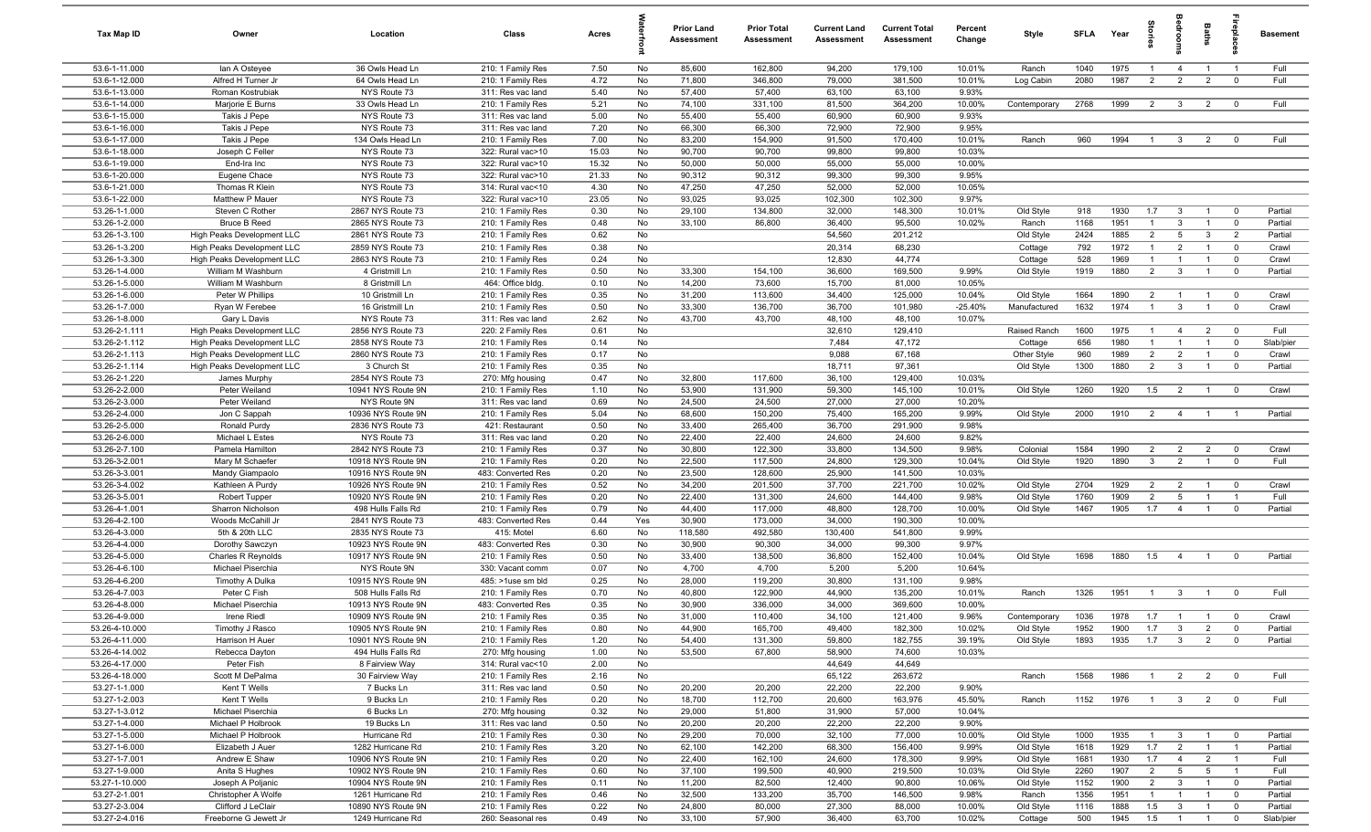| Tax Map ID | Owner | Location | Class | Acres | Waterfront | Prior Land Assessment | Prior Total Assessment | Current Land Assessment | Current Total Assessment | Percent Change | Style | SFLA | Year | Stories | Bedrooms | Baths | Fireplaces | Basement |
|---|---|---|---|---|---|---|---|---|---|---|---|---|---|---|---|---|---|---|
| 53.6-1-11.000 | Ian A Osteyee | 36 Owls Head Ln | 210: 1 Family Res | 7.50 | No | 85,600 | 162,800 | 94,200 | 179,100 | 10.01% | Ranch | 1040 | 1975 | 1 | 4 | 1 | 1 | Full |
| 53.6-1-12.000 | Alfred H Turner Jr | 64 Owls Head Ln | 210: 1 Family Res | 4.72 | No | 71,800 | 346,800 | 79,000 | 381,500 | 10.01% | Log Cabin | 2080 | 1987 | 2 | 2 | 2 | 0 | Full |
| 53.6-1-13.000 | Roman Kostrubiak | NYS Route 73 | 311: Res vac land | 5.40 | No | 57,400 | 57,400 | 63,100 | 63,100 | 9.93% | | | | | | | | |
| 53.6-1-14.000 | Marjorie E Burns | 33 Owls Head Ln | 210: 1 Family Res | 5.21 | No | 74,100 | 331,100 | 81,500 | 364,200 | 10.00% | Contemporary | 2768 | 1999 | 2 | 3 | 2 | 0 | Full |
| 53.6-1-15.000 | Takis J Pepe | NYS Route 73 | 311: Res vac land | 5.00 | No | 55,400 | 55,400 | 60,900 | 60,900 | 9.93% | | | | | | | | |
| 53.6-1-16.000 | Takis J Pepe | NYS Route 73 | 311: Res vac land | 7.20 | No | 66,300 | 66,300 | 72,900 | 72,900 | 9.95% | | | | | | | | |
| 53.6-1-17.000 | Takis J Pepe | 134 Owls Head Ln | 210: 1 Family Res | 7.00 | No | 83,200 | 154,900 | 91,500 | 170,400 | 10.01% | Ranch | 960 | 1994 | 1 | 3 | 2 | 0 | Full |
| 53.6-1-18.000 | Joseph C Feller | NYS Route 73 | 322: Rural vac>10 | 15.03 | No | 90,700 | 90,700 | 99,800 | 99,800 | 10.03% | | | | | | | | |
| 53.6-1-19.000 | End-Ira Inc | NYS Route 73 | 322: Rural vac>10 | 15.32 | No | 50,000 | 50,000 | 55,000 | 55,000 | 10.00% | | | | | | | | |
| 53.6-1-20.000 | Eugene Chace | NYS Route 73 | 322: Rural vac>10 | 21.33 | No | 90,312 | 90,312 | 99,300 | 99,300 | 9.95% | | | | | | | | |
| 53.6-1-21.000 | Thomas R Klein | NYS Route 73 | 314: Rural vac<10 | 4.30 | No | 47,250 | 47,250 | 52,000 | 52,000 | 10.05% | | | | | | | | |
| 53.6-1-22.000 | Matthew P Mauer | NYS Route 73 | 322: Rural vac>10 | 23.05 | No | 93,025 | 93,025 | 102,300 | 102,300 | 9.97% | | | | | | | | |
| 53.26-1-1.000 | Steven C Rother | 2867 NYS Route 73 | 210: 1 Family Res | 0.30 | No | 29,100 | 134,800 | 32,000 | 148,300 | 10.01% | Old Style | 918 | 1930 | 1.7 | 3 | 1 | 0 | Partial |
| 53.26-1-2.000 | Bruce B Reed | 2865 NYS Route 73 | 210: 1 Family Res | 0.48 | No | 33,100 | 86,800 | 36,400 | 95,500 | 10.02% | Ranch | 1168 | 1951 | 1 | 3 | 1 | 0 | Partial |
| 53.26-1-3.100 | High Peaks Development LLC | 2861 NYS Route 73 | 210: 1 Family Res | 0.62 | No | | | 54,560 | 201,212 | | Old Style | 2424 | 1885 | 2 | 5 | 3 | 2 | Partial |
| 53.26-1-3.200 | High Peaks Development LLC | 2859 NYS Route 73 | 210: 1 Family Res | 0.38 | No | | | 20,314 | 68,230 | | Cottage | 792 | 1972 | 1 | 2 | 1 | 0 | Crawl |
| 53.26-1-3.300 | High Peaks Development LLC | 2863 NYS Route 73 | 210: 1 Family Res | 0.24 | No | | | 12,830 | 44,774 | | Cottage | 528 | 1969 | 1 | 1 | 1 | 0 | Crawl |
| 53.26-1-4.000 | William M Washburn | 4 Gristmill Ln | 210: 1 Family Res | 0.50 | No | 33,300 | 154,100 | 36,600 | 169,500 | 9.99% | Old Style | 1919 | 1880 | 2 | 3 | 1 | 0 | Partial |
| 53.26-1-5.000 | William M Washburn | 8 Gristmill Ln | 464: Office bldg. | 0.10 | No | 14,200 | 73,600 | 15,700 | 81,000 | 10.05% | | | | | | | | |
| 53.26-1-6.000 | Peter W Phillips | 10 Gristmill Ln | 210: 1 Family Res | 0.35 | No | 31,200 | 113,600 | 34,400 | 125,000 | 10.04% | Old Style | 1664 | 1890 | 2 | 1 | 1 | 0 | Crawl |
| 53.26-1-7.000 | Ryan W Ferebee | 16 Gristmill Ln | 210: 1 Family Res | 0.50 | No | 33,300 | 136,700 | 36,700 | 101,980 | -25.40% | Manufactured | 1632 | 1974 | 1 | 3 | 1 | 0 | Crawl |
| 53.26-1-8.000 | Gary L Davis | NYS Route 73 | 311: Res vac land | 2.62 | No | 43,700 | 43,700 | 48,100 | 48,100 | 10.07% | | | | | | | | |
| 53.26-2-1.111 | High Peaks Development LLC | 2856 NYS Route 73 | 220: 2 Family Res | 0.61 | No | | | 32,610 | 129,410 | | Raised Ranch | 1600 | 1975 | 1 | 4 | 2 | 0 | Full |
| 53.26-2-1.112 | High Peaks Development LLC | 2858 NYS Route 73 | 210: 1 Family Res | 0.14 | No | | | 7,484 | 47,172 | | Cottage | 656 | 1980 | 1 | 1 | 1 | 0 | Slab/pier |
| 53.26-2-1.113 | High Peaks Development LLC | 2860 NYS Route 73 | 210: 1 Family Res | 0.17 | No | | | 9,088 | 67,168 | | Other Style | 960 | 1989 | 2 | 2 | 1 | 0 | Crawl |
| 53.26-2-1.114 | High Peaks Development LLC | 3 Church St | 210: 1 Family Res | 0.35 | No | | | 18,711 | 97,361 | | Old Style | 1300 | 1880 | 2 | 3 | 1 | 0 | Partial |
| 53.26-2-1.220 | James Murphy | 2854 NYS Route 73 | 270: Mfg housing | 0.47 | No | 32,800 | 117,600 | 36,100 | 129,400 | 10.03% | | | | | | | | |
| 53.26-2-2.000 | Peter Weiland | 10941 NYS Route 9N | 210: 1 Family Res | 1.10 | No | 53,900 | 131,900 | 59,300 | 145,100 | 10.01% | Old Style | 1260 | 1920 | 1.5 | 2 | 1 | 0 | Crawl |
| 53.26-2-3.000 | Peter Weiland | NYS Route 9N | 311: Res vac land | 0.69 | No | 24,500 | 24,500 | 27,000 | 27,000 | 10.20% | | | | | | | | |
| 53.26-2-4.000 | Jon C Sappah | 10936 NYS Route 9N | 210: 1 Family Res | 5.04 | No | 68,600 | 150,200 | 75,400 | 165,200 | 9.99% | Old Style | 2000 | 1910 | 2 | 4 | 1 | 1 | Partial |
| 53.26-2-5.000 | Ronald Purdy | 2836 NYS Route 73 | 421: Restaurant | 0.50 | No | 33,400 | 265,400 | 36,700 | 291,900 | 9.98% | | | | | | | | |
| 53.26-2-6.000 | Michael L Estes | NYS Route 73 | 311: Res vac land | 0.20 | No | 22,400 | 22,400 | 24,600 | 24,600 | 9.82% | | | | | | | | |
| 53.26-2-7.100 | Pamela Hamilton | 2842 NYS Route 73 | 210: 1 Family Res | 0.37 | No | 30,800 | 122,300 | 33,800 | 134,500 | 9.98% | Colonial | 1584 | 1990 | 2 | 2 | 2 | 0 | Crawl |
| 53.26-3-2.001 | Mary M Schaefer | 10918 NYS Route 9N | 210: 1 Family Res | 0.20 | No | 22,500 | 117,500 | 24,800 | 129,300 | 10.04% | Old Style | 1920 | 1890 | 3 | 2 | 1 | 0 | Full |
| 53.26-3-3.001 | Mandy Giampaolo | 10916 NYS Route 9N | 483: Converted Res | 0.20 | No | 23,500 | 128,600 | 25,900 | 141,500 | 10.03% | | | | | | | | |
| 53.26-3-4.002 | Kathleen A Purdy | 10926 NYS Route 9N | 210: 1 Family Res | 0.52 | No | 34,200 | 201,500 | 37,700 | 221,700 | 10.02% | Old Style | 2704 | 1929 | 2 | 2 | 1 | 0 | Crawl |
| 53.26-3-5.001 | Robert Tupper | 10920 NYS Route 9N | 210: 1 Family Res | 0.20 | No | 22,400 | 131,300 | 24,600 | 144,400 | 9.98% | Old Style | 1760 | 1909 | 2 | 5 | 1 | 1 | Full |
| 53.26-4-1.001 | Sharron Nicholson | 498 Hulls Falls Rd | 210: 1 Family Res | 0.79 | No | 44,400 | 117,000 | 48,800 | 128,700 | 10.00% | Old Style | 1467 | 1905 | 1.7 | 4 | 1 | 0 | Partial |
| 53.26-4-2.100 | Woods McCahill Jr | 2841 NYS Route 73 | 483: Converted Res | 0.44 | Yes | 30,900 | 173,000 | 34,000 | 190,300 | 10.00% | | | | | | | | |
| 53.26-4-3.000 | 5th & 20th LLC | 2835 NYS Route 73 | 415: Motel | 6.60 | No | 118,580 | 492,580 | 130,400 | 541,800 | 9.99% | | | | | | | | |
| 53.26-4-4.000 | Dorothy Sawczyn | 10923 NYS Route 9N | 483: Converted Res | 0.30 | No | 30,900 | 90,300 | 34,000 | 99,300 | 9.97% | | | | | | | | |
| 53.26-4-5.000 | Charles R Reynolds | 10917 NYS Route 9N | 210: 1 Family Res | 0.50 | No | 33,400 | 138,500 | 36,800 | 152,400 | 10.04% | Old Style | 1698 | 1880 | 1.5 | 4 | 1 | 0 | Partial |
| 53.26-4-6.100 | Michael Piserchia | NYS Route 9N | 330: Vacant comm | 0.07 | No | 4,700 | 4,700 | 5,200 | 5,200 | 10.64% | | | | | | | | |
| 53.26-4-6.200 | Timothy A Dulka | 10915 NYS Route 9N | 485: >1use sm bld | 0.25 | No | 28,000 | 119,200 | 30,800 | 131,100 | 9.98% | | | | | | | | |
| 53.26-4-7.003 | Peter C Fish | 508 Hulls Falls Rd | 210: 1 Family Res | 0.70 | No | 40,800 | 122,900 | 44,900 | 135,200 | 10.01% | Ranch | 1326 | 1951 | 1 | 3 | 1 | 0 | Full |
| 53.26-4-8.000 | Michael Piserchia | 10913 NYS Route 9N | 483: Converted Res | 0.35 | No | 30,900 | 336,000 | 34,000 | 369,600 | 10.00% | | | | | | | | |
| 53.26-4-9.000 | Irene Riedl | 10909 NYS Route 9N | 210: 1 Family Res | 0.35 | No | 31,000 | 110,400 | 34,100 | 121,400 | 9.96% | Contemporary | 1036 | 1978 | 1.7 | 1 | 1 | 0 | Crawl |
| 53.26-4-10.000 | Timothy J Rasco | 10905 NYS Route 9N | 210: 1 Family Res | 0.80 | No | 44,900 | 165,700 | 49,400 | 182,300 | 10.02% | Old Style | 1952 | 1900 | 1.7 | 3 | 2 | 0 | Partial |
| 53.26-4-11.000 | Harrison H Auer | 10901 NYS Route 9N | 210: 1 Family Res | 1.20 | No | 54,400 | 131,300 | 59,800 | 182,755 | 39.19% | Old Style | 1893 | 1935 | 1.7 | 3 | 2 | 0 | Partial |
| 53.26-4-14.002 | Rebecca Dayton | 494 Hulls Falls Rd | 270: Mfg housing | 1.00 | No | 53,500 | 67,800 | 58,900 | 74,600 | 10.03% | | | | | | | | |
| 53.26-4-17.000 | Peter Fish | 8 Fairview Way | 314: Rural vac<10 | 2.00 | No | | | 44,649 | 44,649 | | | | | | | | | |
| 53.26-4-18.000 | Scott M DePalma | 30 Fairview Way | 210: 1 Family Res | 2.16 | No | | | 65,122 | 263,672 | | Ranch | 1568 | 1986 | 1 | 2 | 2 | 0 | Full |
| 53.27-1-1.000 | Kent T Wells | 7 Bucks Ln | 311: Res vac land | 0.50 | No | 20,200 | 20,200 | 22,200 | 22,200 | 9.90% | | | | | | | | |
| 53.27-1-2.003 | Kent T Wells | 9 Bucks Ln | 210: 1 Family Res | 0.20 | No | 18,700 | 112,700 | 20,600 | 163,976 | 45.50% | Ranch | 1152 | 1976 | 1 | 3 | 2 | 0 | Full |
| 53.27-1-3.012 | Michael Piserchia | 6 Bucks Ln | 270: Mfg housing | 0.32 | No | 29,000 | 51,800 | 31,900 | 57,000 | 10.04% | | | | | | | | |
| 53.27-1-4.000 | Michael P Holbrook | 19 Bucks Ln | 311: Res vac land | 0.50 | No | 20,200 | 20,200 | 22,200 | 22,200 | 9.90% | | | | | | | | |
| 53.27-1-5.000 | Michael P Holbrook | Hurricane Rd | 210: 1 Family Res | 0.30 | No | 29,200 | 70,000 | 32,100 | 77,000 | 10.00% | Old Style | 1000 | 1935 | 1 | 3 | 1 | 0 | Partial |
| 53.27-1-6.000 | Elizabeth J Auer | 1282 Hurricane Rd | 210: 1 Family Res | 3.20 | No | 62,100 | 142,200 | 68,300 | 156,400 | 9.99% | Old Style | 1618 | 1929 | 1.7 | 2 | 1 | 1 | Partial |
| 53.27-1-7.001 | Andrew E Shaw | 10906 NYS Route 9N | 210: 1 Family Res | 0.20 | No | 22,400 | 162,100 | 24,600 | 178,300 | 9.99% | Old Style | 1681 | 1930 | 1.7 | 4 | 2 | 1 | Full |
| 53.27-1-9.000 | Anita S Hughes | 10902 NYS Route 9N | 210: 1 Family Res | 0.60 | No | 37,100 | 199,500 | 40,900 | 219,500 | 10.03% | Old Style | 2260 | 1907 | 2 | 5 | 5 | 1 | Full |
| 53.27-1-10.000 | Joseph A Poljanic | 10904 NYS Route 9N | 210: 1 Family Res | 0.11 | No | 11,200 | 82,500 | 12,400 | 90,800 | 10.06% | Old Style | 1152 | 1900 | 2 | 3 | 1 | 0 | Partial |
| 53.27-2-1.001 | Christopher A Wolfe | 1261 Hurricane Rd | 210: 1 Family Res | 0.46 | No | 32,500 | 133,200 | 35,700 | 146,500 | 9.98% | Ranch | 1356 | 1951 | 1 | 1 | 1 | 0 | Partial |
| 53.27-2-3.004 | Clifford J LeClair | 10890 NYS Route 9N | 210: 1 Family Res | 0.22 | No | 24,800 | 80,000 | 27,300 | 88,000 | 10.00% | Old Style | 1116 | 1888 | 1.5 | 3 | 1 | 0 | Partial |
| 53.27-2-4.016 | Freeborne G Jewett Jr | 1249 Hurricane Rd | 260: Seasonal res | 0.49 | No | 33,100 | 57,900 | 36,400 | 63,700 | 10.02% | Cottage | 500 | 1945 | 1.5 | 1 | 1 | 0 | Slab/pier |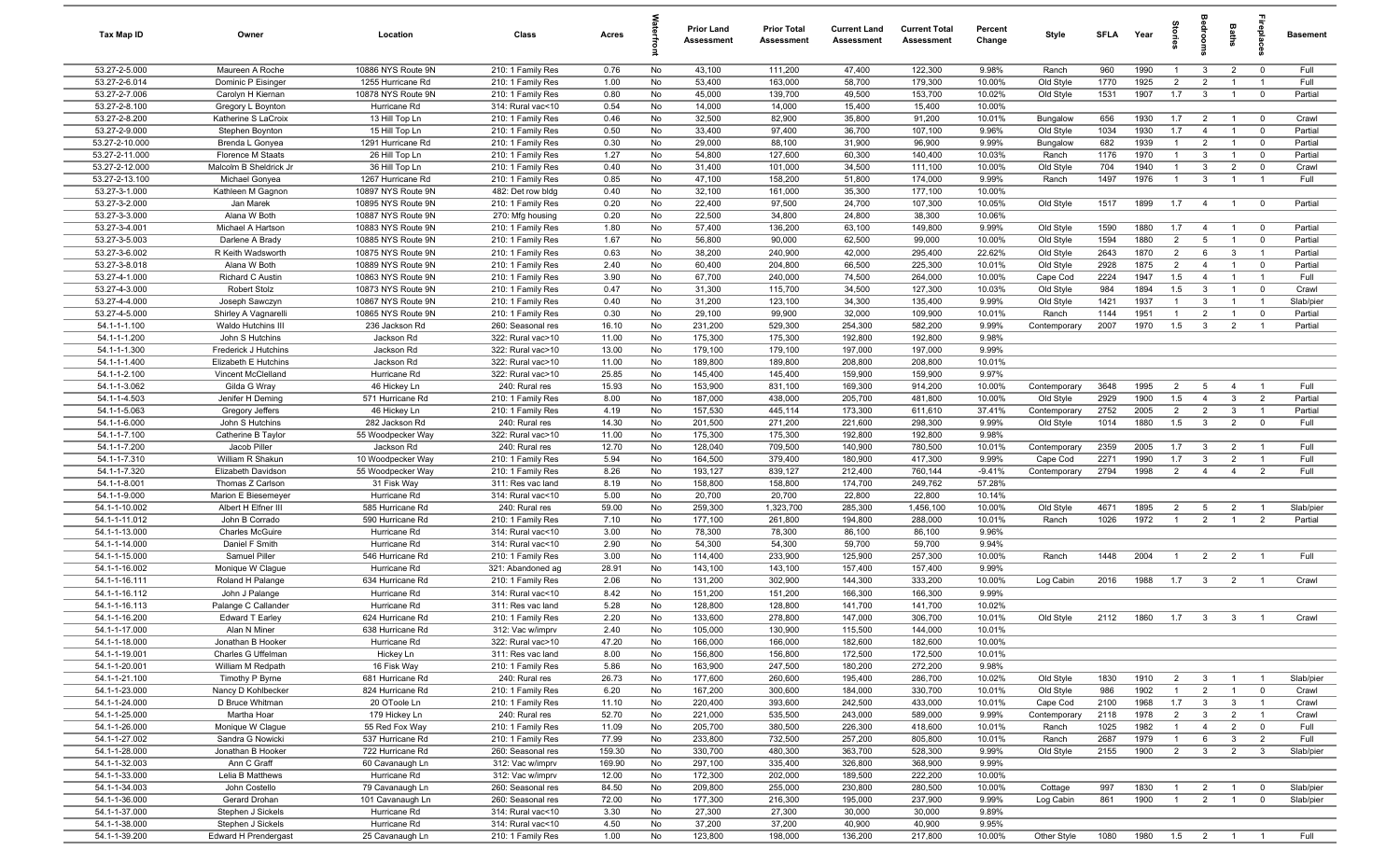| Tax Map ID | Owner | Location | Class | Acres | Waterfront | Prior Land Assessment | Prior Total Assessment | Current Land Assessment | Current Total Assessment | Percent Change | Style | SFLA | Year | Stories | Bedrooms | Baths | Fireplaces | Basement |
|---|---|---|---|---|---|---|---|---|---|---|---|---|---|---|---|---|---|---|
| 53.27-2-5.000 | Maureen A Roche | 10886 NYS Route 9N | 210: 1 Family Res | 0.76 | No | 43,100 | 111,200 | 47,400 | 122,300 | 9.98% | Ranch | 960 | 1990 | 1 | 3 | 2 | 0 | Full |
| 53.27-2-6.014 | Dominic P Eisinger | 1255 Hurricane Rd | 210: 1 Family Res | 1.00 | No | 53,400 | 163,000 | 58,700 | 179,300 | 10.00% | Old Style | 1770 | 1925 | 2 | 2 | 1 | 1 | Full |
| 53.27-2-7.006 | Carolyn H Kiernan | 10878 NYS Route 9N | 210: 1 Family Res | 0.80 | No | 45,000 | 139,700 | 49,500 | 153,700 | 10.02% | Old Style | 1531 | 1907 | 1.7 | 3 | 1 | 0 | Partial |
| 53.27-2-8.100 | Gregory L Boynton | Hurricane Rd | 314: Rural vac<10 | 0.54 | No | 14,000 | 14,000 | 15,400 | 15,400 | 10.00% | | | | | | | | |
| 53.27-2-8.200 | Katherine S LaCroix | 13 Hill Top Ln | 210: 1 Family Res | 0.46 | No | 32,500 | 82,900 | 35,800 | 91,200 | 10.01% | Bungalow | 656 | 1930 | 1.7 | 2 | 1 | 0 | Crawl |
| 53.27-2-9.000 | Stephen Boynton | 15 Hill Top Ln | 210: 1 Family Res | 0.50 | No | 33,400 | 97,400 | 36,700 | 107,100 | 9.96% | Old Style | 1034 | 1930 | 1.7 | 4 | 1 | 0 | Partial |
| 53.27-2-10.000 | Brenda L Gonyea | 1291 Hurricane Rd | 210: 1 Family Res | 0.30 | No | 29,000 | 88,100 | 31,900 | 96,900 | 9.99% | Bungalow | 682 | 1939 | 1 | 2 | 1 | 0 | Partial |
| 53.27-2-11.000 | Florence M Staats | 26 Hill Top Ln | 210: 1 Family Res | 1.27 | No | 54,800 | 127,600 | 60,300 | 140,400 | 10.03% | Ranch | 1176 | 1970 | 1 | 3 | 1 | 0 | Partial |
| 53.27-2-12.000 | Malcolm B Sheldrick Jr | 36 Hill Top Ln | 210: 1 Family Res | 0.40 | No | 31,400 | 101,000 | 34,500 | 111,100 | 10.00% | Old Style | 704 | 1940 | 1 | 3 | 2 | 0 | Crawl |
| 53.27-2-13.100 | Michael Gonyea | 1267 Hurricane Rd | 210: 1 Family Res | 0.85 | No | 47,100 | 158,200 | 51,800 | 174,000 | 9.99% | Ranch | 1497 | 1976 | 1 | 3 | 1 | 1 | Full |
| 53.27-3-1.000 | Kathleen M Gagnon | 10897 NYS Route 9N | 482: Det row bldg | 0.40 | No | 32,100 | 161,000 | 35,300 | 177,100 | 10.00% | | | | | | | | |
| 53.27-3-2.000 | Jan Marek | 10895 NYS Route 9N | 210: 1 Family Res | 0.20 | No | 22,400 | 97,500 | 24,700 | 107,300 | 10.05% | Old Style | 1517 | 1899 | 1.7 | 4 | 1 | 0 | Partial |
| 53.27-3-3.000 | Alana W Both | 10887 NYS Route 9N | 270: Mfg housing | 0.20 | No | 22,500 | 34,800 | 24,800 | 38,300 | 10.06% | | | | | | | | |
| 53.27-3-4.001 | Michael A Hartson | 10883 NYS Route 9N | 210: 1 Family Res | 1.80 | No | 57,400 | 136,200 | 63,100 | 149,800 | 9.99% | Old Style | 1590 | 1880 | 1.7 | 4 | 1 | 0 | Partial |
| 53.27-3-5.003 | Darlene A Brady | 10885 NYS Route 9N | 210: 1 Family Res | 1.67 | No | 56,800 | 90,000 | 62,500 | 99,000 | 10.00% | Old Style | 1594 | 1880 | 2 | 5 | 1 | 0 | Partial |
| 53.27-3-6.002 | R Keith Wadsworth | 10875 NYS Route 9N | 210: 1 Family Res | 0.63 | No | 38,200 | 240,900 | 42,000 | 295,400 | 22.62% | Old Style | 2643 | 1870 | 2 | 6 | 3 | 1 | Partial |
| 53.27-3-8.018 | Alana W Both | 10889 NYS Route 9N | 210: 1 Family Res | 2.40 | No | 60,400 | 204,800 | 66,500 | 225,300 | 10.01% | Old Style | 2928 | 1875 | 2 | 4 | 1 | 0 | Partial |
| 53.27-4-1.000 | Richard C Austin | 10863 NYS Route 9N | 210: 1 Family Res | 3.90 | No | 67,700 | 240,000 | 74,500 | 264,000 | 10.00% | Cape Cod | 2224 | 1947 | 1.5 | 4 | 1 | 1 | Full |
| 53.27-4-3.000 | Robert Stolz | 10873 NYS Route 9N | 210: 1 Family Res | 0.47 | No | 31,300 | 115,700 | 34,500 | 127,300 | 10.03% | Old Style | 984 | 1894 | 1.5 | 3 | 1 | 0 | Crawl |
| 53.27-4-4.000 | Joseph Sawczyn | 10867 NYS Route 9N | 210: 1 Family Res | 0.40 | No | 31,200 | 123,100 | 34,300 | 135,400 | 9.99% | Old Style | 1421 | 1937 | 1 | 3 | 1 | 1 | Slab/pier |
| 53.27-4-5.000 | Shirley A Vagnarelli | 10865 NYS Route 9N | 210: 1 Family Res | 0.30 | No | 29,100 | 99,900 | 32,000 | 109,900 | 10.01% | Ranch | 1144 | 1951 | 1 | 2 | 1 | 0 | Partial |
| 54.1-1-1.100 | Waldo Hutchins III | 236 Jackson Rd | 260: Seasonal res | 16.10 | No | 231,200 | 529,300 | 254,300 | 582,200 | 9.99% | Contemporary | 2007 | 1970 | 1.5 | 3 | 2 | 1 | Partial |
| 54.1-1-1.200 | John S Hutchins | Jackson Rd | 322: Rural vac>10 | 11.00 | No | 175,300 | 175,300 | 192,800 | 192,800 | 9.98% | | | | | | | | |
| 54.1-1-1.300 | Frederick J Hutchins | Jackson Rd | 322: Rural vac>10 | 13.00 | No | 179,100 | 179,100 | 197,000 | 197,000 | 9.99% | | | | | | | | |
| 54.1-1-1.400 | Elizabeth E Hutchins | Jackson Rd | 322: Rural vac>10 | 11.00 | No | 189,800 | 189,800 | 208,800 | 208,800 | 10.01% | | | | | | | | |
| 54.1-1-2.100 | Vincent McClelland | Hurricane Rd | 322: Rural vac>10 | 25.85 | No | 145,400 | 145,400 | 159,900 | 159,900 | 9.97% | | | | | | | | |
| 54.1-1-3.062 | Gilda G Wray | 46 Hickey Ln | 240: Rural res | 15.93 | No | 153,900 | 831,100 | 169,300 | 914,200 | 10.00% | Contemporary | 3648 | 1995 | 2 | 5 | 4 | 1 | Full |
| 54.1-1-4.503 | Jenifer H Deming | 571 Hurricane Rd | 210: 1 Family Res | 8.00 | No | 187,000 | 438,000 | 205,700 | 481,800 | 10.00% | Old Style | 2929 | 1900 | 1.5 | 4 | 3 | 2 | Partial |
| 54.1-1-5.063 | Gregory Jeffers | 46 Hickey Ln | 210: 1 Family Res | 4.19 | No | 157,530 | 445,114 | 173,300 | 611,610 | 37.41% | Contemporary | 2752 | 2005 | 2 | 2 | 3 | 1 | Partial |
| 54.1-1-6.000 | John S Hutchins | 282 Jackson Rd | 240: Rural res | 14.30 | No | 201,500 | 271,200 | 221,600 | 298,300 | 9.99% | Old Style | 1014 | 1880 | 1.5 | 3 | 2 | 0 | Full |
| 54.1-1-7.100 | Catherine B Taylor | 55 Woodpecker Way | 322: Rural vac>10 | 11.00 | No | 175,300 | 175,300 | 192,800 | 192,800 | 9.98% | | | | | | | | |
| 54.1-1-7.200 | Jacob Piller | Jackson Rd | 240: Rural res | 12.70 | No | 128,040 | 709,500 | 140,900 | 780,500 | 10.01% | Contemporary | 2359 | 2005 | 1.7 | 3 | 2 | 1 | Full |
| 54.1-1-7.310 | William R Shakun | 10 Woodpecker Way | 210: 1 Family Res | 5.94 | No | 164,500 | 379,400 | 180,900 | 417,300 | 9.99% | Cape Cod | 2271 | 1990 | 1.7 | 3 | 2 | 1 | Full |
| 54.1-1-7.320 | Elizabeth Davidson | 55 Woodpecker Way | 210: 1 Family Res | 8.26 | No | 193,127 | 839,127 | 212,400 | 760,144 | -9.41% | Contemporary | 2794 | 1998 | 2 | 4 | 4 | 2 | Full |
| 54.1-1-8.001 | Thomas Z Carlson | 31 Fisk Way | 311: Res vac land | 8.19 | No | 158,800 | 158,800 | 174,700 | 249,762 | 57.28% | | | | | | | | |
| 54.1-1-9.000 | Marion E Biesemeyer | Hurricane Rd | 314: Rural vac<10 | 5.00 | No | 20,700 | 20,700 | 22,800 | 22,800 | 10.14% | | | | | | | | |
| 54.1-1-10.002 | Albert H Elfner III | 585 Hurricane Rd | 240: Rural res | 59.00 | No | 259,300 | 1,323,700 | 285,300 | 1,456,100 | 10.00% | Old Style | 4671 | 1895 | 2 | 5 | 2 | 1 | Slab/pier |
| 54.1-1-11.012 | John B Corrado | 590 Hurricane Rd | 210: 1 Family Res | 7.10 | No | 177,100 | 261,800 | 194,800 | 288,000 | 10.01% | Ranch | 1026 | 1972 | 1 | 2 | 1 | 2 | Partial |
| 54.1-1-13.000 | Charles McGuire | Hurricane Rd | 314: Rural vac<10 | 3.00 | No | 78,300 | 78,300 | 86,100 | 86,100 | 9.96% | | | | | | | | |
| 54.1-1-14.000 | Daniel F Smith | Hurricane Rd | 314: Rural vac<10 | 2.90 | No | 54,300 | 54,300 | 59,700 | 59,700 | 9.94% | | | | | | | | |
| 54.1-1-15.000 | Samuel Piller | 546 Hurricane Rd | 210: 1 Family Res | 3.00 | No | 114,400 | 233,900 | 125,900 | 257,300 | 10.00% | Ranch | 1448 | 2004 | 1 | 2 | 2 | 1 | Full |
| 54.1-1-16.002 | Monique W Clague | Hurricane Rd | 321: Abandoned ag | 28.91 | No | 143,100 | 143,100 | 157,400 | 157,400 | 9.99% | | | | | | | | |
| 54.1-1-16.111 | Roland H Palange | 634 Hurricane Rd | 210: 1 Family Res | 2.06 | No | 131,200 | 302,900 | 144,300 | 333,200 | 10.00% | Log Cabin | 2016 | 1988 | 1.7 | 3 | 2 | 1 | Crawl |
| 54.1-1-16.112 | John J Palange | Hurricane Rd | 314: Rural vac<10 | 8.42 | No | 151,200 | 151,200 | 166,300 | 166,300 | 9.99% | | | | | | | | |
| 54.1-1-16.113 | Palange C Callander | Hurricane Rd | 311: Res vac land | 5.28 | No | 128,800 | 128,800 | 141,700 | 141,700 | 10.02% | | | | | | | | |
| 54.1-1-16.200 | Edward T Earley | 624 Hurricane Rd | 210: 1 Family Res | 2.20 | No | 133,600 | 278,800 | 147,000 | 306,700 | 10.01% | Old Style | 2112 | 1860 | 1.7 | 3 | 3 | 1 | Crawl |
| 54.1-1-17.000 | Alan N Miner | 638 Hurricane Rd | 312: Vac w/imprv | 2.40 | No | 105,000 | 130,900 | 115,500 | 144,000 | 10.01% | | | | | | | | |
| 54.1-1-18.000 | Jonathan B Hooker | Hurricane Rd | 322: Rural vac>10 | 47.20 | No | 166,000 | 166,000 | 182,600 | 182,600 | 10.00% | | | | | | | | |
| 54.1-1-19.001 | Charles G Uffelman | Hickey Ln | 311: Res vac land | 8.00 | No | 156,800 | 156,800 | 172,500 | 172,500 | 10.01% | | | | | | | | |
| 54.1-1-20.001 | William M Redpath | 16 Fisk Way | 210: 1 Family Res | 5.86 | No | 163,900 | 247,500 | 180,200 | 272,200 | 9.98% | | | | | | | | |
| 54.1-1-21.100 | Timothy P Byrne | 681 Hurricane Rd | 240: Rural res | 26.73 | No | 177,600 | 260,600 | 195,400 | 286,700 | 10.02% | Old Style | 1830 | 1910 | 2 | 3 | 1 | 1 | Slab/pier |
| 54.1-1-23.000 | Nancy D Kolbecker | 824 Hurricane Rd | 210: 1 Family Res | 6.20 | No | 167,200 | 300,600 | 184,000 | 330,700 | 10.01% | Old Style | 986 | 1902 | 1 | 2 | 1 | 0 | Crawl |
| 54.1-1-24.000 | D Bruce Whitman | 20 OToole Ln | 210: 1 Family Res | 11.10 | No | 220,400 | 393,600 | 242,500 | 433,000 | 10.01% | Cape Cod | 2100 | 1968 | 1.7 | 3 | 3 | 1 | Crawl |
| 54.1-1-25.000 | Martha Hoar | 179 Hickey Ln | 240: Rural res | 52.70 | No | 221,000 | 535,500 | 243,000 | 589,000 | 9.99% | Contemporary | 2118 | 1978 | 2 | 3 | 2 | 1 | Crawl |
| 54.1-1-26.000 | Monique W Clague | 55 Red Fox Way | 210: 1 Family Res | 11.09 | No | 205,700 | 380,500 | 226,300 | 418,600 | 10.01% | Ranch | 1025 | 1982 | 1 | 4 | 2 | 0 | Full |
| 54.1-1-27.002 | Sandra G Nowicki | 537 Hurricane Rd | 210: 1 Family Res | 77.99 | No | 233,800 | 732,500 | 257,200 | 805,800 | 10.01% | Ranch | 2687 | 1979 | 1 | 6 | 3 | 2 | Full |
| 54.1-1-28.000 | Jonathan B Hooker | 722 Hurricane Rd | 260: Seasonal res | 159.30 | No | 330,700 | 480,300 | 363,700 | 528,300 | 9.99% | Old Style | 2155 | 1900 | 2 | 3 | 2 | 3 | Slab/pier |
| 54.1-1-32.003 | Ann C Graff | 60 Cavanaugh Ln | 312: Vac w/imprv | 169.90 | No | 297,100 | 335,400 | 326,800 | 368,900 | 9.99% | | | | | | | | |
| 54.1-1-33.000 | Lelia B Matthews | Hurricane Rd | 312: Vac w/imprv | 12.00 | No | 172,300 | 202,000 | 189,500 | 222,200 | 10.00% | | | | | | | | |
| 54.1-1-34.003 | John Costello | 79 Cavanaugh Ln | 260: Seasonal res | 84.50 | No | 209,800 | 255,000 | 230,800 | 280,500 | 10.00% | Cottage | 997 | 1830 | 1 | 2 | 1 | 0 | Slab/pier |
| 54.1-1-36.000 | Gerard Drohan | 101 Cavanaugh Ln | 260: Seasonal res | 72.00 | No | 177,300 | 216,300 | 195,000 | 237,900 | 9.99% | Log Cabin | 861 | 1900 | 1 | 2 | 1 | 0 | Slab/pier |
| 54.1-1-37.000 | Stephen J Sickels | Hurricane Rd | 314: Rural vac<10 | 3.30 | No | 27,300 | 27,300 | 30,000 | 30,000 | 9.89% | | | | | | | | |
| 54.1-1-38.000 | Stephen J Sickels | Hurricane Rd | 314: Rural vac<10 | 4.50 | No | 37,200 | 37,200 | 40,900 | 40,900 | 9.95% | | | | | | | | |
| 54.1-1-39.200 | Edward H Prendergast | 25 Cavanaugh Ln | 210: 1 Family Res | 1.00 | No | 123,800 | 198,000 | 136,200 | 217,800 | 10.00% | Other Style | 1080 | 1980 | 1.5 | 2 | 1 | 1 | Full |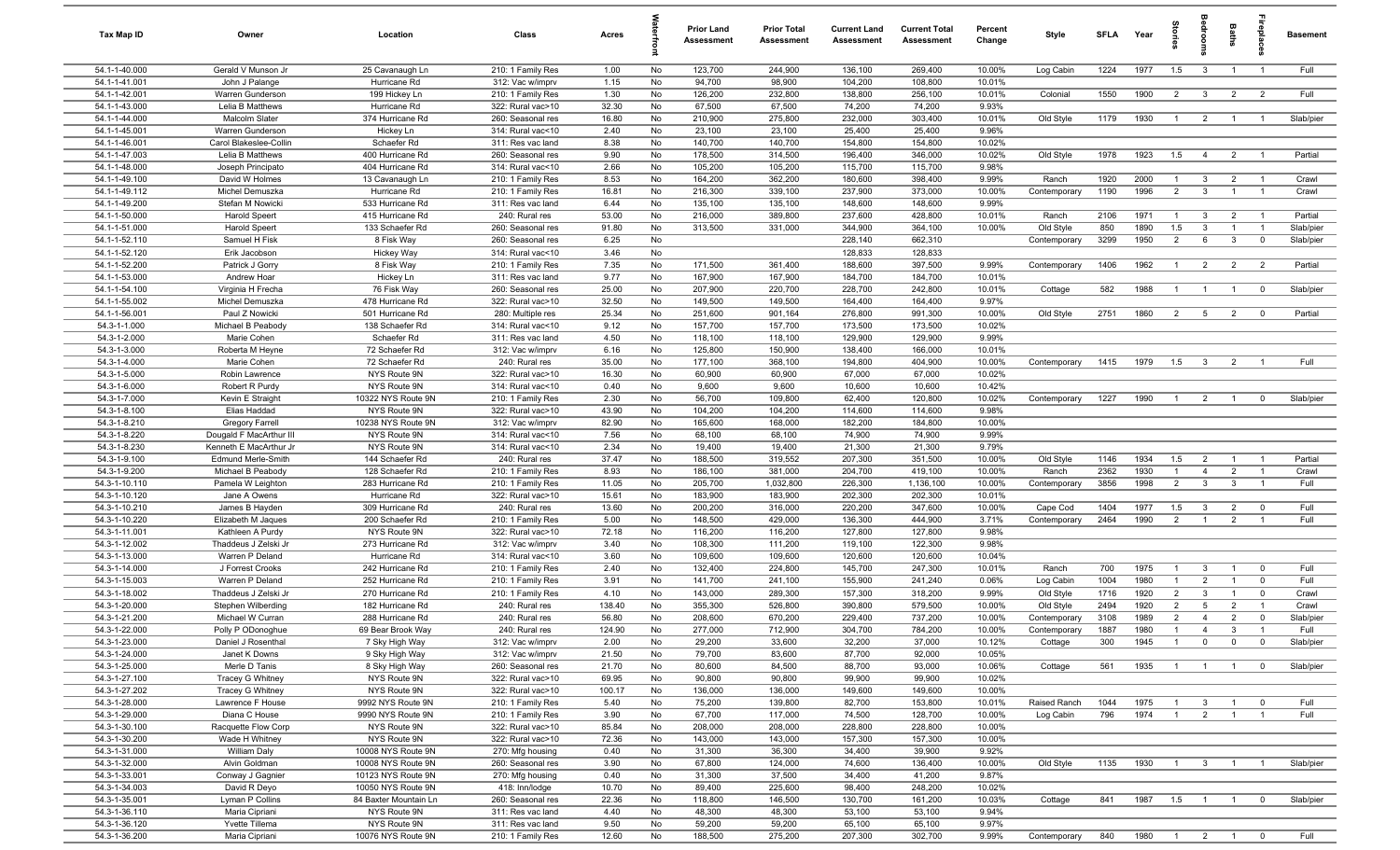| Tax Map ID | Owner | Location | Class | Acres | Waterfront | Prior Land Assessment | Prior Total Assessment | Current Land Assessment | Current Total Assessment | Percent Change | Style | SFLA | Year | Stories | Bedrooms | Baths | Fireplaces | Basement |
|---|---|---|---|---|---|---|---|---|---|---|---|---|---|---|---|---|---|---|
| 54.1-1-40.000 | Gerald V Munson Jr | 25 Cavanaugh Ln | 210: 1 Family Res | 1.00 | No | 123,700 | 244,900 | 136,100 | 269,400 | 10.00% | Log Cabin | 1224 | 1977 | 1.5 | 3 | 1 | 1 | Full |
| 54.1-1-41.001 | John J Palange | Hurricane Rd | 312: Vac w/imprv | 1.15 | No | 94,700 | 98,900 | 104,200 | 108,800 | 10.01% | | | | | | | | |
| 54.1-1-42.001 | Warren Gunderson | 199 Hickey Ln | 210: 1 Family Res | 1.30 | No | 126,200 | 232,800 | 138,800 | 256,100 | 10.01% | Colonial | 1550 | 1900 | 2 | 3 | 2 | 2 | Full |
| 54.1-1-43.000 | Lelia B Matthews | Hurricane Rd | 322: Rural vac>10 | 32.30 | No | 67,500 | 67,500 | 74,200 | 74,200 | 9.93% | | | | | | | | |
| 54.1-1-44.000 | Malcolm Slater | 374 Hurricane Rd | 260: Seasonal res | 16.80 | No | 210,900 | 275,800 | 232,000 | 303,400 | 10.01% | Old Style | 1179 | 1930 | 1 | 2 | 1 | 1 | Slab/pier |
| 54.1-1-45.001 | Warren Gunderson | Hickey Ln | 314: Rural vac<10 | 2.40 | No | 23,100 | 23,100 | 25,400 | 25,400 | 9.96% | | | | | | | | |
| 54.1-1-46.001 | Carol Blakeslee-Collin | Schaefer Rd | 311: Res vac land | 8.30 | No | 140,700 | 140,700 | 154,800 | 154,800 | 10.02% | | | | | | | | |
| 54.1-1-47.003 | Lelia B Matthews | 400 Hurricane Rd | 260: Seasonal res | 9.90 | No | 178,500 | 314,500 | 196,400 | 346,000 | 10.02% | Old Style | 1978 | 1923 | 1.5 | 4 | 2 | 1 | Partial |
| 54.1-1-48.000 | Joseph Principato | 404 Hurricane Rd | 314: Rural vac<10 | 2.66 | No | 105,200 | 105,200 | 115,700 | 115,700 | 9.98% | | | | | | | | |
| 54.1-1-49.100 | David W Holmes | 13 Cavanaugh Ln | 210: 1 Family Res | 8.53 | No | 164,200 | 362,200 | 180,600 | 398,400 | 9.99% | Ranch | 1920 | 2000 | 1 | 3 | 2 | 1 | Crawl |
| 54.1-1-49.112 | Michel Demuszka | Hurricane Rd | 210: 1 Family Res | 16.81 | No | 216,300 | 339,100 | 237,900 | 373,000 | 10.00% | Contemporary | 1190 | 1996 | 2 | 3 | 1 | 1 | Crawl |
| 54.1-1-49.200 | Stefan M Nowicki | 533 Hurricane Rd | 311: Res vac land | 6.44 | No | 135,100 | 135,100 | 148,600 | 148,600 | 9.99% | | | | | | | | |
| 54.1-1-50.000 | Harold Speert | 415 Hurricane Rd | 240: Rural res | 53.00 | No | 216,000 | 389,800 | 237,600 | 428,800 | 10.01% | Ranch | 2106 | 1971 | 1 | 3 | 2 | 1 | Partial |
| 54.1-1-51.000 | Harold Speert | 133 Schaefer Rd | 260: Seasonal res | 91.80 | No | 313,500 | 331,000 | 344,900 | 364,100 | 10.00% | Old Style | 850 | 1890 | 1.5 | 3 | 1 | 1 | Slab/pier |
| 54.1-1-52.110 | Samuel H Fisk | 8 Fisk Way | 260: Seasonal res | 6.25 | No | | | 228,140 | 662,310 | | Contemporary | 3299 | 1950 | 2 | 6 | 3 | 0 | Slab/pier |
| 54.1-1-52.120 | Erik Jacobson | Hickey Way | 314: Rural vac<10 | 3.46 | No | | | 128,833 | 128,833 | | | | | | | | | |
| 54.1-1-52.200 | Patrick J Gorry | 8 Fisk Way | 210: 1 Family Res | 7.35 | No | 171,500 | 361,400 | 188,600 | 397,500 | 9.99% | Contemporary | 1406 | 1962 | 1 | 2 | 2 | 2 | Partial |
| 54.1-1-53.000 | Andrew Hoar | Hickey Ln | 311: Res vac land | 9.77 | No | 167,900 | 167,900 | 184,700 | 184,700 | 10.01% | | | | | | | | |
| 54.1-1-54.100 | Virginia H Frecha | 76 Fisk Way | 260: Seasonal res | 25.00 | No | 207,900 | 220,700 | 228,700 | 242,800 | 10.01% | Cottage | 582 | 1988 | 1 | 1 | 1 | 0 | Slab/pier |
| 54.1-1-55.002 | Michel Demuszka | 478 Hurricane Rd | 322: Rural vac>10 | 32.50 | No | 149,500 | 149,500 | 164,400 | 164,400 | 9.97% | | | | | | | | |
| 54.1-1-56.001 | Paul Z Nowicki | 501 Hurricane Rd | 280: Multiple res | 25.34 | No | 251,600 | 901,164 | 276,800 | 991,300 | 10.00% | Old Style | 2751 | 1860 | 2 | 5 | 2 | 0 | Partial |
| 54.3-1-1.000 | Michael B Peabody | 138 Schaefer Rd | 314: Rural vac<10 | 9.12 | No | 157,700 | 157,700 | 173,500 | 173,500 | 10.02% | | | | | | | | |
| 54.3-1-2.000 | Marie Cohen | Schaefer Rd | 311: Res vac land | 4.50 | No | 118,100 | 118,100 | 129,900 | 129,900 | 9.99% | | | | | | | | |
| 54.3-1-3.000 | Roberta M Heyne | 72 Schaefer Rd | 312: Vac w/imprv | 6.16 | No | 125,800 | 150,900 | 138,400 | 166,000 | 10.01% | | | | | | | | |
| 54.3-1-4.000 | Marie Cohen | 72 Schaefer Rd | 240: Rural res | 35.00 | No | 177,100 | 368,100 | 194,800 | 404,900 | 10.00% | Contemporary | 1415 | 1979 | 1.5 | 3 | 2 | 1 | Full |
| 54.3-1-5.000 | Robin Lawrence | NYS Route 9N | 322: Rural vac>10 | 16.30 | No | 60,900 | 60,900 | 67,000 | 67,000 | 10.02% | | | | | | | | |
| 54.3-1-6.000 | Robert R Purdy | NYS Route 9N | 314: Rural vac<10 | 0.40 | No | 9,600 | 9,600 | 10,600 | 10,600 | 10.42% | | | | | | | | |
| 54.3-1-7.000 | Kevin E Straight | 10322 NYS Route 9N | 210: 1 Family Res | 2.30 | No | 56,700 | 109,800 | 62,400 | 120,800 | 10.02% | Contemporary | 1227 | 1990 | 1 | 2 | 1 | 0 | Slab/pier |
| 54.3-1-8.100 | Elias Haddad | NYS Route 9N | 322: Rural vac>10 | 43.90 | No | 104,200 | 104,200 | 114,600 | 114,600 | 9.98% | | | | | | | | |
| 54.3-1-8.210 | Gregory Farrell | 10238 NYS Route 9N | 312: Vac w/imprv | 82.90 | No | 165,600 | 168,000 | 182,200 | 184,800 | 10.00% | | | | | | | | |
| 54.3-1-8.220 | Dougald F MacArthur III | NYS Route 9N | 314: Rural vac<10 | 7.56 | No | 68,100 | 68,100 | 74,900 | 74,900 | 9.99% | | | | | | | | |
| 54.3-1-8.230 | Kenneth E MacArthur Jr | NYS Route 9N | 314: Rural vac<10 | 2.34 | No | 19,400 | 19,400 | 21,300 | 21,300 | 9.79% | | | | | | | | |
| 54.3-1-9.100 | Edmund Merle-Smith | 144 Schaefer Rd | 240: Rural res | 37.47 | No | 188,500 | 319,552 | 207,300 | 351,500 | 10.00% | Old Style | 1146 | 1934 | 1.5 | 2 | 1 | 1 | Partial |
| 54.3-1-9.200 | Michael B Peabody | 128 Schaefer Rd | 210: 1 Family Res | 8.93 | No | 186,100 | 381,000 | 204,700 | 419,100 | 10.00% | Ranch | 2362 | 1930 | 1 | 4 | 2 | 1 | Crawl |
| 54.3-1-10.110 | Pamela W Leighton | 283 Hurricane Rd | 210: 1 Family Res | 11.05 | No | 205,700 | 1,032,800 | 226,300 | 1,136,100 | 10.00% | Contemporary | 3856 | 1998 | 2 | 3 | 3 | 1 | Full |
| 54.3-1-10.120 | Jane A Owens | Hurricane Rd | 322: Rural vac>10 | 15.61 | No | 183,900 | 183,900 | 202,300 | 202,300 | 10.01% | | | | | | | | |
| 54.3-1-10.210 | James B Hayden | 309 Hurricane Rd | 240: Rural res | 13.60 | No | 200,200 | 316,000 | 220,200 | 347,600 | 10.00% | Cape Cod | 1404 | 1977 | 1.5 | 3 | 2 | 0 | Full |
| 54.3-1-10.220 | Elizabeth M Jaques | 200 Schaefer Rd | 210: 1 Family Res | 5.00 | No | 148,500 | 429,000 | 136,300 | 444,900 | 3.71% | Contemporary | 2464 | 1990 | 2 | 1 | 2 | 1 | Full |
| 54.3-1-11.001 | Kathleen A Purdy | NYS Route 9N | 322: Rural vac>10 | 72.18 | No | 116,200 | 116,200 | 127,800 | 127,800 | 9.98% | | | | | | | | |
| 54.3-1-12.002 | Thaddeus J Zelski Jr | 273 Hurricane Rd | 312: Vac w/imprv | 3.40 | No | 108,300 | 111,200 | 119,100 | 122,300 | 9.98% | | | | | | | | |
| 54.3-1-13.000 | Warren P Deland | Hurricane Rd | 314: Rural vac<10 | 3.60 | No | 109,600 | 109,600 | 120,600 | 120,600 | 10.04% | | | | | | | | |
| 54.3-1-14.000 | J Forrest Crooks | 242 Hurricane Rd | 210: 1 Family Res | 2.40 | No | 132,400 | 224,800 | 145,700 | 247,300 | 10.01% | Ranch | 700 | 1975 | 1 | 3 | 1 | 0 | Full |
| 54.3-1-15.003 | Warren P Deland | 252 Hurricane Rd | 210: 1 Family Res | 3.91 | No | 141,700 | 241,100 | 155,900 | 241,240 | 0.06% | Log Cabin | 1004 | 1980 | 1 | 2 | 1 | 0 | Full |
| 54.3-1-18.002 | Thaddeus J Zelski Jr | 270 Hurricane Rd | 210: 1 Family Res | 4.10 | No | 143,000 | 289,300 | 157,300 | 318,200 | 9.99% | Old Style | 1716 | 1920 | 2 | 3 | 1 | 0 | Crawl |
| 54.3-1-20.000 | Stephen Wilberding | 182 Hurricane Rd | 240: Rural res | 138.40 | No | 355,300 | 526,800 | 390,800 | 579,500 | 10.00% | Old Style | 2494 | 1920 | 2 | 5 | 2 | 1 | Crawl |
| 54.3-1-21.200 | Michael W Curran | 288 Hurricane Rd | 240: Rural res | 56.80 | No | 208,600 | 670,200 | 229,400 | 737,200 | 10.00% | Contemporary | 3108 | 1989 | 2 | 4 | 2 | 0 | Slab/pier |
| 54.3-1-22.000 | Polly P ODonoghue | 69 Bear Brook Way | 240: Rural res | 124.90 | No | 277,000 | 712,900 | 304,700 | 784,200 | 10.00% | Contemporary | 1887 | 1980 | 1 | 4 | 3 | 1 | Full |
| 54.3-1-23.000 | Daniel J Rosenthal | 7 Sky High Way | 312: Vac w/imprv | 2.00 | No | 29,200 | 33,600 | 32,200 | 37,000 | 10.12% | Cottage | 300 | 1945 | 1 | 0 | 0 | 0 | Slab/pier |
| 54.3-1-24.000 | Janet K Downs | 9 Sky High Way | 312: Vac w/imprv | 21.50 | No | 79,700 | 83,600 | 87,700 | 92,000 | 10.05% | | | | | | | | |
| 54.3-1-25.000 | Merle D Tanis | 8 Sky High Way | 260: Seasonal res | 21.70 | No | 80,600 | 84,500 | 88,700 | 93,000 | 10.06% | Cottage | 561 | 1935 | 1 | 1 | 1 | 0 | Slab/pier |
| 54.3-1-27.100 | Tracey G Whitney | NYS Route 9N | 322: Rural vac>10 | 69.95 | No | 90,800 | 90,800 | 99,900 | 99,900 | 10.02% | | | | | | | | |
| 54.3-1-27.202 | Tracey G Whitney | NYS Route 9N | 322: Rural vac>10 | 100.17 | No | 136,000 | 136,000 | 149,600 | 149,600 | 10.00% | | | | | | | | |
| 54.3-1-28.000 | Lawrence F House | 9992 NYS Route 9N | 210: 1 Family Res | 5.40 | No | 75,200 | 139,800 | 82,700 | 153,800 | 10.01% | Raised Ranch | 1044 | 1975 | 1 | 3 | 1 | 0 | Full |
| 54.3-1-29.000 | Diana C House | 9990 NYS Route 9N | 210: 1 Family Res | 3.90 | No | 67,700 | 117,000 | 74,500 | 128,700 | 10.00% | Log Cabin | 796 | 1974 | 1 | 2 | 1 | 1 | Full |
| 54.3-1-30.100 | Racquette Flow Corp | NYS Route 9N | 322: Rural vac>10 | 85.84 | No | 208,000 | 208,000 | 228,800 | 228,800 | 10.00% | | | | | | | | |
| 54.3-1-30.200 | Wade H Whitney | NYS Route 9N | 322: Rural vac>10 | 72.36 | No | 143,000 | 143,000 | 157,300 | 157,300 | 10.00% | | | | | | | | |
| 54.3-1-31.000 | William Daly | 10008 NYS Route 9N | 270: Mfg housing | 0.40 | No | 31,300 | 36,300 | 34,400 | 39,900 | 9.92% | | | | | | | | |
| 54.3-1-32.000 | Alvin Goldman | 10008 NYS Route 9N | 260: Seasonal res | 3.90 | No | 67,800 | 124,000 | 74,600 | 136,400 | 10.00% | Old Style | 1135 | 1930 | 1 | 3 | 1 | 1 | Slab/pier |
| 54.3-1-33.001 | Conway J Gagnier | 10123 NYS Route 9N | 270: Mfg housing | 0.40 | No | 31,300 | 37,500 | 34,400 | 41,200 | 9.87% | | | | | | | | |
| 54.3-1-34.003 | David R Deyo | 10050 NYS Route 9N | 418: Inn/lodge | 10.70 | No | 89,400 | 225,600 | 98,400 | 248,200 | 10.02% | | | | | | | | |
| 54.3-1-35.001 | Lyman P Collins | 84 Baxter Mountain Ln | 260: Seasonal res | 22.36 | No | 118,800 | 146,500 | 130,700 | 161,200 | 10.03% | Cottage | 841 | 1987 | 1.5 | 1 | 1 | 0 | Slab/pier |
| 54.3-1-36.110 | Maria Cipriani | NYS Route 9N | 311: Res vac land | 4.40 | No | 48,300 | 48,300 | 53,100 | 53,100 | 9.94% | | | | | | | | |
| 54.3-1-36.120 | Yvette Tillema | NYS Route 9N | 311: Res vac land | 9.50 | No | 59,200 | 59,200 | 65,100 | 65,100 | 9.97% | | | | | | | | |
| 54.3-1-36.200 | Maria Cipriani | 10076 NYS Route 9N | 210: 1 Family Res | 12.60 | No | 188,500 | 275,200 | 207,300 | 302,700 | 9.99% | Contemporary | 840 | 1980 | 1 | 2 | 1 | 0 | Full |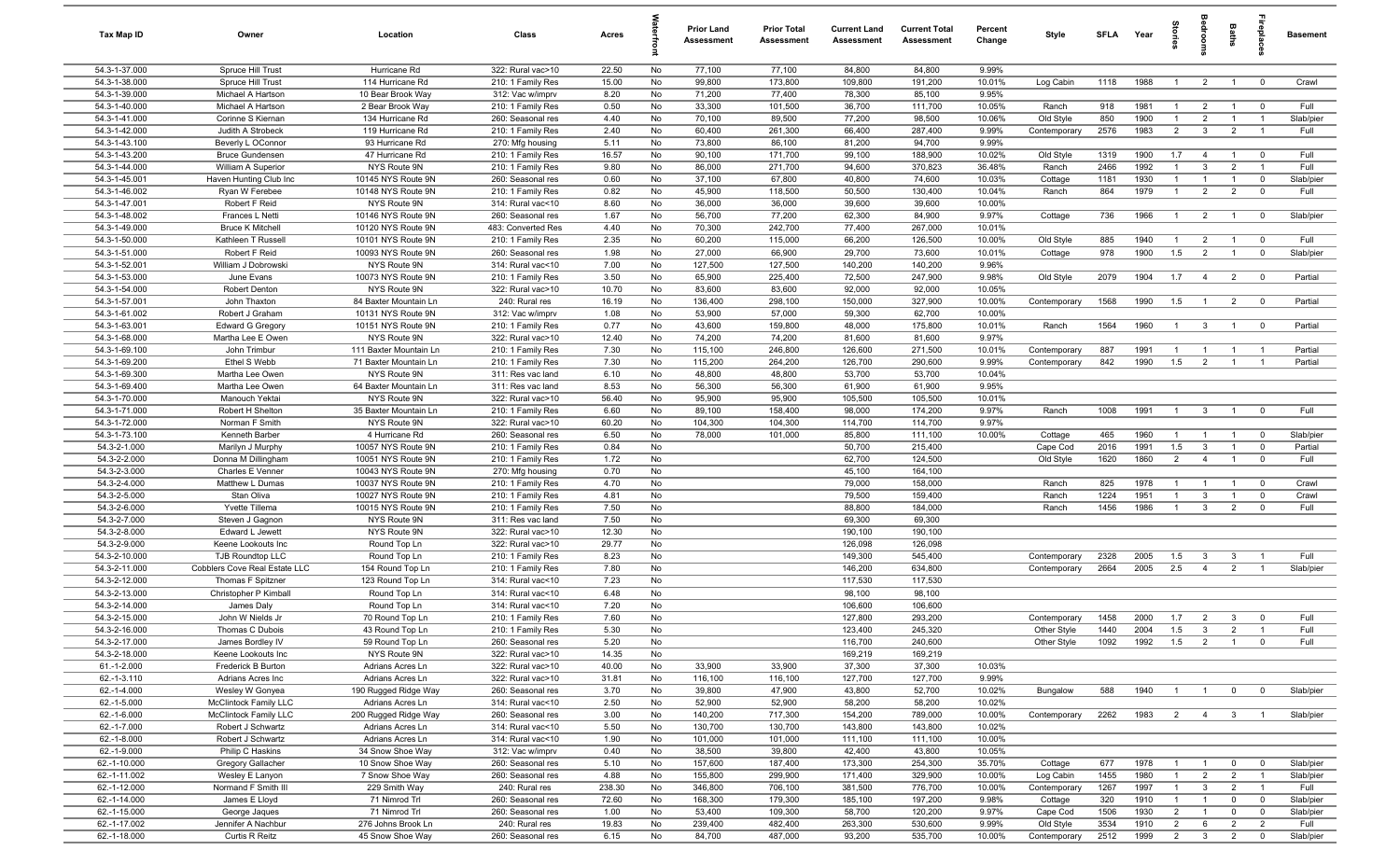| Tax Map ID | Owner | Location | Class | Acres | Waterfront | Prior Land Assessment | Prior Total Assessment | Current Land Assessment | Current Total Assessment | Percent Change | Style | SFLA | Year | Stories | Bedrooms | Baths | Fireplaces | Basement |
|---|---|---|---|---|---|---|---|---|---|---|---|---|---|---|---|---|---|---|
| 54.3-1-37.000 | Spruce Hill Trust | Hurricane Rd | 322: Rural vac>10 | 22.50 | No | 77,100 | 77,100 | 84,800 | 84,800 | 9.99% | | | | | | | | |
| 54.3-1-38.000 | Spruce Hill Trust | 114 Hurricane Rd | 210: 1 Family Res | 15.00 | No | 99,800 | 173,800 | 109,800 | 191,200 | 10.01% | Log Cabin | 1118 | 1988 | 1 | 2 | 1 | 0 | Crawl |
| 54.3-1-39.000 | Michael A Hartson | 10 Bear Brook Way | 312: Vac w/imprv | 8.20 | No | 71,200 | 77,400 | 78,300 | 85,100 | 9.95% | | | | | | | | |
| 54.3-1-40.000 | Michael A Hartson | 2 Bear Brook Way | 210: 1 Family Res | 0.50 | No | 33,300 | 101,500 | 36,700 | 111,700 | 10.05% | Ranch | 918 | 1981 | 1 | 2 | 1 | 0 | Full |
| 54.3-1-41.000 | Corinne S Kiernan | 134 Hurricane Rd | 260: Seasonal res | 4.40 | No | 70,100 | 89,500 | 77,200 | 98,500 | 10.06% | Old Style | 850 | 1900 | 1 | 2 | 1 | 1 | Slab/pier |
| 54.3-1-42.000 | Judith A Strobeck | 119 Hurricane Rd | 210: 1 Family Res | 2.40 | No | 60,400 | 261,300 | 66,400 | 287,400 | 9.99% | Contemporary | 2576 | 1983 | 2 | 3 | 2 | 1 | Full |
| 54.3-1-43.100 | Beverly L OConnor | 93 Hurricane Rd | 270: Mfg housing | 5.11 | No | 73,800 | 86,100 | 81,200 | 94,700 | 9.99% | | | | | | | | |
| 54.3-1-43.200 | Bruce Gundensen | 47 Hurricane Rd | 210: 1 Family Res | 16.57 | No | 90,100 | 171,700 | 99,100 | 188,900 | 10.02% | Old Style | 1319 | 1900 | 1.7 | 4 | 1 | 0 | Full |
| 54.3-1-44.000 | William A Superior | NYS Route 9N | 210: 1 Family Res | 9.80 | No | 86,000 | 271,700 | 94,600 | 370,823 | 36.48% | Ranch | 2466 | 1992 | 1 | 3 | 2 | 1 | Full |
| 54.3-1-45.001 | Haven Hunting Club Inc | 10145 NYS Route 9N | 260: Seasonal res | 0.60 | No | 37,100 | 67,800 | 40,800 | 74,600 | 10.03% | Cottage | 1181 | 1930 | 1 | 1 | 1 | 0 | Slab/pier |
| 54.3-1-46.002 | Ryan W Ferebee | 10148 NYS Route 9N | 210: 1 Family Res | 0.82 | No | 45,900 | 118,500 | 50,500 | 130,400 | 10.04% | Ranch | 864 | 1979 | 1 | 2 | 2 | 0 | Full |
| 54.3-1-47.001 | Robert F Reid | NYS Route 9N | 314: Rural vac<10 | 8.60 | No | 36,000 | 36,000 | 39,600 | 39,600 | 10.00% | | | | | | | | |
| 54.3-1-48.002 | Frances L Netti | 10146 NYS Route 9N | 260: Seasonal res | 1.67 | No | 56,700 | 77,200 | 62,300 | 84,900 | 9.97% | Cottage | 736 | 1966 | 1 | 2 | 1 | 0 | Slab/pier |
| 54.3-1-49.000 | Bruce K Mitchell | 10120 NYS Route 9N | 483: Converted Res | 4.40 | No | 70,300 | 242,700 | 77,400 | 267,000 | 10.01% | | | | | | | | |
| 54.3-1-50.000 | Kathleen T Russell | 10101 NYS Route 9N | 210: 1 Family Res | 2.35 | No | 60,200 | 115,000 | 66,200 | 126,500 | 10.00% | Old Style | 885 | 1940 | 1 | 2 | 1 | 0 | Full |
| 54.3-1-51.000 | Robert F Reid | 10093 NYS Route 9N | 260: Seasonal res | 1.98 | No | 27,000 | 66,900 | 29,700 | 73,600 | 10.01% | Cottage | 978 | 1900 | 1.5 | 2 | 1 | 0 | Slab/pier |
| 54.3-1-52.001 | William J Dobrowski | NYS Route 9N | 314: Rural vac<10 | 7.00 | No | 127,500 | 127,500 | 140,200 | 140,200 | 9.96% | | | | | | | | |
| 54.3-1-53.000 | June Evans | 10073 NYS Route 9N | 210: 1 Family Res | 3.50 | No | 65,900 | 225,400 | 72,500 | 247,900 | 9.98% | Old Style | 2079 | 1904 | 1.7 | 4 | 2 | 0 | Partial |
| 54.3-1-54.000 | Robert Denton | NYS Route 9N | 322: Rural vac>10 | 10.70 | No | 83,600 | 83,600 | 92,000 | 92,000 | 10.05% | | | | | | | | |
| 54.3-1-57.001 | John Thaxton | 84 Baxter Mountain Ln | 240: Rural res | 16.19 | No | 136,400 | 298,100 | 150,000 | 327,900 | 10.00% | Contemporary | 1568 | 1990 | 1.5 | 1 | 2 | 0 | Partial |
| 54.3-1-61.002 | Robert J Graham | 10131 NYS Route 9N | 312: Vac w/imprv | 1.08 | No | 53,900 | 57,000 | 59,300 | 62,700 | 10.00% | | | | | | | | |
| 54.3-1-63.001 | Edward G Gregory | 10151 NYS Route 9N | 210: 1 Family Res | 0.77 | No | 43,600 | 159,800 | 48,000 | 175,800 | 10.01% | Ranch | 1564 | 1960 | 1 | 3 | 1 | 0 | Partial |
| 54.3-1-68.000 | Martha Lee E Owen | NYS Route 9N | 322: Rural vac>10 | 12.40 | No | 74,200 | 74,200 | 81,600 | 81,600 | 9.97% | | | | | | | | |
| 54.3-1-69.100 | John Trimbur | 111 Baxter Mountain Ln | 210: 1 Family Res | 7.30 | No | 115,100 | 246,800 | 126,600 | 271,500 | 10.01% | Contemporary | 887 | 1991 | 1 | 1 | 1 | 1 | Partial |
| 54.3-1-69.200 | Ethel S Webb | 71 Baxter Mountain Ln | 210: 1 Family Res | 7.30 | No | 115,200 | 264,200 | 126,700 | 290,600 | 9.99% | Contemporary | 842 | 1990 | 1.5 | 2 | 1 | 1 | Partial |
| 54.3-1-69.300 | Martha Lee Owen | NYS Route 9N | 311: Res vac land | 6.10 | No | 48,800 | 48,800 | 53,700 | 53,700 | 10.04% | | | | | | | | |
| 54.3-1-69.400 | Martha Lee Owen | 64 Baxter Mountain Ln | 311: Res vac land | 8.53 | No | 56,300 | 56,300 | 61,900 | 61,900 | 9.95% | | | | | | | | |
| 54.3-1-70.000 | Manouch Yektai | NYS Route 9N | 322: Rural vac>10 | 56.40 | No | 95,900 | 95,900 | 105,500 | 105,500 | 10.01% | | | | | | | | |
| 54.3-1-71.000 | Robert H Shelton | 35 Baxter Mountain Ln | 210: 1 Family Res | 6.60 | No | 89,100 | 158,400 | 98,000 | 174,200 | 9.97% | Ranch | 1008 | 1991 | 1 | 3 | 1 | 0 | Full |
| 54.3-1-72.000 | Norman F Smith | NYS Route 9N | 322: Rural vac>10 | 60.20 | No | 104,300 | 104,300 | 114,700 | 114,700 | 9.97% | | | | | | | | |
| 54.3-1-73.100 | Kenneth Barber | 4 Hurricane Rd | 260: Seasonal res | 6.50 | No | 78,000 | 101,000 | 85,800 | 111,100 | 10.00% | Cottage | 465 | 1960 | 1 | 1 | 1 | 0 | Slab/pier |
| 54.3-2-1.000 | Marilyn J Murphy | 10057 NYS Route 9N | 210: 1 Family Res | 0.84 | No | | | 50,700 | 215,400 | | Cape Cod | 2016 | 1991 | 1.5 | 3 | 1 | 0 | Partial |
| 54.3-2-2.000 | Donna M Dillingham | 10051 NYS Route 9N | 210: 1 Family Res | 1.72 | No | | | 62,700 | 124,500 | | Old Style | 1620 | 1860 | 2 | 4 | 1 | 0 | Full |
| 54.3-2-3.000 | Charles E Venner | 10043 NYS Route 9N | 270: Mfg housing | 0.70 | No | | | 45,100 | 164,100 | | | | | | | | | |
| 54.3-2-4.000 | Matthew L Dumas | 10037 NYS Route 9N | 210: 1 Family Res | 4.70 | No | | | 79,000 | 158,000 | | Ranch | 825 | 1978 | 1 | 1 | 1 | 0 | Crawl |
| 54.3-2-5.000 | Stan Oliva | 10027 NYS Route 9N | 210: 1 Family Res | 4.81 | No | | | 79,500 | 159,400 | | Ranch | 1224 | 1951 | 1 | 3 | 1 | 0 | Crawl |
| 54.3-2-6.000 | Yvette Tillema | 10015 NYS Route 9N | 210: 1 Family Res | 7.50 | No | | | 88,800 | 184,000 | | Ranch | 1456 | 1986 | 1 | 3 | 2 | 0 | Full |
| 54.3-2-7.000 | Steven J Gagnon | NYS Route 9N | 311: Res vac land | 7.50 | No | | | 69,300 | 69,300 | | | | | | | | | |
| 54.3-2-8.000 | Edward L Jewett | NYS Route 9N | 322: Rural vac>10 | 12.30 | No | | | 190,100 | 190,100 | | | | | | | | | |
| 54.3-2-9.000 | Keene Lookouts Inc | Round Top Ln | 322: Rural vac>10 | 29.77 | No | | | 126,098 | 126,098 | | | | | | | | | |
| 54.3-2-10.000 | TJB Roundtop LLC | Round Top Ln | 210: 1 Family Res | 8.23 | No | | | 149,300 | 545,400 | | Contemporary | 2328 | 2005 | 1.5 | 3 | 3 | 1 | Full |
| 54.3-2-11.000 | Cobblers Cove Real Estate LLC | 154 Round Top Ln | 210: 1 Family Res | 7.80 | No | | | 146,200 | 634,800 | | Contemporary | 2664 | 2005 | 2.5 | 4 | 2 | 1 | Slab/pier |
| 54.3-2-12.000 | Thomas F Spitzner | 123 Round Top Ln | 314: Rural vac<10 | 7.23 | No | | | 117,530 | 117,530 | | | | | | | | | |
| 54.3-2-13.000 | Christopher P Kimball | Round Top Ln | 314: Rural vac<10 | 6.48 | No | | | 98,100 | 98,100 | | | | | | | | | |
| 54.3-2-14.000 | James Daly | Round Top Ln | 314: Rural vac<10 | 7.20 | No | | | 106,600 | 106,600 | | | | | | | | | |
| 54.3-2-15.000 | John W Nields Jr | 70 Round Top Ln | 210: 1 Family Res | 7.60 | No | | | 127,800 | 293,200 | | Contemporary | 1458 | 2000 | 1.7 | 2 | 3 | 0 | Full |
| 54.3-2-16.000 | Thomas C Dubois | 43 Round Top Ln | 210: 1 Family Res | 5.30 | No | | | 123,400 | 245,320 | | Other Style | 1440 | 2004 | 1.5 | 3 | 2 | 1 | Full |
| 54.3-2-17.000 | James Bordley IV | 59 Round Top Ln | 260: Seasonal res | 5.20 | No | | | 116,700 | 240,600 | | Other Style | 1092 | 1992 | 1.5 | 2 | 1 | 0 | Full |
| 54.3-2-18.000 | Keene Lookouts Inc | NYS Route 9N | 322: Rural vac>10 | 14.35 | No | | | 169,219 | 169,219 | | | | | | | | | |
| 61.-1-2.000 | Frederick B Burton | Adrians Acres Ln | 322: Rural vac>10 | 40.00 | No | 33,900 | 33,900 | 37,300 | 37,300 | 10.03% | | | | | | | | |
| 62.-1-3.110 | Adrians Acres Inc | Adrians Acres Ln | 322: Rural vac>10 | 31.81 | No | 116,100 | 116,100 | 127,700 | 127,700 | 9.99% | | | | | | | | |
| 62.-1-4.000 | Wesley W Gonyea | 190 Rugged Ridge Way | 260: Seasonal res | 3.70 | No | 39,800 | 47,900 | 43,800 | 52,700 | 10.02% | Bungalow | 588 | 1940 | 1 | 1 | 0 | 0 | Slab/pier |
| 62.-1-5.000 | McClintock Family LLC | Adrians Acres Ln | 314: Rural vac<10 | 2.50 | No | 52,900 | 52,900 | 58,200 | 58,200 | 10.02% | | | | | | | | |
| 62.-1-6.000 | McClintock Family LLC | 200 Rugged Ridge Way | 260: Seasonal res | 3.00 | No | 140,200 | 717,300 | 154,200 | 789,000 | 10.00% | Contemporary | 2262 | 1983 | 2 | 4 | 3 | 1 | Slab/pier |
| 62.-1-7.000 | Robert J Schwartz | Adrians Acres Ln | 314: Rural vac<10 | 5.50 | No | 130,700 | 130,700 | 143,800 | 143,800 | 10.02% | | | | | | | | |
| 62.-1-8.000 | Robert J Schwartz | Adrians Acres Ln | 314: Rural vac<10 | 1.90 | No | 101,000 | 101,000 | 111,100 | 111,100 | 10.00% | | | | | | | | |
| 62.-1-9.000 | Philip C Haskins | 34 Snow Shoe Way | 312: Vac w/imprv | 0.40 | No | 38,500 | 39,800 | 42,400 | 43,800 | 10.05% | | | | | | | | |
| 62.-1-10.000 | Gregory Gallacher | 10 Snow Shoe Way | 260: Seasonal res | 5.10 | No | 157,600 | 187,400 | 173,300 | 254,300 | 35.70% | Cottage | 677 | 1978 | 1 | 1 | 0 | 0 | Slab/pier |
| 62.-1-11.002 | Wesley E Lanyon | 7 Snow Shoe Way | 260: Seasonal res | 4.88 | No | 155,800 | 299,900 | 171,400 | 329,900 | 10.00% | Log Cabin | 1455 | 1980 | 1 | 2 | 2 | 1 | Slab/pier |
| 62.-1-12.000 | Normand F Smith III | 229 Smith Way | 240: Rural res | 238.30 | No | 346,800 | 706,100 | 381,500 | 776,700 | 10.00% | Contemporary | 1267 | 1997 | 1 | 3 | 2 | 1 | Full |
| 62.-1-14.000 | James E Lloyd | 71 Nimrod Trl | 260: Seasonal res | 72.60 | No | 168,300 | 179,300 | 185,100 | 197,200 | 9.98% | Cottage | 320 | 1910 | 1 | 1 | 0 | 0 | Slab/pier |
| 62.-1-15.000 | George Jaques | 71 Nimrod Trl | 260: Seasonal res | 1.00 | No | 53,400 | 109,300 | 58,700 | 120,200 | 9.97% | Cape Cod | 1506 | 1930 | 2 | 1 | 0 | 0 | Slab/pier |
| 62.-1-17.002 | Jennifer A Nachbur | 276 Johns Brook Ln | 240: Rural res | 19.83 | No | 239,400 | 482,400 | 263,300 | 530,600 | 9.99% | Old Style | 3534 | 1910 | 2 | 6 | 2 | 2 | Full |
| 62.-1-18.000 | Curtis R Reitz | 45 Snow Shoe Way | 260: Seasonal res | 6.15 | No | 84,700 | 487,000 | 93,200 | 535,700 | 10.00% | Contemporary | 2512 | 1999 | 2 | 3 | 2 | 0 | Slab/pier |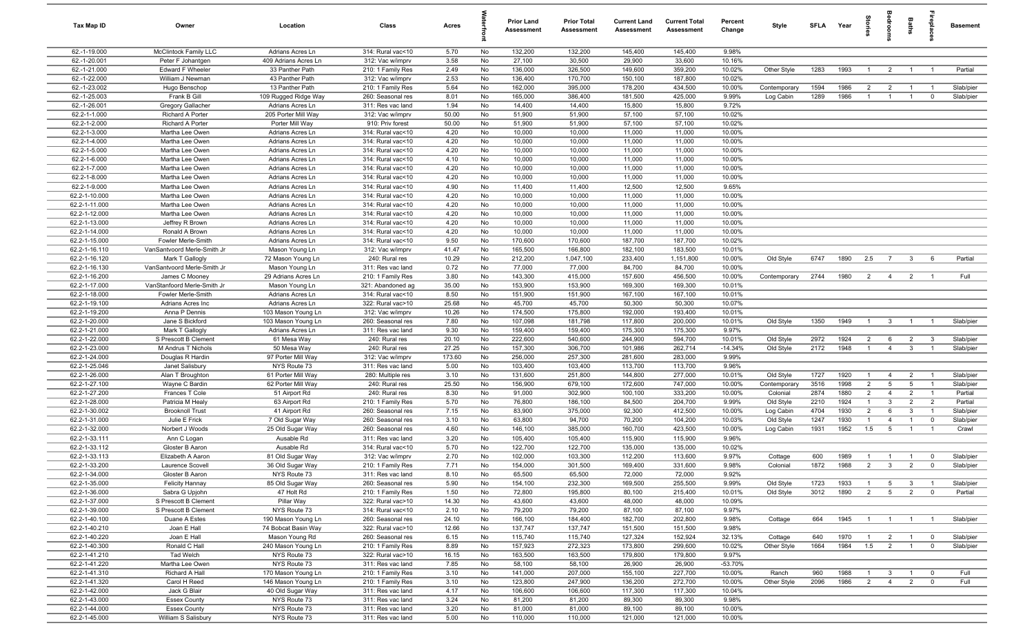| Tax Map ID | Owner | Location | Class | Acres | Waterfront | Prior Land Assessment | Prior Total Assessment | Current Land Assessment | Current Total Assessment | Percent Change | Style | SFLA | Year | Stories | Bedrooms | Baths | Fireplaces | Basement |
|---|---|---|---|---|---|---|---|---|---|---|---|---|---|---|---|---|---|---|
| 62.-1-19.000 | McClintock Family LLC | Adrians Acres Ln | 314: Rural vac<10 | 5.70 | No | 132,200 | 132,200 | 145,400 | 145,400 | 9.98% | | | | | | | | |
| 62.-1-20.001 | Peter F Johantgen | 409 Adrians Acres Ln | 312: Vac w/imprv | 3.58 | No | 27,100 | 30,500 | 29,900 | 33,600 | 10.16% | | | | | | | | |
| 62.-1-21.000 | Edward F Wheeler | 33 Panther Path | 210: 1 Family Res | 2.49 | No | 136,000 | 326,500 | 149,600 | 359,200 | 10.02% | Other Style | 1283 | 1993 | 1 | 2 | 1 | 1 | Partial |
| 62.-1-22.000 | William J Newman | 43 Panther Path | 312: Vac w/imprv | 2.53 | No | 136,400 | 170,700 | 150,100 | 187,800 | 10.02% | | | | | | | | |
| 62.-1-23.002 | Hugo Benschop | 13 Panther Path | 210: 1 Family Res | 5.64 | No | 162,000 | 395,000 | 178,200 | 434,500 | 10.00% | Contemporary | 1594 | 1986 | 2 | 2 | 1 | 1 | Slab/pier |
| 62.-1-25.003 | Frank B Gill | 109 Rugged Ridge Way | 260: Seasonal res | 8.01 | No | 165,000 | 386,400 | 181,500 | 425,000 | 9.99% | Log Cabin | 1289 | 1986 | 1 | 1 | 1 | 0 | Slab/pier |
| 62.-1-26.001 | Gregory Gallacher | Adrians Acres Ln | 311: Res vac land | 1.94 | No | 14,400 | 14,400 | 15,800 | 15,800 | 9.72% | | | | | | | | |
| 62.2-1-1.000 | Richard A Porter | 205 Porter Mill Way | 312: Vac w/imprv | 50.00 | No | 51,900 | 51,900 | 57,100 | 57,100 | 10.02% | | | | | | | | |
| 62.2-1-2.000 | Richard A Porter | Porter Mill Way | 910: Priv forest | 50.00 | No | 51,900 | 51,900 | 57,100 | 57,100 | 10.02% | | | | | | | | |
| 62.2-1-3.000 | Martha Lee Owen | Adrians Acres Ln | 314: Rural vac<10 | 4.20 | No | 10,000 | 10,000 | 11,000 | 11,000 | 10.00% | | | | | | | | |
| 62.2-1-4.000 | Martha Lee Owen | Adrians Acres Ln | 314: Rural vac<10 | 4.20 | No | 10,000 | 10,000 | 11,000 | 11,000 | 10.00% | | | | | | | | |
| 62.2-1-5.000 | Martha Lee Owen | Adrians Acres Ln | 314: Rural vac<10 | 4.20 | No | 10,000 | 10,000 | 11,000 | 11,000 | 10.00% | | | | | | | | |
| 62.2-1-6.000 | Martha Lee Owen | Adrians Acres Ln | 314: Rural vac<10 | 4.10 | No | 10,000 | 10,000 | 11,000 | 11,000 | 10.00% | | | | | | | | |
| 62.2-1-7.000 | Martha Lee Owen | Adrians Acres Ln | 314: Rural vac<10 | 4.20 | No | 10,000 | 10,000 | 11,000 | 11,000 | 10.00% | | | | | | | | |
| 62.2-1-8.000 | Martha Lee Owen | Adrians Acres Ln | 314: Rural vac<10 | 4.20 | No | 10,000 | 10,000 | 11,000 | 11,000 | 10.00% | | | | | | | | |
| 62.2-1-9.000 | Martha Lee Owen | Adrians Acres Ln | 314: Rural vac<10 | 4.90 | No | 11,400 | 11,400 | 12,500 | 12,500 | 9.65% | | | | | | | | |
| 62.2-1-10.000 | Martha Lee Owen | Adrians Acres Ln | 314: Rural vac<10 | 4.20 | No | 10,000 | 10,000 | 11,000 | 11,000 | 10.00% | | | | | | | | |
| 62.2-1-11.000 | Martha Lee Owen | Adrians Acres Ln | 314: Rural vac<10 | 4.20 | No | 10,000 | 10,000 | 11,000 | 11,000 | 10.00% | | | | | | | | |
| 62.2-1-12.000 | Martha Lee Owen | Adrians Acres Ln | 314: Rural vac<10 | 4.20 | No | 10,000 | 10,000 | 11,000 | 11,000 | 10.00% | | | | | | | | |
| 62.2-1-13.000 | Jeffrey R Brown | Adrians Acres Ln | 314: Rural vac<10 | 4.20 | No | 10,000 | 10,000 | 11,000 | 11,000 | 10.00% | | | | | | | | |
| 62.2-1-14.000 | Ronald A Brown | Adrians Acres Ln | 314: Rural vac<10 | 4.20 | No | 10,000 | 10,000 | 11,000 | 11,000 | 10.00% | | | | | | | | |
| 62.2-1-15.000 | Fowler Merle-Smith | Adrians Acres Ln | 314: Rural vac<10 | 9.50 | No | 170,600 | 170,600 | 187,700 | 187,700 | 10.02% | | | | | | | | |
| 62.2-1-16.110 | VanSantvoord Merle-Smith Jr | Mason Young Ln | 312: Vac w/imprv | 41.47 | No | 165,500 | 166,800 | 182,100 | 183,500 | 10.01% | | | | | | | | |
| 62.2-1-16.120 | Mark T Gallogly | 72 Mason Young Ln | 240: Rural res | 10.29 | No | 212,200 | 1,047,100 | 233,400 | 1,151,800 | 10.00% | Old Style | 6747 | 1890 | 2.5 | 7 | 3 | 6 | Partial |
| 62.2-1-16.130 | VanSantvoord Merle-Smith Jr | Mason Young Ln | 311: Res vac land | 0.72 | No | 77,000 | 77,000 | 84,700 | 84,700 | 10.00% | | | | | | | | |
| 62.2-1-16.200 | James C Mooney | 29 Adrians Acres Ln | 210: 1 Family Res | 3.80 | No | 143,300 | 415,000 | 157,600 | 456,500 | 10.00% | Contemporary | 2744 | 1980 | 2 | 4 | 2 | 1 | Full |
| 62.2-1-17.000 | VanStanfoord Merle-Smith Jr | Mason Young Ln | 321: Abandoned ag | 35.00 | No | 153,900 | 153,900 | 169,300 | 169,300 | 10.01% | | | | | | | | |
| 62.2-1-18.000 | Fowler Merle-Smith | Adrians Acres Ln | 314: Rural vac<10 | 8.50 | No | 151,900 | 151,900 | 167,100 | 167,100 | 10.01% | | | | | | | | |
| 62.2-1-19.100 | Adrians Acres Inc | Adrians Acres Ln | 322: Rural vac>10 | 25.68 | No | 45,700 | 45,700 | 50,300 | 50,300 | 10.07% | | | | | | | | |
| 62.2-1-19.200 | Anna P Dennis | 103 Mason Young Ln | 312: Vac w/imprv | 10.26 | No | 174,500 | 175,800 | 192,000 | 193,400 | 10.01% | | | | | | | | |
| 62.2-1-20.000 | Jane S Bickford | 103 Mason Young Ln | 260: Seasonal res | 7.80 | No | 107,098 | 181,798 | 117,800 | 200,000 | 10.01% | Old Style | 1350 | 1949 | 1 | 3 | 1 | 1 | Slab/pier |
| 62.2-1-21.000 | Mark T Gallogly | Adrians Acres Ln | 311: Res vac land | 9.30 | No | 159,400 | 159,400 | 175,300 | 175,300 | 9.97% | | | | | | | | |
| 62.2-1-22.000 | S Prescott B Clement | 61 Mesa Way | 240: Rural res | 20.10 | No | 222,600 | 540,600 | 244,900 | 594,700 | 10.01% | Old Style | 2972 | 1924 | 2 | 6 | 2 | 3 | Slab/pier |
| 62.2-1-23.000 | M Andrus T Nichols | 50 Mesa Way | 240: Rural res | 27.25 | No | 157,300 | 306,700 | 101,986 | 262,714 | -14.34% | Old Style | 2172 | 1948 | 1 | 4 | 3 | 1 | Slab/pier |
| 62.2-1-24.000 | Douglas R Hardin | 97 Porter Mill Way | 312: Vac w/imprv | 173.60 | No | 256,000 | 257,300 | 281,600 | 283,000 | 9.99% | | | | | | | | |
| 62.2-1-25.046 | Janet Salisbury | NYS Route 73 | 311: Res vac land | 5.00 | No | 103,400 | 103,400 | 113,700 | 113,700 | 9.96% | | | | | | | | |
| 62.2-1-26.000 | Alan T Broughton | 61 Porter Mill Way | 280: Multiple res | 3.10 | No | 131,600 | 251,800 | 144,800 | 277,000 | 10.01% | Old Style | 1727 | 1920 | 1 | 4 | 2 | 1 | Slab/pier |
| 62.2-1-27.100 | Wayne C Bardin | 62 Porter Mill Way | 240: Rural res | 25.50 | No | 156,900 | 679,100 | 172,600 | 747,000 | 10.00% | Contemporary | 3516 | 1998 | 2 | 5 | 5 | 1 | Slab/pier |
| 62.2-1-27.200 | Frances T Cole | 51 Airport Rd | 240: Rural res | 8.30 | No | 91,000 | 302,900 | 100,100 | 333,200 | 10.00% | Colonial | 2874 | 1880 | 2 | 4 | 2 | 1 | Partial |
| 62.2-1-28.000 | Patricia M Healy | 63 Airport Rd | 210: 1 Family Res | 5.70 | No | 76,800 | 186,100 | 84,500 | 204,700 | 9.99% | Old Style | 2210 | 1924 | 1 | 3 | 2 | 2 | Partial |
| 62.2-1-30.002 | Brooknoll Trust | 41 Airport Rd | 260: Seasonal res | 7.15 | No | 83,900 | 375,000 | 92,300 | 412,500 | 10.00% | Log Cabin | 4704 | 1930 | 2 | 6 | 3 | 1 | Slab/pier |
| 62.2-1-31.000 | Julie E Frick | 7 Old Sugar Way | 260: Seasonal res | 3.10 | No | 63,800 | 94,700 | 70,200 | 104,200 | 10.03% | Old Style | 1247 | 1930 | 1 | 4 | 1 | 0 | Slab/pier |
| 62.2-1-32.000 | Norbert J Woods | 25 Old Sugar Way | 260: Seasonal res | 4.60 | No | 146,100 | 385,000 | 160,700 | 423,500 | 10.00% | Log Cabin | 1931 | 1952 | 1.5 | 5 | 1 | 1 | Crawl |
| 62.2-1-33.111 | Ann C Logan | Ausable Rd | 311: Res vac land | 3.20 | No | 105,400 | 105,400 | 115,900 | 115,900 | 9.96% | | | | | | | | |
| 62.2-1-33.112 | Gloster B Aaron | Ausable Rd | 314: Rural vac<10 | 5.70 | No | 122,700 | 122,700 | 135,000 | 135,000 | 10.02% | | | | | | | | |
| 62.2-1-33.113 | Elizabeth A Aaron | 81 Old Sugar Way | 312: Vac w/imprv | 2.70 | No | 102,000 | 103,300 | 112,200 | 113,600 | 9.97% | Cottage | 600 | 1989 | 1 | 1 | 1 | 0 | Slab/pier |
| 62.2-1-33.200 | Laurence Scovell | 36 Old Sugar Way | 210: 1 Family Res | 7.71 | No | 154,000 | 301,500 | 169,400 | 331,600 | 9.98% | Colonial | 1872 | 1988 | 2 | 3 | 2 | 0 | Slab/pier |
| 62.2-1-34.000 | Gloster B Aaron | NYS Route 73 | 311: Res vac land | 8.10 | No | 65,500 | 65,500 | 72,000 | 72,000 | 9.92% | | | | | | | | |
| 62.2-1-35.000 | Felicity Hannay | 85 Old Sugar Way | 260: Seasonal res | 5.90 | No | 154,100 | 232,300 | 169,500 | 255,500 | 9.99% | Old Style | 1723 | 1933 | 1 | 5 | 3 | 1 | Slab/pier |
| 62.2-1-36.000 | Sabra G Upjohn | 47 Holt Rd | 210: 1 Family Res | 1.50 | No | 72,800 | 195,800 | 80,100 | 215,400 | 10.01% | Old Style | 3012 | 1890 | 2 | 5 | 2 | 0 | Partial |
| 62.2-1-37.000 | S Prescott B Clement | Pillar Way | 322: Rural vac>10 | 14.30 | No | 43,600 | 43,600 | 48,000 | 48,000 | 10.09% | | | | | | | | |
| 62.2-1-39.000 | S Prescott B Clement | NYS Route 73 | 314: Rural vac<10 | 2.10 | No | 79,200 | 79,200 | 87,100 | 87,100 | 9.97% | | | | | | | | |
| 62.2-1-40.100 | Duane A Estes | 190 Mason Young Ln | 260: Seasonal res | 24.10 | No | 166,100 | 184,400 | 182,700 | 202,800 | 9.98% | Cottage | 664 | 1945 | 1 | 1 | 1 | 1 | Slab/pier |
| 62.2-1-40.210 | Joan E Hall | 74 Bobcat Basin Way | 322: Rural vac>10 | 12.66 | No | 137,747 | 137,747 | 151,500 | 151,500 | 9.98% | | | | | | | | |
| 62.2-1-40.220 | Joan E Hall | Mason Young Rd | 260: Seasonal res | 6.15 | No | 115,740 | 115,740 | 127,324 | 152,924 | 32.13% | Cottage | 640 | 1970 | 1 | 2 | 1 | 0 | Slab/pier |
| 62.2-1-40.300 | Ronald C Hall | 240 Mason Young Ln | 210: 1 Family Res | 8.89 | No | 157,923 | 272,323 | 173,800 | 299,600 | 10.02% | Other Style | 1664 | 1984 | 1.5 | 2 | 1 | 0 | Slab/pier |
| 62.2-1-41.210 | Tad Welch | NYS Route 73 | 322: Rural vac>10 | 16.15 | No | 163,500 | 163,500 | 179,800 | 179,800 | 9.97% | | | | | | | | |
| 62.2-1-41.220 | Martha Lee Owen | NYS Route 73 | 311: Res vac land | 7.85 | No | 58,100 | 58,100 | 26,900 | 26,900 | -53.70% | | | | | | | | |
| 62.2-1-41.310 | Richard A Hall | 170 Mason Young Ln | 210: 1 Family Res | 3.10 | No | 141,000 | 207,000 | 155,100 | 227,700 | 10.00% | Ranch | 960 | 1988 | 1 | 3 | 1 | 0 | Full |
| 62.2-1-41.320 | Carol H Reed | 146 Mason Young Ln | 210: 1 Family Res | 3.10 | No | 123,800 | 247,900 | 136,200 | 272,700 | 10.00% | Other Style | 2096 | 1986 | 2 | 4 | 2 | 0 | Full |
| 62.2-1-42.000 | Jack G Blair | 40 Old Sugar Way | 311: Res vac land | 4.17 | No | 106,600 | 106,600 | 117,300 | 117,300 | 10.04% | | | | | | | | |
| 62.2-1-43.000 | Essex County | NYS Route 73 | 311: Res vac land | 3.24 | No | 81,200 | 81,200 | 89,300 | 89,300 | 9.98% | | | | | | | | |
| 62.2-1-44.000 | Essex County | NYS Route 73 | 311: Res vac land | 3.20 | No | 81,000 | 81,000 | 89,100 | 89,100 | 10.00% | | | | | | | | |
| 62.2-1-45.000 | William S Salisbury | NYS Route 73 | 311: Res vac land | 5.00 | No | 110,000 | 110,000 | 121,000 | 121,000 | 10.00% | | | | | | | | |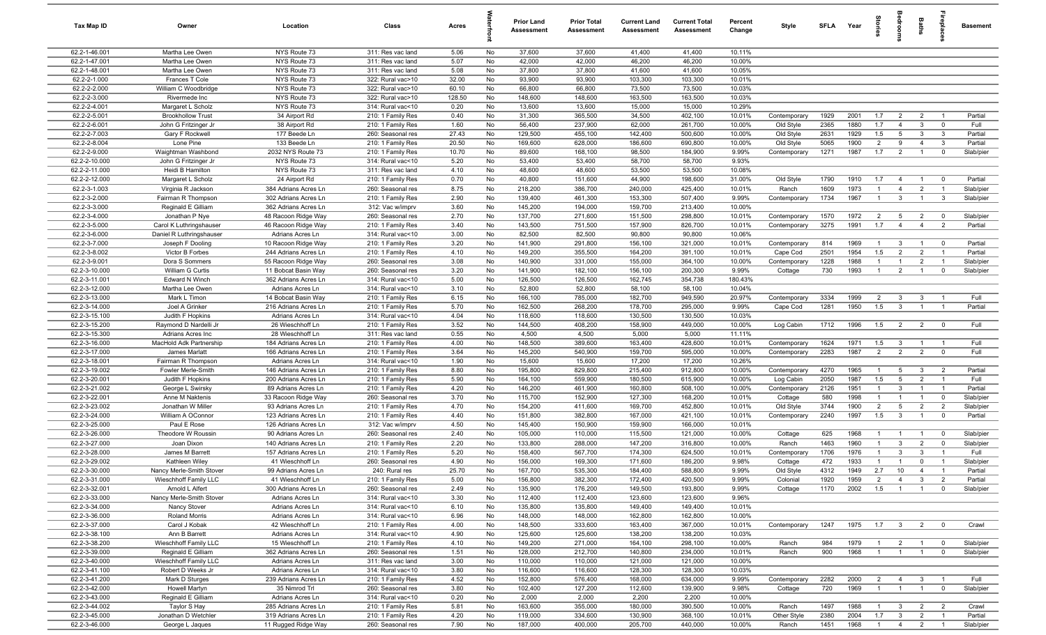| Tax Map ID | Owner | Location | Class | Acres | Waterfront | Prior Land Assessment | Prior Total Assessment | Current Land Assessment | Current Total Assessment | Percent Change | Style | SFLA | Year | Stories | Bedrooms | Baths | Fireplaces | Basement |
|---|---|---|---|---|---|---|---|---|---|---|---|---|---|---|---|---|---|---|
| 62.2-1-46.001 | Martha Lee Owen | NYS Route 73 | 311: Res vac land | 5.06 | No | 37,600 | 37,600 | 41,400 | 41,400 | 10.11% | | | | | | | | |
| 62.2-1-47.001 | Martha Lee Owen | NYS Route 73 | 311: Res vac land | 5.07 | No | 42,000 | 42,000 | 46,200 | 46,200 | 10.00% | | | | | | | | |
| 62.2-1-48.001 | Martha Lee Owen | NYS Route 73 | 311: Res vac land | 5.08 | No | 37,800 | 37,800 | 41,600 | 41,600 | 10.05% | | | | | | | | |
| 62.2-2-1.000 | Frances T Cole | NYS Route 73 | 322: Rural vac>10 | 32.00 | No | 93,900 | 93,900 | 103,300 | 103,300 | 10.01% | | | | | | | | |
| 62.2-2-2.000 | William C Woodbridge | NYS Route 73 | 322: Rural vac>10 | 60.10 | No | 66,800 | 66,800 | 73,500 | 73,500 | 10.03% | | | | | | | | |
| 62.2-2-3.000 | Rivermede Inc | NYS Route 73 | 322: Rural vac>10 | 128.50 | No | 148,600 | 148,600 | 163,500 | 163,500 | 10.03% | | | | | | | | |
| 62.2-2-4.001 | Margaret L Scholz | NYS Route 73 | 314: Rural vac<10 | 0.20 | No | 13,600 | 13,600 | 15,000 | 15,000 | 10.29% | | | | | | | | |
| 62.2-2-5.001 | Brookhollow Trust | 34 Airport Rd | 210: 1 Family Res | 0.40 | No | 31,300 | 365,500 | 34,500 | 402,100 | 10.01% | Contemporary | 1929 | 2001 | 1.7 | 2 | 2 | 1 | Partial |
| 62.2-2-6.001 | John G Fritzinger Jr | 38 Airport Rd | 210: 1 Family Res | 1.60 | No | 56,400 | 237,900 | 62,000 | 261,700 | 10.00% | Old Style | 2365 | 1880 | 1.7 | 4 | 3 | 0 | Full |
| 62.2-2-7.003 | Gary F Rockwell | 177 Beede Ln | 260: Seasonal res | 27.43 | No | 129,500 | 455,100 | 142,400 | 500,600 | 10.00% | Old Style | 2631 | 1929 | 1.5 | 5 | 3 | 3 | Partial |
| 62.2-2-8.004 | Lone Pine | 133 Beede Ln | 210: 1 Family Res | 20.50 | No | 169,600 | 628,000 | 186,600 | 690,800 | 10.00% | Old Style | 5065 | 1900 | 2 | 9 | 4 | 3 | Partial |
| 62.2-2-9.000 | Waightman Washbond | 2032 NYS Route 73 | 210: 1 Family Res | 10.70 | No | 89,600 | 168,100 | 98,500 | 184,900 | 9.99% | Contemporary | 1271 | 1987 | 1.7 | 2 | 1 | 0 | Slab/pier |
| 62.2-2-10.000 | John G Fritzinger Jr | NYS Route 73 | 314: Rural vac<10 | 5.20 | No | 53,400 | 53,400 | 58,700 | 58,700 | 9.93% | | | | | | | | |
| 62.2-2-11.000 | Heidi B Hamilton | NYS Route 73 | 311: Res vac land | 4.10 | No | 48,600 | 48,600 | 53,500 | 53,500 | 10.08% | | | | | | | | |
| 62.2-2-12.000 | Margaret L Scholz | 24 Airport Rd | 210: 1 Family Res | 0.70 | No | 40,800 | 151,600 | 44,900 | 198,600 | 31.00% | Old Style | 1790 | 1910 | 1.7 | 4 | 1 | 0 | Partial |
| 62.2-3-1.003 | Virginia R Jackson | 384 Adrians Acres Ln | 260: Seasonal res | 8.75 | No | 218,200 | 386,700 | 240,000 | 425,400 | 10.01% | Ranch | 1609 | 1973 | 1 | 4 | 2 | 1 | Slab/pier |
| 62.2-3-2.000 | Fairman R Thompson | 302 Adrians Acres Ln | 210: 1 Family Res | 2.90 | No | 139,400 | 461,300 | 153,300 | 507,400 | 9.99% | Contemporary | 1734 | 1967 | 1 | 3 | 1 | 3 | Slab/pier |
| 62.2-3-3.000 | Reginald E Gilliam | 362 Adrians Acres Ln | 312: Vac w/imprv | 3.60 | No | 145,200 | 194,000 | 159,700 | 213,400 | 10.00% | | | | | | | | |
| 62.2-3-4.000 | Jonathan P Nye | 48 Racoon Ridge Way | 260: Seasonal res | 2.70 | No | 137,700 | 271,600 | 151,500 | 298,800 | 10.01% | Contemporary | 1570 | 1972 | 2 | 5 | 2 | 0 | Slab/pier |
| 62.2-3-5.000 | Carol K Luthringshauser | 46 Racoon Ridge Way | 210: 1 Family Res | 3.40 | No | 143,500 | 751,500 | 157,900 | 826,700 | 10.01% | Contemporary | 3275 | 1991 | 1.7 | 4 | 4 | 2 | Partial |
| 62.2-3-6.000 | Daniel R Luthringshauser | Adrians Acres Ln | 314: Rural vac<10 | 3.00 | No | 82,500 | 82,500 | 90,800 | 90,800 | 10.06% | | | | | | | | |
| 62.2-3-7.000 | Joseph F Dooling | 10 Racoon Ridge Way | 210: 1 Family Res | 3.20 | No | 141,900 | 291,800 | 156,100 | 321,000 | 10.01% | Contemporary | 814 | 1969 | 1 | 3 | 1 | 0 | Partial |
| 62.2-3-8.002 | Victor B Forbes | 244 Adrians Acres Ln | 210: 1 Family Res | 4.10 | No | 149,200 | 355,500 | 164,200 | 391,100 | 10.01% | Cape Cod | 2501 | 1954 | 1.5 | 2 | 2 | 1 | Partial |
| 62.2-3-9.001 | Dora S Sommers | 55 Racoon Ridge Way | 260: Seasonal res | 3.08 | No | 140,900 | 331,000 | 155,000 | 364,100 | 10.00% | Contemporary | 1228 | 1988 | 1 | 1 | 2 | 1 | Slab/pier |
| 62.2-3-10.000 | William G Curtis | 11 Bobcat Basin Way | 260: Seasonal res | 3.20 | No | 141,900 | 182,100 | 156,100 | 200,300 | 9.99% | Cottage | 730 | 1993 | 1 | 2 | 1 | 0 | Slab/pier |
| 62.2-3-11.001 | Edward N Winch | 362 Adrians Acres Ln | 314: Rural vac<10 | 5.00 | No | 126,500 | 126,500 | 162,745 | 354,738 | 180.43% | | | | | | | | |
| 62.2-3-12.000 | Martha Lee Owen | Adrians Acres Ln | 314: Rural vac<10 | 3.10 | No | 52,800 | 52,800 | 58,100 | 58,100 | 10.04% | | | | | | | | |
| 62.2-3-13.000 | Mark L Timon | 14 Bobcat Basin Way | 210: 1 Family Res | 6.15 | No | 166,100 | 785,000 | 182,700 | 949,590 | 20.97% | Contemporary | 3334 | 1999 | 2 | 3 | 3 | 1 | Full |
| 62.2-3-14.000 | Joel A Grinker | 216 Adrians Acres Ln | 210: 1 Family Res | 5.70 | No | 162,500 | 268,200 | 178,700 | 295,000 | 9.99% | Cape Cod | 1281 | 1950 | 1.5 | 3 | 1 | 1 | Partial |
| 62.2-3-15.100 | Judith F Hopkins | Adrians Acres Ln | 314: Rural vac<10 | 4.04 | No | 118,600 | 118,600 | 130,500 | 130,500 | 10.03% | | | | | | | | |
| 62.2-3-15.200 | Raymond D Nardelli Jr | 26 Wieschhoff Ln | 210: 1 Family Res | 3.52 | No | 144,500 | 408,200 | 158,900 | 449,000 | 10.00% | Log Cabin | 1712 | 1996 | 1.5 | 2 | 2 | 0 | Full |
| 62.2-3-15.300 | Adrians Acres Inc | 28 Wieschhoff Ln | 311: Res vac land | 0.55 | No | 4,500 | 4,500 | 5,000 | 5,000 | 11.11% | | | | | | | | |
| 62.2-3-16.000 | MacHold Adk Partnership | 184 Adrians Acres Ln | 210: 1 Family Res | 4.00 | No | 148,500 | 389,600 | 163,400 | 428,600 | 10.01% | Contemporary | 1624 | 1971 | 1.5 | 3 | 1 | 1 | Full |
| 62.2-3-17.000 | James Marlatt | 166 Adrians Acres Ln | 210: 1 Family Res | 3.64 | No | 145,200 | 540,900 | 159,700 | 595,000 | 10.00% | Contemporary | 2283 | 1987 | 2 | 2 | 2 | 0 | Full |
| 62.2-3-18.001 | Fairman R Thompson | Adrians Acres Ln | 314: Rural vac<10 | 1.90 | No | 15,600 | 15,600 | 17,200 | 17,200 | 10.26% | | | | | | | | |
| 62.2-3-19.002 | Fowler Merle-Smith | 146 Adrians Acres Ln | 210: 1 Family Res | 8.80 | No | 195,800 | 829,800 | 215,400 | 912,800 | 10.00% | Contemporary | 4270 | 1965 | 1 | 5 | 3 | 2 | Partial |
| 62.2-3-20.001 | Judith F Hopkins | 200 Adrians Acres Ln | 210: 1 Family Res | 5.90 | No | 164,100 | 559,900 | 180,500 | 615,900 | 10.00% | Log Cabin | 2050 | 1987 | 1.5 | 5 | 2 | 1 | Full |
| 62.2-3-21.002 | George L Swirsky | 89 Adrians Acres Ln | 210: 1 Family Res | 4.20 | No | 146,200 | 461,900 | 160,800 | 508,100 | 10.00% | Contemporary | 2126 | 1951 | 1 | 3 | 1 | 1 | Partial |
| 62.2-3-22.001 | Anne M Naktenis | 33 Racoon Ridge Way | 260: Seasonal res | 3.70 | No | 115,700 | 152,900 | 127,300 | 168,200 | 10.01% | Cottage | 580 | 1998 | 1 | 1 | 1 | 0 | Slab/pier |
| 62.2-3-23.002 | Jonathan W Miller | 93 Adrians Acres Ln | 210: 1 Family Res | 4.70 | No | 154,200 | 411,600 | 169,700 | 452,800 | 10.01% | Old Style | 3744 | 1900 | 2 | 5 | 2 | 2 | Slab/pier |
| 62.2-3-24.000 | William A OConnor | 123 Adrians Acres Ln | 210: 1 Family Res | 4.40 | No | 151,800 | 382,800 | 167,000 | 421,100 | 10.01% | Contemporary | 2240 | 1997 | 1.5 | 3 | 1 | 0 | Partial |
| 62.2-3-25.000 | Paul E Rose | 126 Adrians Acres Ln | 312: Vac w/imprv | 4.50 | No | 145,400 | 150,900 | 159,900 | 166,000 | 10.01% | | | | | | | | |
| 62.2-3-26.000 | Theodore W Roussin | 90 Adrians Acres Ln | 260: Seasonal res | 2.40 | No | 105,000 | 110,000 | 115,500 | 121,000 | 10.00% | Cottage | 625 | 1968 | 1 | 1 | 1 | 0 | Slab/pier |
| 62.2-3-27.000 | Joan Dixon | 140 Adrians Acres Ln | 210: 1 Family Res | 2.20 | No | 133,800 | 288,000 | 147,200 | 316,800 | 10.00% | Ranch | 1463 | 1960 | 1 | 3 | 2 | 0 | Slab/pier |
| 62.2-3-28.000 | James M Barrett | 157 Adrians Acres Ln | 210: 1 Family Res | 5.20 | No | 158,400 | 567,700 | 174,300 | 624,500 | 10.01% | Contemporary | 1706 | 1976 | 1 | 3 | 3 | 1 | Full |
| 62.2-3-29.002 | Kathleen Wiley | 41 Wieschhoff Ln | 260: Seasonal res | 4.90 | No | 156,000 | 169,300 | 171,600 | 186,200 | 9.98% | Cottage | 472 | 1933 | 1 | 1 | 0 | 1 | Slab/pier |
| 62.2-3-30.000 | Nancy Merle-Smith Stover | 99 Adrians Acres Ln | 240: Rural res | 25.70 | No | 167,700 | 535,300 | 184,400 | 588,800 | 9.99% | Old Style | 4312 | 1949 | 2.7 | 10 | 4 | 1 | Partial |
| 62.2-3-31.000 | Wieschhoff Family LLC | 41 Wieschhoff Ln | 210: 1 Family Res | 5.00 | No | 156,800 | 382,300 | 172,400 | 420,500 | 9.99% | Colonial | 1920 | 1959 | 2 | 4 | 3 | 2 | Partial |
| 62.2-3-32.001 | Arnold L Alfert | 300 Adrians Acres Ln | 260: Seasonal res | 2.49 | No | 135,900 | 176,200 | 149,500 | 193,800 | 9.99% | Cottage | 1170 | 2002 | 1.5 | 1 | 1 | 0 | Slab/pier |
| 62.2-3-33.000 | Nancy Merle-Smith Stover | Adrians Acres Ln | 314: Rural vac<10 | 3.30 | No | 112,400 | 112,400 | 123,600 | 123,600 | 9.96% | | | | | | | | |
| 62.2-3-34.000 | Nancy Stover | Adrians Acres Ln | 314: Rural vac<10 | 6.10 | No | 135,800 | 135,800 | 149,400 | 149,400 | 10.01% | | | | | | | | |
| 62.2-3-36.000 | Roland Morris | Adrians Acres Ln | 314: Rural vac<10 | 6.96 | No | 148,000 | 148,000 | 162,800 | 162,800 | 10.00% | | | | | | | | |
| 62.2-3-37.000 | Carol J Kobak | 42 Wieschhoff Ln | 210: 1 Family Res | 4.00 | No | 148,500 | 333,600 | 163,400 | 367,000 | 10.01% | Contemporary | 1247 | 1975 | 1.7 | 3 | 2 | 0 | Crawl |
| 62.2-3-38.100 | Ann B Barrett | Adrians Acres Ln | 314: Rural vac<10 | 4.90 | No | 125,600 | 125,600 | 138,200 | 138,200 | 10.03% | | | | | | | | |
| 62.2-3-38.200 | Wieschhoff Family LLC | 15 Wieschhoff Ln | 210: 1 Family Res | 4.10 | No | 149,200 | 271,000 | 164,100 | 298,100 | 10.00% | Ranch | 984 | 1979 | 1 | 2 | 1 | 0 | Slab/pier |
| 62.2-3-39.000 | Reginald E Gilliam | 362 Adrians Acres Ln | 260: Seasonal res | 1.51 | No | 128,000 | 212,700 | 140,800 | 234,000 | 10.01% | Ranch | 900 | 1968 | 1 | 1 | 1 | 0 | Slab/pier |
| 62.2-3-40.000 | Wieschhoff Family LLC | Adrians Acres Ln | 311: Res vac land | 3.00 | No | 110,000 | 110,000 | 121,000 | 121,000 | 10.00% | | | | | | | | |
| 62.2-3-41.100 | Robert D Weeks Jr | Adrians Acres Ln | 314: Rural vac<10 | 3.80 | No | 116,600 | 116,600 | 128,300 | 128,300 | 10.03% | | | | | | | | |
| 62.2-3-41.200 | Mark D Sturges | 239 Adrians Acres Ln | 210: 1 Family Res | 4.52 | No | 152,800 | 576,400 | 168,000 | 634,000 | 9.99% | Contemporary | 2282 | 2000 | 2 | 4 | 3 | 1 | Full |
| 62.2-3-42.000 | Howell Martyn | 35 Nimrod Trl | 260: Seasonal res | 3.80 | No | 102,400 | 127,200 | 112,600 | 139,900 | 9.98% | Cottage | 720 | 1969 | 1 | 1 | 1 | 0 | Slab/pier |
| 62.2-3-43.000 | Reginald E Gilliam | Adrians Acres Ln | 314: Rural vac<10 | 0.20 | No | 2,000 | 2,000 | 2,200 | 2,200 | 10.00% | | | | | | | | |
| 62.2-3-44.002 | Taylor S Hay | 285 Adrians Acres Ln | 210: 1 Family Res | 5.81 | No | 163,600 | 355,000 | 180,000 | 390,500 | 10.00% | Ranch | 1497 | 1988 | 1 | 3 | 2 | 2 | Crawl |
| 62.2-3-45.000 | Jonathan D Wetchler | 319 Adrians Acres Ln | 210: 1 Family Res | 4.20 | No | 119,000 | 334,600 | 130,900 | 368,100 | 10.01% | Other Style | 2380 | 2004 | 1.7 | 3 | 2 | 1 | Partial |
| 62.2-3-46.000 | George L Jaques | 11 Rugged Ridge Way | 260: Seasonal res | 7.90 | No | 187,000 | 400,000 | 205,700 | 440,000 | 10.00% | Ranch | 1451 | 1968 | 1 | 4 | 2 | 1 | Slab/pier |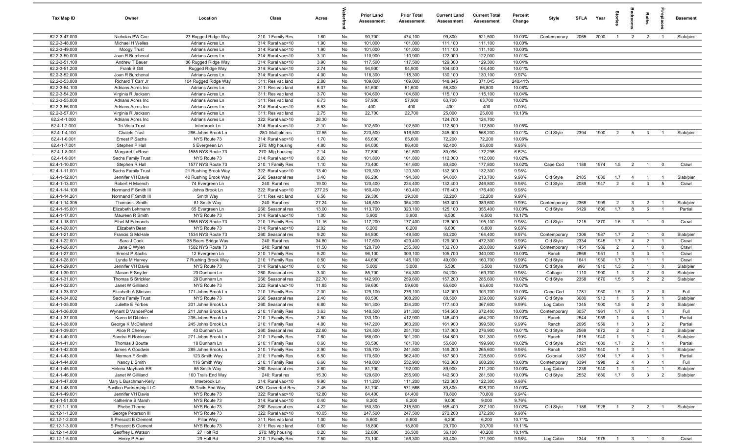| Tax Map ID | Owner | Location | Class | Acres | Waterfront | Prior Land Assessment | Prior Total Assessment | Current Land Assessment | Current Total Assessment | Percent Change | Style | SFLA | Year | Stories | Bedrooms | Baths | Fireplaces | Basement |
|---|---|---|---|---|---|---|---|---|---|---|---|---|---|---|---|---|---|---|
| 62.2-3-47.000 | Nicholas PW Coe | 27 Rugged Ridge Way | 210: 1 Family Res | 1.80 | No | 90,700 | 474,100 | 99,800 | 521,500 | 10.00% | Contemporary | 2065 | 2000 | 1 | 2 | 2 | 1 | Slab/pier |
| 62.2-3-48.000 | Michael H Welles | Adrians Acres Ln | 314: Rural vac<10 | 1.90 | No | 101,000 | 101,000 | 111,100 | 111,100 | 10.00% | | | | | | | | |
| 62.2-3-49.000 | Moogy Trust | Adrians Acres Ln | 314: Rural vac<10 | 1.90 | No | 101,000 | 101,000 | 111,100 | 111,100 | 10.00% | | | | | | | | |
| 62.2-3-50.000 | Joan R Burchenal | Adrians Acres Ln | 314: Rural vac<10 | 3.10 | No | 110,900 | 110,900 | 122,000 | 122,000 | 10.01% | | | | | | | | |
| 62.2-3-51.100 | Andrew T Bauer | 86 Rugged Ridge Way | 314: Rural vac<10 | 3.90 | No | 117,500 | 117,500 | 129,300 | 129,300 | 10.04% | | | | | | | | |
| 62.2-3-51.200 | Frank B Gill | Rugged Ridge Way | 314: Rural vac<10 | 2.74 | No | 94,900 | 94,900 | 104,400 | 104,400 | 10.01% | | | | | | | | |
| 62.2-3-52.000 | Joan R Burchenal | Adrians Acres Ln | 314: Rural vac<10 | 4.00 | No | 118,300 | 118,300 | 130,100 | 130,100 | 9.97% | | | | | | | | |
| 62.2-3-53.000 | Richard T Carr Jr | 104 Rugged Ridge Way | 311: Res vac land | 2.88 | No | 109,000 | 109,000 | 148,845 | 371,045 | 240.41% | | | | | | | | |
| 62.2-3-54.100 | Adrians Acres Inc | Adrians Acres Ln | 311: Res vac land | 6.07 | No | 51,600 | 51,600 | 56,800 | 56,800 | 10.08% | | | | | | | | |
| 62.2-3-54.200 | Virginia R Jackson | Adrians Acres Ln | 311: Res vac land | 3.70 | No | 104,600 | 104,600 | 115,100 | 115,100 | 10.04% | | | | | | | | |
| 62.2-3-55.000 | Adrians Acres Inc | Adrians Acres Ln | 311: Res vac land | 6.73 | No | 57,900 | 57,900 | 63,700 | 63,700 | 10.02% | | | | | | | | |
| 62.2-3-56.000 | Adrians Acres Inc | Adrians Acres Ln | 314: Rural vac<10 | 5.53 | No | 400 | 400 | 400 | 400 | 0.00% | | | | | | | | |
| 62.2-3-57.001 | Virginia R Jackson | Adrians Acres Ln | 311: Res vac land | 2.75 | No | 22,700 | 22,700 | 25,000 | 25,000 | 10.13% | | | | | | | | |
| 62.2-4-1.000 | Adrians Acres Inc | Adrians Acres Ln | 322: Rural vac>10 | 28.30 | No | | | 124,700 | 124,700 | | | | | | | | | |
| 62.4-1-2.000 | Tri-Vista Trust | Interbrook Ln | 314: Rural vac<10 | 2.10 | No | 102,500 | 102,500 | 112,800 | 112,800 | 10.05% | | | | | | | | |
| 62.4-1-4.100 | Chalets Trust | 266 Johns Brook Ln | 280: Multiple res | 12.55 | No | 223,500 | 516,500 | 245,900 | 568,200 | 10.01% | Old Style | 2394 | 1900 | 2 | 5 | 3 | 1 | Slab/pier |
| 62.4-1-6.001 | Ernest P Sachs | NYS Route 73 | 314: Rural vac<10 | 1.70 | No | 65,600 | 65,600 | 72,200 | 72,200 | 10.06% | | | | | | | | |
| 62.4-1-7.001 | Stephen P Hall | 5 Evergreen Ln | 270: Mfg housing | 4.80 | No | 84,000 | 86,400 | 92,400 | 95,000 | 9.95% | | | | | | | | |
| 62.4-1-8.001 | Margaret LaRose | 1585 NYS Route 73 | 270: Mfg housing | 2.14 | No | 77,800 | 161,600 | 80,096 | 172,296 | 6.62% | | | | | | | | |
| 62.4-1-9.001 | Sachs Family Trust | NYS Route 73 | 314: Rural vac<10 | 8.20 | No | 101,800 | 101,800 | 112,000 | 112,000 | 10.02% | | | | | | | | |
| 62.4-1-10.001 | Stephen R Hall | 1577 NYS Route 73 | 210: 1 Family Res | 1.10 | No | 73,400 | 161,600 | 80,800 | 177,800 | 10.02% | Cape Cod | 1188 | 1974 | 1.5 | 2 | 1 | 0 | Crawl |
| 62.4-1-11.001 | Sachs Family Trust | 21 Rushing Brook Way | 322: Rural vac>10 | 13.40 | No | 120,300 | 120,300 | 132,300 | 132,300 | 9.98% | | | | | | | | |
| 62.4-1-12.001 | Jennifer VH Davis | 40 Rushing Brook Way | 260: Seasonal res | 3.40 | No | 86,200 | 194,300 | 94,800 | 213,700 | 9.98% | Old Style | 2185 | 1880 | 1.7 | 4 | 1 | 1 | Slab/pier |
| 62.4-1-13.001 | Robert H Moench | 74 Evergreen Ln | 240: Rural res | 19.00 | No | 120,400 | 224,400 | 132,400 | 246,800 | 9.98% | Old Style | 2089 | 1947 | 2 | 4 | 3 | 5 | Crawl |
| 62.4-1-14.100 | Normand F Smith III | Johns Brook Ln | 322: Rural vac>10 | 277.25 | No | 160,400 | 160,400 | 176,400 | 176,400 | 9.98% | | | | | | | | |
| 62.4-1-14.261 | Normand F Smith III | Smith Way | 311: Res vac land | 6.56 | No | 29,300 | 29,300 | 32,200 | 32,200 | 9.90% | | | | | | | | |
| 62.4-1-14.305 | Thomas L Smith | 81 Smith Way | 240: Rural res | 27.24 | No | 148,500 | 354,200 | 163,300 | 389,600 | 9.99% | Contemporary | 2368 | 1999 | 2 | 3 | 2 | 1 | Slab/pier |
| 62.4-1-15.001 | Elizabeth Lehmann | 65 Evergreen Ln | 260: Seasonal res | 13.00 | No | 113,700 | 323,100 | 125,100 | 355,400 | 10.00% | Old Style | 5129 | 1890 | 1.7 | 8 | 5 | 1 | Partial |
| 62.4-1-17.001 | Maureen R Smith | NYS Route 73 | 314: Rural vac<10 | 1.00 | No | 5,900 | 5,900 | 6,500 | 6,500 | 10.17% | | | | | | | | |
| 62.4-1-18.001 | Ethel M Edmonds | 1565 NYS Route 73 | 210: 1 Family Res | 11.16 | No | 117,200 | 177,400 | 128,900 | 195,100 | 9.98% | Old Style | 1215 | 1870 | 1.5 | 3 | 1 | 0 | Crawl |
| 62.4-1-20.001 | Elizabeth Bean | NYS Route 73 | 314: Rural vac<10 | 2.02 | No | 6,200 | 6,200 | 6,800 | 6,800 | 9.68% | | | | | | | | |
| 62.4-1-21.001 | Francis G McHale | 1534 NYS Route 73 | 260: Seasonal res | 9.20 | No | 84,800 | 149,500 | 93,200 | 164,400 | 9.97% | Contemporary | 1306 | 1987 | 1.7 | 2 | 1 | 0 | Slab/pier |
| 62.4-1-22.001 | Sara J Cook | 38 Beers Bridge Way | 240: Rural res | 34.80 | No | 117,600 | 429,400 | 129,300 | 472,300 | 9.99% | Old Style | 2334 | 1945 | 1.7 | 4 | 2 | 1 | Crawl |
| 62.4-1-26.001 | Jane C Wylen | 1582 NYS Route 73 | 240: Rural res | 11.50 | No | 120,700 | 255,300 | 132,700 | 280,800 | 9.99% | Contemporary | 1451 | 1989 | 2 | 3 | 1 | 0 | Crawl |
| 62.4-1-27.001 | Ernest P Sachs | 12 Evergreen Ln | 210: 1 Family Res | 5.20 | No | 96,100 | 309,100 | 105,700 | 340,000 | 10.00% | Ranch | 2868 | 1951 | 1 | 3 | 3 | 1 | Crawl |
| 62.4-1-28.001 | Lynda M Harvey | 7 Rushing Brook Way | 210: 1 Family Res | 0.50 | No | 44,600 | 146,100 | 49,000 | 160,700 | 9.99% | Old Style | 1641 | 1930 | 1.7 | 3 | 1 | 1 | Crawl |
| 62.4-1-29.001 | Jennifer VH Davis | NYS Route 73 | 314: Rural vac<10 | 0.10 | No | 5,000 | 5,000 | 5,500 | 5,500 | 10.00% | Old Style | 996 | 1910 | 1.5 | 2 | 1 | 0 | Slab/pier |
| 62.4-1-30.001 | Mason E Snyder | 23 Dunham Ln | 260: Seasonal res | 3.30 | No | 85,700 | 154,300 | 94,200 | 169,700 | 9.98% | Cottage | 1110 | 1900 | 1 | 3 | 2 | 0 | Slab/pier |
| 62.4-1-31.001 | Thomas S Strickler | 29 Dunham Ln | 260: Seasonal res | 22.70 | No | 142,900 | 259,600 | 157,200 | 285,600 | 10.02% | Old Style | 2358 | 1870 | 1.5 | 5 | 2 | 2 | Slab/pier |
| 62.4-1-32.001 | Janet W Gilliland | NYS Route 73 | 322: Rural vac>10 | 11.85 | No | 59,600 | 59,600 | 65,600 | 65,600 | 10.07% | | | | | | | | |
| 62.4-1-33.002 | Elizabeth A Stinson | 171 Johns Brook Ln | 210: 1 Family Res | 2.30 | No | 129,100 | 276,100 | 142,000 | 303,700 | 10.00% | Cape Cod | 1781 | 1950 | 1.5 | 3 | 2 | 0 | Full |
| 62.4-1-34.002 | Sachs Family Trust | NYS Route 73 | 260: Seasonal res | 2.40 | No | 80,500 | 308,200 | 88,500 | 339,000 | 9.99% | Old Style | 3680 | 1913 | 1 | 5 | 3 | 1 | Slab/pier |
| 62.4-1-35.000 | Juliette E Forbes | 201 Johns Brook Ln | 260: Seasonal res | 6.80 | No | 161,300 | 334,200 | 177,400 | 367,600 | 9.99% | Log Cabin | 1345 | 1900 | 1.5 | 6 | 2 | 0 | Slab/pier |
| 62.4-1-36.000 | Wynant D VanderPoel | 211 Johns Brook Ln | 210: 1 Family Res | 3.63 | No | 140,500 | 611,300 | 154,500 | 672,400 | 10.00% | Contemporary | 3057 | 1961 | 1.7 | 6 | 4 | 3 | Full |
| 62.4-1-37.000 | Karen M Dibblee | 235 Johns Brook Ln | 210: 1 Family Res | 2.50 | No | 133,100 | 412,900 | 146,400 | 454,200 | 10.00% | Ranch | 2544 | 1959 | 1 | 4 | 3 | 1 | Partial |
| 62.4-1-38.000 | George K McClelland | 245 Johns Brook Ln | 210: 1 Family Res | 4.80 | No | 147,200 | 363,200 | 161,900 | 399,500 | 9.99% | Ranch | 2095 | 1959 | 1 | 3 | 3 | 2 | Partial |
| 62.4-1-39.001 | Alice R Cheney | 43 Dunham Ln | 260: Seasonal res | 22.60 | No | 124,500 | 251,700 | 137,000 | 276,900 | 10.01% | Old Style | 2569 | 1872 | 2 | 4 | 2 | 2 | Slab/pier |
| 62.4-1-40.003 | Sandra R Robinson | 271 Johns Brook Ln | 210: 1 Family Res | 7.60 | No | 168,000 | 301,200 | 184,800 | 331,300 | 9.99% | Ranch | 1615 | 1940 | 1 | 3 | 1 | 1 | Slab/pier |
| 62.4-1-41.001 | Thomas J Boutte | 18 Dunham Ln | 210: 1 Family Res | 0.60 | No | 50,500 | 181,700 | 55,600 | 199,900 | 10.02% | Old Style | 2121 | 1880 | 1.7 | 2 | 3 | 1 | Partial |
| 62.4-1-42.000 | James A Goodwin | 285 Johns Brook Ln | 210: 1 Family Res | 2.90 | No | 135,700 | 241,500 | 149,200 | 265,600 | 9.98% | Ranch | 1283 | 1940 | 1 | 3 | 1 | 1 | Slab/pier |
| 62.4-1-43.000 | Norman F Smith | 123 Smith Way | 210: 1 Family Res | 6.50 | No | 170,500 | 662,400 | 187,500 | 728,600 | 9.99% | Colonial | 3187 | 1904 | 1.7 | 4 | 3 | 1 | Partial |
| 62.4-1-44.000 | Nancy L Smith | 116 Smith Way | 210: 1 Family Res | 6.30 | No | 148,000 | 552,900 | 162,800 | 608,200 | 10.00% | Contemporary | 3394 | 1998 | 2 | 4 | 3 | 1 | Full |
| 62.4-1-45.000 | Helena Maybank ER | 55 Smith Way | 260: Seasonal res | 2.60 | No | 81,700 | 192,000 | 89,900 | 211,200 | 10.00% | Log Cabin | 1238 | 1940 | 1 | 3 | 1 | 1 | Slab/pier |
| 62.4-1-46.000 | Janet W Gilliland | 100 Trails End Way | 240: Rural res | 15.30 | No | 129,600 | 255,900 | 142,600 | 281,500 | 10.00% | Old Style | 2552 | 1880 | 1.7 | 6 | 3 | 2 | Slab/pier |
| 62.4-1-47.000 | Mary L Buschman-Kelly | Interbrook Ln | 314: Rural vac<10 | 9.90 | No | 111,200 | 111,200 | 122,300 | 122,300 | 9.98% | | | | | | | | |
| 62.4-1-48.000 | Pacifico Partnership LLC | 58 Trails End Way | 483: Converted Res | 2.45 | No | 81,700 | 571,566 | 89,800 | 628,700 | 10.00% | | | | | | | | |
| 62.4-1-49.001 | Jennifer VH Davis | NYS Route 73 | 322: Rural vac>10 | 12.80 | No | 64,400 | 64,400 | 70,800 | 70,800 | 9.94% | | | | | | | | |
| 62.4-1-51.000 | Katherine S Marsh | NYS Route 73 | 314: Rural vac<10 | 0.40 | No | 8,200 | 8,200 | 9,000 | 9,000 | 9.76% | | | | | | | | |
| 62.12-1-1.100 | Phebe Thorne | NYS Route 73 | 260: Seasonal res | 4.22 | No | 150,300 | 215,500 | 165,400 | 237,100 | 10.02% | Old Style | 1186 | 1928 | 1 | 2 | 2 | 1 | Slab/pier |
| 62.12-1-1.200 | George Peterson III | NYS Route 73 | 322: Rural vac>10 | 10.05 | No | 247,500 | 247,500 | 272,200 | 272,200 | 9.98% | | | | | | | | |
| 62.12-1-2.000 | S Prescott B Clement | Pillar Way | 311: Res vac land | 1.00 | No | 5,600 | 5,600 | 6,200 | 6,200 | 10.71% | | | | | | | | |
| 62.12-1-3.000 | S Prescott B Clement | NYS Route 73 | 311: Res vac land | 0.60 | No | 18,800 | 18,800 | 20,700 | 20,700 | 10.11% | | | | | | | | |
| 62.12-1-4.000 | Geoffrey L Watson | 27 Holt Rd | 270: Mfg housing | 0.20 | No | 32,800 | 36,500 | 36,100 | 40,200 | 10.14% | | | | | | | | |
| 62.12-1-5.000 | Henry P Auer | 29 Holt Rd | 210: 1 Family Res | 7.50 | No | 73,100 | 156,300 | 80,400 | 171,900 | 9.98% | Log Cabin | 1344 | 1975 | 1 | 3 | 1 | 0 | Crawl |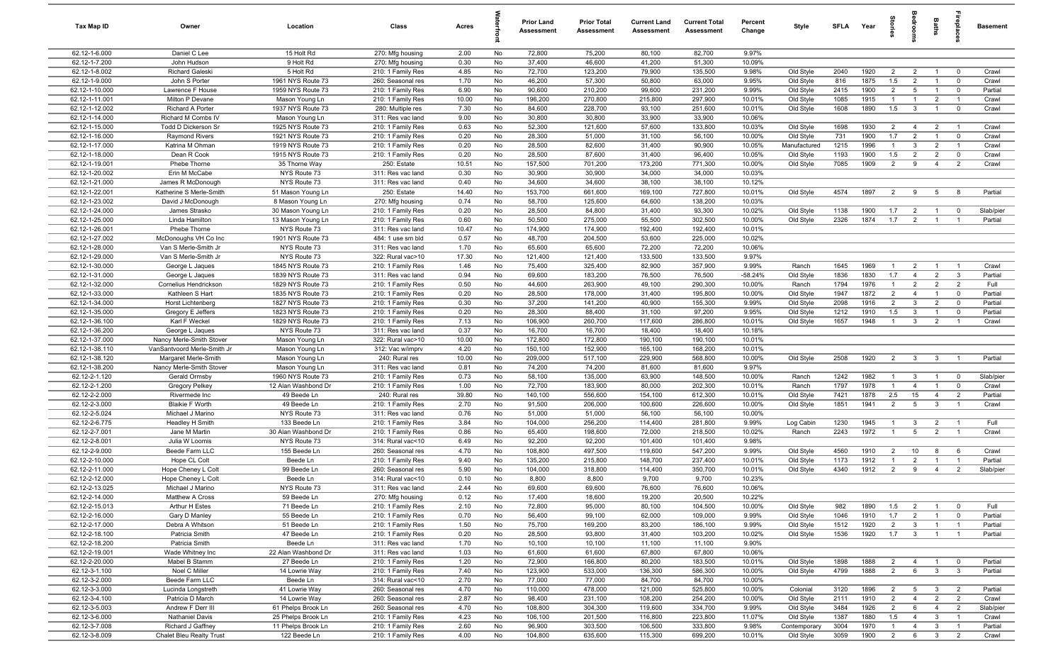| Tax Map ID | Owner | Location | Class | Acres | Waterfront | Prior Land Assessment | Prior Total Assessment | Current Land Assessment | Current Total Assessment | Percent Change | Style | SFLA | Year | Stories | Bedrooms | Baths | Fireplaces | Basement |
|---|---|---|---|---|---|---|---|---|---|---|---|---|---|---|---|---|---|---|
| 62.12-1-6.000 | Daniel C Lee | 15 Holt Rd | 270: Mfg housing | 2.00 | No | 72,800 | 75,200 | 80,100 | 82,700 | 9.97% | | | | | | | | |
| 62.12-1-7.200 | John Hudson | 9 Holt Rd | 270: Mfg housing | 0.30 | No | 37,400 | 46,600 | 41,200 | 51,300 | 10.09% | | | | | | | | |
| 62.12-1-8.002 | Richard Galeski | 5 Holt Rd | 210: 1 Family Res | 4.85 | No | 72,700 | 123,200 | 79,900 | 135,500 | 9.98% | Old Style | 2040 | 1920 | 2 | 2 | 1 | 0 | Crawl |
| 62.12-1-9.000 | John S Porter | 1961 NYS Route 73 | 260: Seasonal res | 1.70 | No | 46,200 | 57,300 | 50,800 | 63,000 | 9.95% | Old Style | 816 | 1875 | 1.5 | 2 | 1 | 0 | Crawl |
| 62.12-1-10.000 | Lawrence F House | 1959 NYS Route 73 | 210: 1 Family Res | 6.90 | No | 90,600 | 210,200 | 99,600 | 231,200 | 9.99% | Old Style | 2415 | 1900 | 2 | 5 | 1 | 0 | Partial |
| 62.12-1-11.001 | Milton P Devane | Mason Young Ln | 210: 1 Family Res | 10.00 | No | 196,200 | 270,800 | 215,800 | 297,900 | 10.01% | Old Style | 1085 | 1915 | 1 | 1 | 2 | 1 | Crawl |
| 62.12-1-12.002 | Richard A Porter | 1937 NYS Route 73 | 280: Multiple res | 7.30 | No | 84,600 | 228,700 | 93,100 | 251,600 | 10.01% | Old Style | 1608 | 1890 | 1.5 | 3 | 1 | 0 | Crawl |
| 62.12-1-14.000 | Richard M Combs IV | Mason Young Ln | 311: Res vac land | 9.00 | No | 30,800 | 30,800 | 33,900 | 33,900 | 10.06% | | | | | | | | |
| 62.12-1-15.000 | Todd D Dickerson Sr | 1925 NYS Route 73 | 210: 1 Family Res | 0.63 | No | 52,300 | 121,600 | 57,600 | 133,800 | 10.03% | Old Style | 1698 | 1930 | 2 | 4 | 2 | 1 | Crawl |
| 62.12-1-16.000 | Raymond Rivers | 1921 NYS Route 73 | 210: 1 Family Res | 0.20 | No | 28,300 | 51,000 | 31,100 | 56,100 | 10.00% | Old Style | 731 | 1900 | 1.7 | 2 | 1 | 0 | Crawl |
| 62.12-1-17.000 | Katrina M Ohman | 1919 NYS Route 73 | 210: 1 Family Res | 0.20 | No | 28,500 | 82,600 | 31,400 | 90,900 | 10.05% | Manufactured | 1215 | 1996 | 1 | 3 | 2 | 1 | Crawl |
| 62.12-1-18.000 | Dean R Cook | 1915 NYS Route 73 | 210: 1 Family Res | 0.20 | No | 28,500 | 87,600 | 31,400 | 96,400 | 10.05% | Old Style | 1193 | 1900 | 1.5 | 2 | 2 | 0 | Crawl |
| 62.12-1-19.001 | Phebe Thorne | 35 Thorne Way | 250: Estate | 10.51 | No | 157,500 | 701,200 | 173,200 | 771,300 | 10.00% | Old Style | 7085 | 1909 | 2 | 9 | 4 | 2 | Crawl |
| 62.12-1-20.002 | Erin M McCabe | NYS Route 73 | 311: Res vac land | 0.30 | No | 30,900 | 30,900 | 34,000 | 34,000 | 10.03% | | | | | | | | |
| 62.12-1-21.000 | James R McDonough | NYS Route 73 | 311: Res vac land | 0.40 | No | 34,600 | 34,600 | 38,100 | 38,100 | 10.12% | | | | | | | | |
| 62.12-1-22.001 | Katherine S Merle-Smith | 51 Mason Young Ln | 250: Estate | 14.40 | No | 153,700 | 661,600 | 169,100 | 727,800 | 10.01% | Old Style | 4574 | 1897 | 2 | 9 | 5 | 8 | Partial |
| 62.12-1-23.002 | David J McDonough | 8 Mason Young Ln | 270: Mfg housing | 0.74 | No | 58,700 | 125,600 | 64,600 | 138,200 | 10.03% | | | | | | | | |
| 62.12-1-24.000 | James Strasko | 30 Mason Young Ln | 210: 1 Family Res | 0.20 | No | 28,500 | 84,800 | 31,400 | 93,300 | 10.02% | Old Style | 1138 | 1900 | 1.7 | 2 | 1 | 0 | Slab/pier |
| 62.12-1-25.000 | Linda Hamilton | 13 Mason Young Ln | 210: 1 Family Res | 0.60 | No | 50,500 | 275,000 | 55,500 | 302,500 | 10.00% | Old Style | 2326 | 1874 | 1.7 | 2 | 1 | 1 | Partial |
| 62.12-1-26.001 | Phebe Thorne | NYS Route 73 | 311: Res vac land | 10.47 | No | 174,900 | 174,900 | 192,400 | 192,400 | 10.01% | | | | | | | | |
| 62.12-1-27.002 | McDonoughs VH Co Inc | 1901 NYS Route 73 | 484: 1 use sm bld | 0.57 | No | 48,700 | 204,500 | 53,600 | 225,000 | 10.02% | | | | | | | | |
| 62.12-1-28.000 | Van S Merle-Smith Jr | NYS Route 73 | 311: Res vac land | 1.70 | No | 65,600 | 65,600 | 72,200 | 72,200 | 10.06% | | | | | | | | |
| 62.12-1-29.000 | Van S Merle-Smith Jr | NYS Route 73 | 322: Rural vac>10 | 17.30 | No | 121,400 | 121,400 | 133,500 | 133,500 | 9.97% | | | | | | | | |
| 62.12-1-30.000 | George L Jaques | 1845 NYS Route 73 | 210: 1 Family Res | 1.46 | No | 75,400 | 325,400 | 82,900 | 357,900 | 9.99% | Ranch | 1645 | 1969 | 1 | 2 | 1 | 1 | Crawl |
| 62.12-1-31.000 | George L Jaques | 1839 NYS Route 73 | 311: Res vac land | 0.94 | No | 69,600 | 183,200 | 76,500 | 76,500 | -58.24% | Old Style | 1836 | 1830 | 1.7 | 4 | 2 | 3 | Partial |
| 62.12-1-32.000 | Cornelius Hendrickson | 1829 NYS Route 73 | 210: 1 Family Res | 0.50 | No | 44,600 | 263,900 | 49,100 | 290,300 | 10.00% | Ranch | 1794 | 1976 | 1 | 2 | 2 | 2 | Full |
| 62.12-1-33.000 | Kathleen S Hart | 1835 NYS Route 73 | 210: 1 Family Res | 0.20 | No | 28,500 | 178,000 | 31,400 | 195,800 | 10.00% | Old Style | 1947 | 1872 | 2 | 4 | 1 | 0 | Partial |
| 62.12-1-34.000 | Horst Lichtenberg | 1827 NYS Route 73 | 210: 1 Family Res | 0.30 | No | 37,200 | 141,200 | 40,900 | 155,300 | 9.99% | Old Style | 2098 | 1916 | 2 | 3 | 2 | 0 | Partial |
| 62.12-1-35.000 | Gregory E Jeffers | 1823 NYS Route 73 | 210: 1 Family Res | 0.20 | No | 28,300 | 88,400 | 31,100 | 97,200 | 9.95% | Old Style | 1212 | 1910 | 1.5 | 3 | 1 | 0 | Partial |
| 62.12-1-36.100 | Karl F Weckel | 1829 NYS Route 73 | 210: 1 Family Res | 7.13 | No | 106,900 | 260,700 | 117,600 | 286,800 | 10.01% | Old Style | 1657 | 1948 | 1 | 3 | 2 | 1 | Crawl |
| 62.12-1-36.200 | George L Jaques | NYS Route 73 | 311: Res vac land | 0.37 | No | 16,700 | 16,700 | 18,400 | 18,400 | 10.18% | | | | | | | | |
| 62.12-1-37.000 | Nancy Merle-Smith Stover | Mason Young Ln | 322: Rural vac>10 | 10.00 | No | 172,800 | 172,800 | 190,100 | 190,100 | 10.01% | | | | | | | | |
| 62.12-1-38.110 | VanSantvoord Merle-Smith Jr | Mason Young Ln | 312: Vac w/imprv | 4.20 | No | 150,100 | 152,900 | 165,100 | 168,200 | 10.01% | | | | | | | | |
| 62.12-1-38.120 | Margaret Merle-Smith | Mason Young Ln | 240: Rural res | 10.00 | No | 209,000 | 517,100 | 229,900 | 568,800 | 10.00% | Old Style | 2508 | 1920 | 2 | 3 | 3 | 1 | Partial |
| 62.12-1-38.200 | Nancy Merle-Smith Stover | Mason Young Ln | 311: Res vac land | 0.81 | No | 74,200 | 74,200 | 81,600 | 81,600 | 9.97% | | | | | | | | |
| 62.12-2-1.120 | Gerald Ormsby | 1960 NYS Route 73 | 210: 1 Family Res | 0.73 | No | 58,100 | 135,000 | 63,900 | 148,500 | 10.00% | Ranch | 1242 | 1982 | 1 | 3 | 1 | 0 | Slab/pier |
| 62.12-2-1.200 | Gregory Pelkey | 12 Alan Washbond Dr | 210: 1 Family Res | 1.00 | No | 72,700 | 183,900 | 80,000 | 202,300 | 10.01% | Ranch | 1797 | 1978 | 1 | 4 | 1 | 0 | Crawl |
| 62.12-2-2.000 | Rivermede Inc | 49 Beede Ln | 240: Rural res | 39.80 | No | 140,100 | 556,600 | 154,100 | 612,300 | 10.01% | Old Style | 7421 | 1878 | 2.5 | 15 | 4 | 2 | Partial |
| 62.12-2-3.000 | Blaikie F Worth | 49 Beede Ln | 210: 1 Family Res | 2.70 | No | 91,500 | 206,000 | 100,600 | 226,600 | 10.00% | Old Style | 1851 | 1941 | 2 | 5 | 3 | 1 | Crawl |
| 62.12-2-5.024 | Michael J Marino | NYS Route 73 | 311: Res vac land | 0.76 | No | 51,000 | 51,000 | 56,100 | 56,100 | 10.00% | | | | | | | | |
| 62.12-2-6.775 | Headley H Smith | 133 Beede Ln | 210: 1 Family Res | 3.84 | No | 104,000 | 256,200 | 114,400 | 281,800 | 9.99% | Log Cabin | 1230 | 1945 | 1 | 3 | 2 | 1 | Full |
| 62.12-2-7.001 | Jane M Martin | 30 Alan Washbond Dr | 210: 1 Family Res | 0.86 | No | 65,400 | 198,600 | 72,000 | 218,500 | 10.02% | Ranch | 2243 | 1972 | 1 | 5 | 2 | 1 | Crawl |
| 62.12-2-8.001 | Julia W Loomis | NYS Route 73 | 314: Rural vac<10 | 6.49 | No | 92,200 | 92,200 | 101,400 | 101,400 | 9.98% | | | | | | | | |
| 62.12-2-9.000 | Beede Farm LLC | 155 Beede Ln | 260: Seasonal res | 4.70 | No | 108,800 | 497,500 | 119,600 | 547,200 | 9.99% | Old Style | 4560 | 1910 | 2 | 10 | 8 | 6 | Crawl |
| 62.12-2-10.000 | Hope CL Colt | Beede Ln | 210: 1 Family Res | 9.40 | No | 135,200 | 215,800 | 148,700 | 237,400 | 10.01% | Old Style | 1173 | 1912 | 1 | 2 | 1 | 1 | Partial |
| 62.12-2-11.000 | Hope Cheney L Colt | 99 Beede Ln | 260: Seasonal res | 5.90 | No | 104,000 | 318,800 | 114,400 | 350,700 | 10.01% | Old Style | 4340 | 1912 | 2 | 9 | 4 | 2 | Slab/pier |
| 62.12-2-12.000 | Hope Cheney L Colt | Beede Ln | 314: Rural vac<10 | 0.10 | No | 8,800 | 8,800 | 9,700 | 9,700 | 10.23% | | | | | | | | |
| 62.12-2-13.025 | Michael J Marino | NYS Route 73 | 311: Res vac land | 2.44 | No | 69,600 | 69,600 | 76,600 | 76,600 | 10.06% | | | | | | | | |
| 62.12-2-14.000 | Matthew A Cross | 59 Beede Ln | 270: Mfg housing | 0.12 | No | 17,400 | 18,600 | 19,200 | 20,500 | 10.22% | | | | | | | | |
| 62.12-2-15.013 | Arthur H Estes | 71 Beede Ln | 210: 1 Family Res | 2.10 | No | 72,800 | 95,000 | 80,100 | 104,500 | 10.00% | Old Style | 982 | 1890 | 1.5 | 2 | 1 | 0 | Full |
| 62.12-2-16.000 | Gary D Manley | 55 Beede Ln | 210: 1 Family Res | 0.70 | No | 56,400 | 99,100 | 62,000 | 109,000 | 9.99% | Old Style | 1046 | 1910 | 1.7 | 2 | 1 | 0 | Partial |
| 62.12-2-17.000 | Debra A Whitson | 51 Beede Ln | 210: 1 Family Res | 1.50 | No | 75,700 | 169,200 | 83,200 | 186,100 | 9.99% | Old Style | 1512 | 1920 | 2 | 3 | 1 | 1 | Partial |
| 62.12-2-18.100 | Patricia Smith | 47 Beede Ln | 210: 1 Family Res | 0.20 | No | 28,500 | 93,800 | 31,400 | 103,200 | 10.02% | Old Style | 1536 | 1920 | 1.7 | 3 | 1 | 1 | Partial |
| 62.12-2-18.200 | Patricia Smith | Beede Ln | 311: Res vac land | 1.70 | No | 10,100 | 10,100 | 11,100 | 11,100 | 9.90% | | | | | | | | |
| 62.12-2-19.001 | Wade Whitney Inc | 22 Alan Washbond Dr | 311: Res vac land | 1.03 | No | 61,600 | 61,600 | 67,800 | 67,800 | 10.06% | | | | | | | | |
| 62.12-2-20.000 | Mabel B Stamm | 27 Beede Ln | 210: 1 Family Res | 1.20 | No | 72,900 | 166,800 | 80,200 | 183,500 | 10.01% | Old Style | 1898 | 1888 | 2 | 4 | 1 | 0 | Partial |
| 62.12-3-1.100 | Noel C Miller | 14 Lowrie Way | 210: 1 Family Res | 7.40 | No | 123,900 | 533,000 | 136,300 | 586,300 | 10.00% | Old Style | 4799 | 1888 | 2 | 6 | 3 | 3 | Partial |
| 62.12-3-2.000 | Beede Farm LLC | Beede Ln | 314: Rural vac<10 | 2.70 | No | 77,000 | 77,000 | 84,700 | 84,700 | 10.00% | | | | | | | | |
| 62.12-3-3.000 | Lucinda Longstreth | 41 Lowrie Way | 260: Seasonal res | 4.70 | No | 110,000 | 478,000 | 121,000 | 525,800 | 10.00% | Colonial | 3120 | 1896 | 2 | 5 | 3 | 2 | Partial |
| 62.12-3-4.100 | Patricia D March | 14 Lowrie Way | 260: Seasonal res | 2.87 | No | 98,400 | 231,100 | 108,200 | 254,200 | 10.00% | Old Style | 2111 | 1910 | 2 | 4 | 2 | 2 | Crawl |
| 62.12-3-5.003 | Andrew F Derr III | 61 Phelps Brook Ln | 260: Seasonal res | 4.70 | No | 108,800 | 304,300 | 119,600 | 334,700 | 9.99% | Old Style | 3484 | 1926 | 2 | 6 | 4 | 2 | Slab/pier |
| 62.12-3-6.000 | Nathaniel Davis | 25 Phelps Brook Ln | 210: 1 Family Res | 4.23 | No | 106,100 | 201,500 | 116,800 | 223,800 | 11.07% | Old Style | 1387 | 1880 | 1.5 | 4 | 3 | 1 | Crawl |
| 62.12-3-7.008 | Richard J Gaffney | 11 Phelps Brook Ln | 210: 1 Family Res | 2.60 | No | 96,900 | 303,500 | 106,500 | 333,800 | 9.98% | Contemporary | 3004 | 1970 | 1 | 4 | 3 | 1 | Partial |
| 62.12-3-8.009 | Chalet Bleu Realty Trust | 122 Beede Ln | 210: 1 Family Res | 4.00 | No | 104,800 | 635,600 | 115,300 | 699,200 | 10.01% | Old Style | 3059 | 1900 | 2 | 6 | 3 | 2 | Crawl |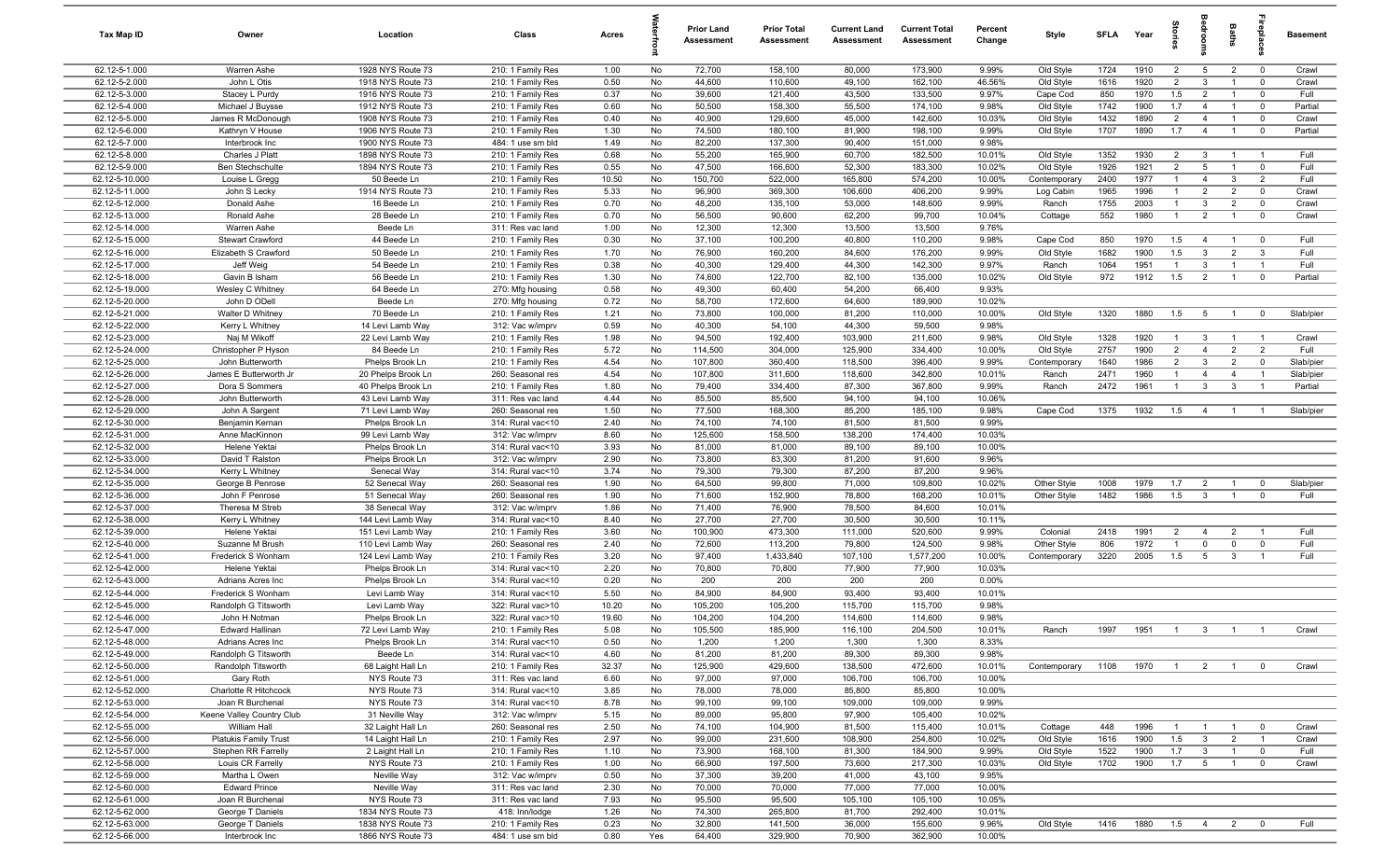| Tax Map ID | Owner | Location | Class | Acres | Waterfront | Prior Land Assessment | Prior Total Assessment | Current Land Assessment | Current Total Assessment | Percent Change | Style | SFLA | Year | Stories | Bedrooms | Baths | Fireplaces | Basement |
|---|---|---|---|---|---|---|---|---|---|---|---|---|---|---|---|---|---|---|
| 62.12-5-1.000 | Warren Ashe | 1928 NYS Route 73 | 210: 1 Family Res | 1.00 | No | 72,700 | 158,100 | 80,000 | 173,900 | 9.99% | Old Style | 1724 | 1910 | 2 | 5 | 2 | 0 | Crawl |
| 62.12-5-2.000 | John L Otis | 1918 NYS Route 73 | 210: 1 Family Res | 0.50 | No | 44,600 | 110,600 | 49,100 | 162,100 | 46.56% | Old Style | 1616 | 1920 | 2 | 3 | 1 | 0 | Crawl |
| 62.12-5-3.000 | Stacey L Purdy | 1916 NYS Route 73 | 210: 1 Family Res | 0.37 | No | 39,600 | 121,400 | 43,500 | 133,500 | 9.97% | Cape Cod | 850 | 1970 | 1.5 | 2 | 1 | 0 | Full |
| 62.12-5-4.000 | Michael J Buysse | 1912 NYS Route 73 | 210: 1 Family Res | 0.60 | No | 50,500 | 158,300 | 55,500 | 174,100 | 9.98% | Old Style | 1742 | 1900 | 1.7 | 4 | 1 | 0 | Partial |
| 62.12-5-5.000 | James R McDonough | 1908 NYS Route 73 | 210: 1 Family Res | 0.40 | No | 40,900 | 129,600 | 45,000 | 142,600 | 10.03% | Old Style | 1432 | 1890 | 2 | 4 | 1 | 0 | Crawl |
| 62.12-5-6.000 | Kathryn V House | 1906 NYS Route 73 | 210: 1 Family Res | 1.30 | No | 74,500 | 180,100 | 81,900 | 198,100 | 9.99% | Old Style | 1707 | 1890 | 1.7 | 4 | 1 | 0 | Partial |
| 62.12-5-7.000 | Interbrook Inc | 1900 NYS Route 73 | 484: 1 use sm bld | 1.49 | No | 82,200 | 137,300 | 90,400 | 151,000 | 9.98% | | | | | | | | |
| 62.12-5-8.000 | Charles J Platt | 1898 NYS Route 73 | 210: 1 Family Res | 0.68 | No | 55,200 | 165,900 | 60,700 | 182,500 | 10.01% | Old Style | 1352 | 1930 | 2 | 3 | 1 | 1 | Full |
| 62.12-5-9.000 | Ben Stechschulte | 1894 NYS Route 73 | 210: 1 Family Res | 0.55 | No | 47,500 | 166,600 | 52,300 | 183,300 | 10.02% | Old Style | 1926 | 1921 | 2 | 5 | 1 | 0 | Full |
| 62.12-5-10.000 | Louise L Gregg | 50 Beede Ln | 210: 1 Family Res | 10.50 | No | 150,700 | 522,000 | 165,800 | 574,200 | 10.00% | Contemporary | 2400 | 1977 | 1 | 4 | 3 | 2 | Full |
| 62.12-5-11.000 | John S Lecky | 1914 NYS Route 73 | 210: 1 Family Res | 5.33 | No | 96,900 | 369,300 | 106,600 | 406,200 | 9.99% | Log Cabin | 1965 | 1996 | 1 | 2 | 2 | 0 | Crawl |
| 62.12-5-12.000 | Donald Ashe | 16 Beede Ln | 210: 1 Family Res | 0.70 | No | 48,200 | 135,100 | 53,000 | 148,600 | 9.99% | Ranch | 1755 | 2003 | 1 | 3 | 2 | 0 | Crawl |
| 62.12-5-13.000 | Ronald Ashe | 28 Beede Ln | 210: 1 Family Res | 0.70 | No | 56,500 | 90,600 | 62,200 | 99,700 | 10.04% | Cottage | 552 | 1980 | 1 | 2 | 1 | 0 | Crawl |
| 62.12-5-14.000 | Warren Ashe | Beede Ln | 311: Res vac land | 1.00 | No | 12,300 | 12,300 | 13,500 | 13,500 | 9.76% | | | | | | | | |
| 62.12-5-15.000 | Stewart Crawford | 44 Beede Ln | 210: 1 Family Res | 0.30 | No | 37,100 | 100,200 | 40,800 | 110,200 | 9.98% | Cape Cod | 850 | 1970 | 1.5 | 4 | 1 | 0 | Full |
| 62.12-5-16.000 | Elizabeth S Crawford | 50 Beede Ln | 210: 1 Family Res | 1.70 | No | 76,900 | 160,200 | 84,600 | 176,200 | 9.99% | Old Style | 1682 | 1900 | 1.5 | 3 | 2 | 3 | Full |
| 62.12-5-17.000 | Jeff Weig | 54 Beede Ln | 210: 1 Family Res | 0.38 | No | 40,300 | 129,400 | 44,300 | 142,300 | 9.97% | Ranch | 1064 | 1951 | 1 | 3 | 1 | 1 | Full |
| 62.12-5-18.000 | Gavin B Isham | 56 Beede Ln | 210: 1 Family Res | 1.30 | No | 74,600 | 122,700 | 82,100 | 135,000 | 10.02% | Old Style | 972 | 1912 | 1.5 | 2 | 1 | 0 | Partial |
| 62.12-5-19.000 | Wesley C Whitney | 64 Beede Ln | 270: Mfg housing | 0.58 | No | 49,300 | 60,400 | 54,200 | 66,400 | 9.93% | | | | | | | | |
| 62.12-5-20.000 | John D ODell | Beede Ln | 270: Mfg housing | 0.72 | No | 58,700 | 172,600 | 64,600 | 189,900 | 10.02% | | | | | | | | |
| 62.12-5-21.000 | Walter D Whitney | 70 Beede Ln | 210: 1 Family Res | 1.21 | No | 73,800 | 100,000 | 81,200 | 110,000 | 10.00% | Old Style | 1320 | 1880 | 1.5 | 5 | 1 | 0 | Slab/pier |
| 62.12-5-22.000 | Kerry L Whitney | 14 Levi Lamb Way | 312: Vac w/imprv | 0.59 | No | 40,300 | 54,100 | 44,300 | 59,500 | 9.98% | | | | | | | | |
| 62.12-5-23.000 | Naj M Wikoff | 22 Levi Lamb Way | 210: 1 Family Res | 1.98 | No | 94,500 | 192,400 | 103,900 | 211,600 | 9.98% | Old Style | 1328 | 1920 | 1 | 3 | 1 | 1 | Crawl |
| 62.12-5-24.000 | Christopher P Hyson | 84 Beede Ln | 210: 1 Family Res | 5.72 | No | 114,500 | 304,000 | 125,900 | 334,400 | 10.00% | Old Style | 2757 | 1900 | 2 | 4 | 2 | 2 | Full |
| 62.12-5-25.000 | John Butterworth | Phelps Brook Ln | 210: 1 Family Res | 4.54 | No | 107,800 | 360,400 | 118,500 | 396,400 | 9.99% | Contemporary | 1640 | 1986 | 2 | 3 | 2 | 0 | Slab/pier |
| 62.12-5-26.000 | James E Butterworth Jr | 20 Phelps Brook Ln | 260: Seasonal res | 4.54 | No | 107,800 | 311,600 | 118,600 | 342,800 | 10.01% | Ranch | 2471 | 1960 | 1 | 4 | 4 | 1 | Slab/pier |
| 62.12-5-27.000 | Dora S Sommers | 40 Phelps Brook Ln | 210: 1 Family Res | 1.80 | No | 79,400 | 334,400 | 87,300 | 367,800 | 9.99% | Ranch | 2472 | 1961 | 1 | 3 | 3 | 1 | Partial |
| 62.12-5-28.000 | John Butterworth | 43 Levi Lamb Way | 311: Res vac land | 4.44 | No | 85,500 | 85,500 | 94,100 | 94,100 | 10.06% | | | | | | | | |
| 62.12-5-29.000 | John A Sargent | 71 Levi Lamb Way | 260: Seasonal res | 1.50 | No | 77,500 | 168,300 | 85,200 | 185,100 | 9.98% | Cape Cod | 1375 | 1932 | 1.5 | 4 | 1 | 1 | Slab/pier |
| 62.12-5-30.000 | Benjamin Kernan | Phelps Brook Ln | 314: Rural vac<10 | 2.40 | No | 74,100 | 74,100 | 81,500 | 81,500 | 9.99% | | | | | | | | |
| 62.12-5-31.000 | Anne MacKinnon | 99 Levi Lamb Way | 312: Vac w/imprv | 8.60 | No | 125,600 | 158,500 | 138,200 | 174,400 | 10.03% | | | | | | | | |
| 62.12-5-32.000 | Helene Yektai | Phelps Brook Ln | 314: Rural vac<10 | 3.93 | No | 81,000 | 81,000 | 89,100 | 89,100 | 10.00% | | | | | | | | |
| 62.12-5-33.000 | David T Ralston | Phelps Brook Ln | 312: Vac w/imprv | 2.90 | No | 73,800 | 83,300 | 81,200 | 91,600 | 9.96% | | | | | | | | |
| 62.12-5-34.000 | Kerry L Whitney | Senecal Way | 314: Rural vac<10 | 3.74 | No | 79,300 | 79,300 | 87,200 | 87,200 | 9.96% | | | | | | | | |
| 62.12-5-35.000 | George B Penrose | 52 Senecal Way | 260: Seasonal res | 1.90 | No | 64,500 | 99,800 | 71,000 | 109,800 | 10.02% | Other Style | 1008 | 1979 | 1.7 | 2 | 1 | 0 | Slab/pier |
| 62.12-5-36.000 | John F Penrose | 51 Senecal Way | 260: Seasonal res | 1.90 | No | 71,600 | 152,900 | 78,800 | 168,200 | 10.01% | Other Style | 1482 | 1986 | 1.5 | 3 | 1 | 0 | Full |
| 62.12-5-37.000 | Theresa M Streb | 38 Senecal Way | 312: Vac w/imprv | 1.86 | No | 71,400 | 76,900 | 78,500 | 84,600 | 10.01% | | | | | | | | |
| 62.12-5-38.000 | Kerry L Whitney | 144 Levi Lamb Way | 314: Rural vac<10 | 8.40 | No | 27,700 | 27,700 | 30,500 | 30,500 | 10.11% | | | | | | | | |
| 62.12-5-39.000 | Helene Yektai | 151 Levi Lamb Way | 210: 1 Family Res | 3.60 | No | 100,900 | 473,300 | 111,000 | 520,600 | 9.99% | Colonial | 2418 | 1991 | 2 | 4 | 2 | 1 | Full |
| 62.12-5-40.000 | Suzanne M Brush | 110 Levi Lamb Way | 260: Seasonal res | 2.40 | No | 72,600 | 113,200 | 79,800 | 124,500 | 9.98% | Other Style | 806 | 1972 | 1 | 0 | 0 | 0 | Full |
| 62.12-5-41.000 | Frederick S Wonham | 124 Levi Lamb Way | 210: 1 Family Res | 3.20 | No | 97,400 | 1,433,840 | 107,100 | 1,577,200 | 10.00% | Contemporary | 3220 | 2005 | 1.5 | 5 | 3 | 1 | Full |
| 62.12-5-42.000 | Helene Yektai | Phelps Brook Ln | 314: Rural vac<10 | 2.20 | No | 70,800 | 70,800 | 77,900 | 77,900 | 10.03% | | | | | | | | |
| 62.12-5-43.000 | Adrians Acres Inc | Phelps Brook Ln | 314: Rural vac<10 | 0.20 | No | 200 | 200 | 200 | 200 | 0.00% | | | | | | | | |
| 62.12-5-44.000 | Frederick S Wonham | Levi Lamb Way | 314: Rural vac<10 | 5.50 | No | 84,900 | 84,900 | 93,400 | 93,400 | 10.01% | | | | | | | | |
| 62.12-5-45.000 | Randolph G Titsworth | Levi Lamb Way | 322: Rural vac>10 | 10.20 | No | 105,200 | 105,200 | 115,700 | 115,700 | 9.98% | | | | | | | | |
| 62.12-5-46.000 | John H Notman | Phelps Brook Ln | 322: Rural vac>10 | 19.60 | No | 104,200 | 104,200 | 114,600 | 114,600 | 9.98% | | | | | | | | |
| 62.12-5-47.000 | Edward Hallinan | 72 Levi Lamb Way | 210: 1 Family Res | 5.08 | No | 105,500 | 185,900 | 116,100 | 204,500 | 10.01% | Ranch | 1997 | 1951 | 1 | 3 | 1 | 1 | Crawl |
| 62.12-5-48.000 | Adrians Acres Inc | Phelps Brook Ln | 314: Rural vac<10 | 0.50 | No | 1,200 | 1,200 | 1,300 | 1,300 | 8.33% | | | | | | | | |
| 62.12-5-49.000 | Randolph G Titsworth | Beede Ln | 314: Rural vac<10 | 4.60 | No | 81,200 | 81,200 | 89,300 | 89,300 | 9.98% | | | | | | | | |
| 62.12-5-50.000 | Randolph Titsworth | 68 Laight Hall Ln | 210: 1 Family Res | 32.37 | No | 125,900 | 429,600 | 138,500 | 472,600 | 10.01% | Contemporary | 1108 | 1970 | 1 | 2 | 1 | 0 | Crawl |
| 62.12-5-51.000 | Gary Roth | NYS Route 73 | 311: Res vac land | 6.60 | No | 97,000 | 97,000 | 106,700 | 106,700 | 10.00% | | | | | | | | |
| 62.12-5-52.000 | Charlotte R Hitchcock | NYS Route 73 | 314: Rural vac<10 | 3.85 | No | 78,000 | 78,000 | 85,800 | 85,800 | 10.00% | | | | | | | | |
| 62.12-5-53.000 | Joan R Burchenal | NYS Route 73 | 314: Rural vac<10 | 8.78 | No | 99,100 | 99,100 | 109,000 | 109,000 | 9.99% | | | | | | | | |
| 62.12-5-54.000 | Keene Valley Country Club | 31 Neville Way | 312: Vac w/imprv | 5.15 | No | 89,000 | 95,800 | 97,900 | 105,400 | 10.02% | | | | | | | | |
| 62.12-5-55.000 | William Hall | 32 Laight Hall Ln | 260: Seasonal res | 2.50 | No | 74,100 | 104,900 | 81,500 | 115,400 | 10.01% | Cottage | 448 | 1996 | 1 | 1 | 1 | 0 | Crawl |
| 62.12-5-56.000 | Platukis Family Trust | 14 Laight Hall Ln | 210: 1 Family Res | 2.97 | No | 99,000 | 231,600 | 108,900 | 254,800 | 10.02% | Old Style | 1616 | 1900 | 1.5 | 3 | 2 | 1 | Crawl |
| 62.12-5-57.000 | Stephen RR Farrelly | 2 Laight Hall Ln | 210: 1 Family Res | 1.10 | No | 73,900 | 168,100 | 81,300 | 184,900 | 9.99% | Old Style | 1522 | 1900 | 1.7 | 3 | 1 | 0 | Full |
| 62.12-5-58.000 | Louis CR Farrelly | NYS Route 73 | 210: 1 Family Res | 1.00 | No | 66,900 | 197,500 | 73,600 | 217,300 | 10.03% | Old Style | 1702 | 1900 | 1.7 | 5 | 1 | 0 | Crawl |
| 62.12-5-59.000 | Martha L Owen | Neville Way | 312: Vac w/imprv | 0.50 | No | 37,300 | 39,200 | 41,000 | 43,100 | 9.95% | | | | | | | | |
| 62.12-5-60.000 | Edward Prince | Neville Way | 311: Res vac land | 2.30 | No | 70,000 | 70,000 | 77,000 | 77,000 | 10.00% | | | | | | | | |
| 62.12-5-61.000 | Joan R Burchenal | NYS Route 73 | 311: Res vac land | 7.93 | No | 95,500 | 95,500 | 105,100 | 105,100 | 10.05% | | | | | | | | |
| 62.12-5-62.000 | George T Daniels | 1834 NYS Route 73 | 418: Inn/lodge | 1.26 | No | 74,300 | 265,800 | 81,700 | 292,400 | 10.01% | | | | | | | | |
| 62.12-5-63.000 | George T Daniels | 1838 NYS Route 73 | 210: 1 Family Res | 0.23 | No | 32,800 | 141,500 | 36,000 | 155,600 | 9.96% | Old Style | 1416 | 1880 | 1.5 | 4 | 2 | 0 | Full |
| 62.12-5-66.000 | Interbrook Inc | 1866 NYS Route 73 | 484: 1 use sm bld | 0.80 | Yes | 64,400 | 329,900 | 70,900 | 362,900 | 10.00% | | | | | | | | |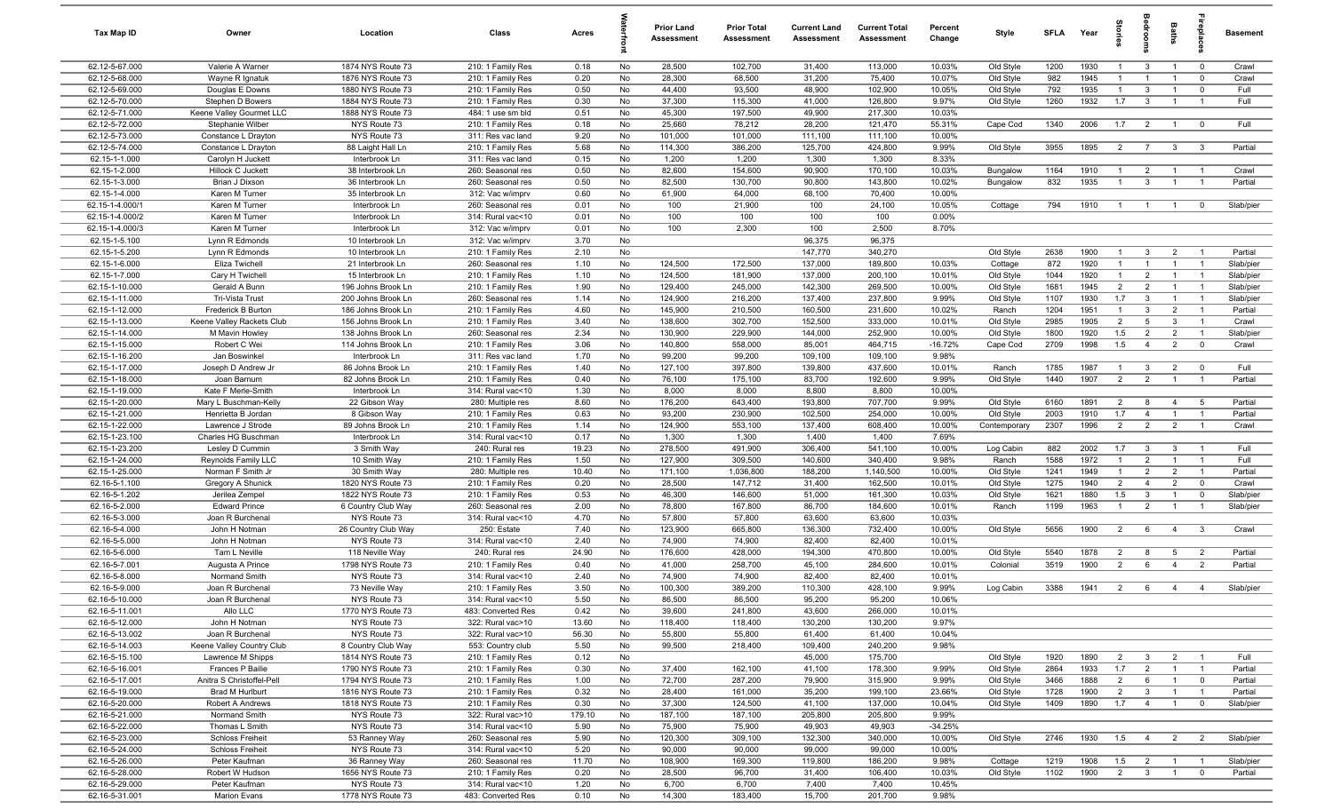| Tax Map ID | Owner | Location | Class | Acres | Waterfront | Prior Land Assessment | Prior Total Assessment | Current Land Assessment | Current Total Assessment | Percent Change | Style | SFLA | Year | Stories | Bedrooms | Baths | Fireplaces | Basement |
|---|---|---|---|---|---|---|---|---|---|---|---|---|---|---|---|---|---|---|
| 62.12-5-67.000 | Valerie A Warner | 1874 NYS Route 73 | 210: 1 Family Res | 0.18 | No | 28,500 | 102,700 | 31,400 | 113,000 | 10.03% | Old Style | 1200 | 1930 | 1 | 3 | 1 | 0 | Crawl |
| 62.12-5-68.000 | Wayne R Ignatuk | 1876 NYS Route 73 | 210: 1 Family Res | 0.20 | No | 28,300 | 68,500 | 31,200 | 75,400 | 10.07% | Old Style | 982 | 1945 | 1 | 1 | 1 | 0 | Crawl |
| 62.12-5-69.000 | Douglas E Downs | 1880 NYS Route 73 | 210: 1 Family Res | 0.50 | No | 44,400 | 93,500 | 48,900 | 102,900 | 10.05% | Old Style | 792 | 1935 | 1 | 3 | 1 | 0 | Full |
| 62.12-5-70.000 | Stephen D Bowers | 1884 NYS Route 73 | 210: 1 Family Res | 0.30 | No | 37,300 | 115,300 | 41,000 | 126,800 | 9.97% | Old Style | 1260 | 1932 | 1.7 | 3 | 1 | 1 | Full |
| 62.12-5-71.000 | Keene Valley Gourmet LLC | 1888 NYS Route 73 | 484: 1 use sm bld | 0.51 | No | 45,300 | 197,500 | 49,900 | 217,300 | 10.03% | | | | | | | | |
| 62.12-5-72.000 | Stephanie Wilber | NYS Route 73 | 210: 1 Family Res | 0.18 | No | 25,660 | 78,212 | 28,200 | 121,470 | 55.31% | Cape Cod | 1340 | 2006 | 1.7 | 2 | 1 | 0 | Full |
| 62.12-5-73.000 | Constance L Drayton | NYS Route 73 | 311: Res vac land | 9.20 | No | 101,000 | 101,000 | 111,100 | 111,100 | 10.00% | | | | | | | | |
| 62.12-5-74.000 | Constance L Drayton | 88 Laight Hall Ln | 210: 1 Family Res | 5.68 | No | 114,300 | 386,200 | 125,700 | 424,800 | 9.99% | Old Style | 3955 | 1895 | 2 | 7 | 3 | 3 | Partial |
| 62.15-1-1.000 | Carolyn H Juckett | Interbrook Ln | 311: Res vac land | 0.15 | No | 1,200 | 1,200 | 1,300 | 1,300 | 8.33% | | | | | | | | |
| 62.15-1-2.000 | Hillock C Juckett | 38 Interbrook Ln | 260: Seasonal res | 0.50 | No | 82,600 | 154,600 | 90,900 | 170,100 | 10.03% | Bungalow | 1164 | 1910 | 1 | 2 | 1 | 1 | Crawl |
| 62.15-1-3.000 | Brian J Dixson | 36 Interbrook Ln | 260: Seasonal res | 0.50 | No | 82,500 | 130,700 | 90,800 | 143,800 | 10.02% | Bungalow | 832 | 1935 | 1 | 3 | 1 | 1 | Partial |
| 62.15-1-4.000 | Karen M Turner | 35 Interbrook Ln | 312: Vac w/imprv | 0.60 | No | 61,900 | 64,000 | 68,100 | 70,400 | 10.00% | | | | | | | | |
| 62.15-1-4.000/1 | Karen M Turner | Interbrook Ln | 260: Seasonal res | 0.01 | No | 100 | 21,900 | 100 | 24,100 | 10.05% | Cottage | 794 | 1910 | 1 | 1 | 1 | 0 | Slab/pier |
| 62.15-1-4.000/2 | Karen M Turner | Interbrook Ln | 314: Rural vac<10 | 0.01 | No | 100 | 100 | 100 | 100 | 0.00% | | | | | | | | |
| 62.15-1-4.000/3 | Karen M Turner | Interbrook Ln | 312: Vac w/imprv | 0.01 | No | 100 | 2,300 | 100 | 2,500 | 8.70% | | | | | | | | |
| 62.15-1-5.100 | Lynn R Edmonds | 10 Interbrook Ln | 312: Vac w/imprv | 3.70 | No | | | 96,375 | 96,375 | | | | | | | | | |
| 62.15-1-5.200 | Lynn R Edmonds | 10 Interbrook Ln | 210: 1 Family Res | 2.10 | No | | | 147,770 | 340,270 | | Old Style | 2638 | 1900 | 1 | 3 | 2 | 1 | Partial |
| 62.15-1-6.000 | Eliza Twichell | 21 Interbrook Ln | 260: Seasonal res | 1.10 | No | 124,500 | 172,500 | 137,000 | 189,800 | 10.03% | Cottage | 872 | 1920 | 1 | 1 | 1 | 1 | Slab/pier |
| 62.15-1-7.000 | Cary H Twichell | 15 Interbrook Ln | 210: 1 Family Res | 1.10 | No | 124,500 | 181,900 | 137,000 | 200,100 | 10.01% | Old Style | 1044 | 1920 | 1 | 2 | 1 | 1 | Slab/pier |
| 62.15-1-10.000 | Gerald A Bunn | 196 Johns Brook Ln | 210: 1 Family Res | 1.90 | No | 129,400 | 245,000 | 142,300 | 269,500 | 10.00% | Old Style | 1681 | 1945 | 2 | 2 | 1 | 1 | Slab/pier |
| 62.15-1-11.000 | Tri-Vista Trust | 200 Johns Brook Ln | 260: Seasonal res | 1.14 | No | 124,900 | 216,200 | 137,400 | 237,800 | 9.99% | Old Style | 1107 | 1920 | 1.7 | 3 | 1 | 1 | Slab/pier |
| 62.15-1-12.000 | Frederick B Burton | 186 Johns Brook Ln | 210: 1 Family Res | 4.60 | No | 145,900 | 210,500 | 160,500 | 231,600 | 10.02% | Ranch | 1204 | 1951 | 1 | 3 | 2 | 1 | Partial |
| 62.15-1-13.000 | Keene Valley Rackets Club | 156 Johns Brook Ln | 210: 1 Family Res | 3.40 | No | 138,600 | 302,700 | 152,500 | 333,000 | 10.01% | Old Style | 2985 | 1905 | 2 | 5 | 3 | 1 | Crawl |
| 62.15-1-14.000 | M Mavin Howley | 138 Johns Brook Ln | 260: Seasonal res | 2.34 | No | 130,900 | 229,900 | 144,000 | 252,900 | 10.00% | Old Style | 1800 | 1920 | 1.5 | 2 | 2 | 1 | Slab/pier |
| 62.15-1-15.000 | Robert C Wei | 114 Johns Brook Ln | 210: 1 Family Res | 3.06 | No | 140,800 | 558,000 | 85,001 | 464,715 | -16.72% | Cape Cod | 2709 | 1998 | 1.5 | 4 | 2 | 0 | Crawl |
| 62.15-1-16.200 | Jan Boswinkel | Interbrook Ln | 311: Res vac land | 1.70 | No | 99,200 | 99,200 | 109,100 | 109,100 | 9.98% | | | | | | | | |
| 62.15-1-17.000 | Joseph D Andrew Jr | 86 Johns Brook Ln | 210: 1 Family Res | 1.40 | No | 127,100 | 397,800 | 139,800 | 437,600 | 10.01% | Ranch | 1785 | 1987 | 1 | 3 | 2 | 0 | Full |
| 62.15-1-18.000 | Joan Barnum | 82 Johns Brook Ln | 210: 1 Family Res | 0.40 | No | 76,100 | 175,100 | 83,700 | 192,600 | 9.99% | Old Style | 1440 | 1907 | 2 | 2 | 1 | 1 | Partial |
| 62.15-1-19.000 | Kate F Merle-Smith | Interbrook Ln | 314: Rural vac<10 | 1.30 | No | 8,000 | 8,000 | 8,800 | 8,800 | 10.00% | | | | | | | | |
| 62.15-1-20.000 | Mary L Buschman-Kelly | 22 Gibson Way | 280: Multiple res | 8.60 | No | 176,200 | 643,400 | 193,800 | 707,700 | 9.99% | Old Style | 6160 | 1891 | 2 | 8 | 4 | 5 | Partial |
| 62.15-1-21.000 | Henrietta B Jordan | 8 Gibson Way | 210: 1 Family Res | 0.63 | No | 93,200 | 230,900 | 102,500 | 254,000 | 10.00% | Old Style | 2003 | 1910 | 1.7 | 4 | 1 | 1 | Partial |
| 62.15-1-22.000 | Lawrence J Strode | 89 Johns Brook Ln | 210: 1 Family Res | 1.14 | No | 124,900 | 553,100 | 137,400 | 608,400 | 10.00% | Contemporary | 2307 | 1996 | 2 | 2 | 2 | 1 | Crawl |
| 62.15-1-23.100 | Charles HG Buschman | Interbrook Ln | 314: Rural vac<10 | 0.17 | No | 1,300 | 1,300 | 1,400 | 1,400 | 7.69% | | | | | | | | |
| 62.15-1-23.200 | Lesley D Cummin | 3 Smith Way | 240: Rural res | 19.23 | No | 278,500 | 491,900 | 306,400 | 541,100 | 10.00% | Log Cabin | 882 | 2002 | 1.7 | 3 | 3 | 1 | Full |
| 62.15-1-24.000 | Reynolds Family LLC | 10 Smith Way | 210: 1 Family Res | 1.50 | No | 127,900 | 309,500 | 140,600 | 340,400 | 9.98% | Ranch | 1588 | 1972 | 1 | 2 | 1 | 1 | Full |
| 62.15-1-25.000 | Norman F Smith Jr | 30 Smith Way | 280: Multiple res | 10.40 | No | 171,100 | 1,036,800 | 188,200 | 1,140,500 | 10.00% | Old Style | 1241 | 1949 | 1 | 2 | 2 | 1 | Partial |
| 62.16-5-1.100 | Gregory A Shunick | 1820 NYS Route 73 | 210: 1 Family Res | 0.20 | No | 28,500 | 147,712 | 31,400 | 162,500 | 10.01% | Old Style | 1275 | 1940 | 2 | 4 | 2 | 0 | Crawl |
| 62.16-5-1.202 | Jerilea Zempel | 1822 NYS Route 73 | 210: 1 Family Res | 0.53 | No | 46,300 | 146,600 | 51,000 | 161,300 | 10.03% | Old Style | 1621 | 1880 | 1.5 | 3 | 1 | 0 | Slab/pier |
| 62.16-5-2.000 | Edward Prince | 6 Country Club Way | 260: Seasonal res | 2.00 | No | 78,800 | 167,800 | 86,700 | 184,600 | 10.01% | Ranch | 1199 | 1963 | 1 | 2 | 1 | 1 | Slab/pier |
| 62.16-5-3.000 | Joan R Burchenal | NYS Route 73 | 314: Rural vac<10 | 4.70 | No | 57,800 | 57,800 | 63,600 | 63,600 | 10.03% | | | | | | | | |
| 62.16-5-4.000 | John H Notman | 26 Country Club Way | 250: Estate | 7.40 | No | 123,900 | 665,800 | 136,300 | 732,400 | 10.00% | Old Style | 5656 | 1900 | 2 | 6 | 4 | 3 | Crawl |
| 62.16-5-5.000 | John H Notman | NYS Route 73 | 314: Rural vac<10 | 2.40 | No | 74,900 | 74,900 | 82,400 | 82,400 | 10.01% | | | | | | | | |
| 62.16-5-6.000 | Tam L Neville | 118 Neville Way | 240: Rural res | 24.90 | No | 176,600 | 428,000 | 194,300 | 470,800 | 10.00% | Old Style | 5540 | 1878 | 2 | 8 | 5 | 2 | Partial |
| 62.16-5-7.001 | Augusta A Prince | 1798 NYS Route 73 | 210: 1 Family Res | 0.40 | No | 41,000 | 258,700 | 45,100 | 284,600 | 10.01% | Colonial | 3519 | 1900 | 2 | 6 | 4 | 2 | Partial |
| 62.16-5-8.000 | Normand Smith | NYS Route 73 | 314: Rural vac<10 | 2.40 | No | 74,900 | 74,900 | 82,400 | 82,400 | 10.01% | | | | | | | | |
| 62.16-5-9.000 | Joan R Burchenal | 73 Neville Way | 210: 1 Family Res | 3.50 | No | 100,300 | 389,200 | 110,300 | 428,100 | 9.99% | Log Cabin | 3388 | 1941 | 2 | 6 | 4 | 4 | Slab/pier |
| 62.16-5-10.000 | Joan R Burchenal | NYS Route 73 | 314: Rural vac<10 | 5.50 | No | 86,500 | 86,500 | 95,200 | 95,200 | 10.06% | | | | | | | | |
| 62.16-5-11.001 | Allo LLC | 1770 NYS Route 73 | 483: Converted Res | 0.42 | No | 39,600 | 241,800 | 43,600 | 266,000 | 10.01% | | | | | | | | |
| 62.16-5-12.000 | John H Notman | NYS Route 73 | 322: Rural vac>10 | 13.60 | No | 118,400 | 118,400 | 130,200 | 130,200 | 9.97% | | | | | | | | |
| 62.16-5-13.002 | Joan R Burchenal | NYS Route 73 | 322: Rural vac>10 | 56.30 | No | 55,800 | 55,800 | 61,400 | 61,400 | 10.04% | | | | | | | | |
| 62.16-5-14.003 | Keene Valley Country Club | 8 Country Club Way | 553: Country club | 5.50 | No | 99,500 | 218,400 | 109,400 | 240,200 | 9.98% | | | | | | | | |
| 62.16-5-15.100 | Lawrence M Shipps | 1814 NYS Route 73 | 210: 1 Family Res | 0.12 | No | | | 45,000 | 175,700 | | Old Style | 1920 | 1890 | 2 | 3 | 2 | 1 | Full |
| 62.16-5-16.001 | Frances P Bailie | 1790 NYS Route 73 | 210: 1 Family Res | 0.30 | No | 37,400 | 162,100 | 41,100 | 178,300 | 9.99% | Old Style | 2864 | 1933 | 1.7 | 2 | 1 | 1 | Partial |
| 62.16-5-17.001 | Anitra S Christoffel-Pell | 1794 NYS Route 73 | 210: 1 Family Res | 1.00 | No | 72,700 | 287,200 | 79,900 | 315,900 | 9.99% | Old Style | 3466 | 1888 | 2 | 6 | 1 | 0 | Partial |
| 62.16-5-19.000 | Brad M Hurlburt | 1816 NYS Route 73 | 210: 1 Family Res | 0.32 | No | 28,400 | 161,000 | 35,200 | 199,100 | 23.66% | Old Style | 1728 | 1900 | 2 | 3 | 1 | 1 | Partial |
| 62.16-5-20.000 | Robert A Andrews | 1818 NYS Route 73 | 210: 1 Family Res | 0.30 | No | 37,300 | 124,500 | 41,100 | 137,000 | 10.04% | Old Style | 1409 | 1890 | 1.7 | 4 | 1 | 0 | Slab/pier |
| 62.16-5-21.000 | Normand Smith | NYS Route 73 | 322: Rural vac>10 | 179.10 | No | 187,100 | 187,100 | 205,800 | 205,800 | 9.99% | | | | | | | | |
| 62.16-5-22.000 | Thomas L Smith | NYS Route 73 | 314: Rural vac<10 | 5.90 | No | 75,900 | 75,900 | 49,903 | 49,903 | -34.25% | | | | | | | | |
| 62.16-5-23.000 | Schloss Freiheit | 53 Ranney Way | 260: Seasonal res | 5.90 | No | 120,300 | 309,100 | 132,300 | 340,000 | 10.00% | Old Style | 2746 | 1930 | 1.5 | 4 | 2 | 2 | Slab/pier |
| 62.16-5-24.000 | Schloss Freiheit | NYS Route 73 | 314: Rural vac<10 | 5.20 | No | 90,000 | 90,000 | 99,000 | 99,000 | 10.00% | | | | | | | | |
| 62.16-5-26.000 | Peter Kaufman | 36 Ranney Way | 260: Seasonal res | 11.70 | No | 108,900 | 169,300 | 119,800 | 186,200 | 9.98% | Cottage | 1219 | 1908 | 1.5 | 2 | 1 | 1 | Slab/pier |
| 62.16-5-28.000 | Robert W Hudson | 1656 NYS Route 73 | 210: 1 Family Res | 0.20 | No | 28,500 | 96,700 | 31,400 | 106,400 | 10.03% | Old Style | 1102 | 1900 | 2 | 3 | 1 | 0 | Partial |
| 62.16-5-29.000 | Peter Kaufman | NYS Route 73 | 314: Rural vac<10 | 1.20 | No | 6,700 | 6,700 | 7,400 | 7,400 | 10.45% | | | | | | | | |
| 62.16-5-31.001 | Marion Evans | 1778 NYS Route 73 | 483: Converted Res | 0.10 | No | 14,300 | 183,400 | 15,700 | 201,700 | 9.98% | | | | | | | | |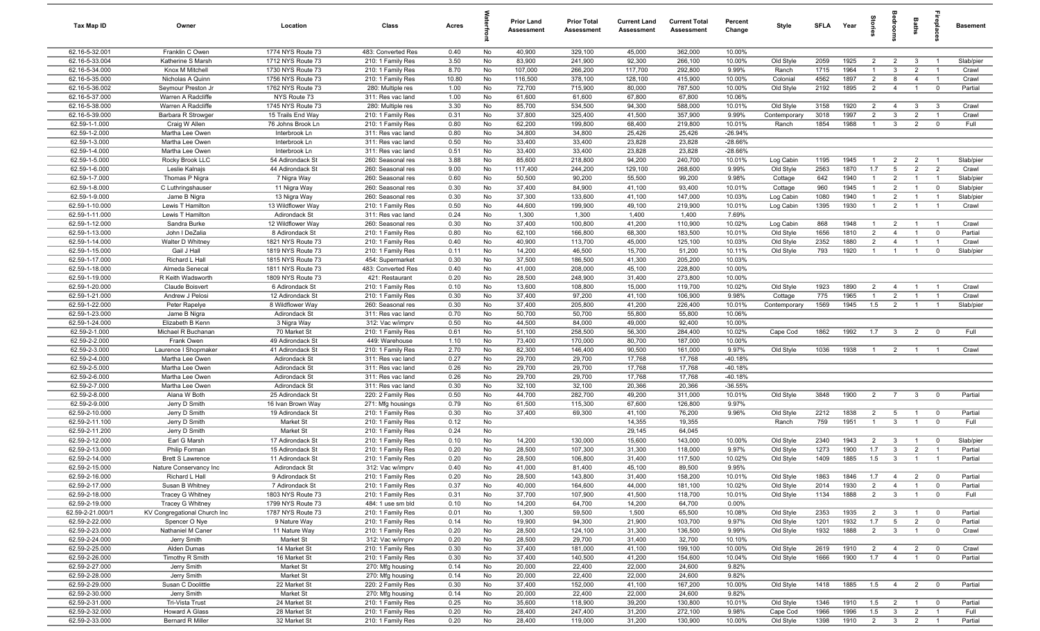| Tax Map ID | Owner | Location | Class | Acres | Waterfront | Prior Land Assessment | Prior Total Assessment | Current Land Assessment | Current Total Assessment | Percent Change | Style | SFLA | Year | Stories | Bedrooms | Baths | Fireplaces | Basement |
|---|---|---|---|---|---|---|---|---|---|---|---|---|---|---|---|---|---|---|
| 62.16-5-32.001 | Franklin C Owen | 1774 NYS Route 73 | 483: Converted Res | 0.40 | No | 40,900 | 329,100 | 45,000 | 362,000 | 10.00% | | | | | | | | |
| 62.16-5-33.004 | Katherine S Marsh | 1712 NYS Route 73 | 210: 1 Family Res | 3.50 | No | 83,900 | 241,900 | 92,300 | 266,100 | 10.00% | Old Style | 2059 | 1925 | 2 | 2 | 3 | 1 | Slab/pier |
| 62.16-5-34.000 | Knox M Mitchell | 1730 NYS Route 73 | 210: 1 Family Res | 8.70 | No | 107,000 | 266,200 | 117,700 | 292,800 | 9.99% | Ranch | 1715 | 1964 | 1 | 3 | 2 | 1 | Crawl |
| 62.16-5-35.000 | Nicholas A Quinn | 1756 NYS Route 73 | 210: 1 Family Res | 10.80 | No | 116,500 | 378,100 | 128,100 | 415,900 | 10.00% | Colonial | 4562 | 1897 | 2 | 8 | 4 | 1 | Crawl |
| 62.16-5-36.002 | Seymour Preston Jr | 1762 NYS Route 73 | 280: Multiple res | 1.00 | No | 72,700 | 715,900 | 80,000 | 787,500 | 10.00% | Old Style | 2192 | 1895 | 2 | 4 | 1 | 0 | Partial |
| 62.16-5-37.000 | Warren A Radcliffe | NYS Route 73 | 311: Res vac land | 1.00 | No | 61,600 | 61,600 | 67,800 | 67,800 | 10.06% | | | | | | | | |
| 62.16-5-38.000 | Warren A Radcliffe | 1745 NYS Route 73 | 280: Multiple res | 3.30 | No | 85,700 | 534,500 | 94,300 | 588,000 | 10.01% | Old Style | 3158 | 1920 | 2 | 4 | 3 | 3 | Crawl |
| 62.16-5-39.000 | Barbara R Strowger | 15 Trails End Way | 210: 1 Family Res | 0.31 | No | 37,800 | 325,400 | 41,500 | 357,900 | 9.99% | Contemporary | 3018 | 1997 | 2 | 3 | 2 | 1 | Crawl |
| 62.59-1-1.000 | Craig W Allen | 76 Johns Brook Ln | 210: 1 Family Res | 0.80 | No | 62,200 | 199,800 | 68,400 | 219,800 | 10.01% | Ranch | 1854 | 1988 | 1 | 3 | 2 | 0 | Full |
| 62.59-1-2.000 | Martha Lee Owen | Interbrook Ln | 311: Res vac land | 0.80 | No | 34,800 | 34,800 | 25,426 | 25,426 | -26.94% | | | | | | | | |
| 62.59-1-3.000 | Martha Lee Owen | Interbrook Ln | 311: Res vac land | 0.50 | No | 33,400 | 33,400 | 23,828 | 23,828 | -28.66% | | | | | | | | |
| 62.59-1-4.000 | Martha Lee Owen | Interbrook Ln | 311: Res vac land | 0.51 | No | 33,400 | 33,400 | 23,828 | 23,828 | -28.66% | | | | | | | | |
| 62.59-1-5.000 | Rocky Brook LLC | 54 Adirondack St | 260: Seasonal res | 3.88 | No | 85,600 | 218,800 | 94,200 | 240,700 | 10.01% | Log Cabin | 1195 | 1945 | 1 | 2 | 2 | 1 | Slab/pier |
| 62.59-1-6.000 | Leslie Kalnajs | 44 Adirondack St | 260: Seasonal res | 9.00 | No | 117,400 | 244,200 | 129,100 | 268,600 | 9.99% | Old Style | 2563 | 1870 | 1.7 | 5 | 2 | 2 | Crawl |
| 62.59-1-7.000 | Thomas P Nigra | 7 Nigra Way | 260: Seasonal res | 0.60 | No | 50,500 | 90,200 | 55,500 | 99,200 | 9.98% | Cottage | 642 | 1940 | 1 | 2 | 1 | 1 | Slab/pier |
| 62.59-1-8.000 | C Luthringshauser | 11 Nigra Way | 260: Seasonal res | 0.30 | No | 37,400 | 84,900 | 41,100 | 93,400 | 10.01% | Cottage | 960 | 1945 | 1 | 2 | 1 | 0 | Slab/pier |
| 62.59-1-9.000 | Jame B Nigra | 13 Nigra Way | 260: Seasonal res | 0.30 | No | 37,300 | 133,600 | 41,100 | 147,000 | 10.03% | Log Cabin | 1080 | 1940 | 1 | 2 | 1 | 1 | Slab/pier |
| 62.59-1-10.000 | Lewis T Hamilton | 13 Wildflower Way | 210: 1 Family Res | 0.50 | No | 44,600 | 199,900 | 49,100 | 219,900 | 10.01% | Log Cabin | 1395 | 1930 | 1 | 2 | 1 | 1 | Crawl |
| 62.59-1-11.000 | Lewis T Hamilton | Adirondack St | 311: Res vac land | 0.24 | No | 1,300 | 1,300 | 1,400 | 1,400 | 7.69% | | | | | | | | |
| 62.59-1-12.000 | Sandra Burke | 12 Wildflower Way | 260: Seasonal res | 0.30 | No | 37,400 | 100,800 | 41,200 | 110,900 | 10.02% | Log Cabin | 868 | 1948 | 1 | 2 | 1 | 1 | Crawl |
| 62.59-1-13.000 | John I DeZalia | 8 Adirondack St | 210: 1 Family Res | 0.80 | No | 62,100 | 166,800 | 68,300 | 183,500 | 10.01% | Old Style | 1656 | 1810 | 2 | 4 | 1 | 0 | Partial |
| 62.59-1-14.000 | Walter D Whitney | 1821 NYS Route 73 | 210: 1 Family Res | 0.40 | No | 40,900 | 113,700 | 45,000 | 125,100 | 10.03% | Old Style | 2352 | 1880 | 2 | 4 | 1 | 1 | Crawl |
| 62.59-1-15.000 | Gail J Hall | 1819 NYS Route 73 | 210: 1 Family Res | 0.11 | No | 14,200 | 46,500 | 15,700 | 51,200 | 10.11% | Old Style | 793 | 1920 | 1 | 1 | 1 | 0 | Slab/pier |
| 62.59-1-17.000 | Richard L Hall | 1815 NYS Route 73 | 454: Supermarket | 0.30 | No | 37,500 | 186,500 | 41,300 | 205,200 | 10.03% | | | | | | | | |
| 62.59-1-18.000 | Almeda Senecal | 1811 NYS Route 73 | 483: Converted Res | 0.40 | No | 41,000 | 208,000 | 45,100 | 228,800 | 10.00% | | | | | | | | |
| 62.59-1-19.000 | R Keith Wadsworth | 1809 NYS Route 73 | 421: Restaurant | 0.20 | No | 28,500 | 248,900 | 31,400 | 273,800 | 10.00% | | | | | | | | |
| 62.59-1-20.000 | Claude Boisvert | 6 Adirondack St | 210: 1 Family Res | 0.10 | No | 13,600 | 108,800 | 15,000 | 119,700 | 10.02% | Old Style | 1923 | 1890 | 2 | 4 | 1 | 1 | Crawl |
| 62.59-1-21.000 | Andrew J Pelosi | 12 Adirondack St | 210: 1 Family Res | 0.30 | No | 37,400 | 97,200 | 41,100 | 106,900 | 9.98% | Cottage | 775 | 1965 | 1 | 2 | 1 | 1 | Crawl |
| 62.59-1-22.000 | Peter Rapelye | 8 Wildflower Way | 260: Seasonal res | 0.30 | No | 37,400 | 205,800 | 41,200 | 226,400 | 10.01% | Contemporary | 1569 | 1945 | 1.5 | 2 | 1 | 1 | Slab/pier |
| 62.59-1-23.000 | Jame B Nigra | Adirondack St | 311: Res vac land | 0.70 | No | 50,700 | 50,700 | 55,800 | 55,800 | 10.06% | | | | | | | | |
| 62.59-1-24.000 | Elizabeth B Kenn | 3 Nigra Way | 312: Vac w/imprv | 0.50 | No | 44,500 | 84,000 | 49,000 | 92,400 | 10.00% | | | | | | | | |
| 62.59-2-1.000 | Michael R Buchanan | 70 Market St | 210: 1 Family Res | 0.61 | No | 51,100 | 258,500 | 56,300 | 284,400 | 10.02% | Cape Cod | 1862 | 1992 | 1.7 | 3 | 2 | 0 | Full |
| 62.59-2-2.000 | Frank Owen | 49 Adirondack St | 449: Warehouse | 1.10 | No | 73,400 | 170,000 | 80,700 | 187,000 | 10.00% | | | | | | | | |
| 62.59-2-3.000 | Laurence I Shopmaker | 41 Adirondack St | 210: 1 Family Res | 2.70 | No | 82,300 | 146,400 | 90,500 | 161,000 | 9.97% | Old Style | 1036 | 1938 | 1 | 2 | 1 | 1 | Crawl |
| 62.59-2-4.000 | Martha Lee Owen | Adirondack St | 311: Res vac land | 0.27 | No | 29,700 | 29,700 | 17,768 | 17,768 | -40.18% | | | | | | | | |
| 62.59-2-5.000 | Martha Lee Owen | Adirondack St | 311: Res vac land | 0.26 | No | 29,700 | 29,700 | 17,768 | 17,768 | -40.18% | | | | | | | | |
| 62.59-2-6.000 | Martha Lee Owen | Adirondack St | 311: Res vac land | 0.26 | No | 29,700 | 29,700 | 17,768 | 17,768 | -40.18% | | | | | | | | |
| 62.59-2-7.000 | Martha Lee Owen | Adirondack St | 311: Res vac land | 0.30 | No | 32,100 | 32,100 | 20,366 | 20,366 | -36.55% | | | | | | | | |
| 62.59-2-8.000 | Alana W Both | 25 Adirondack St | 220: 2 Family Res | 0.50 | No | 44,700 | 282,700 | 49,200 | 311,000 | 10.01% | Old Style | 3848 | 1900 | 2 | 7 | 3 | 0 | Partial |
| 62.59-2-9.000 | Jerry D Smith | 16 Ivan Brown Way | 271: Mfg housings | 0.79 | No | 61,500 | 115,300 | 67,600 | 126,800 | 9.97% | | | | | | | | |
| 62.59-2-10.000 | Jerry D Smith | 19 Adirondack St | 210: 1 Family Res | 0.30 | No | 37,400 | 69,300 | 41,100 | 76,200 | 9.96% | Old Style | 2212 | 1838 | 2 | 5 | 1 | 0 | Partial |
| 62.59-2-11.100 | Jerry D Smith | Market St | 210: 1 Family Res | 0.12 | No | | | 14,355 | 19,355 | | Ranch | 759 | 1951 | 1 | 3 | 1 | 0 | Full |
| 62.59-2-11.200 | Jerry D Smith | Market St | 210: 1 Family Res | 0.24 | No | | | 29,145 | 64,045 | | | | | | | | | |
| 62.59-2-12.000 | Earl G Marsh | 17 Adirondack St | 210: 1 Family Res | 0.10 | No | 14,200 | 130,000 | 15,600 | 143,000 | 10.00% | Old Style | 2340 | 1943 | 2 | 3 | 1 | 0 | Slab/pier |
| 62.59-2-13.000 | Philip Forman | 15 Adirondack St | 210: 1 Family Res | 0.20 | No | 28,500 | 107,300 | 31,300 | 118,000 | 9.97% | Old Style | 1273 | 1900 | 1.7 | 3 | 2 | 1 | Partial |
| 62.59-2-14.000 | Brett S Lawrence | 11 Adirondack St | 210: 1 Family Res | 0.20 | No | 28,500 | 106,800 | 31,400 | 117,500 | 10.02% | Old Style | 1409 | 1885 | 1.5 | 3 | 1 | 1 | Partial |
| 62.59-2-15.000 | Nature Conservancy Inc | Adirondack St | 312: Vac w/imprv | 0.40 | No | 41,000 | 81,400 | 45,100 | 89,500 | 9.95% | | | | | | | | |
| 62.59-2-16.000 | Richard L Hall | 9 Adirondack St | 210: 1 Family Res | 0.20 | No | 28,500 | 143,800 | 31,400 | 158,200 | 10.01% | Old Style | 1863 | 1846 | 1.7 | 4 | 2 | 0 | Partial |
| 62.59-2-17.000 | Susan B Whitney | 7 Adirondack St | 210: 1 Family Res | 0.37 | No | 40,000 | 164,600 | 44,000 | 181,100 | 10.02% | Old Style | 2014 | 1930 | 2 | 4 | 1 | 0 | Partial |
| 62.59-2-18.000 | Tracey G Whitney | 1803 NYS Route 73 | 210: 1 Family Res | 0.31 | No | 37,700 | 107,900 | 41,500 | 118,700 | 10.01% | Old Style | 1134 | 1888 | 2 | 3 | 1 | 0 | Full |
| 62.59-2-19.000 | Tracey G Whitney | 1799 NYS Route 73 | 484: 1 use sm bld | 0.10 | No | 14,200 | 64,700 | 14,200 | 64,700 | 0.00% | | | | | | | | |
| 62.59-2-21.000/1 | KV Congregational Church Inc | 1787 NYS Route 73 | 210: 1 Family Res | 0.01 | No | 1,300 | 59,500 | 1,500 | 65,500 | 10.08% | Old Style | 2353 | 1935 | 2 | 3 | 1 | 0 | Partial |
| 62.59-2-22.000 | Spencer O Nye | 9 Nature Way | 210: 1 Family Res | 0.14 | No | 19,900 | 94,300 | 21,900 | 103,700 | 9.97% | Old Style | 1201 | 1932 | 1.7 | 5 | 2 | 0 | Partial |
| 62.59-2-23.000 | Nathaniel M Caner | 11 Nature Way | 210: 1 Family Res | 0.20 | No | 28,500 | 124,100 | 31,300 | 136,500 | 9.99% | Old Style | 1932 | 1888 | 2 | 3 | 1 | 0 | Crawl |
| 62.59-2-24.000 | Jerry Smith | Market St | 312: Vac w/imprv | 0.20 | No | 28,500 | 29,700 | 31,400 | 32,700 | 10.10% | | | | | | | | |
| 62.59-2-25.000 | Alden Dumas | 14 Market St | 210: 1 Family Res | 0.30 | No | 37,400 | 181,000 | 41,100 | 199,100 | 10.00% | Old Style | 2619 | 1910 | 2 | 4 | 2 | 0 | Crawl |
| 62.59-2-26.000 | Timothy R Smith | 16 Market St | 210: 1 Family Res | 0.30 | No | 37,400 | 140,500 | 41,200 | 154,600 | 10.04% | Old Style | 1666 | 1900 | 1.7 | 4 | 1 | 0 | Partial |
| 62.59-2-27.000 | Jerry Smith | Market St | 270: Mfg housing | 0.14 | No | 20,000 | 22,400 | 22,000 | 24,600 | 9.82% | | | | | | | | |
| 62.59-2-28.000 | Jerry Smith | Market St | 270: Mfg housing | 0.14 | No | 20,000 | 22,400 | 22,000 | 24,600 | 9.82% | | | | | | | | |
| 62.59-2-29.000 | Susan C Doolittle | 22 Market St | 220: 2 Family Res | 0.30 | No | 37,400 | 152,000 | 41,100 | 167,200 | 10.00% | Old Style | 1418 | 1885 | 1.5 | 4 | 2 | 0 | Partial |
| 62.59-2-30.000 | Jerry Smith | Market St | 270: Mfg housing | 0.14 | No | 20,000 | 22,400 | 22,000 | 24,600 | 9.82% | | | | | | | | |
| 62.59-2-31.000 | Tri-Vista Trust | 24 Market St | 210: 1 Family Res | 0.25 | No | 35,600 | 118,900 | 39,200 | 130,800 | 10.01% | Old Style | 1346 | 1910 | 1.5 | 2 | 1 | 0 | Partial |
| 62.59-2-32.000 | Howard A Glass | 28 Market St | 210: 1 Family Res | 0.20 | No | 28,400 | 247,400 | 31,200 | 272,100 | 9.98% | Cape Cod | 1966 | 1996 | 1.5 | 3 | 2 | 1 | Full |
| 62.59-2-33.000 | Bernard R Miller | 32 Market St | 210: 1 Family Res | 0.20 | No | 28,400 | 119,000 | 31,200 | 130,900 | 10.00% | Old Style | 1398 | 1910 | 2 | 3 | 2 | 1 | Partial |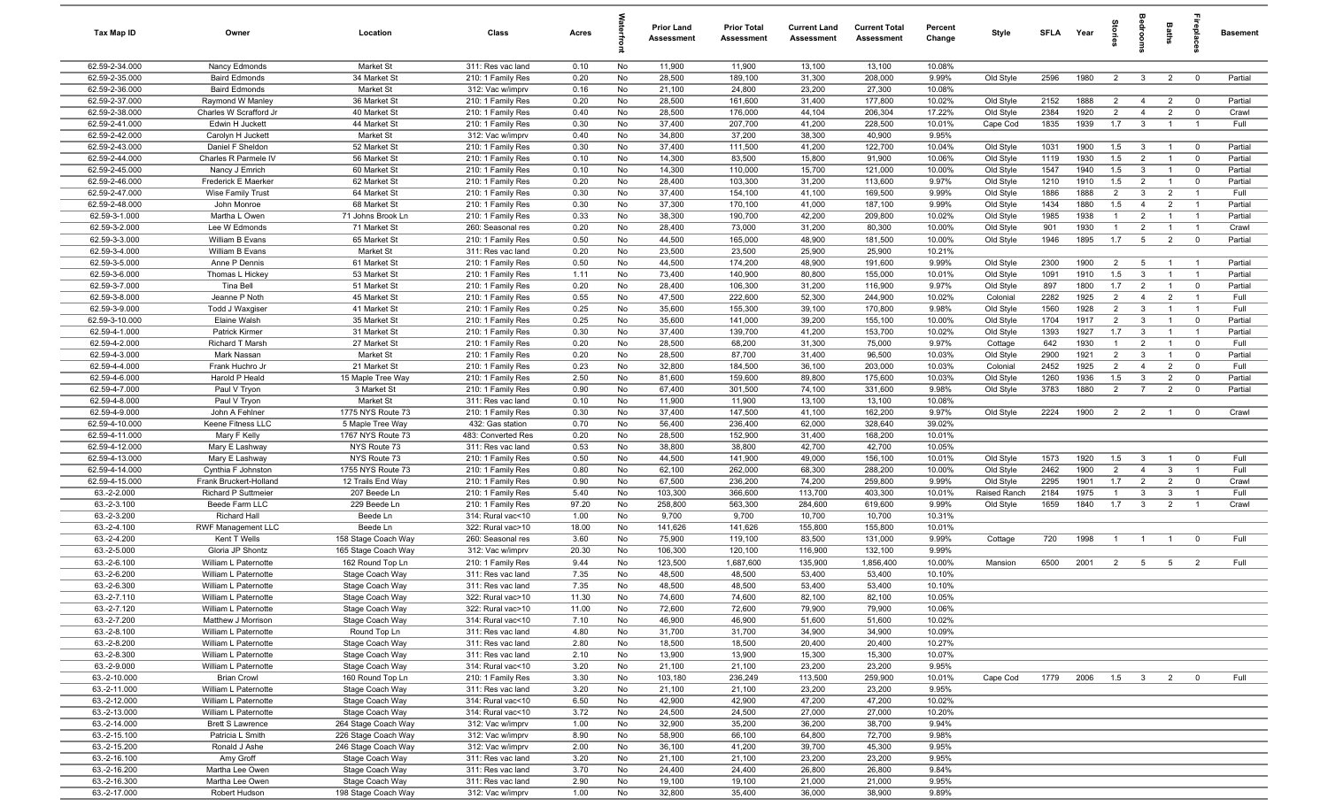| Tax Map ID | Owner | Location | Class | Acres | Waterfront | Prior Land Assessment | Prior Total Assessment | Current Land Assessment | Current Total Assessment | Percent Change | Style | SFLA | Year | Stories | Bedrooms | Baths | Fireplaces | Basement |
|---|---|---|---|---|---|---|---|---|---|---|---|---|---|---|---|---|---|---|
| 62.59-2-34.000 | Nancy Edmonds | Market St | 311: Res vac land | 0.10 | No | 11,900 | 11,900 | 13,100 | 13,100 | 10.08% | | | | | | | | |
| 62.59-2-35.000 | Baird Edmonds | 34 Market St | 210: 1 Family Res | 0.20 | No | 28,500 | 189,100 | 31,300 | 208,000 | 9.99% | Old Style | 2596 | 1980 | 2 | 3 | 2 | 0 | Partial |
| 62.59-2-36.000 | Baird Edmonds | Market St | 312: Vac w/imprv | 0.16 | No | 21,100 | 24,800 | 23,200 | 27,300 | 10.08% | | | | | | | | |
| 62.59-2-37.000 | Raymond W Manley | 36 Market St | 210: 1 Family Res | 0.20 | No | 28,500 | 161,600 | 31,400 | 177,800 | 10.02% | Old Style | 2152 | 1888 | 2 | 4 | 2 | 0 | Partial |
| 62.59-2-38.000 | Charles W Scrafford Jr | 40 Market St | 210: 1 Family Res | 0.40 | No | 28,500 | 176,000 | 44,104 | 206,304 | 17.22% | Old Style | 2384 | 1920 | 2 | 4 | 2 | 0 | Crawl |
| 62.59-2-41.000 | Edwin H Juckett | 44 Market St | 210: 1 Family Res | 0.30 | No | 37,400 | 207,700 | 41,200 | 228,500 | 10.01% | Cape Cod | 1835 | 1939 | 1.7 | 3 | 1 | 1 | Full |
| 62.59-2-42.000 | Carolyn H Juckett | Market St | 312: Vac w/imprv | 0.40 | No | 34,800 | 37,200 | 38,300 | 40,900 | 9.95% | | | | | | | | |
| 62.59-2-43.000 | Daniel F Sheldon | 52 Market St | 210: 1 Family Res | 0.30 | No | 37,400 | 111,500 | 41,200 | 122,700 | 10.04% | Old Style | 1031 | 1900 | 1.5 | 3 | 1 | 0 | Partial |
| 62.59-2-44.000 | Charles R Parmele IV | 56 Market St | 210: 1 Family Res | 0.10 | No | 14,300 | 83,500 | 15,800 | 91,900 | 10.06% | Old Style | 1119 | 1930 | 1.5 | 2 | 1 | 0 | Partial |
| 62.59-2-45.000 | Nancy J Emrich | 60 Market St | 210: 1 Family Res | 0.10 | No | 14,300 | 110,000 | 15,700 | 121,000 | 10.00% | Old Style | 1547 | 1940 | 1.5 | 3 | 1 | 0 | Partial |
| 62.59-2-46.000 | Frederick E Maerker | 62 Market St | 210: 1 Family Res | 0.20 | No | 28,400 | 103,300 | 31,200 | 113,600 | 9.97% | Old Style | 1210 | 1910 | 1.5 | 2 | 1 | 0 | Partial |
| 62.59-2-47.000 | Wise Family Trust | 64 Market St | 210: 1 Family Res | 0.30 | No | 37,400 | 154,100 | 41,100 | 169,500 | 9.99% | Old Style | 1886 | 1888 | 2 | 3 | 2 | 1 | Full |
| 62.59-2-48.000 | John Monroe | 68 Market St | 210: 1 Family Res | 0.30 | No | 37,300 | 170,100 | 41,000 | 187,100 | 9.99% | Old Style | 1434 | 1880 | 1.5 | 4 | 2 | 1 | Partial |
| 62.59-3-1.000 | Martha L Owen | 71 Johns Brook Ln | 210: 1 Family Res | 0.33 | No | 38,300 | 190,700 | 42,200 | 209,800 | 10.02% | Old Style | 1985 | 1938 | 1 | 2 | 1 | 1 | Partial |
| 62.59-3-2.000 | Lee W Edmonds | 71 Market St | 260: Seasonal res | 0.20 | No | 28,400 | 73,000 | 31,200 | 80,300 | 10.00% | Old Style | 901 | 1930 | 1 | 2 | 1 | 1 | Crawl |
| 62.59-3-3.000 | William B Evans | 65 Market St | 210: 1 Family Res | 0.50 | No | 44,500 | 165,000 | 48,900 | 181,500 | 10.00% | Old Style | 1946 | 1895 | 1.7 | 5 | 2 | 0 | Partial |
| 62.59-3-4.000 | William B Evans | Market St | 311: Res vac land | 0.20 | No | 23,500 | 23,500 | 25,900 | 25,900 | 10.21% | | | | | | | | |
| 62.59-3-5.000 | Anne P Dennis | 61 Market St | 210: 1 Family Res | 0.50 | No | 44,500 | 174,200 | 48,900 | 191,600 | 9.99% | Old Style | 2300 | 1900 | 2 | 5 | 1 | 1 | Partial |
| 62.59-3-6.000 | Thomas L Hickey | 53 Market St | 210: 1 Family Res | 1.11 | No | 73,400 | 140,900 | 80,800 | 155,000 | 10.01% | Old Style | 1091 | 1910 | 1.5 | 3 | 1 | 1 | Partial |
| 62.59-3-7.000 | Tina Bell | 51 Market St | 210: 1 Family Res | 0.20 | No | 28,400 | 106,300 | 31,200 | 116,900 | 9.97% | Old Style | 897 | 1800 | 1.7 | 2 | 1 | 0 | Partial |
| 62.59-3-8.000 | Jeanne P Noth | 45 Market St | 210: 1 Family Res | 0.55 | No | 47,500 | 222,600 | 52,300 | 244,900 | 10.02% | Colonial | 2282 | 1925 | 2 | 4 | 2 | 1 | Full |
| 62.59-3-9.000 | Todd J Waxgiser | 41 Market St | 210: 1 Family Res | 0.25 | No | 35,600 | 155,300 | 39,100 | 170,800 | 9.98% | Old Style | 1560 | 1928 | 2 | 3 | 1 | 1 | Full |
| 62.59-3-10.000 | Elaine Walsh | 35 Market St | 210: 1 Family Res | 0.25 | No | 35,600 | 141,000 | 39,200 | 155,100 | 10.00% | Old Style | 1704 | 1917 | 2 | 3 | 1 | 0 | Partial |
| 62.59-4-1.000 | Patrick Kirmer | 31 Market St | 210: 1 Family Res | 0.30 | No | 37,400 | 139,700 | 41,200 | 153,700 | 10.02% | Old Style | 1393 | 1927 | 1.7 | 3 | 1 | 1 | Partial |
| 62.59-4-2.000 | Richard T Marsh | 27 Market St | 210: 1 Family Res | 0.20 | No | 28,500 | 68,200 | 31,300 | 75,000 | 9.97% | Cottage | 642 | 1930 | 1 | 2 | 1 | 0 | Full |
| 62.59-4-3.000 | Mark Nassan | Market St | 210: 1 Family Res | 0.20 | No | 28,500 | 87,700 | 31,400 | 96,500 | 10.03% | Old Style | 2900 | 1921 | 2 | 3 | 1 | 0 | Partial |
| 62.59-4-4.000 | Frank Huchro Jr | 21 Market St | 210: 1 Family Res | 0.23 | No | 32,800 | 184,500 | 36,100 | 203,000 | 10.03% | Colonial | 2452 | 1925 | 2 | 4 | 2 | 0 | Full |
| 62.59-4-6.000 | Harold P Heald | 15 Maple Tree Way | 210: 1 Family Res | 2.50 | No | 81,600 | 159,600 | 89,800 | 175,600 | 10.03% | Old Style | 1260 | 1936 | 1.5 | 3 | 2 | 0 | Partial |
| 62.59-4-7.000 | Paul V Tryon | 3 Market St | 210: 1 Family Res | 0.90 | No | 67,400 | 301,500 | 74,100 | 331,600 | 9.98% | Old Style | 3783 | 1880 | 2 | 7 | 2 | 0 | Partial |
| 62.59-4-8.000 | Paul V Tryon | Market St | 311: Res vac land | 0.10 | No | 11,900 | 11,900 | 13,100 | 13,100 | 10.08% | | | | | | | | |
| 62.59-4-9.000 | John A Fehlner | 1775 NYS Route 73 | 210: 1 Family Res | 0.30 | No | 37,400 | 147,500 | 41,100 | 162,200 | 9.97% | Old Style | 2224 | 1900 | 2 | 2 | 1 | 0 | Crawl |
| 62.59-4-10.000 | Keene Fitness LLC | 5 Maple Tree Way | 432: Gas station | 0.70 | No | 56,400 | 236,400 | 62,000 | 328,640 | 39.02% | | | | | | | | |
| 62.59-4-11.000 | Mary F Kelly | 1767 NYS Route 73 | 483: Converted Res | 0.20 | No | 28,500 | 152,900 | 31,400 | 168,200 | 10.01% | | | | | | | | |
| 62.59-4-12.000 | Mary E Lashway | NYS Route 73 | 311: Res vac land | 0.53 | No | 38,800 | 38,800 | 42,700 | 42,700 | 10.05% | | | | | | | | |
| 62.59-4-13.000 | Mary E Lashway | NYS Route 73 | 210: 1 Family Res | 0.50 | No | 44,500 | 141,900 | 49,000 | 156,100 | 10.01% | Old Style | 1573 | 1920 | 1.5 | 3 | 1 | 0 | Full |
| 62.59-4-14.000 | Cynthia F Johnston | 1755 NYS Route 73 | 210: 1 Family Res | 0.80 | No | 62,100 | 262,000 | 68,300 | 288,200 | 10.00% | Old Style | 2462 | 1900 | 2 | 4 | 3 | 1 | Full |
| 62.59-4-15.000 | Frank Bruckert-Holland | 12 Trails End Way | 210: 1 Family Res | 0.90 | No | 67,500 | 236,200 | 74,200 | 259,800 | 9.99% | Old Style | 2295 | 1901 | 1.7 | 2 | 2 | 0 | Crawl |
| 63.-2-2.000 | Richard P Suttmeier | 207 Beede Ln | 210: 1 Family Res | 5.40 | No | 103,300 | 366,600 | 113,700 | 403,300 | 10.01% | Raised Ranch | 2184 | 1975 | 1 | 3 | 3 | 1 | Full |
| 63.-2-3.100 | Beede Farm LLC | 229 Beede Ln | 210: 1 Family Res | 97.20 | No | 258,800 | 563,300 | 284,600 | 619,600 | 9.99% | Old Style | 1659 | 1840 | 1.7 | 3 | 2 | 1 | Crawl |
| 63.-2-3.200 | Richard Hall | Beede Ln | 314: Rural vac<10 | 1.00 | No | 9,700 | 9,700 | 10,700 | 10,700 | 10.31% | | | | | | | | |
| 63.-2-4.100 | RWF Management LLC | Beede Ln | 322: Rural vac>10 | 18.00 | No | 141,626 | 141,626 | 155,800 | 155,800 | 10.01% | | | | | | | | |
| 63.-2-4.200 | Kent T Wells | 158 Stage Coach Way | 260: Seasonal res | 3.60 | No | 75,900 | 119,100 | 83,500 | 131,000 | 9.99% | Cottage | 720 | 1998 | 1 | 1 | 1 | 0 | Full |
| 63.-2-5.000 | Gloria JP Shontz | 165 Stage Coach Way | 312: Vac w/imprv | 20.30 | No | 106,300 | 120,100 | 116,900 | 132,100 | 9.99% | | | | | | | | |
| 63.-2-6.100 | William L Paternotte | 162 Round Top Ln | 210: 1 Family Res | 9.44 | No | 123,500 | 1,687,600 | 135,900 | 1,856,400 | 10.00% | Mansion | 6500 | 2001 | 2 | 5 | 5 | 2 | Full |
| 63.-2-6.200 | William L Paternotte | Stage Coach Way | 311: Res vac land | 7.35 | No | 48,500 | 48,500 | 53,400 | 53,400 | 10.10% | | | | | | | | |
| 63.-2-6.300 | William L Paternotte | Stage Coach Way | 311: Res vac land | 7.35 | No | 48,500 | 48,500 | 53,400 | 53,400 | 10.10% | | | | | | | | |
| 63.-2-7.110 | William L Paternotte | Stage Coach Way | 322: Rural vac>10 | 11.30 | No | 74,600 | 74,600 | 82,100 | 82,100 | 10.05% | | | | | | | | |
| 63.-2-7.120 | William L Paternotte | Stage Coach Way | 322: Rural vac>10 | 11.00 | No | 72,600 | 72,600 | 79,900 | 79,900 | 10.06% | | | | | | | | |
| 63.-2-7.200 | Matthew J Morrison | Stage Coach Way | 314: Rural vac<10 | 7.10 | No | 46,900 | 46,900 | 51,600 | 51,600 | 10.02% | | | | | | | | |
| 63.-2-8.100 | William L Paternotte | Round Top Ln | 311: Res vac land | 4.80 | No | 31,700 | 31,700 | 34,900 | 34,900 | 10.09% | | | | | | | | |
| 63.-2-8.200 | William L Paternotte | Stage Coach Way | 311: Res vac land | 2.80 | No | 18,500 | 18,500 | 20,400 | 20,400 | 10.27% | | | | | | | | |
| 63.-2-8.300 | William L Paternotte | Stage Coach Way | 311: Res vac land | 2.10 | No | 13,900 | 13,900 | 15,300 | 15,300 | 10.07% | | | | | | | | |
| 63.-2-9.000 | William L Paternotte | Stage Coach Way | 314: Rural vac<10 | 3.20 | No | 21,100 | 21,100 | 23,200 | 23,200 | 9.95% | | | | | | | | |
| 63.-2-10.000 | Brian Crowl | 160 Round Top Ln | 210: 1 Family Res | 3.30 | No | 103,180 | 236,249 | 113,500 | 259,900 | 10.01% | Cape Cod | 1779 | 2006 | 1.5 | 3 | 2 | 0 | Full |
| 63.-2-11.000 | William L Paternotte | Stage Coach Way | 311: Res vac land | 3.20 | No | 21,100 | 21,100 | 23,200 | 23,200 | 9.95% | | | | | | | | |
| 63.-2-12.000 | William L Paternotte | Stage Coach Way | 314: Rural vac<10 | 6.50 | No | 42,900 | 42,900 | 47,200 | 47,200 | 10.02% | | | | | | | | |
| 63.-2-13.000 | William L Paternotte | Stage Coach Way | 314: Rural vac<10 | 3.72 | No | 24,500 | 24,500 | 27,000 | 27,000 | 10.20% | | | | | | | | |
| 63.-2-14.000 | Brett S Lawrence | 264 Stage Coach Way | 312: Vac w/imprv | 1.00 | No | 32,900 | 35,200 | 36,200 | 38,700 | 9.94% | | | | | | | | |
| 63.-2-15.100 | Patricia L Smith | 226 Stage Coach Way | 312: Vac w/imprv | 8.90 | No | 58,900 | 66,100 | 64,800 | 72,700 | 9.98% | | | | | | | | |
| 63.-2-15.200 | Ronald J Ashe | 246 Stage Coach Way | 312: Vac w/imprv | 2.00 | No | 36,100 | 41,200 | 39,700 | 45,300 | 9.95% | | | | | | | | |
| 63.-2-16.100 | Amy Groff | Stage Coach Way | 311: Res vac land | 3.20 | No | 21,100 | 21,100 | 23,200 | 23,200 | 9.95% | | | | | | | | |
| 63.-2-16.200 | Martha Lee Owen | Stage Coach Way | 311: Res vac land | 3.70 | No | 24,400 | 24,400 | 26,800 | 26,800 | 9.84% | | | | | | | | |
| 63.-2-16.300 | Martha Lee Owen | Stage Coach Way | 311: Res vac land | 2.90 | No | 19,100 | 19,100 | 21,000 | 21,000 | 9.95% | | | | | | | | |
| 63.-2-17.000 | Robert Hudson | 198 Stage Coach Way | 312: Vac w/imprv | 1.00 | No | 32,800 | 35,400 | 36,000 | 38,900 | 9.89% | | | | | | | | |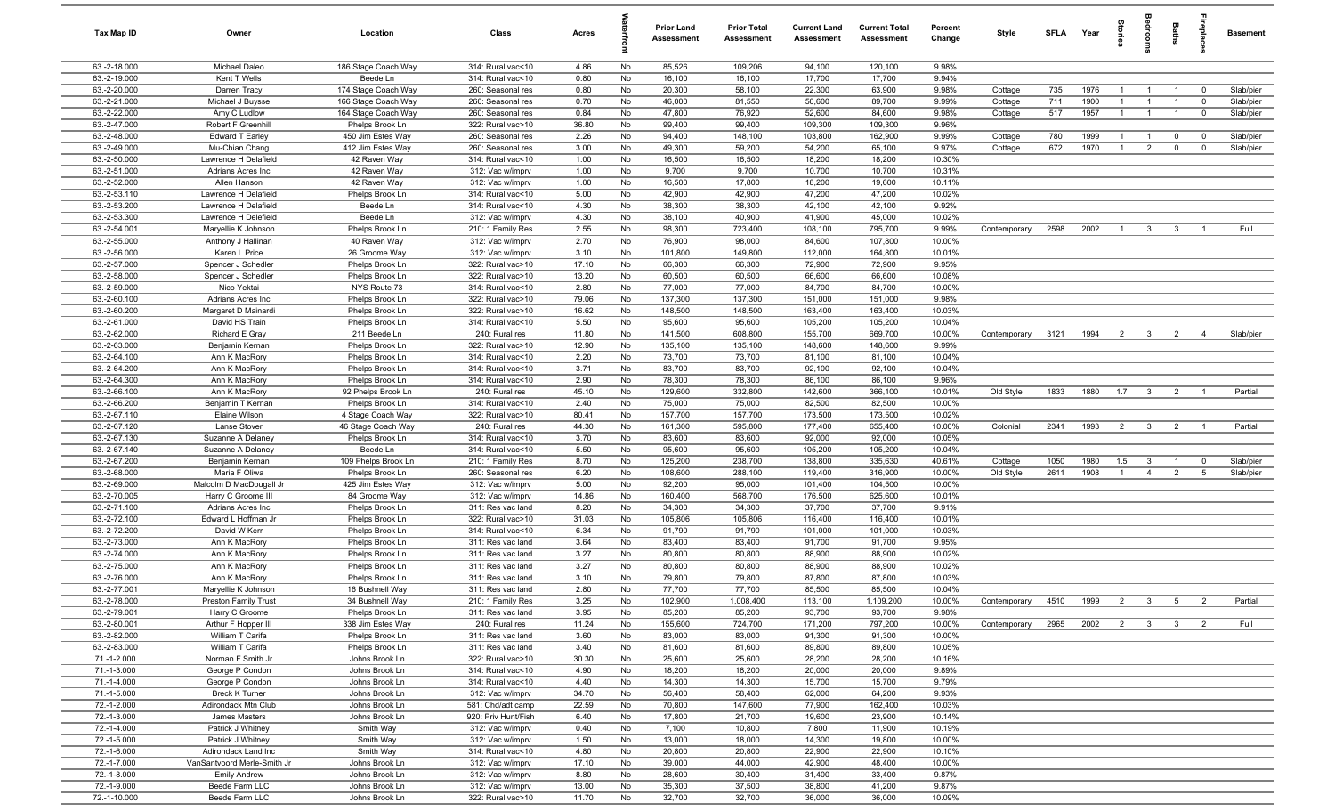| Tax Map ID | Owner | Location | Class | Acres | Waterfront | Prior Land Assessment | Prior Total Assessment | Current Land Assessment | Current Total Assessment | Percent Change | Style | SFLA | Year | Stories | Bedrooms | Baths | Fireplaces | Basement |
|---|---|---|---|---|---|---|---|---|---|---|---|---|---|---|---|---|---|---|
| 63.-2-18.000 | Michael Daleo | 186 Stage Coach Way | 314: Rural vac<10 | 4.86 | No | 85,526 | 109,206 | 94,100 | 120,100 | 9.98% | | | | | | | | |
| 63.-2-19.000 | Kent T Wells | Beede Ln | 314: Rural vac<10 | 0.80 | No | 16,100 | 16,100 | 17,700 | 17,700 | 9.94% | | | | | | | | |
| 63.-2-20.000 | Darren Tracy | 174 Stage Coach Way | 260: Seasonal res | 0.80 | No | 20,300 | 58,100 | 22,300 | 63,900 | 9.98% | Cottage | 735 | 1976 | 1 | 1 | 1 | 0 | Slab/pier |
| 63.-2-21.000 | Michael J Buysse | 166 Stage Coach Way | 260: Seasonal res | 0.70 | No | 46,000 | 81,550 | 50,600 | 89,700 | 9.99% | Cottage | 711 | 1900 | 1 | 1 | 1 | 0 | Slab/pier |
| 63.-2-22.000 | Amy C Ludlow | 164 Stage Coach Way | 260: Seasonal res | 0.84 | No | 47,800 | 76,920 | 52,600 | 84,600 | 9.98% | Cottage | 517 | 1957 | 1 | 1 | 1 | 0 | Slab/pier |
| 63.-2-47.000 | Robert F Greenhill | Phelps Brook Ln | 322: Rural vac>10 | 36.80 | No | 99,400 | 99,400 | 109,300 | 109,300 | 9.96% | | | | | | | | |
| 63.-2-48.000 | Edward T Earley | 450 Jim Estes Way | 260: Seasonal res | 2.26 | No | 94,400 | 148,100 | 103,800 | 162,900 | 9.99% | Cottage | 780 | 1999 | 1 | 1 | 0 | 0 | Slab/pier |
| 63.-2-49.000 | Mu-Chian Chang | 412 Jim Estes Way | 260: Seasonal res | 3.00 | No | 49,300 | 59,200 | 54,200 | 65,100 | 9.97% | Cottage | 672 | 1970 | 1 | 2 | 0 | 0 | Slab/pier |
| 63.-2-50.000 | Lawrence H Delafield | 42 Raven Way | 314: Rural vac<10 | 1.00 | No | 16,500 | 16,500 | 18,200 | 18,200 | 10.30% | | | | | | | | |
| 63.-2-51.000 | Adrians Acres Inc | 42 Raven Way | 312: Vac w/imprv | 1.00 | No | 9,700 | 9,700 | 10,700 | 10,700 | 10.31% | | | | | | | | |
| 63.-2-52.000 | Allen Hanson | 42 Raven Way | 312: Vac w/imprv | 1.00 | No | 16,500 | 17,800 | 18,200 | 19,600 | 10.11% | | | | | | | | |
| 63.-2-53.110 | Lawrence H Delafield | Phelps Brook Ln | 314: Rural vac<10 | 5.00 | No | 42,900 | 42,900 | 47,200 | 47,200 | 10.02% | | | | | | | | |
| 63.-2-53.200 | Lawrence H Delafield | Beede Ln | 314: Rural vac<10 | 4.30 | No | 38,300 | 38,300 | 42,100 | 42,100 | 9.92% | | | | | | | | |
| 63.-2-53.300 | Lawrence H Delefield | Beede Ln | 312: Vac w/imprv | 4.30 | No | 38,100 | 40,900 | 41,900 | 45,000 | 10.02% | | | | | | | | |
| 63.-2-54.001 | Maryellie K Johnson | Phelps Brook Ln | 210: 1 Family Res | 2.55 | No | 98,300 | 723,400 | 108,100 | 795,700 | 9.99% | Contemporary | 2598 | 2002 | 1 | 3 | 3 | 1 | Full |
| 63.-2-55.000 | Anthony J Hallinan | 40 Raven Way | 312: Vac w/imprv | 2.70 | No | 76,900 | 98,000 | 84,600 | 107,800 | 10.00% | | | | | | | | |
| 63.-2-56.000 | Karen L Price | 26 Groome Way | 312: Vac w/imprv | 3.10 | No | 101,800 | 149,800 | 112,000 | 164,800 | 10.01% | | | | | | | | |
| 63.-2-57.000 | Spencer J Schedler | Phelps Brook Ln | 322: Rural vac>10 | 17.10 | No | 66,300 | 66,300 | 72,900 | 72,900 | 9.95% | | | | | | | | |
| 63.-2-58.000 | Spencer J Schedler | Phelps Brook Ln | 322: Rural vac>10 | 13.20 | No | 60,500 | 60,500 | 66,600 | 66,600 | 10.08% | | | | | | | | |
| 63.-2-59.000 | Nico Yektai | NYS Route 73 | 314: Rural vac<10 | 2.80 | No | 77,000 | 77,000 | 84,700 | 84,700 | 10.00% | | | | | | | | |
| 63.-2-60.100 | Adrians Acres Inc | Phelps Brook Ln | 322: Rural vac>10 | 79.06 | No | 137,300 | 137,300 | 151,000 | 151,000 | 9.98% | | | | | | | | |
| 63.-2-60.200 | Margaret D Mainardi | Phelps Brook Ln | 322: Rural vac>10 | 16.62 | No | 148,500 | 148,500 | 163,400 | 163,400 | 10.03% | | | | | | | | |
| 63.-2-61.000 | David HS Train | Phelps Brook Ln | 314: Rural vac<10 | 5.50 | No | 95,600 | 95,600 | 105,200 | 105,200 | 10.04% | | | | | | | | |
| 63.-2-62.000 | Richard E Gray | 211 Beede Ln | 240: Rural res | 11.80 | No | 141,500 | 608,800 | 155,700 | 669,700 | 10.00% | Contemporary | 3121 | 1994 | 2 | 3 | 2 | 4 | Slab/pier |
| 63.-2-63.000 | Benjamin Kernan | Phelps Brook Ln | 322: Rural vac>10 | 12.90 | No | 135,100 | 135,100 | 148,600 | 148,600 | 9.99% | | | | | | | | |
| 63.-2-64.100 | Ann K MacRory | Phelps Brook Ln | 314: Rural vac<10 | 2.20 | No | 73,700 | 73,700 | 81,100 | 81,100 | 10.04% | | | | | | | | |
| 63.-2-64.200 | Ann K MacRory | Phelps Brook Ln | 314: Rural vac<10 | 3.71 | No | 83,700 | 83,700 | 92,100 | 92,100 | 10.04% | | | | | | | | |
| 63.-2-64.300 | Ann K MacRory | Phelps Brook Ln | 314: Rural vac<10 | 2.90 | No | 78,300 | 78,300 | 86,100 | 86,100 | 9.96% | | | | | | | | |
| 63.-2-66.100 | Ann K MacRory | 92 Phelps Brook Ln | 240: Rural res | 45.10 | No | 129,600 | 332,800 | 142,600 | 366,100 | 10.01% | Old Style | 1833 | 1880 | 1.7 | 3 | 2 | 1 | Partial |
| 63.-2-66.200 | Benjamin T Kernan | Phelps Brook Ln | 314: Rural vac<10 | 2.40 | No | 75,000 | 75,000 | 82,500 | 82,500 | 10.00% | | | | | | | | |
| 63.-2-67.110 | Elaine Wilson | 4 Stage Coach Way | 322: Rural vac>10 | 80.41 | No | 157,700 | 157,700 | 173,500 | 173,500 | 10.02% | | | | | | | | |
| 63.-2-67.120 | Lanse Stover | 46 Stage Coach Way | 240: Rural res | 44.30 | No | 161,300 | 595,800 | 177,400 | 655,400 | 10.00% | Colonial | 2341 | 1993 | 2 | 3 | 2 | 1 | Partial |
| 63.-2-67.130 | Suzanne A Delaney | Phelps Brook Ln | 314: Rural vac<10 | 3.70 | No | 83,600 | 83,600 | 92,000 | 92,000 | 10.05% | | | | | | | | |
| 63.-2-67.140 | Suzanne A Delaney | Beede Ln | 314: Rural vac<10 | 5.50 | No | 95,600 | 95,600 | 105,200 | 105,200 | 10.04% | | | | | | | | |
| 63.-2-67.200 | Benjamin Kernan | 109 Phelps Brook Ln | 210: 1 Family Res | 8.70 | No | 125,200 | 238,700 | 138,800 | 335,630 | 40.61% | Cottage | 1050 | 1980 | 1.5 | 3 | 1 | 0 | Slab/pier |
| 63.-2-68.000 | Maria F Oliwa | Phelps Brook Ln | 260: Seasonal res | 6.20 | No | 108,600 | 288,100 | 119,400 | 316,900 | 10.00% | Old Style | 2611 | 1908 | 1 | 4 | 2 | 5 | Slab/pier |
| 63.-2-69.000 | Malcolm D MacDougall Jr | 425 Jim Estes Way | 312: Vac w/imprv | 5.00 | No | 92,200 | 95,000 | 101,400 | 104,500 | 10.00% | | | | | | | | |
| 63.-2-70.005 | Harry C Groome III | 84 Groome Way | 312: Vac w/imprv | 14.86 | No | 160,400 | 568,700 | 176,500 | 625,600 | 10.01% | | | | | | | | |
| 63.-2-71.100 | Adrians Acres Inc | Phelps Brook Ln | 311: Res vac land | 8.20 | No | 34,300 | 34,300 | 37,700 | 37,700 | 9.91% | | | | | | | | |
| 63.-2-72.100 | Edward L Hoffman Jr | Phelps Brook Ln | 322: Rural vac>10 | 31.03 | No | 105,806 | 105,806 | 116,400 | 116,400 | 10.01% | | | | | | | | |
| 63.-2-72.200 | David W Kerr | Phelps Brook Ln | 314: Rural vac<10 | 6.34 | No | 91,790 | 91,790 | 101,000 | 101,000 | 10.03% | | | | | | | | |
| 63.-2-73.000 | Ann K MacRory | Phelps Brook Ln | 311: Res vac land | 3.64 | No | 83,400 | 83,400 | 91,700 | 91,700 | 9.95% | | | | | | | | |
| 63.-2-74.000 | Ann K MacRory | Phelps Brook Ln | 311: Res vac land | 3.27 | No | 80,800 | 80,800 | 88,900 | 88,900 | 10.02% | | | | | | | | |
| 63.-2-75.000 | Ann K MacRory | Phelps Brook Ln | 311: Res vac land | 3.27 | No | 80,800 | 80,800 | 88,900 | 88,900 | 10.02% | | | | | | | | |
| 63.-2-76.000 | Ann K MacRory | Phelps Brook Ln | 311: Res vac land | 3.10 | No | 79,800 | 79,800 | 87,800 | 87,800 | 10.03% | | | | | | | | |
| 63.-2-77.001 | Maryellie K Johnson | 16 Bushnell Way | 311: Res vac land | 2.80 | No | 77,700 | 77,700 | 85,500 | 85,500 | 10.04% | | | | | | | | |
| 63.-2-78.000 | Preston Family Trust | 34 Bushnell Way | 210: 1 Family Res | 3.25 | No | 102,900 | 1,008,400 | 113,100 | 1,109,200 | 10.00% | Contemporary | 4510 | 1999 | 2 | 3 | 5 | 2 | Partial |
| 63.-2-79.001 | Harry C Groome | Phelps Brook Ln | 311: Res vac land | 3.95 | No | 85,200 | 85,200 | 93,700 | 93,700 | 9.98% | | | | | | | | |
| 63.-2-80.001 | Arthur F Hopper III | 338 Jim Estes Way | 240: Rural res | 11.24 | No | 155,600 | 724,700 | 171,200 | 797,200 | 10.00% | Contemporary | 2965 | 2002 | 2 | 3 | 3 | 2 | Full |
| 63.-2-82.000 | William T Carifa | Phelps Brook Ln | 311: Res vac land | 3.60 | No | 83,000 | 83,000 | 91,300 | 91,300 | 10.00% | | | | | | | | |
| 63.-2-83.000 | William T Carifa | Phelps Brook Ln | 311: Res vac land | 3.40 | No | 81,600 | 81,600 | 89,800 | 89,800 | 10.05% | | | | | | | | |
| 71.-1-2.000 | Norman F Smith Jr | Johns Brook Ln | 322: Rural vac>10 | 30.30 | No | 25,600 | 25,600 | 28,200 | 28,200 | 10.16% | | | | | | | | |
| 71.-1-3.000 | George P Condon | Johns Brook Ln | 314: Rural vac<10 | 4.90 | No | 18,200 | 18,200 | 20,000 | 20,000 | 9.89% | | | | | | | | |
| 71.-1-4.000 | George P Condon | Johns Brook Ln | 314: Rural vac<10 | 4.40 | No | 14,300 | 14,300 | 15,700 | 15,700 | 9.79% | | | | | | | | |
| 71.-1-5.000 | Breck K Turner | Johns Brook Ln | 312: Vac w/imprv | 34.70 | No | 56,400 | 58,400 | 62,000 | 64,200 | 9.93% | | | | | | | | |
| 72.-1-2.000 | Adirondack Mtn Club | Johns Brook Ln | 581: Chd/adt camp | 22.59 | No | 70,800 | 147,600 | 77,900 | 162,400 | 10.03% | | | | | | | | |
| 72.-1-3.000 | James Masters | Johns Brook Ln | 920: Priv Hunt/Fish | 6.40 | No | 17,800 | 21,700 | 19,600 | 23,900 | 10.14% | | | | | | | | |
| 72.-1-4.000 | Patrick J Whitney | Smith Way | 312: Vac w/imprv | 0.40 | No | 7,100 | 10,800 | 7,800 | 11,900 | 10.19% | | | | | | | | |
| 72.-1-5.000 | Patrick J Whitney | Smith Way | 312: Vac w/imprv | 1.50 | No | 13,000 | 18,000 | 14,300 | 19,800 | 10.00% | | | | | | | | |
| 72.-1-6.000 | Adirondack Land Inc | Smith Way | 314: Rural vac<10 | 4.80 | No | 20,800 | 20,800 | 22,900 | 22,900 | 10.10% | | | | | | | | |
| 72.-1-7.000 | VanSantvoord Merle-Smith Jr | Johns Brook Ln | 312: Vac w/imprv | 17.10 | No | 39,000 | 44,000 | 42,900 | 48,400 | 10.00% | | | | | | | | |
| 72.-1-8.000 | Emily Andrew | Johns Brook Ln | 312: Vac w/imprv | 8.80 | No | 28,600 | 30,400 | 31,400 | 33,400 | 9.87% | | | | | | | | |
| 72.-1-9.000 | Beede Farm LLC | Johns Brook Ln | 312: Vac w/imprv | 13.00 | No | 35,300 | 37,500 | 38,800 | 41,200 | 9.87% | | | | | | | | |
| 72.-1-10.000 | Beede Farm LLC | Johns Brook Ln | 322: Rural vac>10 | 11.70 | No | 32,700 | 32,700 | 36,000 | 36,000 | 10.09% | | | | | | | | |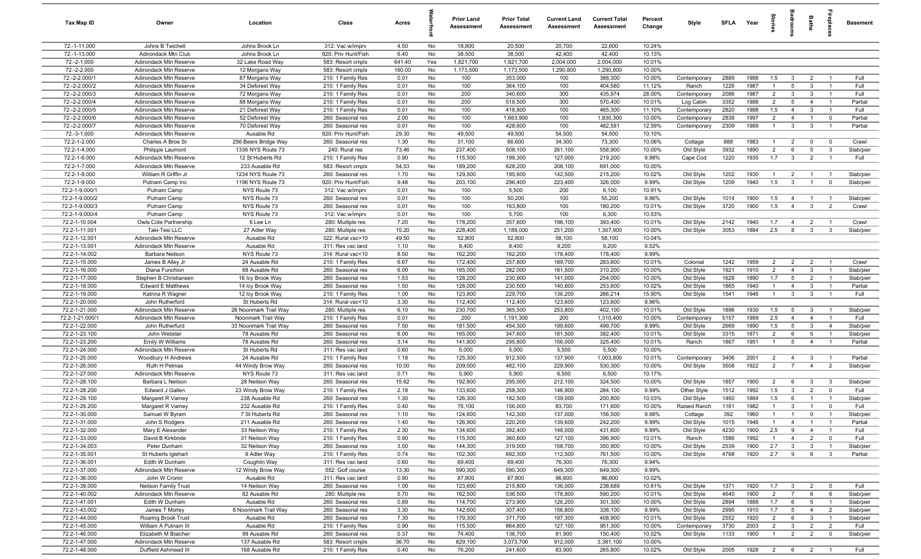| Tax Map ID | Owner | Location | Class | Acres | Waterfront | Prior Land Assessment | Prior Total Assessment | Current Land Assessment | Current Total Assessment | Percent Change | Style | SFLA | Year | Stories | Bedrooms | Baths | Fireplaces | Basement |
|---|---|---|---|---|---|---|---|---|---|---|---|---|---|---|---|---|---|---|
| 72.-1-11.000 | Johns B Twichell | Johns Brook Ln | 312: Vac w/imprv | 4.50 | No | 18,800 | 20,500 | 20,700 | 22,600 | 10.24% | | | | | | | | |
| 72.-1-13.000 | Adirondack Mtn Club | Johns Brook Ln | 920: Priv Hunt/Fish | 6.40 | No | 38,500 | 38,500 | 42,400 | 42,400 | 10.13% | | | | | | | | |
| 72.-2-1.000 | Adirondack Mtn Reserve | 32 Lake Road Way | 583: Resort cmplx | 641.40 | Yes | 1,821,700 | 1,821,700 | 2,004,000 | 2,004,000 | 10.01% | | | | | | | | |
| 72.-2-2.000 | Adirondack Mtn Reserve | 12 Morgans Way | 583: Resort cmplx | 160.00 | No | 1,173,500 | 1,173,500 | 1,290,800 | 1,290,800 | 10.00% | | | | | | | | |
| 72.-2-2.000/1 | Adirondack Mtn Reserve | 87 Morgans Way | 210: 1 Family Res | 0.01 | No | 100 | 353,000 | 100 | 388,300 | 10.00% | Contemporary | 2889 | 1988 | 1.5 | 3 | 2 | 1 | Full |
| 72.-2-2.000/2 | Adirondack Mtn Reserve | 34 Deforest Way | 210: 1 Family Res | 0.01 | No | 100 | 364,100 | 100 | 404,580 | 11.12% | Ranch | 1226 | 1987 | 1 | 5 | 3 | 1 | Full |
| 72.-2-2.000/3 | Adirondack Mtn Reserve | 72 Morgans Way | 210: 1 Family Res | 0.01 | No | 200 | 340,600 | 300 | 435,974 | 28.00% | Contemporary | 2086 | 1987 | 2 | 3 | 3 | 1 | Full |
| 72.-2-2.000/4 | Adirondack Mtn Reserve | 88 Morgans Way | 210: 1 Family Res | 0.01 | No | 200 | 518,500 | 300 | 570,400 | 10.01% | Log Cabin | 3352 | 1988 | 2 | 5 | 4 | 1 | Partial |
| 72.-2-2.000/5 | Adirondack Mtn Reserve | 21 Deforest Way | 210: 1 Family Res | 0.01 | No | 100 | 418,800 | 100 | 465,300 | 11.10% | Contemporary | 2820 | 1988 | 1.5 | 4 | 3 | 1 | Full |
| 72.-2-2.000/6 | Adirondack Mtn Reserve | 52 Deforest Way | 260: Seasonal res | 2.00 | No | 100 | 1,663,900 | 100 | 1,830,300 | 10.00% | Contemporary | 2838 | 1997 | 2 | 4 | 1 | 0 | Partial |
| 72.-2-2.000/7 | Adirondack Mtn Reserve | 70 Deforest Way | 260: Seasonal res | 0.01 | No | 100 | 428,600 | 100 | 482,581 | 12.59% | Contemporary | 2309 | 1989 | 1 | 3 | 3 | 1 | Partial |
| 72.-3-1.000 | Adirondack Mtn Reserve | Ausable Rd | 920: Priv Hunt/Fish | 29.30 | No | 49,500 | 49,500 | 54,500 | 54,500 | 10.10% | | | | | | | | |
| 72.2-1-2.000 | Charles A Broe Sr | 256 Beers Bridge Way | 260: Seasonal res | 1.30 | No | 31,100 | 66,600 | 34,300 | 73,300 | 10.06% | Cottage | 888 | 1983 | 1 | 2 | 0 | 0 | Crawl |
| 72.2-1-4.000 | Philippe Laumont | 1336 NYS Route 73 | 240: Rural res | 73.46 | No | 237,400 | 508,100 | 261,100 | 558,900 | 10.00% | Old Style | 3932 | 1890 | 2 | 6 | 5 | 3 | Slab/pier |
| 72.2-1-6.000 | Adirondack Mtn Reserve | 12 St Huberts Rd | 210: 1 Family Res | 0.90 | No | 115,500 | 199,300 | 127,000 | 219,200 | 9.98% | Cape Cod | 1220 | 1935 | 1.7 | 3 | 2 | 1 | Full |
| 72.2-1-7.000 | Adirondack Mtn Reserve | 233 Ausable Rd | 583: Resort cmplx | 54.53 | No | 189,200 | 628,200 | 208,100 | 691,000 | 10.00% | | | | | | | | |
| 72.2-1-8.000 | William R Griffin Jr | 1234 NYS Route 73 | 260: Seasonal res | 1.70 | No | 129,500 | 195,600 | 142,500 | 215,200 | 10.02% | Old Style | 1202 | 1930 | 1 | 2 | 1 | 1 | Slab/pier |
| 72.2-1-9.000 | Putnam Camp Inc | 1196 NYS Route 73 | 920: Priv Hunt/Fish | 9.48 | No | 203,100 | 296,400 | 223,400 | 326,000 | 9.99% | Old Style | 1209 | 1940 | 1.5 | 3 | 1 | 0 | Slab/pier |
| 72.2-1-9.000/1 | Putnam Camp | NYS Route 73 | 312: Vac w/imprv | 0.01 | No | 100 | 5,500 | 200 | 6,100 | 10.91% | | | | | | | | |
| 72.2-1-9.000/2 | Putnam Camp | NYS Route 73 | 260: Seasonal res | 0.01 | No | 100 | 50,200 | 100 | 55,200 | 9.96% | Old Style | 1014 | 1900 | 1.5 | 4 | 1 | 1 | Slab/pier |
| 72.2-1-9.000/3 | Putnam Camp | NYS Route 73 | 260: Seasonal res | 0.01 | No | 100 | 163,800 | 100 | 180,200 | 10.01% | Old Style | 3720 | 1900 | 1.5 | 4 | 3 | 2 | Crawl |
| 72.2-1-9.000/4 | Putnam Camp | NYS Route 73 | 312: Vac w/imprv | 0.01 | No | 100 | 5,700 | 100 | 6,300 | 10.53% | | | | | | | | |
| 72.2-1-10.004 | Owls Cote Partnership | 6 Lee Ln | 280: Multiple res | 7.20 | No | 178,200 | 357,600 | 196,100 | 393,400 | 10.01% | Old Style | 2142 | 1940 | 1.7 | 4 | 2 | 1 | Crawl |
| 72.2-1-11.000 | Taki-Tesi LLC | 27 Adler Way | 280: Multiple res | 15.20 | No | 228,400 | 1,189,000 | 251,200 | 1,307,900 | 10.00% | Old Style | 3053 | 1884 | 2.5 | 8 | 3 | 3 | Slab/pier |
| 72.2-1-12.001 | Adirondack Mtn Reserve | Ausable Rd | 322: Rural vac>10 | 49.50 | No | 52,800 | 52,800 | 58,100 | 58,100 | 10.04% | | | | | | | | |
| 72.2-1-13.001 | Adirondack Mtn Reserve | Ausable Rd | 311: Res vac land | 1.10 | No | 8,400 | 8,400 | 9,200 | 9,200 | 9.52% | | | | | | | | |
| 72.2-1-14.002 | Barbara Neilson | NYS Route 73 | 314: Rural vac<10 | 8.50 | No | 162,200 | 162,200 | 178,400 | 178,400 | 9.99% | | | | | | | | |
| 72.2-1-15.000 | James B Alley Jr | 24 Ausable Rd | 210: 1 Family Res | 6.67 | No | 172,400 | 257,800 | 189,700 | 283,600 | 10.01% | Colonial | 1242 | 1959 | 2 | 2 | 2 | 1 | Crawl |
| 72.2-1-16.000 | Diana Funchion | 68 Ausable Rd | 260: Seasonal res | 6.00 | No | 165,000 | 282,000 | 181,500 | 310,200 | 10.00% | Old Style | 1921 | 1910 | 2 | 4 | 3 | 1 | Slab/pier |
| 72.2-1-17.000 | Stephen B Christiansen | 16 Icy Brook Way | 260: Seasonal res | 1.53 | No | 128,200 | 230,900 | 141,000 | 254,000 | 10.00% | Old Style | 1628 | 1890 | 1.7 | 5 | 2 | 1 | Slab/pier |
| 72.2-1-18.000 | Edward E Matthews | 14 Icy Brook Way | 260: Seasonal res | 1.50 | No | 128,000 | 230,500 | 140,800 | 253,600 | 10.02% | Old Style | 1865 | 1940 | 1 | 4 | 3 | 1 | Partial |
| 72.2-1-19.000 | Katrina R Wagner | 12 Icy Brook Way | 210: 1 Family Res | 1.00 | No | 123,800 | 229,700 | 136,200 | 266,214 | 15.90% | Old Style | 1541 | 1946 | 1 | 3 | 3 | 1 | Full |
| 72.2-1-20.000 | John Rutherford | St Huberts Rd | 314: Rural vac<10 | 3.30 | No | 112,400 | 112,400 | 123,600 | 123,600 | 9.96% | | | | | | | | |
| 72.2-1-21.000 | Adirondack Mtn Reserve | 28 Noonmark Trail Way | 280: Multiple res | 6.10 | No | 230,700 | 365,500 | 253,800 | 402,100 | 10.01% | Old Style | 1896 | 1930 | 1.5 | 5 | 3 | 1 | Slab/pier |
| 72.2-1-21.000/1 | Adirondack Mtn Reserve | Noonmark Trail Way | 210: 1 Family Res | 0.01 | No | 200 | 1,191,300 | 200 | 1,310,400 | 10.00% | Contemporary | 5157 | 1999 | 2.5 | 4 | 4 | 1 | Full |
| 72.2-1-22.000 | John Rutherford | 33 Noonmark Trail Way | 260: Seasonal res | 7.50 | No | 181,500 | 454,300 | 199,600 | 499,700 | 9.99% | Old Style | 2669 | 1890 | 1.5 | 5 | 3 | 4 | Slab/pier |
| 72.2-1-23.100 | John Webster | 78 Ausable Rd | 260: Seasonal res | 6.00 | No | 165,000 | 347,600 | 181,500 | 382,400 | 10.01% | Old Style | 3315 | 1871 | 2 | 6 | 5 | 1 | Slab/pier |
| 72.2-1-23.200 | Emily W Williams | 78 Ausable Rd | 260: Seasonal res | 3.14 | No | 141,800 | 295,800 | 156,000 | 325,400 | 10.01% | Ranch | 1867 | 1951 | 1 | 5 | 4 | 1 | Partial |
| 72.2-1-24.000 | Adirondack Mtn Reserve | St Huberts Rd | 311: Res vac land | 0.60 | No | 5,000 | 5,000 | 5,500 | 5,500 | 10.00% | | | | | | | | |
| 72.2-1-25.000 | Woodbury H Andrews | 24 Ausable Rd | 210: 1 Family Res | 1.18 | No | 125,300 | 912,500 | 137,900 | 1,003,800 | 10.01% | Contemporary | 3406 | 2001 | 2 | 4 | 3 | 1 | Partial |
| 72.2-1-26.000 | Ruth H Pelmas | 44 Windy Brow Way | 260: Seasonal res | 10.00 | No | 209,000 | 482,100 | 229,900 | 530,300 | 10.00% | Old Style | 3508 | 1922 | 2 | 7 | 4 | 2 | Slab/pier |
| 72.2-1-27.000 | Adirondack Mtn Reserve | NYS Route 73 | 311: Res vac land | 0.71 | No | 5,900 | 5,900 | 6,500 | 6,500 | 10.17% | | | | | | | | |
| 72.2-1-28.100 | Barbara L Neilson | 28 Neilson Way | 260: Seasonal res | 15.62 | No | 192,800 | 295,000 | 212,100 | 324,500 | 10.00% | Old Style | 1857 | 1900 | 2 | 6 | 3 | 3 | Slab/pier |
| 72.2-1-28.200 | Edward J Gallen | 23 Windy Brow Way | 210: 1 Family Res | 2.18 | No | 133,600 | 258,300 | 146,900 | 284,100 | 9.99% | Other Style | 1512 | 1992 | 1.5 | 3 | 2 | 0 | Full |
| 72.2-1-29.100 | Margaret R Varney | 238 Ausable Rd | 260: Seasonal res | 1.30 | No | 126,300 | 182,500 | 139,000 | 200,800 | 10.03% | Old Style | 1460 | 1884 | 1.5 | 6 | 1 | 1 | Slab/pier |
| 72.2-1-29.200 | Margaret R Varney | 232 Ausable Rd | 210: 1 Family Res | 0.40 | No | 76,100 | 156,000 | 83,700 | 171,600 | 10.00% | Raised Ranch | 1161 | 1982 | 1 | 3 | 1 | 0 | Full |
| 72.2-1-30.000 | Samuel W Byram | 7 St Huberts Rd | 260: Seasonal res | 1.10 | No | 124,600 | 142,300 | 137,000 | 156,500 | 9.98% | Cottage | 392 | 1960 | 1 | 1 | 0 | 1 | Slab/pier |
| 72.2-1-31.000 | John S Rodgers | 211 Ausable Rd | 260: Seasonal res | 1.40 | No | 126,900 | 220,200 | 139,600 | 242,200 | 9.99% | Old Style | 1015 | 1946 | 1 | 4 | 1 | 1 | Partial |
| 72.2-1-32.000 | Mary E Alexander | 33 Neilson Way | 210: 1 Family Res | 2.30 | No | 134,600 | 392,400 | 148,000 | 431,600 | 9.99% | Old Style | 4230 | 1900 | 2.5 | 9 | 4 | 1 | Full |
| 72.2-1-33.000 | David B Kirkbride | 31 Neilson Way | 210: 1 Family Res | 0.90 | No | 115,500 | 360,800 | 127,100 | 396,900 | 10.01% | Ranch | 1586 | 1992 | 1 | 4 | 2 | 0 | Full |
| 72.2-1-34.003 | Peter Dunham | 32 Neilson Way | 260: Seasonal res | 3.50 | No | 144,300 | 319,000 | 158,700 | 350,900 | 10.00% | Old Style | 2539 | 1900 | 2.7 | 3 | 3 | 1 | Slab/pier |
| 72.2-1-35.001 | St Huberts Iglehart | 9 Adler Way | 210: 1 Family Res | 0.74 | No | 102,300 | 692,300 | 112,500 | 761,500 | 10.00% | Old Style | 4768 | 1920 | 2.7 | 9 | 6 | 3 | Partial |
| 72.2-1-36.001 | Edith W Dunham | Coughlin Way | 311: Res vac land | 0.60 | No | 69,400 | 69,400 | 76,300 | 76,300 | 9.94% | | | | | | | | |
| 72.2-1-37.000 | Adirondack Mtn Reserve | 12 Windy Brow Way | 552: Golf course | 13.30 | No | 590,300 | 590,300 | 649,300 | 649,300 | 9.99% | | | | | | | | |
| 72.2-1-38.000 | John W Cronin | Ausable Rd | 311: Res vac land | 0.90 | No | 87,800 | 87,800 | 96,600 | 96,600 | 10.02% | | | | | | | | |
| 72.2-1-39.000 | Neilson Family Trust | 14 Neilson Way | 260: Seasonal res | 1.00 | No | 123,600 | 215,800 | 136,000 | 238,689 | 10.61% | Old Style | 1371 | 1920 | 1.7 | 3 | 2 | 0 | Full |
| 72.2-1-40.002 | Adirondack Mtn Reserve | 82 Ausable Rd | 280: Multiple res | 5.70 | No | 162,500 | 536,500 | 178,800 | 590,200 | 10.01% | Old Style | 4640 | 1900 | 2 | 7 | 6 | 6 | Slab/pier |
| 72.2-1-41.001 | Edith W Dunham | Ausable Rd | 260: Seasonal res | 0.89 | No | 114,700 | 273,900 | 126,200 | 301,300 | 10.00% | Old Style | 2894 | 1888 | 1.7 | 6 | 5 | 1 | Slab/pier |
| 72.2-1-43.002 | James T Morley | 6 Noonmark Trail Way | 260: Seasonal res | 3.30 | No | 142,600 | 307,400 | 156,800 | 338,100 | 9.99% | Old Style | 2995 | 1910 | 1.7 | 5 | 4 | 2 | Slab/pier |
| 72.2-1-44.000 | Roaring Brook Trust | Ausable Rd | 260: Seasonal res | 7.30 | No | 179,300 | 371,700 | 197,300 | 408,900 | 10.01% | Old Style | 2552 | 1920 | 2 | 6 | 3 | 1 | Slab/pier |
| 72.2-1-45.000 | William A Putnam III | Ausable Rd | 210: 1 Family Res | 0.90 | No | 115,500 | 864,800 | 127,100 | 951,300 | 10.00% | Contemporary | 3730 | 2003 | 2 | 3 | 2 | 2 | Full |
| 72.2-1-46.000 | Elizabeth M Blaicher | 99 Ausable Rd | 260: Seasonal res | 0.37 | No | 74,400 | 136,700 | 81,900 | 150,400 | 10.02% | Old Style | 1133 | 1900 | 1 | 2 | 2 | 0 | Slab/pier |
| 72.2-1-47.000 | Adirondack Mtn Reserve | 137 Ausable Rd | 583: Resort cmplx | 36.70 | No | 829,100 | 3,073,700 | 912,000 | 3,381,100 | 10.00% | | | | | | | | |
| 72.2-1-48.000 | Duffield Ashmead III | 168 Ausable Rd | 210: 1 Family Res | 0.40 | No | 76,200 | 241,600 | 83,900 | 265,800 | 10.02% | Old Style | 2005 | 1928 | 2 | 6 | 2 | 1 | Full |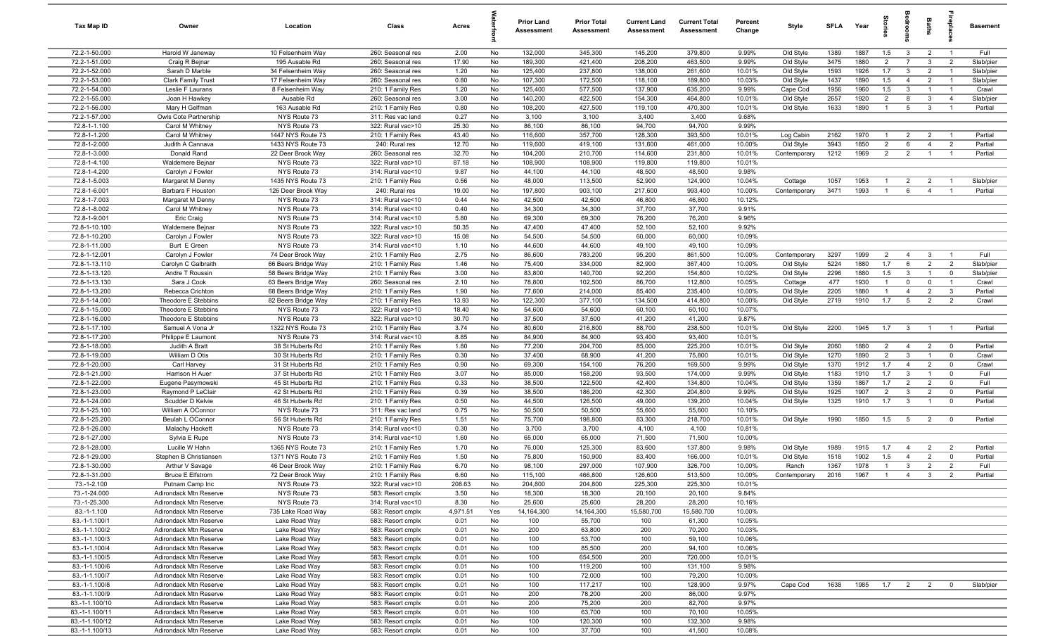| Tax Map ID | Owner | Location | Class | Acres | Waterfront | Prior Land Assessment | Prior Total Assessment | Current Land Assessment | Current Total Assessment | Percent Change | Style | SFLA | Year | Stories | Bedrooms | Baths | Fireplaces | Basement |
|---|---|---|---|---|---|---|---|---|---|---|---|---|---|---|---|---|---|---|
| 72.2-1-50.000 | Harold W Janeway | 10 Felsenheim Way | 260: Seasonal res | 2.00 | No | 132,000 | 345,300 | 145,200 | 379,800 | 9.99% | Old Style | 1389 | 1887 | 1.5 | 3 | 2 | 1 | Full |
| 72.2-1-51.000 | Craig R Bejnar | 195 Ausable Rd | 260: Seasonal res | 17.90 | No | 189,300 | 421,400 | 208,200 | 463,500 | 9.99% | Old Style | 3475 | 1880 | 2 | 7 | 3 | 2 | Slab/pier |
| 72.2-1-52.000 | Sarah D Marble | 34 Felsenheim Way | 260: Seasonal res | 1.20 | No | 125,400 | 237,800 | 138,000 | 261,600 | 10.01% | Old Style | 1593 | 1926 | 1.7 | 3 | 2 | 1 | Slab/pier |
| 72.2-1-53.000 | Clark Family Trust | 17 Felsenheim Way | 260: Seasonal res | 0.80 | No | 107,300 | 172,500 | 118,100 | 189,800 | 10.03% | Old Style | 1437 | 1890 | 1.5 | 4 | 2 | 1 | Slab/pier |
| 72.2-1-54.000 | Leslie F Laurans | 8 Felsenheim Way | 210: 1 Family Res | 1.20 | No | 125,400 | 577,500 | 137,900 | 635,200 | 9.99% | Cape Cod | 1956 | 1960 | 1.5 | 3 | 1 | 1 | Crawl |
| 72.2-1-55.000 | Joan H Hawkey | Ausable Rd | 260: Seasonal res | 3.00 | No | 140,200 | 422,500 | 154,300 | 464,800 | 10.01% | Old Style | 2657 | 1920 | 2 | 8 | 3 | 4 | Slab/pier |
| 72.2-1-56.000 | Mary H Gelfman | 163 Ausable Rd | 210: 1 Family Res | 0.80 | No | 108,200 | 427,500 | 119,100 | 470,300 | 10.01% | Old Style | 1633 | 1890 | 1 | 5 | 3 | 1 | Partial |
| 72.2-1-57.000 | Owls Cote Partnership | NYS Route 73 | 311: Res vac land | 0.27 | No | 3,100 | 3,100 | 3,400 | 3,400 | 9.68% | | | | | | | | |
| 72.8-1-1.100 | Carol M Whitney | NYS Route 73 | 322: Rural vac>10 | 25.30 | No | 86,100 | 86,100 | 94,700 | 94,700 | 9.99% | | | | | | | | |
| 72.8-1-1.200 | Carol M Whitney | 1447 NYS Route 73 | 210: 1 Family Res | 43.40 | No | 116,600 | 357,700 | 128,300 | 393,500 | 10.01% | Log Cabin | 2162 | 1970 | 1 | 2 | 2 | 1 | Partial |
| 72.8-1-2.000 | Judith A Cannava | 1433 NYS Route 73 | 240: Rural res | 12.70 | No | 119,600 | 419,100 | 131,600 | 461,000 | 10.00% | Old Style | 3943 | 1850 | 2 | 6 | 4 | 2 | Partial |
| 72.8-1-3.000 | Donald Rand | 22 Deer Brook Way | 260: Seasonal res | 32.70 | No | 104,200 | 210,700 | 114,600 | 231,800 | 10.01% | Contemporary | 1212 | 1969 | 2 | 2 | 1 | 1 | Partial |
| 72.8-1-4.100 | Waldemere Bejnar | NYS Route 73 | 322: Rural vac>10 | 87.18 | No | 108,900 | 108,900 | 119,800 | 119,800 | 10.01% | | | | | | | | |
| 72.8-1-4.200 | Carolyn J Fowler | NYS Route 73 | 314: Rural vac<10 | 9.87 | No | 44,100 | 44,100 | 48,500 | 48,500 | 9.98% | | | | | | | | |
| 72.8-1-5.003 | Margaret M Denny | 1435 NYS Route 73 | 210: 1 Family Res | 0.56 | No | 48,000 | 113,500 | 52,900 | 124,900 | 10.04% | Cottage | 1057 | 1953 | 1 | 2 | 2 | 1 | Slab/pier |
| 72.8-1-6.001 | Barbara F Houston | 126 Deer Brook Way | 240: Rural res | 19.00 | No | 197,800 | 903,100 | 217,600 | 993,400 | 10.00% | Contemporary | 3471 | 1993 | 1 | 6 | 4 | 1 | Partial |
| 72.8-1-7.003 | Margaret M Denny | NYS Route 73 | 314: Rural vac<10 | 0.44 | No | 42,500 | 42,500 | 46,800 | 46,800 | 10.12% | | | | | | | | |
| 72.8-1-8.002 | Carol M Whitney | NYS Route 73 | 314: Rural vac<10 | 0.40 | No | 34,300 | 34,300 | 37,700 | 37,700 | 9.91% | | | | | | | | |
| 72.8-1-9.001 | Eric Craig | NYS Route 73 | 314: Rural vac<10 | 5.80 | No | 69,300 | 69,300 | 76,200 | 76,200 | 9.96% | | | | | | | | |
| 72.8-1-10.100 | Waldemere Bejnar | NYS Route 73 | 322: Rural vac>10 | 50.35 | No | 47,400 | 47,400 | 52,100 | 52,100 | 9.92% | | | | | | | | |
| 72.8-1-10.200 | Carolyn J Fowler | NYS Route 73 | 322: Rural vac>10 | 15.08 | No | 54,500 | 54,500 | 60,000 | 60,000 | 10.09% | | | | | | | | |
| 72.8-1-11.000 | Burt E Green | NYS Route 73 | 314: Rural vac<10 | 1.10 | No | 44,600 | 44,600 | 49,100 | 49,100 | 10.09% | | | | | | | | |
| 72.8-1-12.001 | Carolyn J Fowler | 74 Deer Brook Way | 210: 1 Family Res | 2.75 | No | 86,600 | 783,200 | 95,200 | 861,500 | 10.00% | Contemporary | 3297 | 1999 | 2 | 4 | 3 | 1 | Full |
| 72.8-1-13.110 | Carolyn C Galbraith | 66 Beers Bridge Way | 210: 1 Family Res | 1.46 | No | 75,400 | 334,000 | 82,900 | 367,400 | 10.00% | Old Style | 5224 | 1880 | 1.7 | 6 | 2 | 2 | Slab/pier |
| 72.8-1-13.120 | Andre T Roussin | 58 Beers Bridge Way | 210: 1 Family Res | 3.00 | No | 83,800 | 140,700 | 92,200 | 154,800 | 10.02% | Old Style | 2296 | 1880 | 1.5 | 3 | 1 | 0 | Slab/pier |
| 72.8-1-13.130 | Sara J Cook | 63 Beers Bridge Way | 260: Seasonal res | 2.10 | No | 78,800 | 102,500 | 86,700 | 112,800 | 10.05% | Cottage | 477 | 1930 | 1 | 0 | 0 | 1 | Crawl |
| 72.8-1-13.200 | Rebecca Crichton | 68 Beers Bridge Way | 210: 1 Family Res | 1.90 | No | 77,600 | 214,000 | 85,400 | 235,400 | 10.00% | Old Style | 2205 | 1880 | 1 | 4 | 2 | 3 | Partial |
| 72.8-1-14.000 | Theodore E Stebbins | 82 Beers Bridge Way | 210: 1 Family Res | 13.93 | No | 122,300 | 377,100 | 134,500 | 414,800 | 10.00% | Old Style | 2719 | 1910 | 1.7 | 5 | 2 | 2 | Crawl |
| 72.8-1-15.000 | Theodore E Stebbins | NYS Route 73 | 322: Rural vac>10 | 18.40 | No | 54,600 | 54,600 | 60,100 | 60,100 | 10.07% | | | | | | | | |
| 72.8-1-16.000 | Theodore E Stebbins | NYS Route 73 | 322: Rural vac>10 | 30.70 | No | 37,500 | 37,500 | 41,200 | 41,200 | 9.87% | | | | | | | | |
| 72.8-1-17.100 | Samuel A Vona Jr | 1322 NYS Route 73 | 210: 1 Family Res | 3.74 | No | 80,600 | 216,800 | 88,700 | 238,500 | 10.01% | Old Style | 2200 | 1945 | 1.7 | 3 | 1 | 1 | Partial |
| 72.8-1-17.200 | Philippe E Laumont | NYS Route 73 | 314: Rural vac<10 | 8.85 | No | 84,900 | 84,900 | 93,400 | 93,400 | 10.01% | | | | | | | | |
| 72.8-1-18.000 | Judith A Bratt | 38 St Huberts Rd | 210: 1 Family Res | 1.80 | No | 77,200 | 204,700 | 85,000 | 225,200 | 10.01% | Old Style | 2060 | 1880 | 2 | 4 | 2 | 0 | Partial |
| 72.8-1-19.000 | William D Otis | 30 St Huberts Rd | 210: 1 Family Res | 0.30 | No | 37,400 | 68,900 | 41,200 | 75,800 | 10.01% | Old Style | 1270 | 1890 | 2 | 3 | 1 | 0 | Crawl |
| 72.8-1-20.000 | Carl Harvey | 31 St Huberts Rd | 210: 1 Family Res | 0.90 | No | 69,300 | 154,100 | 76,200 | 169,500 | 9.99% | Old Style | 1370 | 1912 | 1.7 | 4 | 2 | 0 | Crawl |
| 72.8-1-21.000 | Harrison H Auer | 37 St Huberts Rd | 210: 1 Family Res | 3.07 | No | 85,000 | 158,200 | 93,500 | 174,000 | 9.99% | Old Style | 1183 | 1910 | 1.7 | 3 | 1 | 0 | Full |
| 72.8-1-22.000 | Eugene Pasymowski | 45 St Huberts Rd | 210: 1 Family Res | 0.33 | No | 38,500 | 122,500 | 42,400 | 134,800 | 10.04% | Old Style | 1359 | 1867 | 1.7 | 2 | 2 | 0 | Full |
| 72.8-1-23.000 | Raymond P LeClair | 42 St Huberts Rd | 210: 1 Family Res | 0.39 | No | 38,500 | 186,200 | 42,300 | 204,800 | 9.99% | Old Style | 1925 | 1907 | 2 | 3 | 2 | 0 | Partial |
| 72.8-1-24.000 | Scudder D Kelvie | 46 St Huberts Rd | 210: 1 Family Res | 0.50 | No | 44,500 | 126,500 | 49,000 | 139,200 | 10.04% | Old Style | 1325 | 1910 | 1.7 | 3 | 1 | 0 | Partial |
| 72.8-1-25.100 | William A OConnor | NYS Route 73 | 311: Res vac land | 0.75 | No | 50,500 | 50,500 | 55,600 | 55,600 | 10.10% | | | | | | | | |
| 72.8-1-25.200 | Beulah L OConnor | 56 St Huberts Rd | 210: 1 Family Res | 1.51 | No | 75,700 | 198,800 | 83,300 | 218,700 | 10.01% | Old Style | 1990 | 1850 | 1.5 | 5 | 2 | 0 | Partial |
| 72.8-1-26.000 | Malachy Hackett | NYS Route 73 | 314: Rural vac<10 | 0.30 | No | 3,700 | 3,700 | 4,100 | 4,100 | 10.81% | | | | | | | | |
| 72.8-1-27.000 | Sylvia E Rupe | NYS Route 73 | 314: Rural vac<10 | 1.60 | No | 65,000 | 65,000 | 71,500 | 71,500 | 10.00% | | | | | | | | |
| 72.8-1-28.000 | Lucille W Hahn | 1365 NYS Route 73 | 210: 1 Family Res | 1.70 | No | 76,000 | 125,300 | 83,600 | 137,800 | 9.98% | Old Style | 1989 | 1915 | 1.7 | 4 | 2 | 2 | Partial |
| 72.8-1-29.000 | Stephen B Christiansen | 1371 NYS Route 73 | 210: 1 Family Res | 1.50 | No | 75,800 | 150,900 | 83,400 | 166,000 | 10.01% | Old Style | 1518 | 1902 | 1.5 | 4 | 2 | 0 | Partial |
| 72.8-1-30.000 | Arthur V Savage | 46 Deer Brook Way | 210: 1 Family Res | 6.70 | No | 98,100 | 297,000 | 107,900 | 326,700 | 10.00% | Ranch | 1367 | 1978 | 1 | 3 | 2 | 2 | Full |
| 72.8-1-31.000 | Bruce E Elfstrom | 72 Deer Brook Way | 210: 1 Family Res | 6.60 | No | 115,100 | 466,800 | 126,600 | 513,500 | 10.00% | Contemporary | 2016 | 1967 | 1 | 4 | 3 | 2 | Partial |
| 73.-1-2.100 | Putnam Camp Inc | NYS Route 73 | 322: Rural vac>10 | 208.63 | No | 204,800 | 204,800 | 225,300 | 225,300 | 10.01% | | | | | | | | |
| 73.-1-24.000 | Adirondack Mtn Reserve | NYS Route 73 | 583: Resort cmplx | 3.50 | No | 18,300 | 18,300 | 20,100 | 20,100 | 9.84% | | | | | | | | |
| 73.-1-25.300 | Adirondack Mtn Reserve | NYS Route 73 | 314: Rural vac<10 | 8.30 | No | 25,600 | 25,600 | 28,200 | 28,200 | 10.16% | | | | | | | | |
| 83.-1-1.100 | Adirondack Mtn Reserve | 735 Lake Road Way | 583: Resort cmplx | 4,971.51 | Yes | 14,164,300 | 14,164,300 | 15,580,700 | 15,580,700 | 10.00% | | | | | | | | |
| 83.-1-1.100/1 | Adirondack Mtn Reserve | Lake Road Way | 583: Resort cmplx | 0.01 | No | 100 | 55,700 | 100 | 61,300 | 10.05% | | | | | | | | |
| 83.-1-1.100/2 | Adirondack Mtn Reserve | Lake Road Way | 583: Resort cmplx | 0.01 | No | 200 | 63,800 | 200 | 70,200 | 10.03% | | | | | | | | |
| 83.-1-1.100/3 | Adirondack Mtn Reserve | Lake Road Way | 583: Resort cmplx | 0.01 | No | 100 | 53,700 | 100 | 59,100 | 10.06% | | | | | | | | |
| 83.-1-1.100/4 | Adirondack Mtn Reserve | Lake Road Way | 583: Resort cmplx | 0.01 | No | 100 | 85,500 | 200 | 94,100 | 10.06% | | | | | | | | |
| 83.-1-1.100/5 | Adirondack Mtn Reserve | Lake Road Way | 583: Resort cmplx | 0.01 | No | 100 | 654,500 | 200 | 720,000 | 10.01% | | | | | | | | |
| 83.-1-1.100/6 | Adirondack Mtn Reserve | Lake Road Way | 583: Resort cmplx | 0.01 | No | 100 | 119,200 | 100 | 131,100 | 9.98% | | | | | | | | |
| 83.-1-1.100/7 | Adirondack Mtn Reserve | Lake Road Way | 583: Resort cmplx | 0.01 | No | 100 | 72,000 | 100 | 79,200 | 10.00% | | | | | | | | |
| 83.-1-1.100/8 | Adirondack Mtn Reserve | Lake Road Way | 583: Resort cmplx | 0.01 | No | 100 | 117,217 | 100 | 128,900 | 9.97% | Cape Cod | 1638 | 1985 | 1.7 | 2 | 2 | 0 | Slab/pier |
| 83.-1-1.100/9 | Adirondack Mtn Reserve | Lake Road Way | 583: Resort cmplx | 0.01 | No | 200 | 78,200 | 200 | 86,000 | 9.97% | | | | | | | | |
| 83.-1-1.100/10 | Adirondack Mtn Reserve | Lake Road Way | 583: Resort cmplx | 0.01 | No | 200 | 75,200 | 200 | 82,700 | 9.97% | | | | | | | | |
| 83.-1-1.100/11 | Adirondack Mtn Reserve | Lake Road Way | 583: Resort cmplx | 0.01 | No | 100 | 63,700 | 100 | 70,100 | 10.05% | | | | | | | | |
| 83.-1-1.100/12 | Adirondack Mtn Reserve | Lake Road Way | 583: Resort cmplx | 0.01 | No | 100 | 120,300 | 100 | 132,300 | 9.98% | | | | | | | | |
| 83.-1-1.100/13 | Adirondack Mtn Reserve | Lake Road Way | 583: Resort cmplx | 0.01 | No | 100 | 37,700 | 100 | 41,500 | 10.08% | | | | | | | | |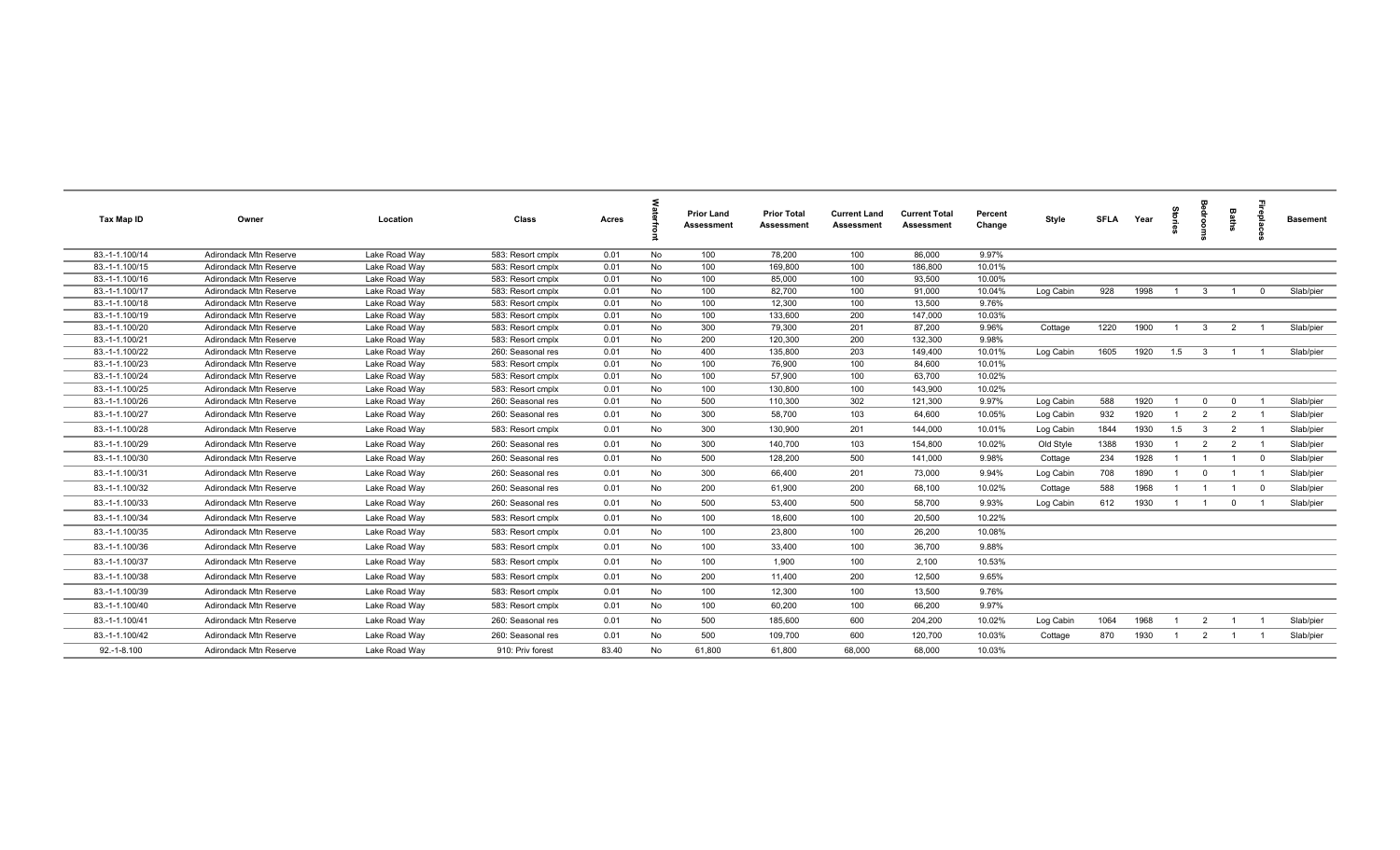| Tax Map ID | Owner | Location | Class | Acres | Waterfront | Prior Land Assessment | Prior Total Assessment | Current Land Assessment | Current Total Assessment | Percent Change | Style | SFLA | Year | Stories | Bedrooms | Baths | Fireplaces | Basement |
|---|---|---|---|---|---|---|---|---|---|---|---|---|---|---|---|---|---|---|
| 83.-1-1.100/14 | Adirondack Mtn Reserve | Lake Road Way | 583: Resort cmplx | 0.01 | No | 100 | 78,200 | 100 | 86,000 | 9.97% | | | | | | | | |
| 83.-1-1.100/15 | Adirondack Mtn Reserve | Lake Road Way | 583: Resort cmplx | 0.01 | No | 100 | 169,800 | 100 | 186,800 | 10.01% | | | | | | | | |
| 83.-1-1.100/16 | Adirondack Mtn Reserve | Lake Road Way | 583: Resort cmplx | 0.01 | No | 100 | 85,000 | 100 | 93,500 | 10.00% | | | | | | | | |
| 83.-1-1.100/17 | Adirondack Mtn Reserve | Lake Road Way | 583: Resort cmplx | 0.01 | No | 100 | 82,700 | 100 | 91,000 | 10.04% | Log Cabin | 928 | 1998 | 1 | 3 | 1 | 0 | Slab/pier |
| 83.-1-1.100/18 | Adirondack Mtn Reserve | Lake Road Way | 583: Resort cmplx | 0.01 | No | 100 | 12,300 | 100 | 13,500 | 9.76% | | | | | | | | |
| 83.-1-1.100/19 | Adirondack Mtn Reserve | Lake Road Way | 583: Resort cmplx | 0.01 | No | 100 | 133,600 | 200 | 147,000 | 10.03% | | | | | | | | |
| 83.-1-1.100/20 | Adirondack Mtn Reserve | Lake Road Way | 583: Resort cmplx | 0.01 | No | 300 | 79,300 | 201 | 87,200 | 9.96% | Cottage | 1220 | 1900 | 1 | 3 | 2 | 1 | Slab/pier |
| 83.-1-1.100/21 | Adirondack Mtn Reserve | Lake Road Way | 583: Resort cmplx | 0.01 | No | 200 | 120,300 | 200 | 132,300 | 9.98% | | | | | | | | |
| 83.-1-1.100/22 | Adirondack Mtn Reserve | Lake Road Way | 260: Seasonal res | 0.01 | No | 400 | 135,800 | 203 | 149,400 | 10.01% | Log Cabin | 1605 | 1920 | 1.5 | 3 | 1 | 1 | Slab/pier |
| 83.-1-1.100/23 | Adirondack Mtn Reserve | Lake Road Way | 583: Resort cmplx | 0.01 | No | 100 | 76,900 | 100 | 84,600 | 10.01% | | | | | | | | |
| 83.-1-1.100/24 | Adirondack Mtn Reserve | Lake Road Way | 583: Resort cmplx | 0.01 | No | 100 | 57,900 | 100 | 63,700 | 10.02% | | | | | | | | |
| 83.-1-1.100/25 | Adirondack Mtn Reserve | Lake Road Way | 583: Resort cmplx | 0.01 | No | 100 | 130,800 | 100 | 143,900 | 10.02% | | | | | | | | |
| 83.-1-1.100/26 | Adirondack Mtn Reserve | Lake Road Way | 260: Seasonal res | 0.01 | No | 500 | 110,300 | 302 | 121,300 | 9.97% | Log Cabin | 588 | 1920 | 1 | 0 | 0 | 1 | Slab/pier |
| 83.-1-1.100/27 | Adirondack Mtn Reserve | Lake Road Way | 260: Seasonal res | 0.01 | No | 300 | 58,700 | 103 | 64,600 | 10.05% | Log Cabin | 932 | 1920 | 1 | 2 | 2 | 1 | Slab/pier |
| 83.-1-1.100/28 | Adirondack Mtn Reserve | Lake Road Way | 583: Resort cmplx | 0.01 | No | 300 | 130,900 | 201 | 144,000 | 10.01% | Log Cabin | 1844 | 1930 | 1.5 | 3 | 2 | 1 | Slab/pier |
| 83.-1-1.100/29 | Adirondack Mtn Reserve | Lake Road Way | 260: Seasonal res | 0.01 | No | 300 | 140,700 | 103 | 154,800 | 10.02% | Old Style | 1388 | 1930 | 1 | 2 | 2 | 1 | Slab/pier |
| 83.-1-1.100/30 | Adirondack Mtn Reserve | Lake Road Way | 260: Seasonal res | 0.01 | No | 500 | 128,200 | 500 | 141,000 | 9.98% | Cottage | 234 | 1928 | 1 | 1 | 1 | 0 | Slab/pier |
| 83.-1-1.100/31 | Adirondack Mtn Reserve | Lake Road Way | 260: Seasonal res | 0.01 | No | 300 | 66,400 | 201 | 73,000 | 9.94% | Log Cabin | 708 | 1890 | 1 | 0 | 1 | 1 | Slab/pier |
| 83.-1-1.100/32 | Adirondack Mtn Reserve | Lake Road Way | 260: Seasonal res | 0.01 | No | 200 | 61,900 | 200 | 68,100 | 10.02% | Cottage | 588 | 1968 | 1 | 1 | 1 | 0 | Slab/pier |
| 83.-1-1.100/33 | Adirondack Mtn Reserve | Lake Road Way | 260: Seasonal res | 0.01 | No | 500 | 53,400 | 500 | 58,700 | 9.93% | Log Cabin | 612 | 1930 | 1 | 1 | 0 | 1 | Slab/pier |
| 83.-1-1.100/34 | Adirondack Mtn Reserve | Lake Road Way | 583: Resort cmplx | 0.01 | No | 100 | 18,600 | 100 | 20,500 | 10.22% | | | | | | | | |
| 83.-1-1.100/35 | Adirondack Mtn Reserve | Lake Road Way | 583: Resort cmplx | 0.01 | No | 100 | 23,800 | 100 | 26,200 | 10.08% | | | | | | | | |
| 83.-1-1.100/36 | Adirondack Mtn Reserve | Lake Road Way | 583: Resort cmplx | 0.01 | No | 100 | 33,400 | 100 | 36,700 | 9.88% | | | | | | | | |
| 83.-1-1.100/37 | Adirondack Mtn Reserve | Lake Road Way | 583: Resort cmplx | 0.01 | No | 100 | 1,900 | 100 | 2,100 | 10.53% | | | | | | | | |
| 83.-1-1.100/38 | Adirondack Mtn Reserve | Lake Road Way | 583: Resort cmplx | 0.01 | No | 200 | 11,400 | 200 | 12,500 | 9.65% | | | | | | | | |
| 83.-1-1.100/39 | Adirondack Mtn Reserve | Lake Road Way | 583: Resort cmplx | 0.01 | No | 100 | 12,300 | 100 | 13,500 | 9.76% | | | | | | | | |
| 83.-1-1.100/40 | Adirondack Mtn Reserve | Lake Road Way | 583: Resort cmplx | 0.01 | No | 100 | 60,200 | 100 | 66,200 | 9.97% | | | | | | | | |
| 83.-1-1.100/41 | Adirondack Mtn Reserve | Lake Road Way | 260: Seasonal res | 0.01 | No | 500 | 185,600 | 600 | 204,200 | 10.02% | Log Cabin | 1064 | 1968 | 1 | 2 | 1 | 1 | Slab/pier |
| 83.-1-1.100/42 | Adirondack Mtn Reserve | Lake Road Way | 260: Seasonal res | 0.01 | No | 500 | 109,700 | 600 | 120,700 | 10.03% | Cottage | 870 | 1930 | 1 | 2 | 1 | 1 | Slab/pier |
| 92.-1-8.100 | Adirondack Mtn Reserve | Lake Road Way | 910: Priv forest | 83.40 | No | 61,800 | 61,800 | 68,000 | 68,000 | 10.03% | | | | | | | | |